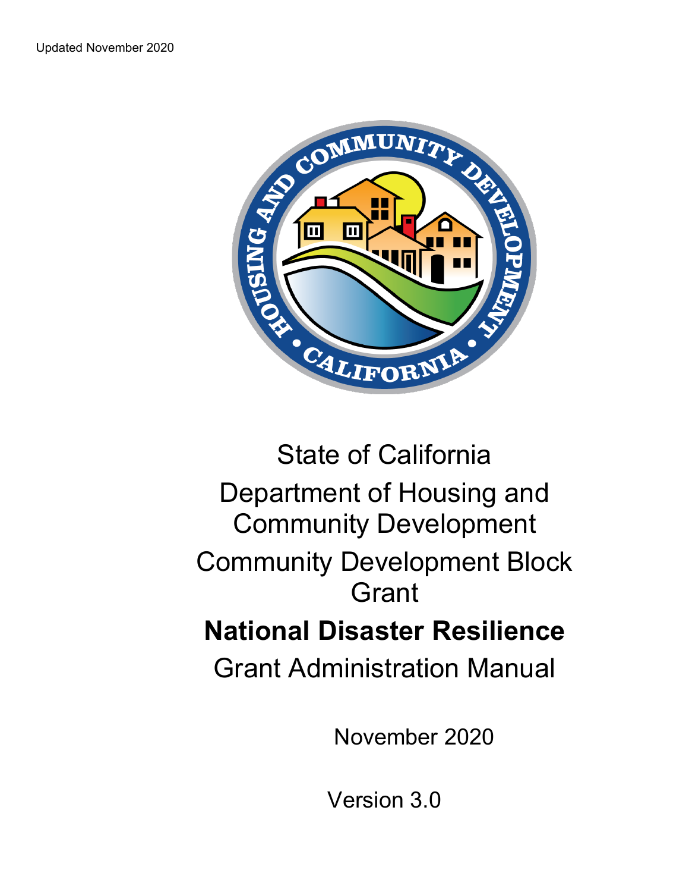Updated November 2020

State of California

Department of Housing and Community Development

Community Development Block Grant

# National Disaster Resilience

Grant Administration Manual

November 2020

Version 3.0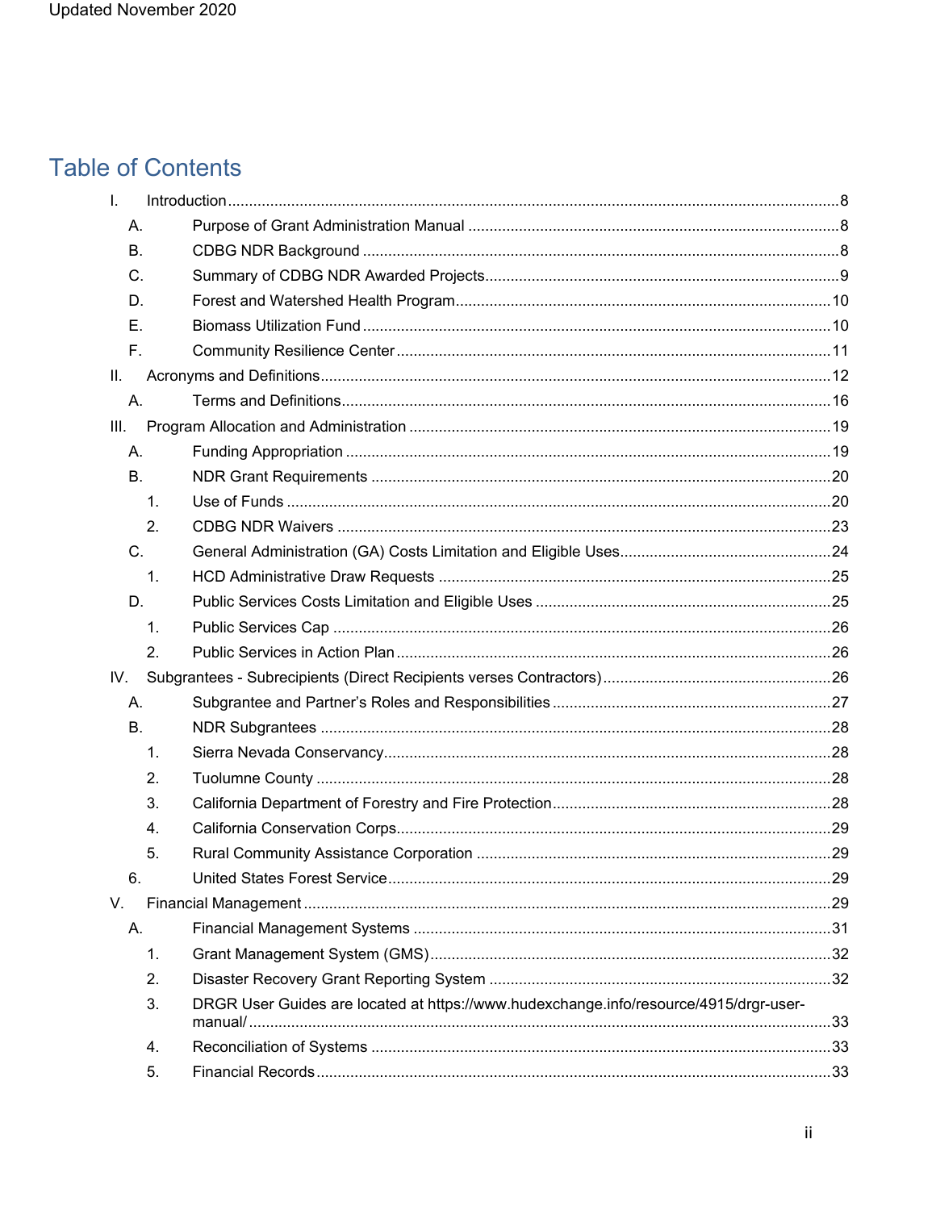Updated November 2020

# Table of Contents

- I. Introduction ... 8
  - A. Purpose of Grant Administration Manual ... 8
  - B. CDBG NDR Background ... 8
  - C. Summary of CDBG NDR Awarded Projects ... 9
  - D. Forest and Watershed Health Program ... 10
  - E. Biomass Utilization Fund ... 10
  - F. Community Resilience Center ... 11
- II. Acronyms and Definitions ... 12
  - A. Terms and Definitions ... 16
- III. Program Allocation and Administration ... 19
  - A. Funding Appropriation ... 19
  - B. NDR Grant Requirements ... 20
    - 1. Use of Funds ... 20
    - 2. CDBG NDR Waivers ... 23
  - C. General Administration (GA) Costs Limitation and Eligible Uses ... 24
    - 1. HCD Administrative Draw Requests ... 25
  - D. Public Services Costs Limitation and Eligible Uses ... 25
    - 1. Public Services Cap ... 26
    - 2. Public Services in Action Plan ... 26
- IV. Subgrantees - Subrecipients (Direct Recipients verses Contractors) ... 26
  - A. Subgrantee and Partner's Roles and Responsibilities ... 27
  - B. NDR Subgrantees ... 28
    - 1. Sierra Nevada Conservancy ... 28
    - 2. Tuolumne County ... 28
    - 3. California Department of Forestry and Fire Protection ... 28
    - 4. California Conservation Corps ... 29
    - 5. Rural Community Assistance Corporation ... 29
  - 6. United States Forest Service ... 29
- V. Financial Management ... 29
  - A. Financial Management Systems ... 31
    - 1. Grant Management System (GMS) ... 32
    - 2. Disaster Recovery Grant Reporting System ... 32
    - 3. DRGR User Guides are located at https://www.hudexchange.info/resource/4915/drgr-user-manual/ ... 33
    - 4. Reconciliation of Systems ... 33
    - 5. Financial Records ... 33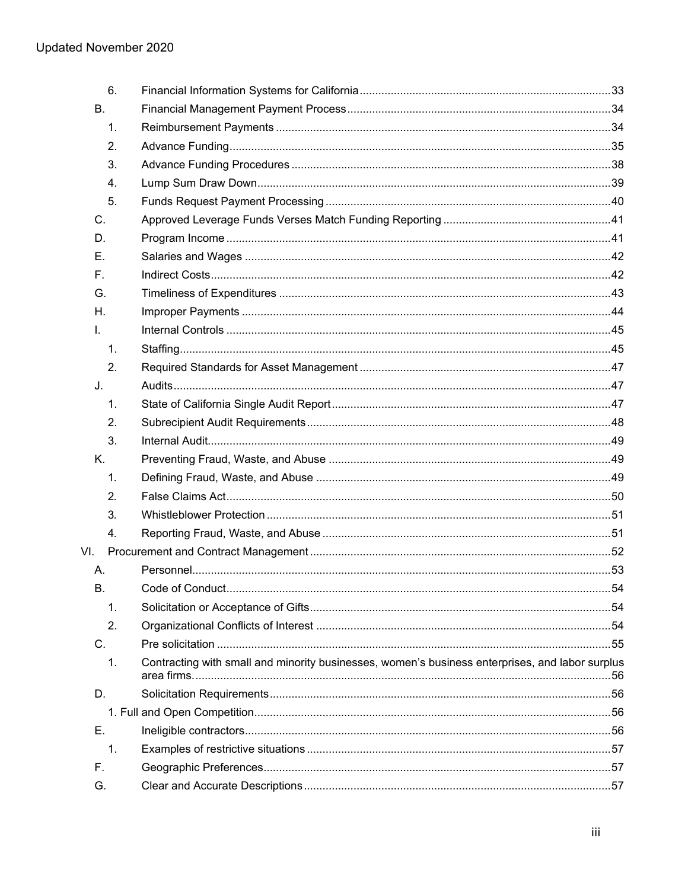| | | |
|---|---|---|
| 6. | Financial Information Systems for California | 33 |
| B. | Financial Management Payment Process | 34 |
| 1. | Reimbursement Payments | 34 |
| 2. | Advance Funding | 35 |
| 3. | Advance Funding Procedures | 38 |
| 4. | Lump Sum Draw Down | 39 |
| 5. | Funds Request Payment Processing | 40 |
| C. | Approved Leverage Funds Verses Match Funding Reporting | 41 |
| D. | Program Income | 41 |
| E. | Salaries and Wages | 42 |
| F. | Indirect Costs | 42 |
| G. | Timeliness of Expenditures | 43 |
| H. | Improper Payments | 44 |
| I. | Internal Controls | 45 |
| 1. | Staffing | 45 |
| 2. | Required Standards for Asset Management | 47 |
| J. | Audits | 47 |
| 1. | State of California Single Audit Report | 47 |
| 2. | Subrecipient Audit Requirements | 48 |
| 3. | Internal Audit | 49 |
| K. | Preventing Fraud, Waste, and Abuse | 49 |
| 1. | Defining Fraud, Waste, and Abuse | 49 |
| 2. | False Claims Act | 50 |
| 3. | Whistleblower Protection | 51 |
| 4. | Reporting Fraud, Waste, and Abuse | 51 |
| VI. | Procurement and Contract Management | 52 |
| A. | Personnel | 53 |
| B. | Code of Conduct | 54 |
| 1. | Solicitation or Acceptance of Gifts | 54 |
| 2. | Organizational Conflicts of Interest | 54 |
| C. | Pre solicitation | 55 |
| 1. | Contracting with small and minority businesses, women's business enterprises, and labor surplus area firms. | 56 |
| D. | Solicitation Requirements | 56 |
| | 1. Full and Open Competition | 56 |
| E. | Ineligible contractors | 56 |
| 1. | Examples of restrictive situations | 57 |
| F. | Geographic Preferences | 57 |
| G. | Clear and Accurate Descriptions | 57 |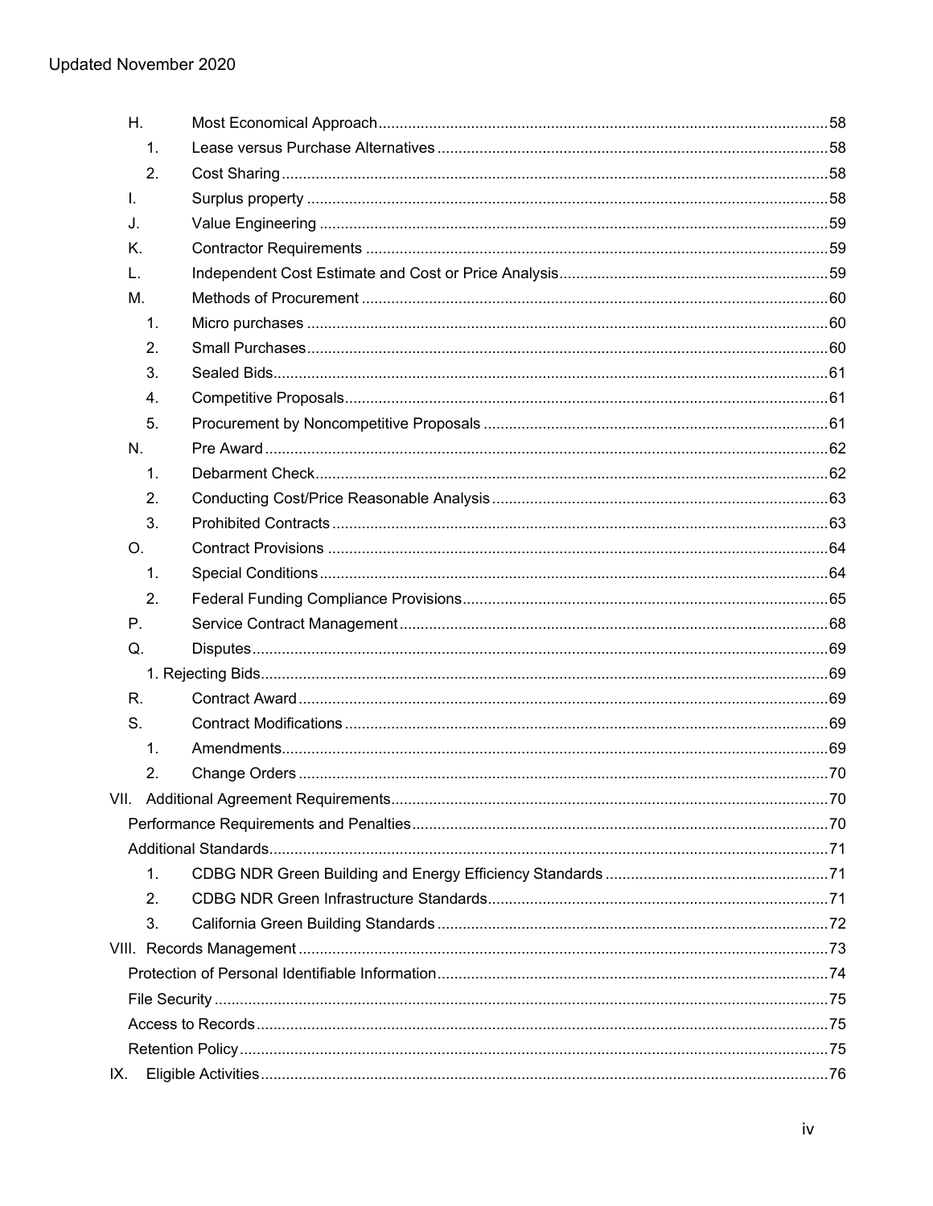H. Most Economical Approach ..... 58
    1. Lease versus Purchase Alternatives ..... 58
    2. Cost Sharing ..... 58
I. Surplus property ..... 58
J. Value Engineering ..... 59
K. Contractor Requirements ..... 59
L. Independent Cost Estimate and Cost or Price Analysis ..... 59
M. Methods of Procurement ..... 60
    1. Micro purchases ..... 60
    2. Small Purchases ..... 60
    3. Sealed Bids ..... 61
    4. Competitive Proposals ..... 61
    5. Procurement by Noncompetitive Proposals ..... 61
N. Pre Award ..... 62
    1. Debarment Check ..... 62
    2. Conducting Cost/Price Reasonable Analysis ..... 63
    3. Prohibited Contracts ..... 63
O. Contract Provisions ..... 64
    1. Special Conditions ..... 64
    2. Federal Funding Compliance Provisions ..... 65
P. Service Contract Management ..... 68
Q. Disputes ..... 69
    1. Rejecting Bids ..... 69
R. Contract Award ..... 69
S. Contract Modifications ..... 69
    1. Amendments ..... 69
    2. Change Orders ..... 70

VII. Additional Agreement Requirements ..... 70
    Performance Requirements and Penalties ..... 70
    Additional Standards ..... 71
        1. CDBG NDR Green Building and Energy Efficiency Standards ..... 71
        2. CDBG NDR Green Infrastructure Standards ..... 71
        3. California Green Building Standards ..... 72

VIII. Records Management ..... 73
    Protection of Personal Identifiable Information ..... 74
    File Security ..... 75
    Access to Records ..... 75
    Retention Policy ..... 75

IX. Eligible Activities ..... 76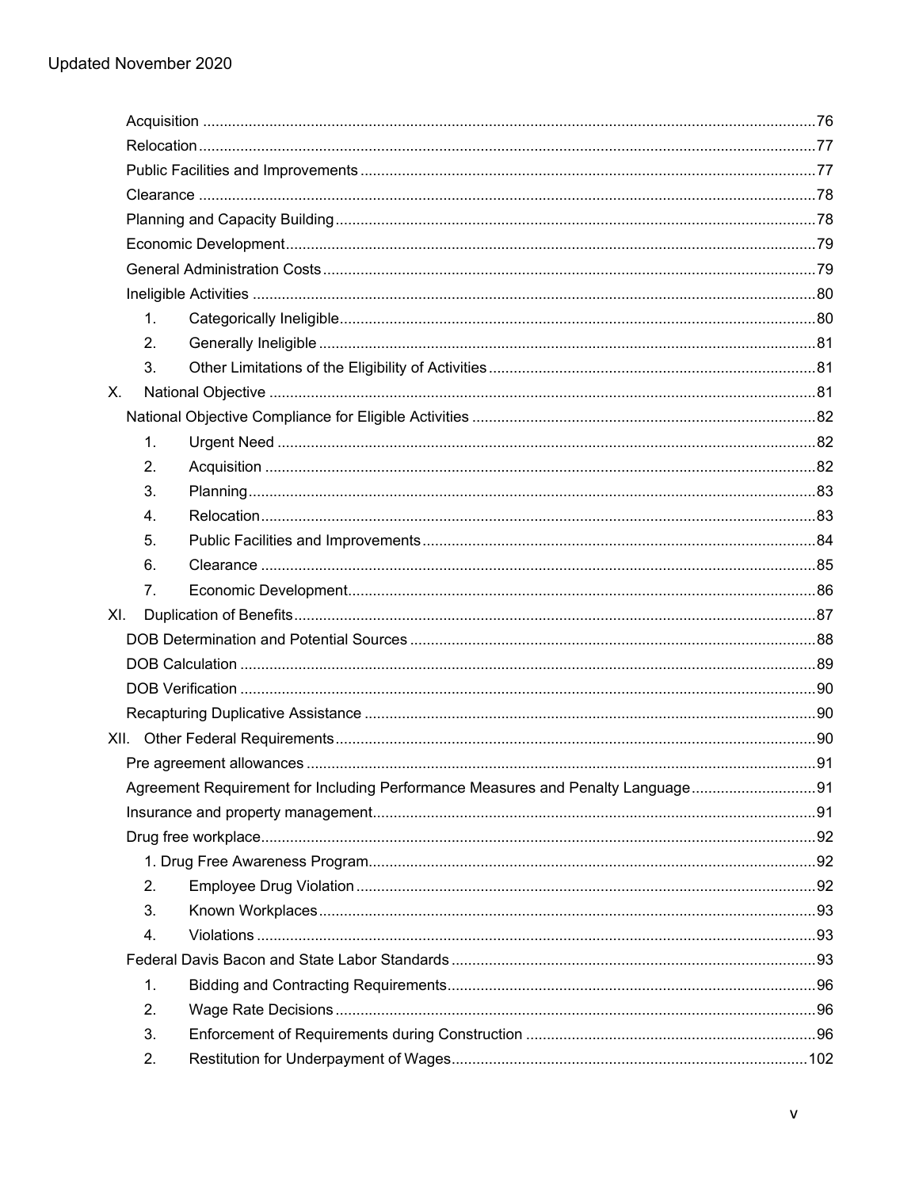Updated November 2020

- Acquisition ....................................................................................................................................76
- Relocation.......................................................................................................................................77
- Public Facilities and Improvements ...............................................................................................77
- Clearance .......................................................................................................................................78
- Planning and Capacity Building......................................................................................................78
- Economic Development..................................................................................................................79
- General Administration Costs .........................................................................................................79
- Ineligible Activities ..........................................................................................................................80
  1. Categorically Ineligible.............................................................................................................80
  2. Generally Ineligible ..................................................................................................................81
  3. Other Limitations of the Eligibility of Activities .........................................................................81

X. National Objective ...........................................................................................................................81

- National Objective Compliance for Eligible Activities .....................................................................82
  1. Urgent Need ............................................................................................................................82
  2. Acquisition ...............................................................................................................................82
  3. Planning...................................................................................................................................83
  4. Relocation................................................................................................................................83
  5. Public Facilities and Improvements .........................................................................................84
  6. Clearance ................................................................................................................................85
  7. Economic Development...........................................................................................................86

XI. Duplication of Benefits.....................................................................................................................87

- DOB Determination and Potential Sources ....................................................................................88
- DOB Calculation .............................................................................................................................89
- DOB Verification .............................................................................................................................90
- Recapturing Duplicative Assistance ...............................................................................................90

XII. Other Federal Requirements..........................................................................................................90

- Pre agreement allowances .............................................................................................................91
- Agreement Requirement for Including Performance Measures and Penalty Language..................91
- Insurance and property management.............................................................................................91
- Drug free workplace........................................................................................................................92
  1. Drug Free Awareness Program...............................................................................................92
  2. Employee Drug Violation .........................................................................................................92
  3. Known Workplaces ..................................................................................................................93
  4. Violations .................................................................................................................................93
- Federal Davis Bacon and State Labor Standards ...........................................................................93
  1. Bidding and Contracting Requirements...................................................................................96
  2. Wage Rate Decisions ..............................................................................................................96
  3. Enforcement of Requirements during Construction ................................................................96
  2. Restitution for Underpayment of Wages.................................................................................102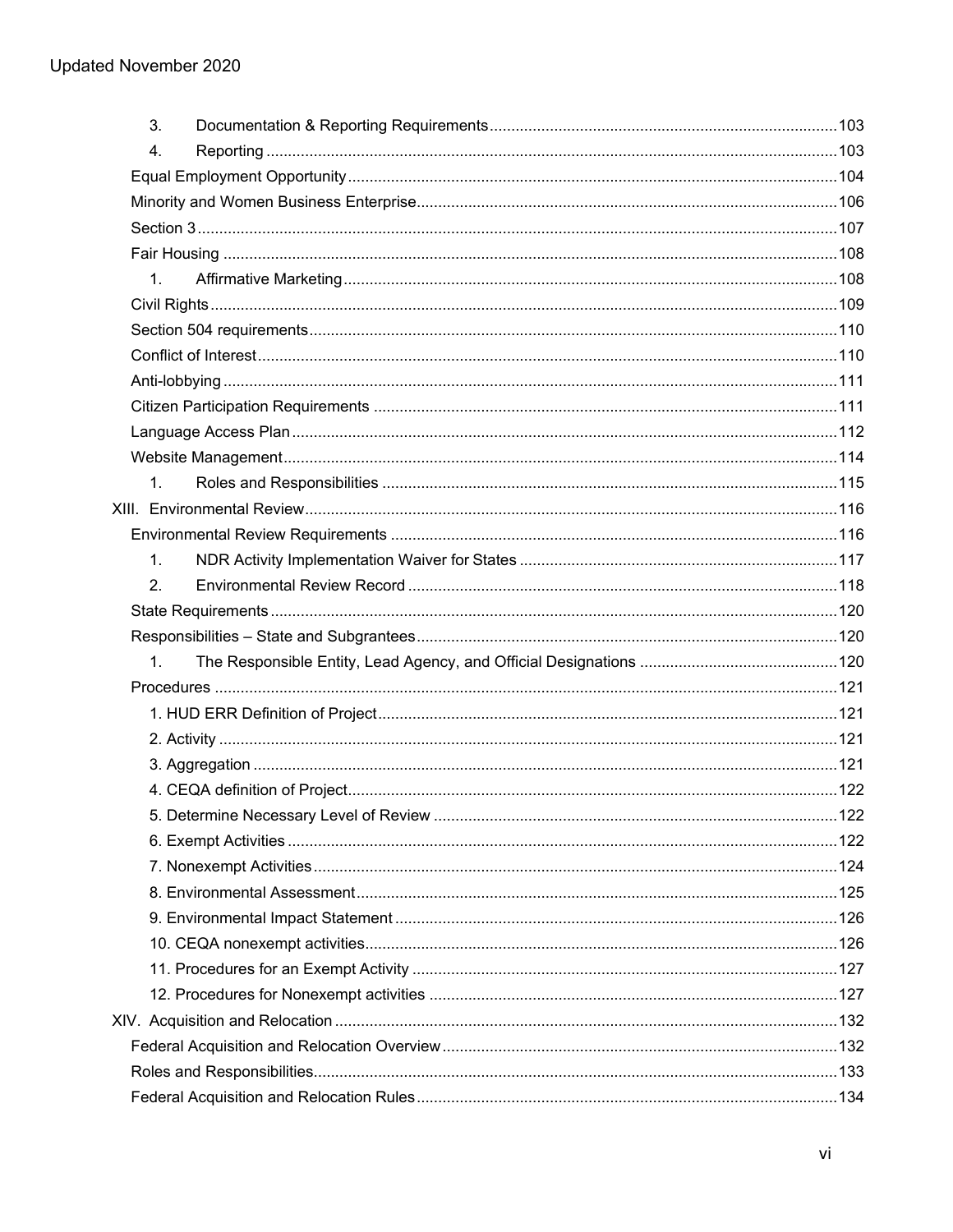3. Documentation & Reporting Requirements ....... 103
4. Reporting ....... 103

Equal Employment Opportunity ....... 104
Minority and Women Business Enterprise ....... 106
Section 3 ....... 107
Fair Housing ....... 108
1. Affirmative Marketing ....... 108

Civil Rights ....... 109
Section 504 requirements ....... 110
Conflict of Interest ....... 110
Anti-lobbying ....... 111
Citizen Participation Requirements ....... 111
Language Access Plan ....... 112
Website Management ....... 114
1. Roles and Responsibilities ....... 115

XIII. Environmental Review ....... 116
Environmental Review Requirements ....... 116
1. NDR Activity Implementation Waiver for States ....... 117
2. Environmental Review Record ....... 118

State Requirements ....... 120
Responsibilities – State and Subgrantees ....... 120
1. The Responsible Entity, Lead Agency, and Official Designations ....... 120

Procedures ....... 121
1. HUD ERR Definition of Project ....... 121
2. Activity ....... 121
3. Aggregation ....... 121
4. CEQA definition of Project ....... 122
5. Determine Necessary Level of Review ....... 122
6. Exempt Activities ....... 122
7. Nonexempt Activities ....... 124
8. Environmental Assessment ....... 125
9. Environmental Impact Statement ....... 126
10. CEQA nonexempt activities ....... 126
11. Procedures for an Exempt Activity ....... 127
12. Procedures for Nonexempt activities ....... 127

XIV. Acquisition and Relocation ....... 132
Federal Acquisition and Relocation Overview ....... 132
Roles and Responsibilities ....... 133
Federal Acquisition and Relocation Rules ....... 134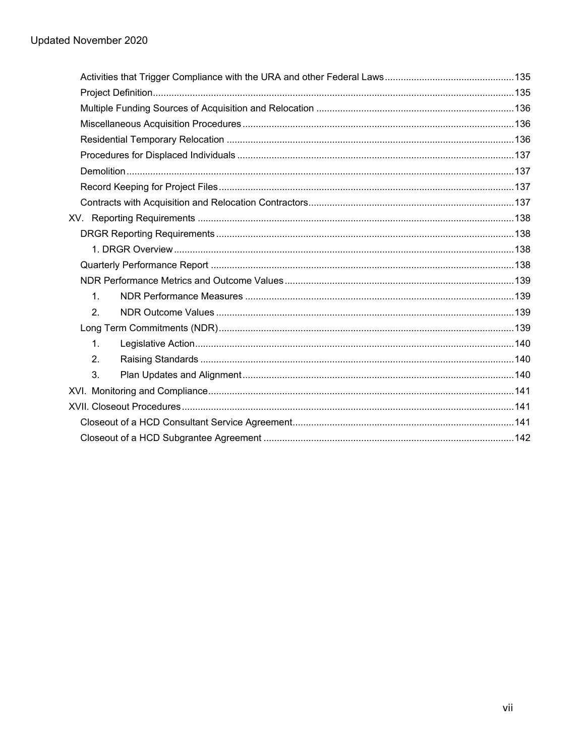Activities that Trigger Compliance with the URA and other Federal Laws ..... 135
Project Definition ..... 135
Multiple Funding Sources of Acquisition and Relocation ..... 136
Miscellaneous Acquisition Procedures ..... 136
Residential Temporary Relocation ..... 136
Procedures for Displaced Individuals ..... 137
Demolition ..... 137
Record Keeping for Project Files ..... 137
Contracts with Acquisition and Relocation Contractors ..... 137

XV. Reporting Requirements ..... 138
- DRGR Reporting Requirements ..... 138
  - 1. DRGR Overview ..... 138
- Quarterly Performance Report ..... 138
- NDR Performance Metrics and Outcome Values ..... 139
  - 1. NDR Performance Measures ..... 139
  - 2. NDR Outcome Values ..... 139
- Long Term Commitments (NDR) ..... 139
  - 1. Legislative Action ..... 140
  - 2. Raising Standards ..... 140
  - 3. Plan Updates and Alignment ..... 140

XVI. Monitoring and Compliance ..... 141

XVII. Closeout Procedures ..... 141
- Closeout of a HCD Consultant Service Agreement ..... 141
- Closeout of a HCD Subgrantee Agreement ..... 142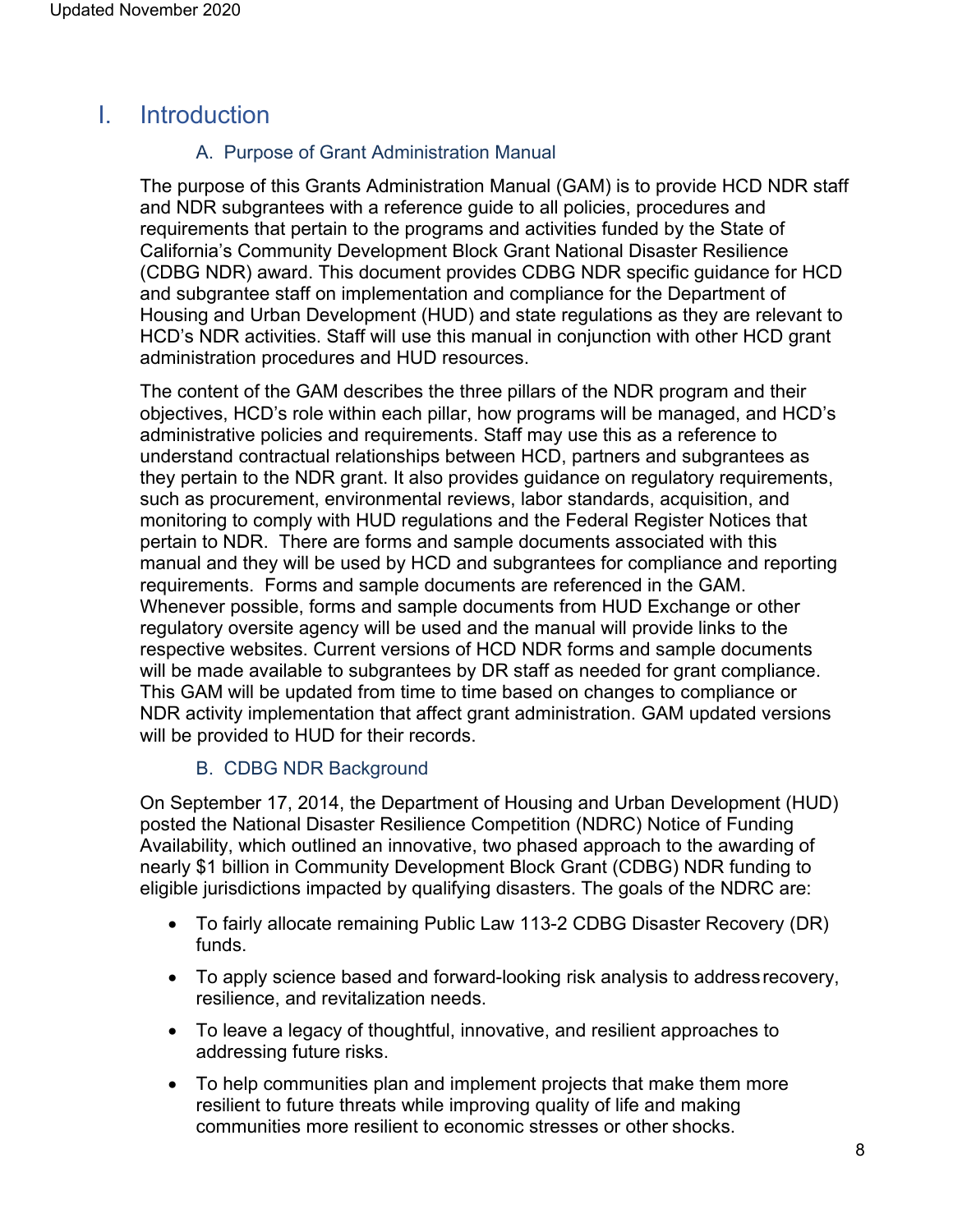# I. Introduction

## A. Purpose of Grant Administration Manual

The purpose of this Grants Administration Manual (GAM) is to provide HCD NDR staff and NDR subgrantees with a reference guide to all policies, procedures and requirements that pertain to the programs and activities funded by the State of California's Community Development Block Grant National Disaster Resilience (CDBG NDR) award. This document provides CDBG NDR specific guidance for HCD and subgrantee staff on implementation and compliance for the Department of Housing and Urban Development (HUD) and state regulations as they are relevant to HCD's NDR activities. Staff will use this manual in conjunction with other HCD grant administration procedures and HUD resources.

The content of the GAM describes the three pillars of the NDR program and their objectives, HCD's role within each pillar, how programs will be managed, and HCD's administrative policies and requirements. Staff may use this as a reference to understand contractual relationships between HCD, partners and subgrantees as they pertain to the NDR grant. It also provides guidance on regulatory requirements, such as procurement, environmental reviews, labor standards, acquisition, and monitoring to comply with HUD regulations and the Federal Register Notices that pertain to NDR. There are forms and sample documents associated with this manual and they will be used by HCD and subgrantees for compliance and reporting requirements. Forms and sample documents are referenced in the GAM. Whenever possible, forms and sample documents from HUD Exchange or other regulatory oversite agency will be used and the manual will provide links to the respective websites. Current versions of HCD NDR forms and sample documents will be made available to subgrantees by DR staff as needed for grant compliance. This GAM will be updated from time to time based on changes to compliance or NDR activity implementation that affect grant administration. GAM updated versions will be provided to HUD for their records.

## B. CDBG NDR Background

On September 17, 2014, the Department of Housing and Urban Development (HUD) posted the National Disaster Resilience Competition (NDRC) Notice of Funding Availability, which outlined an innovative, two phased approach to the awarding of nearly $1 billion in Community Development Block Grant (CDBG) NDR funding to eligible jurisdictions impacted by qualifying disasters. The goals of the NDRC are:

- To fairly allocate remaining Public Law 113-2 CDBG Disaster Recovery (DR) funds.
- To apply science based and forward-looking risk analysis to address recovery, resilience, and revitalization needs.
- To leave a legacy of thoughtful, innovative, and resilient approaches to addressing future risks.
- To help communities plan and implement projects that make them more resilient to future threats while improving quality of life and making communities more resilient to economic stresses or other shocks.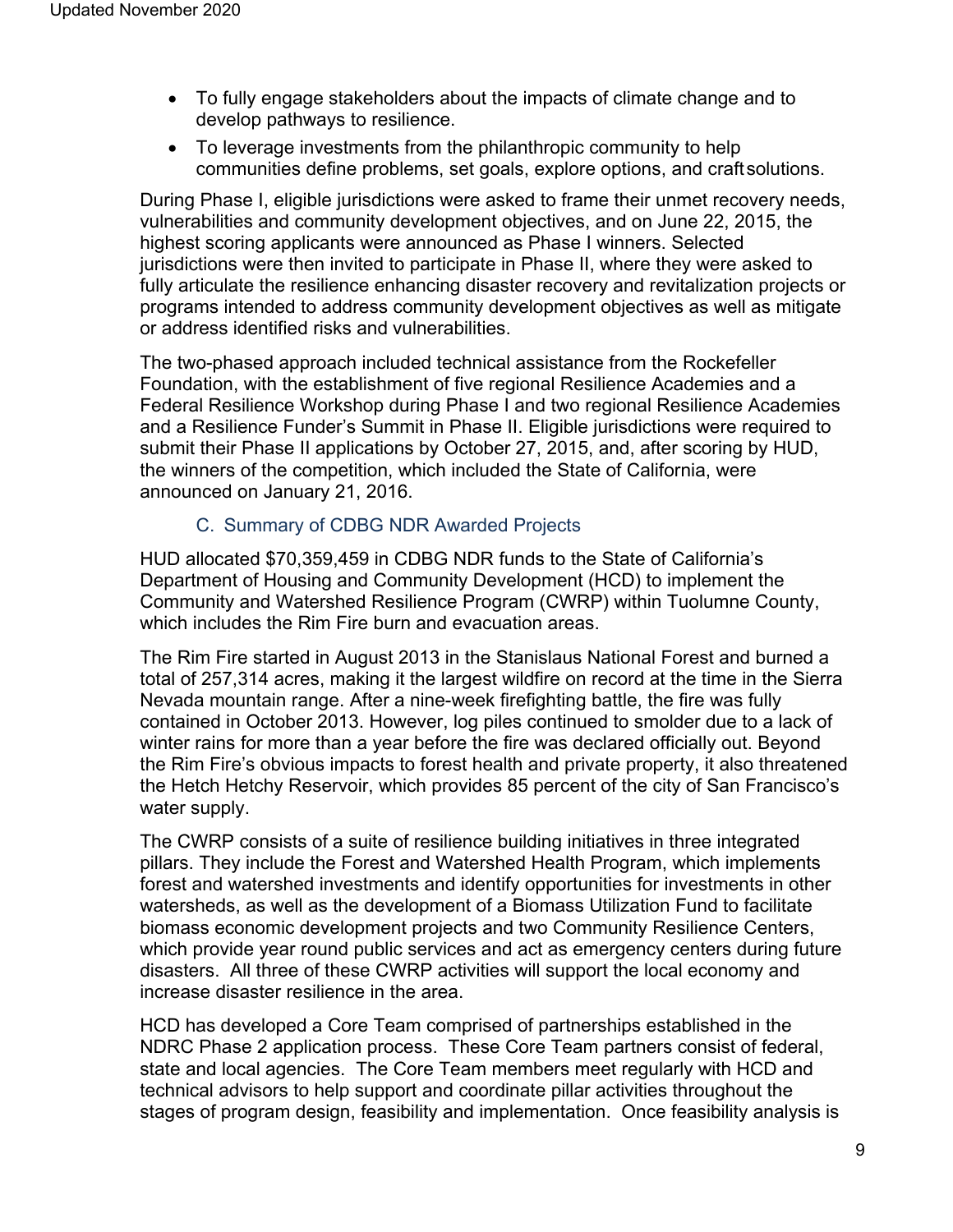- To fully engage stakeholders about the impacts of climate change and to develop pathways to resilience.
- To leverage investments from the philanthropic community to help communities define problems, set goals, explore options, and craft solutions.

During Phase I, eligible jurisdictions were asked to frame their unmet recovery needs, vulnerabilities and community development objectives, and on June 22, 2015, the highest scoring applicants were announced as Phase I winners. Selected jurisdictions were then invited to participate in Phase II, where they were asked to fully articulate the resilience enhancing disaster recovery and revitalization projects or programs intended to address community development objectives as well as mitigate or address identified risks and vulnerabilities.

The two-phased approach included technical assistance from the Rockefeller Foundation, with the establishment of five regional Resilience Academies and a Federal Resilience Workshop during Phase I and two regional Resilience Academies and a Resilience Funder's Summit in Phase II. Eligible jurisdictions were required to submit their Phase II applications by October 27, 2015, and, after scoring by HUD, the winners of the competition, which included the State of California, were announced on January 21, 2016.

### C. Summary of CDBG NDR Awarded Projects

HUD allocated $70,359,459 in CDBG NDR funds to the State of California's Department of Housing and Community Development (HCD) to implement the Community and Watershed Resilience Program (CWRP) within Tuolumne County, which includes the Rim Fire burn and evacuation areas.

The Rim Fire started in August 2013 in the Stanislaus National Forest and burned a total of 257,314 acres, making it the largest wildfire on record at the time in the Sierra Nevada mountain range. After a nine-week firefighting battle, the fire was fully contained in October 2013. However, log piles continued to smolder due to a lack of winter rains for more than a year before the fire was declared officially out. Beyond the Rim Fire's obvious impacts to forest health and private property, it also threatened the Hetch Hetchy Reservoir, which provides 85 percent of the city of San Francisco's water supply.

The CWRP consists of a suite of resilience building initiatives in three integrated pillars. They include the Forest and Watershed Health Program, which implements forest and watershed investments and identify opportunities for investments in other watersheds, as well as the development of a Biomass Utilization Fund to facilitate biomass economic development projects and two Community Resilience Centers, which provide year round public services and act as emergency centers during future disasters. All three of these CWRP activities will support the local economy and increase disaster resilience in the area.

HCD has developed a Core Team comprised of partnerships established in the NDRC Phase 2 application process. These Core Team partners consist of federal, state and local agencies. The Core Team members meet regularly with HCD and technical advisors to help support and coordinate pillar activities throughout the stages of program design, feasibility and implementation. Once feasibility analysis is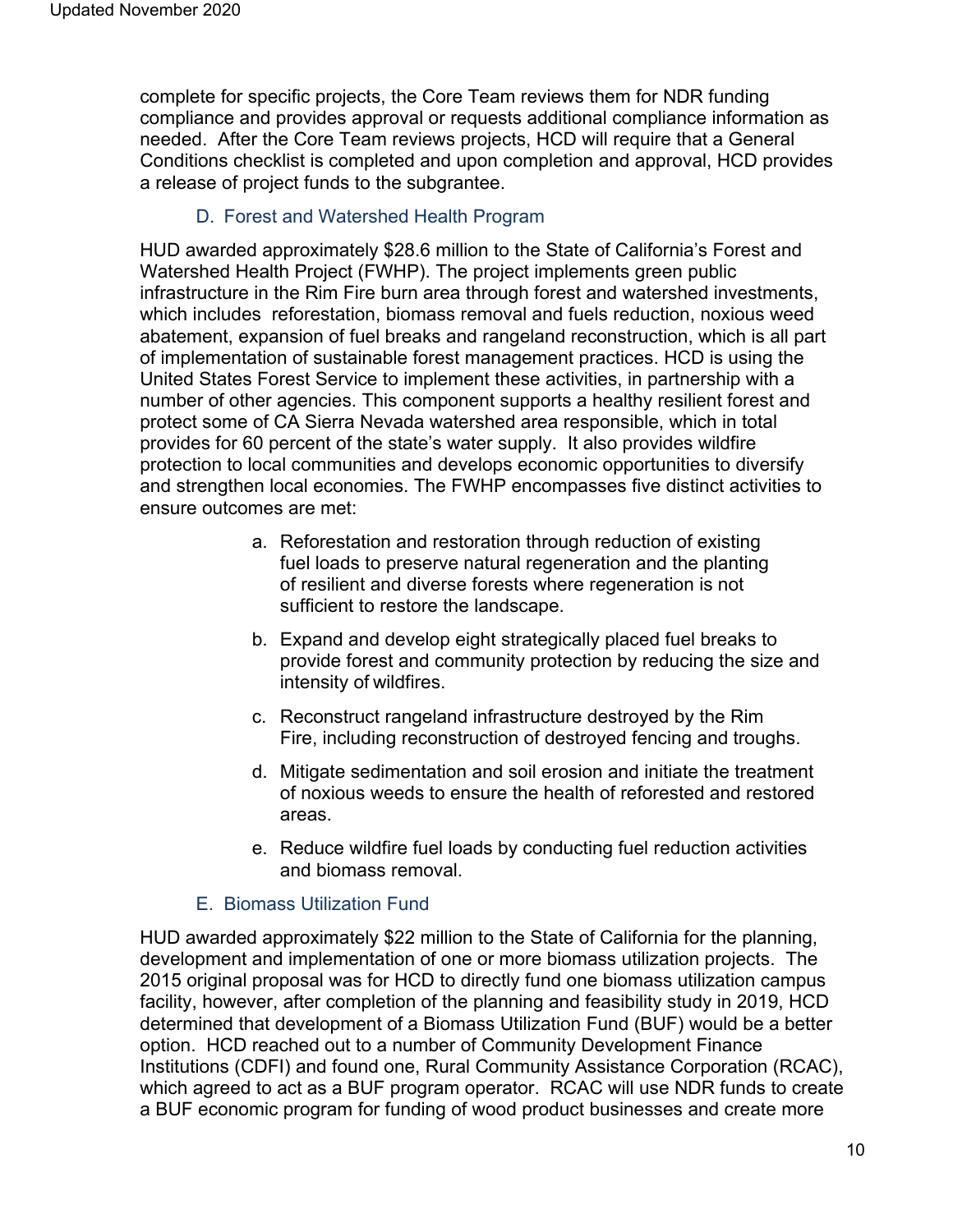complete for specific projects, the Core Team reviews them for NDR funding compliance and provides approval or requests additional compliance information as needed. After the Core Team reviews projects, HCD will require that a General Conditions checklist is completed and upon completion and approval, HCD provides a release of project funds to the subgrantee.

### D. Forest and Watershed Health Program

HUD awarded approximately $28.6 million to the State of California's Forest and Watershed Health Project (FWHP). The project implements green public infrastructure in the Rim Fire burn area through forest and watershed investments, which includes reforestation, biomass removal and fuels reduction, noxious weed abatement, expansion of fuel breaks and rangeland reconstruction, which is all part of implementation of sustainable forest management practices. HCD is using the United States Forest Service to implement these activities, in partnership with a number of other agencies. This component supports a healthy resilient forest and protect some of CA Sierra Nevada watershed area responsible, which in total provides for 60 percent of the state's water supply. It also provides wildfire protection to local communities and develops economic opportunities to diversify and strengthen local economies. The FWHP encompasses five distinct activities to ensure outcomes are met:

a. Reforestation and restoration through reduction of existing fuel loads to preserve natural regeneration and the planting of resilient and diverse forests where regeneration is not sufficient to restore the landscape.

b. Expand and develop eight strategically placed fuel breaks to provide forest and community protection by reducing the size and intensity of wildfires.

c. Reconstruct rangeland infrastructure destroyed by the Rim Fire, including reconstruction of destroyed fencing and troughs.

d. Mitigate sedimentation and soil erosion and initiate the treatment of noxious weeds to ensure the health of reforested and restored areas.

e. Reduce wildfire fuel loads by conducting fuel reduction activities and biomass removal.

### E. Biomass Utilization Fund

HUD awarded approximately $22 million to the State of California for the planning, development and implementation of one or more biomass utilization projects. The 2015 original proposal was for HCD to directly fund one biomass utilization campus facility, however, after completion of the planning and feasibility study in 2019, HCD determined that development of a Biomass Utilization Fund (BUF) would be a better option. HCD reached out to a number of Community Development Finance Institutions (CDFI) and found one, Rural Community Assistance Corporation (RCAC), which agreed to act as a BUF program operator. RCAC will use NDR funds to create a BUF economic program for funding of wood product businesses and create more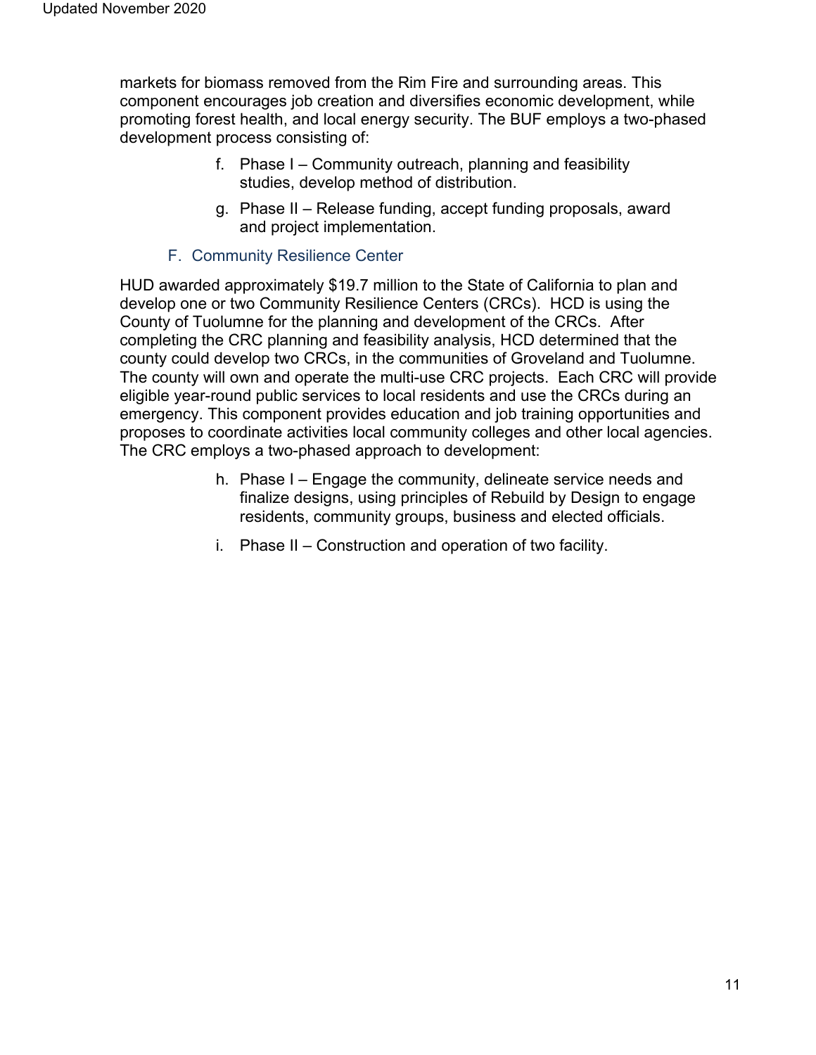markets for biomass removed from the Rim Fire and surrounding areas. This component encourages job creation and diversifies economic development, while promoting forest health, and local energy security. The BUF employs a two-phased development process consisting of:

f. Phase I – Community outreach, planning and feasibility studies, develop method of distribution.

g. Phase II – Release funding, accept funding proposals, award and project implementation.

### F. Community Resilience Center

HUD awarded approximately $19.7 million to the State of California to plan and develop one or two Community Resilience Centers (CRCs). HCD is using the County of Tuolumne for the planning and development of the CRCs. After completing the CRC planning and feasibility analysis, HCD determined that the county could develop two CRCs, in the communities of Groveland and Tuolumne. The county will own and operate the multi-use CRC projects. Each CRC will provide eligible year-round public services to local residents and use the CRCs during an emergency. This component provides education and job training opportunities and proposes to coordinate activities local community colleges and other local agencies. The CRC employs a two-phased approach to development:

h. Phase I – Engage the community, delineate service needs and finalize designs, using principles of Rebuild by Design to engage residents, community groups, business and elected officials.

i. Phase II – Construction and operation of two facility.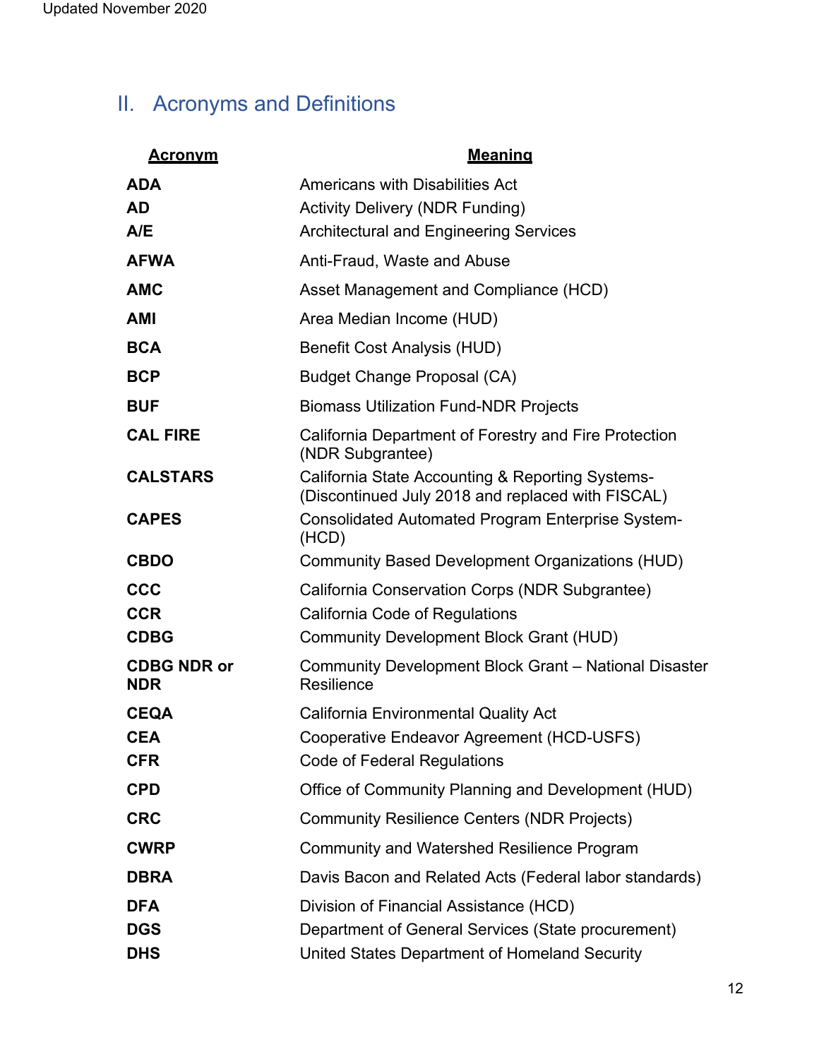## II. Acronyms and Definitions

| Acronym | Meaning |
|---|---|
| **ADA** | Americans with Disabilities Act |
| **AD** | Activity Delivery (NDR Funding) |
| **A/E** | Architectural and Engineering Services |
| **AFWA** | Anti-Fraud, Waste and Abuse |
| **AMC** | Asset Management and Compliance (HCD) |
| **AMI** | Area Median Income (HUD) |
| **BCA** | Benefit Cost Analysis (HUD) |
| **BCP** | Budget Change Proposal (CA) |
| **BUF** | Biomass Utilization Fund-NDR Projects |
| **CAL FIRE** | California Department of Forestry and Fire Protection (NDR Subgrantee) |
| **CALSTARS** | California State Accounting & Reporting Systems-(Discontinued July 2018 and replaced with FISCAL) |
| **CAPES** | Consolidated Automated Program Enterprise System-(HCD) |
| **CBDO** | Community Based Development Organizations (HUD) |
| **CCC** | California Conservation Corps (NDR Subgrantee) |
| **CCR** | California Code of Regulations |
| **CDBG** | Community Development Block Grant (HUD) |
| **CDBG NDR or NDR** | Community Development Block Grant – National Disaster Resilience |
| **CEQA** | California Environmental Quality Act |
| **CEA** | Cooperative Endeavor Agreement (HCD-USFS) |
| **CFR** | Code of Federal Regulations |
| **CPD** | Office of Community Planning and Development (HUD) |
| **CRC** | Community Resilience Centers (NDR Projects) |
| **CWRP** | Community and Watershed Resilience Program |
| **DBRA** | Davis Bacon and Related Acts (Federal labor standards) |
| **DFA** | Division of Financial Assistance (HCD) |
| **DGS** | Department of General Services (State procurement) |
| **DHS** | United States Department of Homeland Security |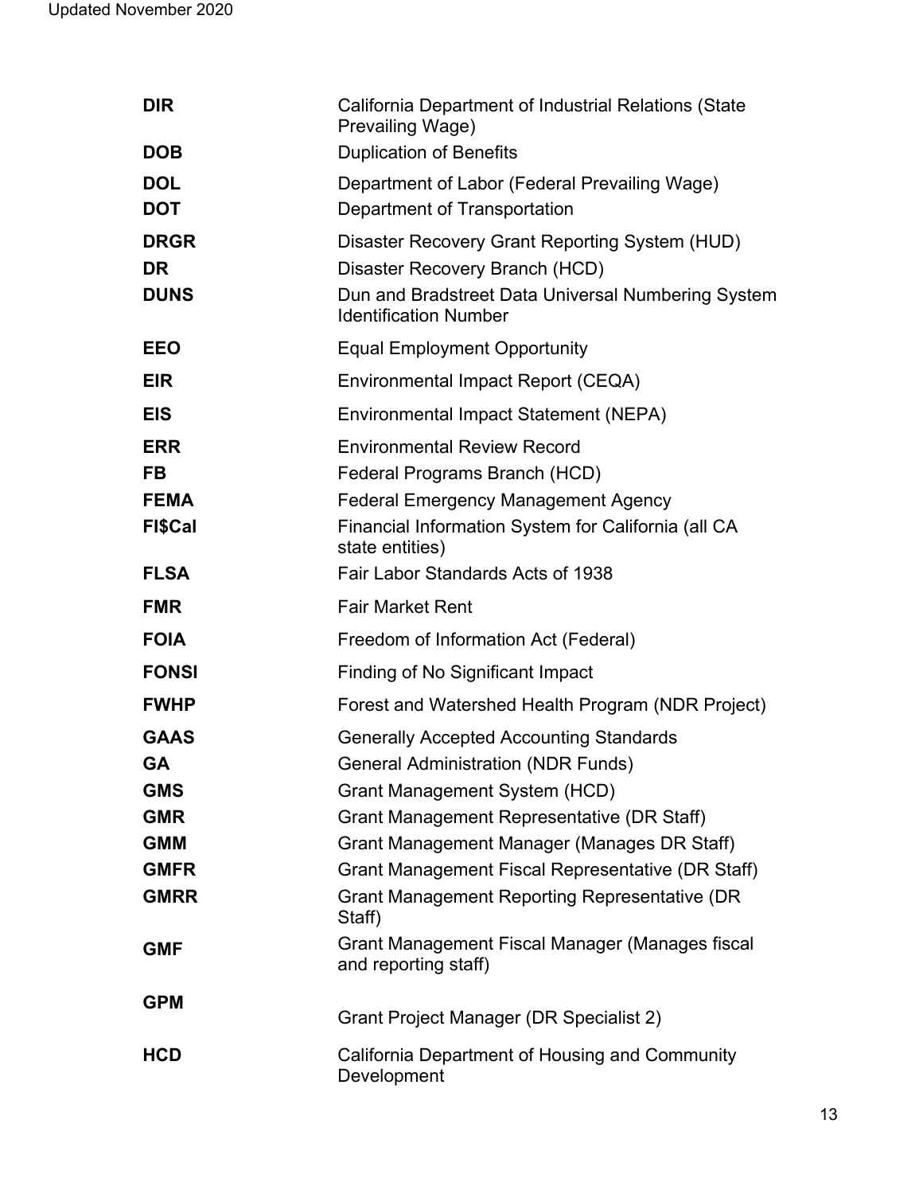| | |
|---|---|
| **DIR** | California Department of Industrial Relations (State Prevailing Wage) |
| **DOB** | Duplication of Benefits |
| **DOL** | Department of Labor (Federal Prevailing Wage) |
| **DOT** | Department of Transportation |
| **DRGR** | Disaster Recovery Grant Reporting System (HUD) |
| **DR** | Disaster Recovery Branch (HCD) |
| **DUNS** | Dun and Bradstreet Data Universal Numbering System Identification Number |
| **EEO** | Equal Employment Opportunity |
| **EIR** | Environmental Impact Report (CEQA) |
| **EIS** | Environmental Impact Statement (NEPA) |
| **ERR** | Environmental Review Record |
| **FB** | Federal Programs Branch (HCD) |
| **FEMA** | Federal Emergency Management Agency |
| **FI$Cal** | Financial Information System for California (all CA state entities) |
| **FLSA** | Fair Labor Standards Acts of 1938 |
| **FMR** | Fair Market Rent |
| **FOIA** | Freedom of Information Act (Federal) |
| **FONSI** | Finding of No Significant Impact |
| **FWHP** | Forest and Watershed Health Program (NDR Project) |
| **GAAS** | Generally Accepted Accounting Standards |
| **GA** | General Administration (NDR Funds) |
| **GMS** | Grant Management System (HCD) |
| **GMR** | Grant Management Representative (DR Staff) |
| **GMM** | Grant Management Manager (Manages DR Staff) |
| **GMFR** | Grant Management Fiscal Representative (DR Staff) |
| **GMRR** | Grant Management Reporting Representative (DR Staff) |
| **GMF** | Grant Management Fiscal Manager (Manages fiscal and reporting staff) |
| **GPM** | Grant Project Manager (DR Specialist 2) |
| **HCD** | California Department of Housing and Community Development |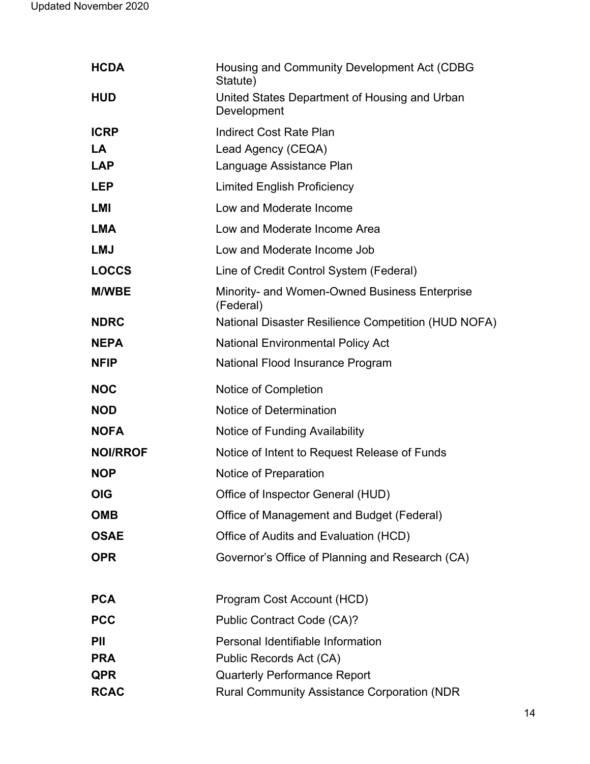| | |
|---|---|
| **HCDA** | Housing and Community Development Act (CDBG Statute) |
| **HUD** | United States Department of Housing and Urban Development |
| **ICRP** | Indirect Cost Rate Plan |
| **LA** | Lead Agency (CEQA) |
| **LAP** | Language Assistance Plan |
| **LEP** | Limited English Proficiency |
| **LMI** | Low and Moderate Income |
| **LMA** | Low and Moderate Income Area |
| **LMJ** | Low and Moderate Income Job |
| **LOCCS** | Line of Credit Control System (Federal) |
| **M/WBE** | Minority- and Women-Owned Business Enterprise (Federal) |
| **NDRC** | National Disaster Resilience Competition (HUD NOFA) |
| **NEPA** | National Environmental Policy Act |
| **NFIP** | National Flood Insurance Program |
| **NOC** | Notice of Completion |
| **NOD** | Notice of Determination |
| **NOFA** | Notice of Funding Availability |
| **NOI/RROF** | Notice of Intent to Request Release of Funds |
| **NOP** | Notice of Preparation |
| **OIG** | Office of Inspector General (HUD) |
| **OMB** | Office of Management and Budget (Federal) |
| **OSAE** | Office of Audits and Evaluation (HCD) |
| **OPR** | Governor's Office of Planning and Research (CA) |
| **PCA** | Program Cost Account (HCD) |
| **PCC** | Public Contract Code (CA)? |
| **PII** | Personal Identifiable Information |
| **PRA** | Public Records Act (CA) |
| **QPR** | Quarterly Performance Report |
| **RCAC** | Rural Community Assistance Corporation (NDR |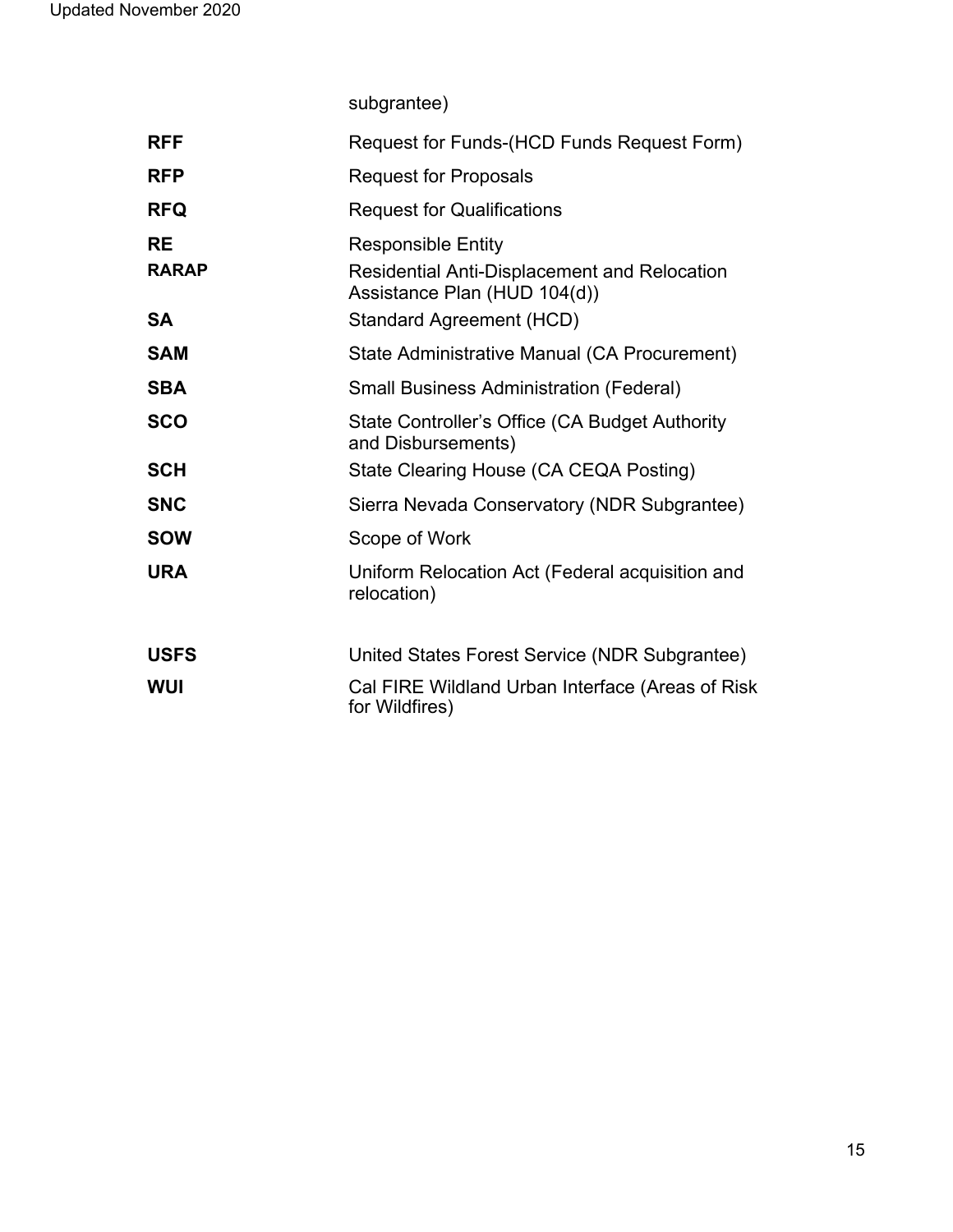subgrantee)

| | |
|---|---|
| **RFF** | Request for Funds-(HCD Funds Request Form) |
| **RFP** | Request for Proposals |
| **RFQ** | Request for Qualifications |
| **RE** | Responsible Entity |
| **RARAP** | Residential Anti-Displacement and Relocation Assistance Plan (HUD 104(d)) |
| **SA** | Standard Agreement (HCD) |
| **SAM** | State Administrative Manual (CA Procurement) |
| **SBA** | Small Business Administration (Federal) |
| **SCO** | State Controller's Office (CA Budget Authority and Disbursements) |
| **SCH** | State Clearing House (CA CEQA Posting) |
| **SNC** | Sierra Nevada Conservatory (NDR Subgrantee) |
| **SOW** | Scope of Work |
| **URA** | Uniform Relocation Act (Federal acquisition and relocation) |
| **USFS** | United States Forest Service (NDR Subgrantee) |
| **WUI** | Cal FIRE Wildland Urban Interface (Areas of Risk for Wildfires) |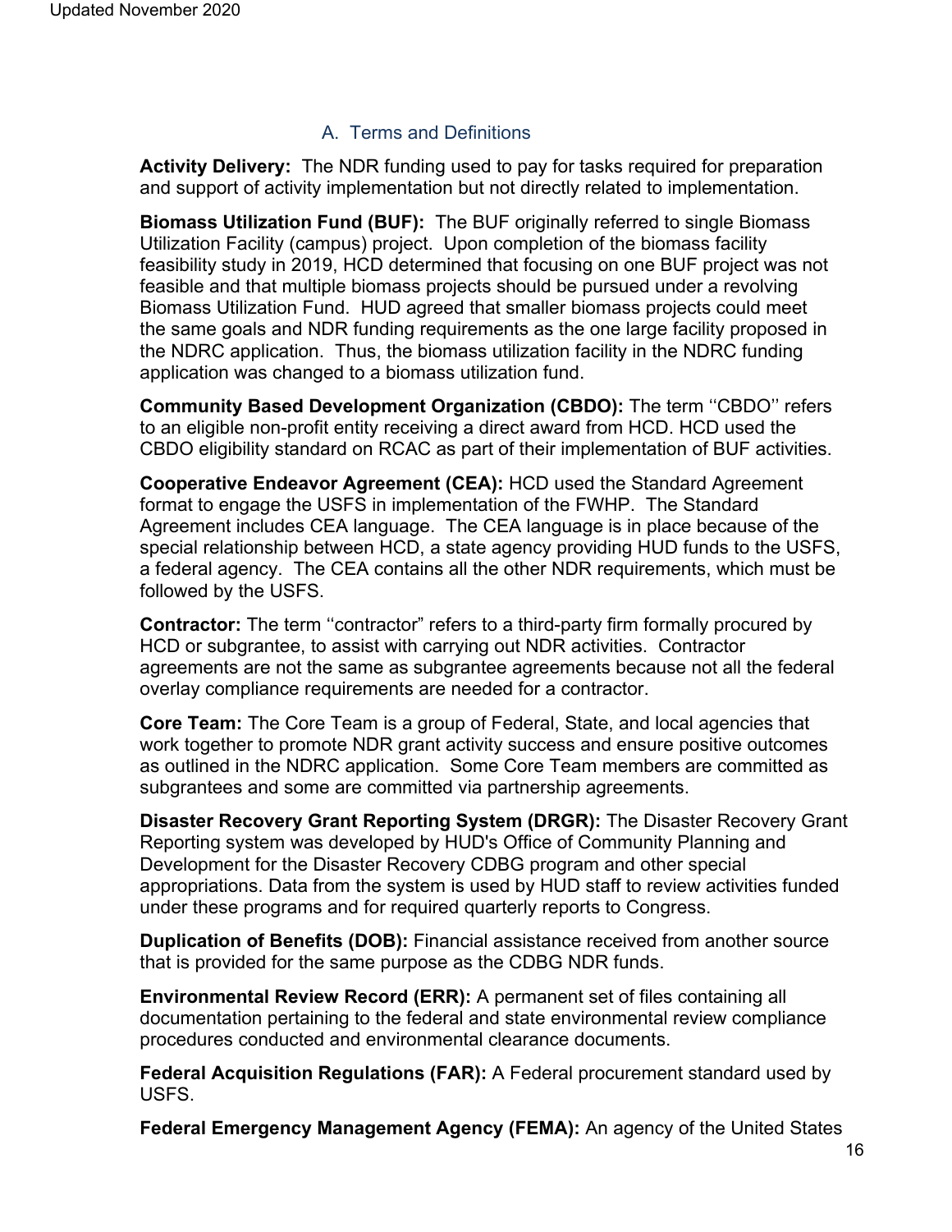## A. Terms and Definitions

**Activity Delivery:** The NDR funding used to pay for tasks required for preparation and support of activity implementation but not directly related to implementation.

**Biomass Utilization Fund (BUF):** The BUF originally referred to single Biomass Utilization Facility (campus) project. Upon completion of the biomass facility feasibility study in 2019, HCD determined that focusing on one BUF project was not feasible and that multiple biomass projects should be pursued under a revolving Biomass Utilization Fund. HUD agreed that smaller biomass projects could meet the same goals and NDR funding requirements as the one large facility proposed in the NDRC application. Thus, the biomass utilization facility in the NDRC funding application was changed to a biomass utilization fund.

**Community Based Development Organization (CBDO):** The term ''CBDO'' refers to an eligible non-profit entity receiving a direct award from HCD. HCD used the CBDO eligibility standard on RCAC as part of their implementation of BUF activities.

**Cooperative Endeavor Agreement (CEA):** HCD used the Standard Agreement format to engage the USFS in implementation of the FWHP. The Standard Agreement includes CEA language. The CEA language is in place because of the special relationship between HCD, a state agency providing HUD funds to the USFS, a federal agency. The CEA contains all the other NDR requirements, which must be followed by the USFS.

**Contractor:** The term ''contractor" refers to a third-party firm formally procured by HCD or subgrantee, to assist with carrying out NDR activities. Contractor agreements are not the same as subgrantee agreements because not all the federal overlay compliance requirements are needed for a contractor.

**Core Team:** The Core Team is a group of Federal, State, and local agencies that work together to promote NDR grant activity success and ensure positive outcomes as outlined in the NDRC application. Some Core Team members are committed as subgrantees and some are committed via partnership agreements.

**Disaster Recovery Grant Reporting System (DRGR):** The Disaster Recovery Grant Reporting system was developed by HUD's Office of Community Planning and Development for the Disaster Recovery CDBG program and other special appropriations. Data from the system is used by HUD staff to review activities funded under these programs and for required quarterly reports to Congress.

**Duplication of Benefits (DOB):** Financial assistance received from another source that is provided for the same purpose as the CDBG NDR funds.

**Environmental Review Record (ERR):** A permanent set of files containing all documentation pertaining to the federal and state environmental review compliance procedures conducted and environmental clearance documents.

**Federal Acquisition Regulations (FAR):** A Federal procurement standard used by USFS.

**Federal Emergency Management Agency (FEMA):** An agency of the United States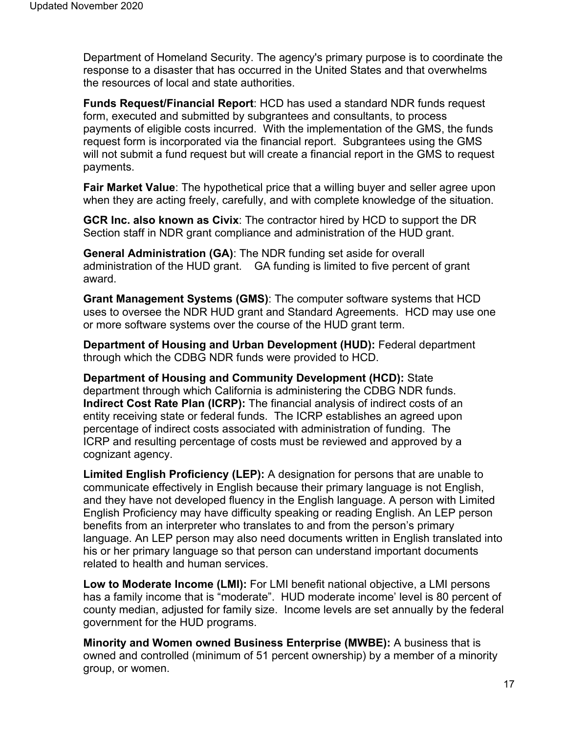Department of Homeland Security. The agency's primary purpose is to coordinate the response to a disaster that has occurred in the United States and that overwhelms the resources of local and state authorities.

**Funds Request/Financial Report**: HCD has used a standard NDR funds request form, executed and submitted by subgrantees and consultants, to process payments of eligible costs incurred. With the implementation of the GMS, the funds request form is incorporated via the financial report. Subgrantees using the GMS will not submit a fund request but will create a financial report in the GMS to request payments.

**Fair Market Value**: The hypothetical price that a willing buyer and seller agree upon when they are acting freely, carefully, and with complete knowledge of the situation.

**GCR Inc. also known as Civix**: The contractor hired by HCD to support the DR Section staff in NDR grant compliance and administration of the HUD grant.

**General Administration (GA)**: The NDR funding set aside for overall administration of the HUD grant. GA funding is limited to five percent of grant award.

**Grant Management Systems (GMS)**: The computer software systems that HCD uses to oversee the NDR HUD grant and Standard Agreements. HCD may use one or more software systems over the course of the HUD grant term.

**Department of Housing and Urban Development (HUD):** Federal department through which the CDBG NDR funds were provided to HCD.

**Department of Housing and Community Development (HCD):** State department through which California is administering the CDBG NDR funds.

**Indirect Cost Rate Plan (ICRP):** The financial analysis of indirect costs of an entity receiving state or federal funds. The ICRP establishes an agreed upon percentage of indirect costs associated with administration of funding. The ICRP and resulting percentage of costs must be reviewed and approved by a cognizant agency.

**Limited English Proficiency (LEP):** A designation for persons that are unable to communicate effectively in English because their primary language is not English, and they have not developed fluency in the English language. A person with Limited English Proficiency may have difficulty speaking or reading English. An LEP person benefits from an interpreter who translates to and from the person's primary language. An LEP person may also need documents written in English translated into his or her primary language so that person can understand important documents related to health and human services.

**Low to Moderate Income (LMI):** For LMI benefit national objective, a LMI persons has a family income that is "moderate". HUD moderate income' level is 80 percent of county median, adjusted for family size. Income levels are set annually by the federal government for the HUD programs.

**Minority and Women owned Business Enterprise (MWBE):** A business that is owned and controlled (minimum of 51 percent ownership) by a member of a minority group, or women.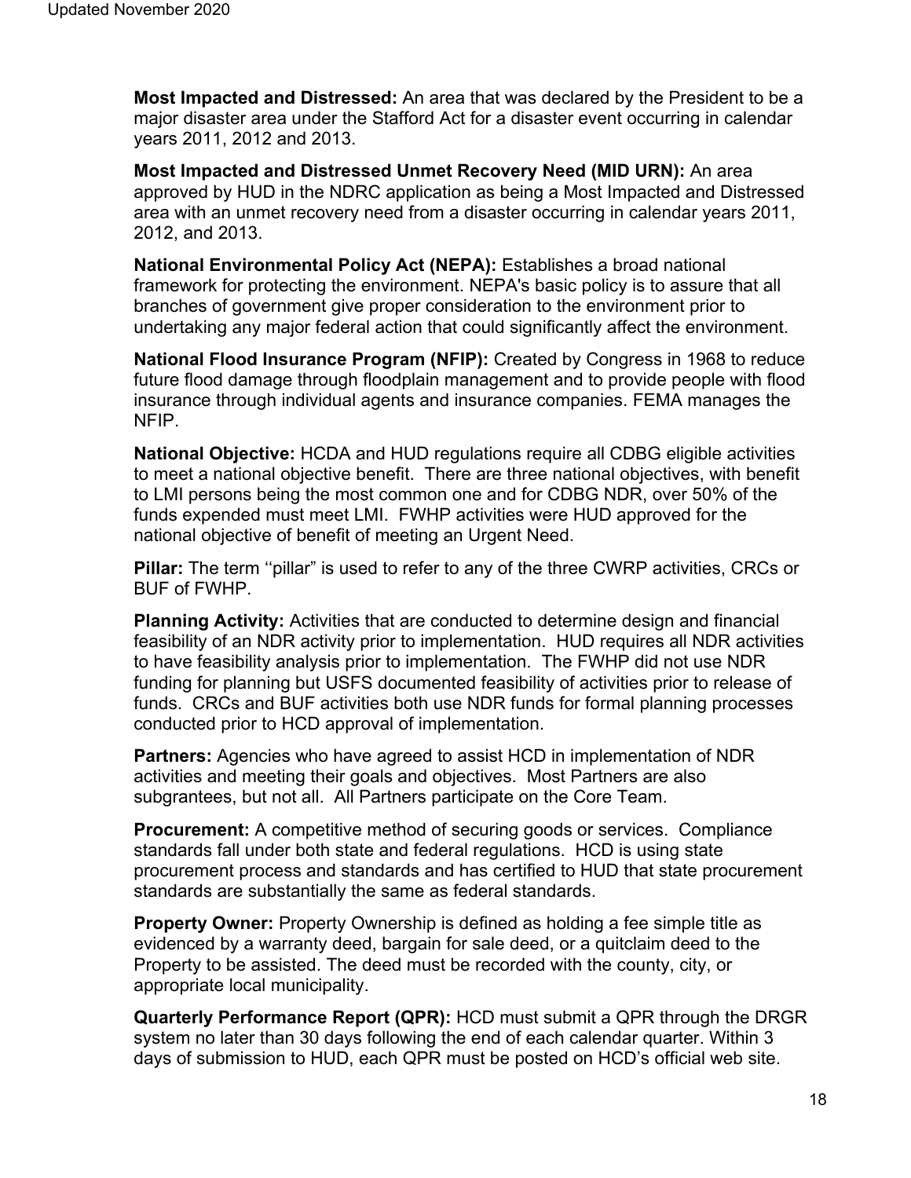**Most Impacted and Distressed:** An area that was declared by the President to be a major disaster area under the Stafford Act for a disaster event occurring in calendar years 2011, 2012 and 2013.

**Most Impacted and Distressed Unmet Recovery Need (MID URN):** An area approved by HUD in the NDRC application as being a Most Impacted and Distressed area with an unmet recovery need from a disaster occurring in calendar years 2011, 2012, and 2013.

**National Environmental Policy Act (NEPA):** Establishes a broad national framework for protecting the environment. NEPA's basic policy is to assure that all branches of government give proper consideration to the environment prior to undertaking any major federal action that could significantly affect the environment.

**National Flood Insurance Program (NFIP):** Created by Congress in 1968 to reduce future flood damage through floodplain management and to provide people with flood insurance through individual agents and insurance companies. FEMA manages the NFIP.

**National Objective:** HCDA and HUD regulations require all CDBG eligible activities to meet a national objective benefit. There are three national objectives, with benefit to LMI persons being the most common one and for CDBG NDR, over 50% of the funds expended must meet LMI. FWHP activities were HUD approved for the national objective of benefit of meeting an Urgent Need.

**Pillar:** The term ''pillar" is used to refer to any of the three CWRP activities, CRCs or BUF of FWHP.

**Planning Activity:** Activities that are conducted to determine design and financial feasibility of an NDR activity prior to implementation. HUD requires all NDR activities to have feasibility analysis prior to implementation. The FWHP did not use NDR funding for planning but USFS documented feasibility of activities prior to release of funds. CRCs and BUF activities both use NDR funds for formal planning processes conducted prior to HCD approval of implementation.

**Partners:** Agencies who have agreed to assist HCD in implementation of NDR activities and meeting their goals and objectives. Most Partners are also subgrantees, but not all. All Partners participate on the Core Team.

**Procurement:** A competitive method of securing goods or services. Compliance standards fall under both state and federal regulations. HCD is using state procurement process and standards and has certified to HUD that state procurement standards are substantially the same as federal standards.

**Property Owner:** Property Ownership is defined as holding a fee simple title as evidenced by a warranty deed, bargain for sale deed, or a quitclaim deed to the Property to be assisted. The deed must be recorded with the county, city, or appropriate local municipality.

**Quarterly Performance Report (QPR):** HCD must submit a QPR through the DRGR system no later than 30 days following the end of each calendar quarter. Within 3 days of submission to HUD, each QPR must be posted on HCD's official web site.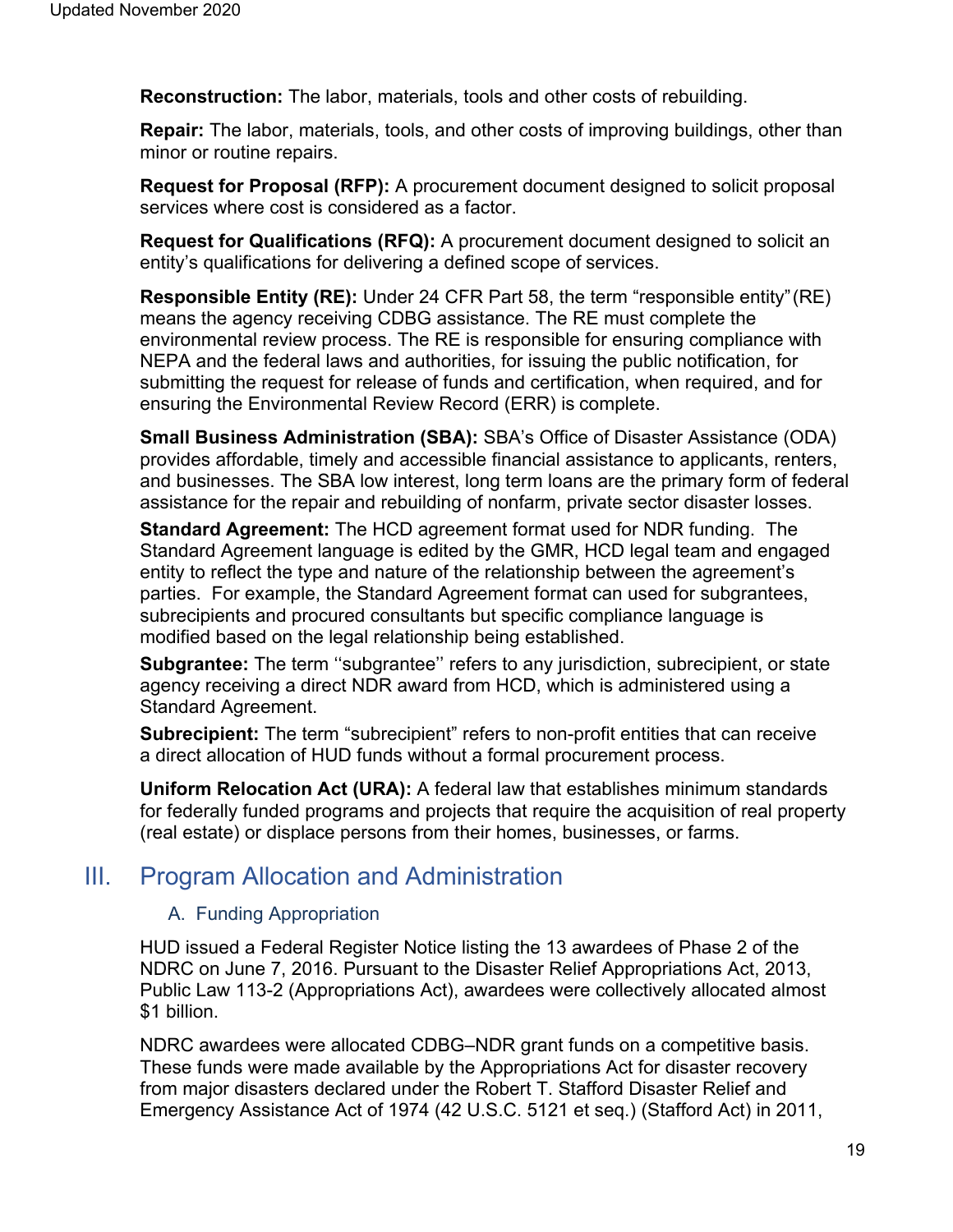**Reconstruction:** The labor, materials, tools and other costs of rebuilding.

**Repair:** The labor, materials, tools, and other costs of improving buildings, other than minor or routine repairs.

**Request for Proposal (RFP):** A procurement document designed to solicit proposal services where cost is considered as a factor.

**Request for Qualifications (RFQ):** A procurement document designed to solicit an entity's qualifications for delivering a defined scope of services.

**Responsible Entity (RE):** Under 24 CFR Part 58, the term "responsible entity" (RE) means the agency receiving CDBG assistance. The RE must complete the environmental review process. The RE is responsible for ensuring compliance with NEPA and the federal laws and authorities, for issuing the public notification, for submitting the request for release of funds and certification, when required, and for ensuring the Environmental Review Record (ERR) is complete.

**Small Business Administration (SBA):** SBA's Office of Disaster Assistance (ODA) provides affordable, timely and accessible financial assistance to applicants, renters, and businesses. The SBA low interest, long term loans are the primary form of federal assistance for the repair and rebuilding of nonfarm, private sector disaster losses.

**Standard Agreement:** The HCD agreement format used for NDR funding. The Standard Agreement language is edited by the GMR, HCD legal team and engaged entity to reflect the type and nature of the relationship between the agreement's parties. For example, the Standard Agreement format can used for subgrantees, subrecipients and procured consultants but specific compliance language is modified based on the legal relationship being established.

**Subgrantee:** The term ''subgrantee'' refers to any jurisdiction, subrecipient, or state agency receiving a direct NDR award from HCD, which is administered using a Standard Agreement.

**Subrecipient:** The term "subrecipient" refers to non-profit entities that can receive a direct allocation of HUD funds without a formal procurement process.

**Uniform Relocation Act (URA):** A federal law that establishes minimum standards for federally funded programs and projects that require the acquisition of real property (real estate) or displace persons from their homes, businesses, or farms.

# III. Program Allocation and Administration

## A. Funding Appropriation

HUD issued a Federal Register Notice listing the 13 awardees of Phase 2 of the NDRC on June 7, 2016. Pursuant to the Disaster Relief Appropriations Act, 2013, Public Law 113-2 (Appropriations Act), awardees were collectively allocated almost $1 billion.

NDRC awardees were allocated CDBG–NDR grant funds on a competitive basis. These funds were made available by the Appropriations Act for disaster recovery from major disasters declared under the Robert T. Stafford Disaster Relief and Emergency Assistance Act of 1974 (42 U.S.C. 5121 et seq.) (Stafford Act) in 2011,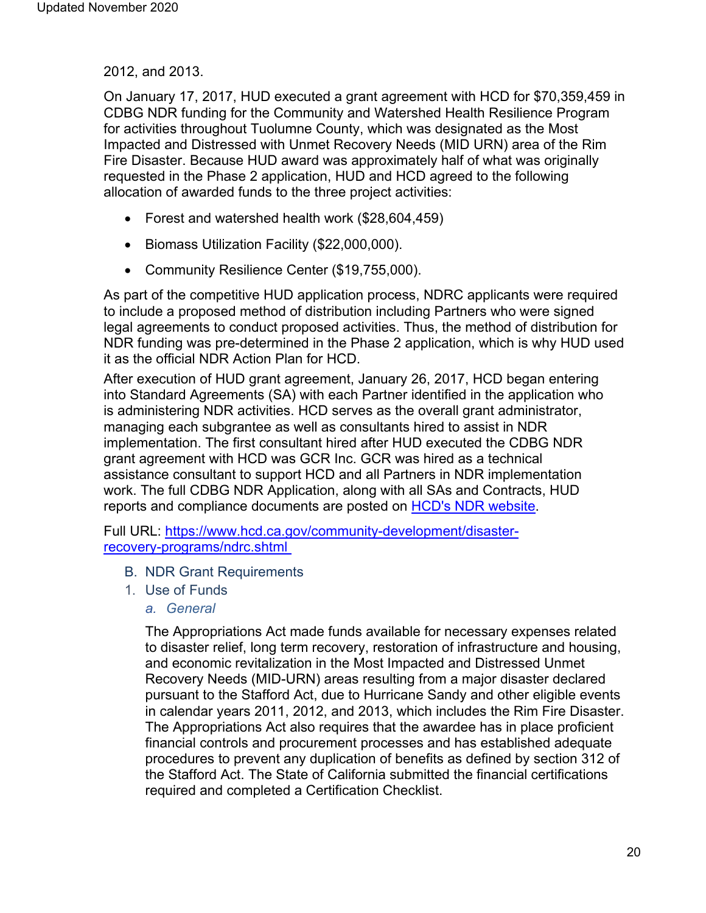2012, and 2013.

On January 17, 2017, HUD executed a grant agreement with HCD for $70,359,459 in CDBG NDR funding for the Community and Watershed Health Resilience Program for activities throughout Tuolumne County, which was designated as the Most Impacted and Distressed with Unmet Recovery Needs (MID URN) area of the Rim Fire Disaster. Because HUD award was approximately half of what was originally requested in the Phase 2 application, HUD and HCD agreed to the following allocation of awarded funds to the three project activities:

- Forest and watershed health work ($28,604,459)
- Biomass Utilization Facility ($22,000,000).
- Community Resilience Center ($19,755,000).

As part of the competitive HUD application process, NDRC applicants were required to include a proposed method of distribution including Partners who were signed legal agreements to conduct proposed activities. Thus, the method of distribution for NDR funding was pre-determined in the Phase 2 application, which is why HUD used it as the official NDR Action Plan for HCD.

After execution of HUD grant agreement, January 26, 2017, HCD began entering into Standard Agreements (SA) with each Partner identified in the application who is administering NDR activities. HCD serves as the overall grant administrator, managing each subgrantee as well as consultants hired to assist in NDR implementation. The first consultant hired after HUD executed the CDBG NDR grant agreement with HCD was GCR Inc. GCR was hired as a technical assistance consultant to support HCD and all Partners in NDR implementation work. The full CDBG NDR Application, along with all SAs and Contracts, HUD reports and compliance documents are posted on [HCD's NDR website](https://www.hcd.ca.gov/community-development/disaster-recovery-programs/ndrc.shtml).

Full URL: [https://www.hcd.ca.gov/community-development/disaster-recovery-programs/ndrc.shtml](https://www.hcd.ca.gov/community-development/disaster-recovery-programs/ndrc.shtml)

## B. NDR Grant Requirements

### 1. Use of Funds

#### *a. General*

The Appropriations Act made funds available for necessary expenses related to disaster relief, long term recovery, restoration of infrastructure and housing, and economic revitalization in the Most Impacted and Distressed Unmet Recovery Needs (MID-URN) areas resulting from a major disaster declared pursuant to the Stafford Act, due to Hurricane Sandy and other eligible events in calendar years 2011, 2012, and 2013, which includes the Rim Fire Disaster. The Appropriations Act also requires that the awardee has in place proficient financial controls and procurement processes and has established adequate procedures to prevent any duplication of benefits as defined by section 312 of the Stafford Act. The State of California submitted the financial certifications required and completed a Certification Checklist.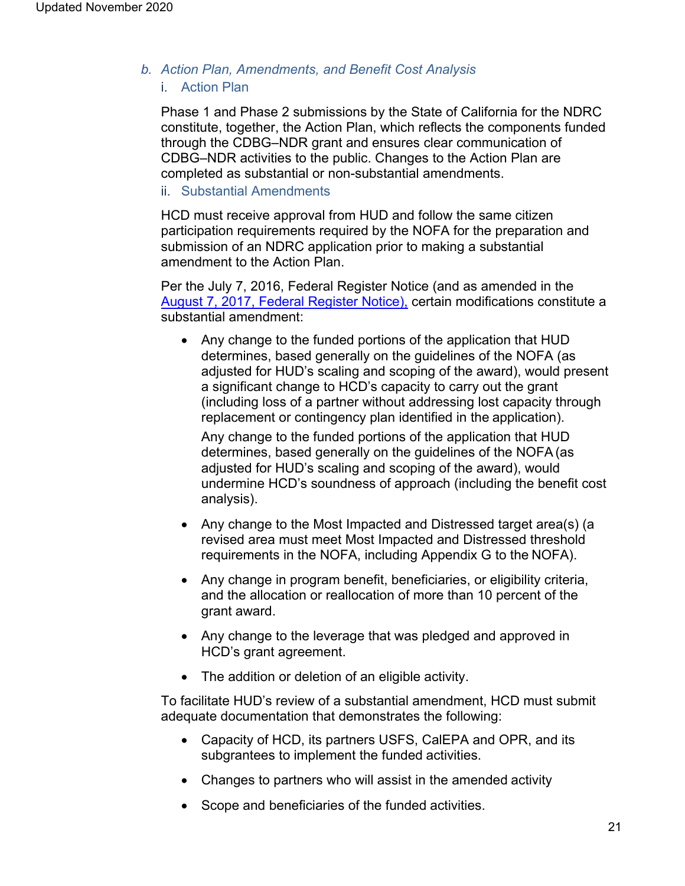### b. *Action Plan, Amendments, and Benefit Cost Analysis*

#### i. Action Plan

Phase 1 and Phase 2 submissions by the State of California for the NDRC constitute, together, the Action Plan, which reflects the components funded through the CDBG–NDR grant and ensures clear communication of CDBG–NDR activities to the public. Changes to the Action Plan are completed as substantial or non-substantial amendments.

#### ii. Substantial Amendments

HCD must receive approval from HUD and follow the same citizen participation requirements required by the NOFA for the preparation and submission of an NDRC application prior to making a substantial amendment to the Action Plan.

Per the July 7, 2016, Federal Register Notice (and as amended in the [August 7, 2017, Federal Register Notice),](#) certain modifications constitute a substantial amendment:

- Any change to the funded portions of the application that HUD determines, based generally on the guidelines of the NOFA (as adjusted for HUD's scaling and scoping of the award), would present a significant change to HCD's capacity to carry out the grant (including loss of a partner without addressing lost capacity through replacement or contingency plan identified in the application).

  Any change to the funded portions of the application that HUD determines, based generally on the guidelines of the NOFA (as adjusted for HUD's scaling and scoping of the award), would undermine HCD's soundness of approach (including the benefit cost analysis).
- Any change to the Most Impacted and Distressed target area(s) (a revised area must meet Most Impacted and Distressed threshold requirements in the NOFA, including Appendix G to the NOFA).
- Any change in program benefit, beneficiaries, or eligibility criteria, and the allocation or reallocation of more than 10 percent of the grant award.
- Any change to the leverage that was pledged and approved in HCD's grant agreement.
- The addition or deletion of an eligible activity.

To facilitate HUD's review of a substantial amendment, HCD must submit adequate documentation that demonstrates the following:

- Capacity of HCD, its partners USFS, CalEPA and OPR, and its subgrantees to implement the funded activities.
- Changes to partners who will assist in the amended activity
- Scope and beneficiaries of the funded activities.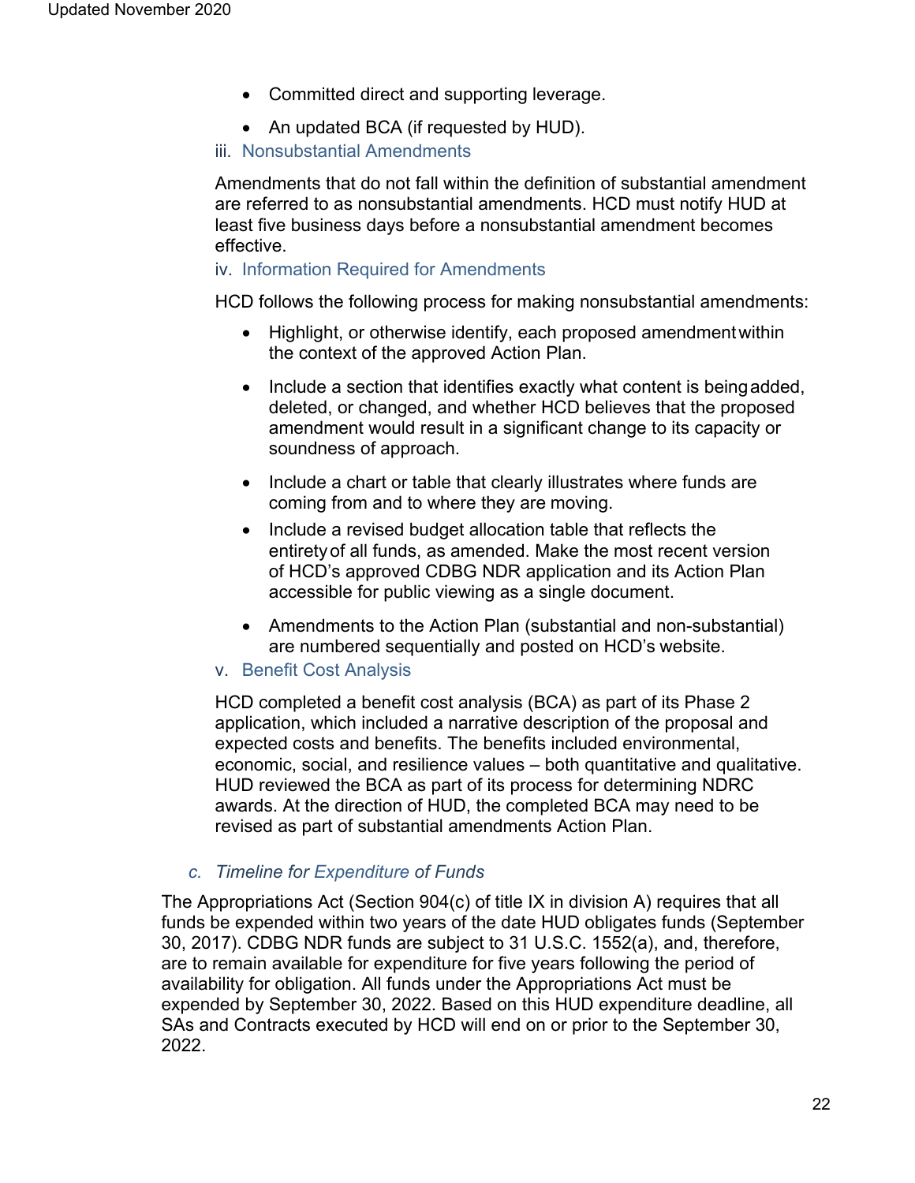- Committed direct and supporting leverage.
- An updated BCA (if requested by HUD).

#### iii. Nonsubstantial Amendments

Amendments that do not fall within the definition of substantial amendment are referred to as nonsubstantial amendments. HCD must notify HUD at least five business days before a nonsubstantial amendment becomes effective.

#### iv. Information Required for Amendments

HCD follows the following process for making nonsubstantial amendments:

- Highlight, or otherwise identify, each proposed amendment within the context of the approved Action Plan.
- Include a section that identifies exactly what content is being added, deleted, or changed, and whether HCD believes that the proposed amendment would result in a significant change to its capacity or soundness of approach.
- Include a chart or table that clearly illustrates where funds are coming from and to where they are moving.
- Include a revised budget allocation table that reflects the entirety of all funds, as amended. Make the most recent version of HCD's approved CDBG NDR application and its Action Plan accessible for public viewing as a single document.
- Amendments to the Action Plan (substantial and non-substantial) are numbered sequentially and posted on HCD's website.

#### v. Benefit Cost Analysis

HCD completed a benefit cost analysis (BCA) as part of its Phase 2 application, which included a narrative description of the proposal and expected costs and benefits. The benefits included environmental, economic, social, and resilience values – both quantitative and qualitative. HUD reviewed the BCA as part of its process for determining NDRC awards. At the direction of HUD, the completed BCA may need to be revised as part of substantial amendments Action Plan.

### *c. Timeline for Expenditure of Funds*

The Appropriations Act (Section 904(c) of title IX in division A) requires that all funds be expended within two years of the date HUD obligates funds (September 30, 2017). CDBG NDR funds are subject to 31 U.S.C. 1552(a), and, therefore, are to remain available for expenditure for five years following the period of availability for obligation. All funds under the Appropriations Act must be expended by September 30, 2022. Based on this HUD expenditure deadline, all SAs and Contracts executed by HCD will end on or prior to the September 30, 2022.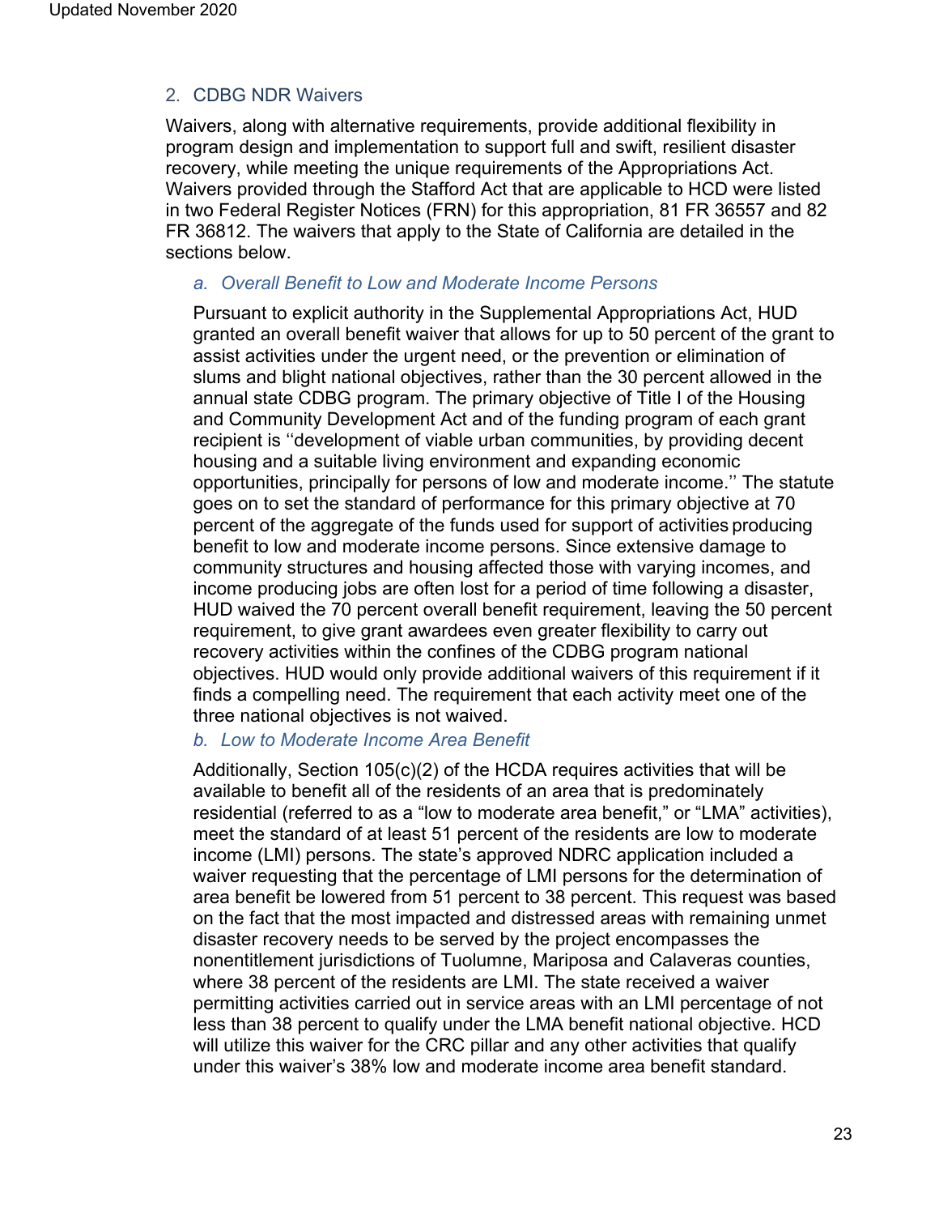### 2. CDBG NDR Waivers

Waivers, along with alternative requirements, provide additional flexibility in program design and implementation to support full and swift, resilient disaster recovery, while meeting the unique requirements of the Appropriations Act. Waivers provided through the Stafford Act that are applicable to HCD were listed in two Federal Register Notices (FRN) for this appropriation, 81 FR 36557 and 82 FR 36812. The waivers that apply to the State of California are detailed in the sections below.

#### *a. Overall Benefit to Low and Moderate Income Persons*

Pursuant to explicit authority in the Supplemental Appropriations Act, HUD granted an overall benefit waiver that allows for up to 50 percent of the grant to assist activities under the urgent need, or the prevention or elimination of slums and blight national objectives, rather than the 30 percent allowed in the annual state CDBG program. The primary objective of Title I of the Housing and Community Development Act and of the funding program of each grant recipient is ''development of viable urban communities, by providing decent housing and a suitable living environment and expanding economic opportunities, principally for persons of low and moderate income.'' The statute goes on to set the standard of performance for this primary objective at 70 percent of the aggregate of the funds used for support of activities producing benefit to low and moderate income persons. Since extensive damage to community structures and housing affected those with varying incomes, and income producing jobs are often lost for a period of time following a disaster, HUD waived the 70 percent overall benefit requirement, leaving the 50 percent requirement, to give grant awardees even greater flexibility to carry out recovery activities within the confines of the CDBG program national objectives. HUD would only provide additional waivers of this requirement if it finds a compelling need. The requirement that each activity meet one of the three national objectives is not waived.

#### *b. Low to Moderate Income Area Benefit*

Additionally, Section 105(c)(2) of the HCDA requires activities that will be available to benefit all of the residents of an area that is predominately residential (referred to as a "low to moderate area benefit," or "LMA" activities), meet the standard of at least 51 percent of the residents are low to moderate income (LMI) persons. The state's approved NDRC application included a waiver requesting that the percentage of LMI persons for the determination of area benefit be lowered from 51 percent to 38 percent. This request was based on the fact that the most impacted and distressed areas with remaining unmet disaster recovery needs to be served by the project encompasses the nonentitlement jurisdictions of Tuolumne, Mariposa and Calaveras counties, where 38 percent of the residents are LMI. The state received a waiver permitting activities carried out in service areas with an LMI percentage of not less than 38 percent to qualify under the LMA benefit national objective. HCD will utilize this waiver for the CRC pillar and any other activities that qualify under this waiver's 38% low and moderate income area benefit standard.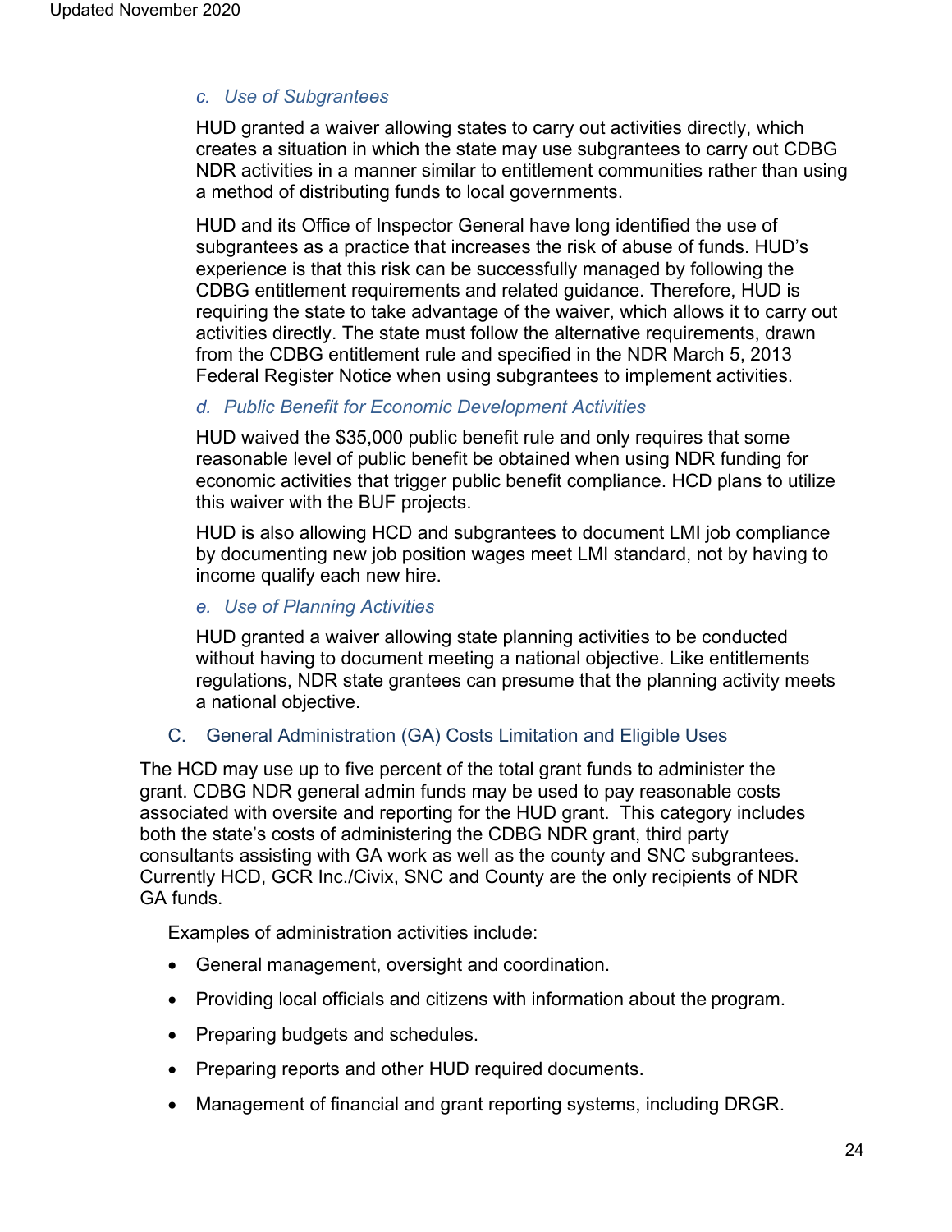#### c. Use of Subgrantees

HUD granted a waiver allowing states to carry out activities directly, which creates a situation in which the state may use subgrantees to carry out CDBG NDR activities in a manner similar to entitlement communities rather than using a method of distributing funds to local governments.

HUD and its Office of Inspector General have long identified the use of subgrantees as a practice that increases the risk of abuse of funds. HUD's experience is that this risk can be successfully managed by following the CDBG entitlement requirements and related guidance. Therefore, HUD is requiring the state to take advantage of the waiver, which allows it to carry out activities directly. The state must follow the alternative requirements, drawn from the CDBG entitlement rule and specified in the NDR March 5, 2013 Federal Register Notice when using subgrantees to implement activities.

#### d. Public Benefit for Economic Development Activities

HUD waived the $35,000 public benefit rule and only requires that some reasonable level of public benefit be obtained when using NDR funding for economic activities that trigger public benefit compliance. HCD plans to utilize this waiver with the BUF projects.

HUD is also allowing HCD and subgrantees to document LMI job compliance by documenting new job position wages meet LMI standard, not by having to income qualify each new hire.

#### e. Use of Planning Activities

HUD granted a waiver allowing state planning activities to be conducted without having to document meeting a national objective. Like entitlements regulations, NDR state grantees can presume that the planning activity meets a national objective.

### C. General Administration (GA) Costs Limitation and Eligible Uses

The HCD may use up to five percent of the total grant funds to administer the grant. CDBG NDR general admin funds may be used to pay reasonable costs associated with oversite and reporting for the HUD grant. This category includes both the state's costs of administering the CDBG NDR grant, third party consultants assisting with GA work as well as the county and SNC subgrantees. Currently HCD, GCR Inc./Civix, SNC and County are the only recipients of NDR GA funds.

Examples of administration activities include:

- General management, oversight and coordination.
- Providing local officials and citizens with information about the program.
- Preparing budgets and schedules.
- Preparing reports and other HUD required documents.
- Management of financial and grant reporting systems, including DRGR.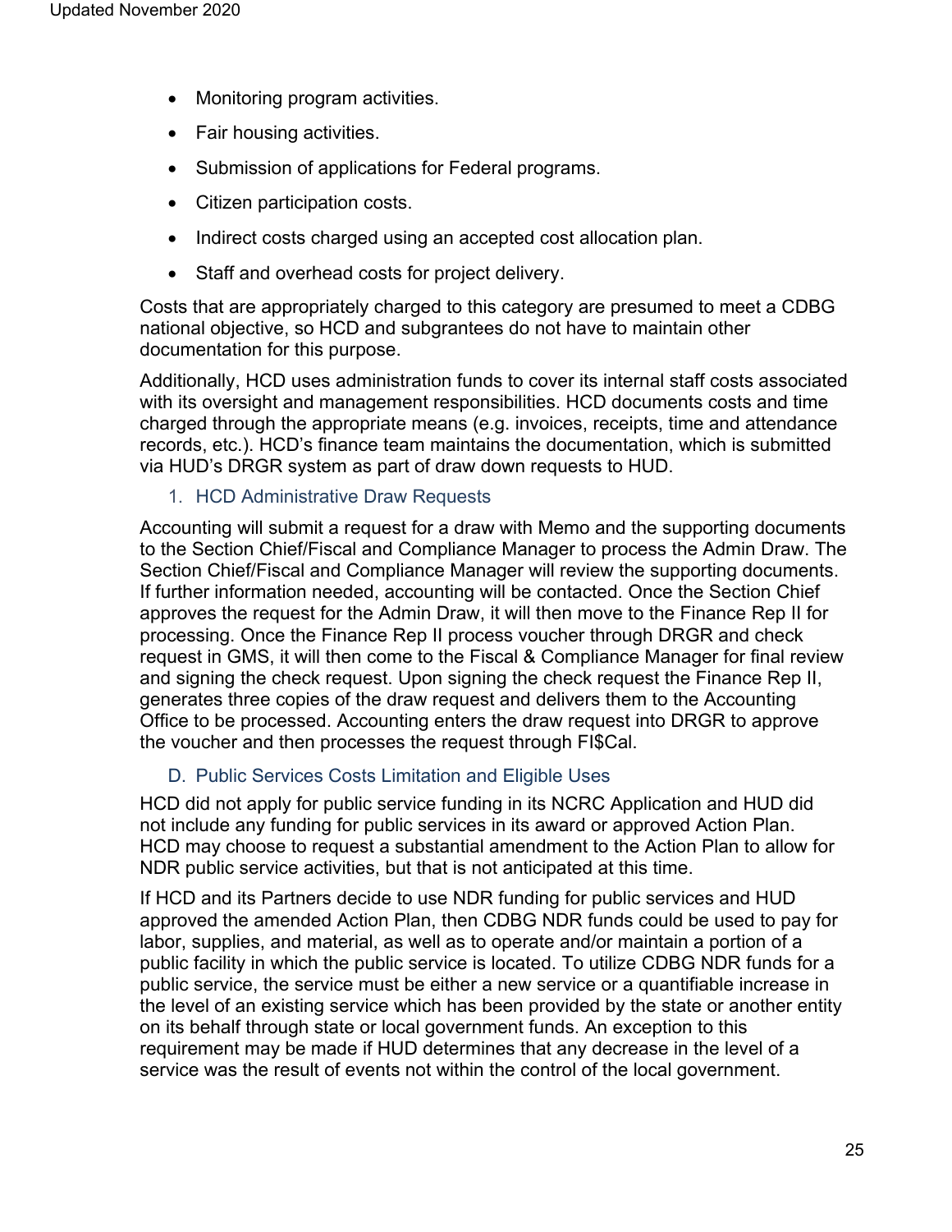- Monitoring program activities.
- Fair housing activities.
- Submission of applications for Federal programs.
- Citizen participation costs.
- Indirect costs charged using an accepted cost allocation plan.
- Staff and overhead costs for project delivery.

Costs that are appropriately charged to this category are presumed to meet a CDBG national objective, so HCD and subgrantees do not have to maintain other documentation for this purpose.

Additionally, HCD uses administration funds to cover its internal staff costs associated with its oversight and management responsibilities. HCD documents costs and time charged through the appropriate means (e.g. invoices, receipts, time and attendance records, etc.). HCD's finance team maintains the documentation, which is submitted via HUD's DRGR system as part of draw down requests to HUD.

#### 1. HCD Administrative Draw Requests

Accounting will submit a request for a draw with Memo and the supporting documents to the Section Chief/Fiscal and Compliance Manager to process the Admin Draw. The Section Chief/Fiscal and Compliance Manager will review the supporting documents. If further information needed, accounting will be contacted. Once the Section Chief approves the request for the Admin Draw, it will then move to the Finance Rep II for processing. Once the Finance Rep II process voucher through DRGR and check request in GMS, it will then come to the Fiscal & Compliance Manager for final review and signing the check request. Upon signing the check request the Finance Rep II, generates three copies of the draw request and delivers them to the Accounting Office to be processed. Accounting enters the draw request into DRGR to approve the voucher and then processes the request through FI$Cal.

### D. Public Services Costs Limitation and Eligible Uses

HCD did not apply for public service funding in its NCRC Application and HUD did not include any funding for public services in its award or approved Action Plan. HCD may choose to request a substantial amendment to the Action Plan to allow for NDR public service activities, but that is not anticipated at this time.

If HCD and its Partners decide to use NDR funding for public services and HUD approved the amended Action Plan, then CDBG NDR funds could be used to pay for labor, supplies, and material, as well as to operate and/or maintain a portion of a public facility in which the public service is located. To utilize CDBG NDR funds for a public service, the service must be either a new service or a quantifiable increase in the level of an existing service which has been provided by the state or another entity on its behalf through state or local government funds. An exception to this requirement may be made if HUD determines that any decrease in the level of a service was the result of events not within the control of the local government.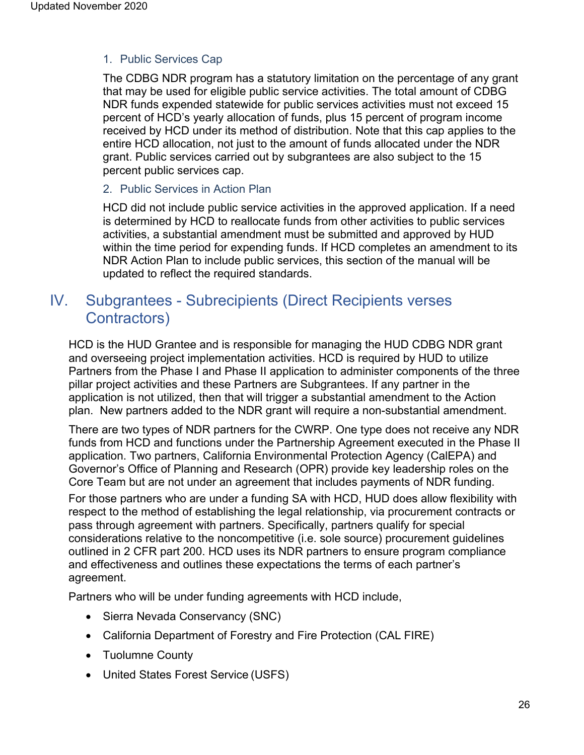### 1. Public Services Cap

The CDBG NDR program has a statutory limitation on the percentage of any grant that may be used for eligible public service activities. The total amount of CDBG NDR funds expended statewide for public services activities must not exceed 15 percent of HCD's yearly allocation of funds, plus 15 percent of program income received by HCD under its method of distribution. Note that this cap applies to the entire HCD allocation, not just to the amount of funds allocated under the NDR grant. Public services carried out by subgrantees are also subject to the 15 percent public services cap.

### 2. Public Services in Action Plan

HCD did not include public service activities in the approved application. If a need is determined by HCD to reallocate funds from other activities to public services activities, a substantial amendment must be submitted and approved by HUD within the time period for expending funds. If HCD completes an amendment to its NDR Action Plan to include public services, this section of the manual will be updated to reflect the required standards.

## IV. Subgrantees - Subrecipients (Direct Recipients verses Contractors)

HCD is the HUD Grantee and is responsible for managing the HUD CDBG NDR grant and overseeing project implementation activities. HCD is required by HUD to utilize Partners from the Phase I and Phase II application to administer components of the three pillar project activities and these Partners are Subgrantees. If any partner in the application is not utilized, then that will trigger a substantial amendment to the Action plan. New partners added to the NDR grant will require a non-substantial amendment.

There are two types of NDR partners for the CWRP. One type does not receive any NDR funds from HCD and functions under the Partnership Agreement executed in the Phase II application. Two partners, California Environmental Protection Agency (CalEPA) and Governor's Office of Planning and Research (OPR) provide key leadership roles on the Core Team but are not under an agreement that includes payments of NDR funding.

For those partners who are under a funding SA with HCD, HUD does allow flexibility with respect to the method of establishing the legal relationship, via procurement contracts or pass through agreement with partners. Specifically, partners qualify for special considerations relative to the noncompetitive (i.e. sole source) procurement guidelines outlined in 2 CFR part 200. HCD uses its NDR partners to ensure program compliance and effectiveness and outlines these expectations the terms of each partner's agreement.

Partners who will be under funding agreements with HCD include,

- Sierra Nevada Conservancy (SNC)
- California Department of Forestry and Fire Protection (CAL FIRE)
- Tuolumne County
- United States Forest Service (USFS)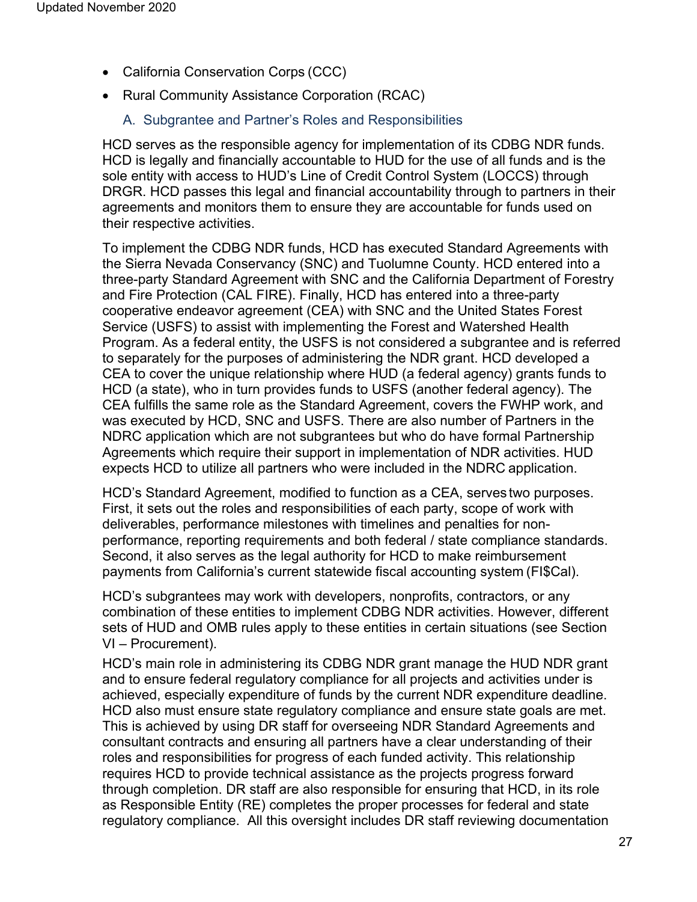- California Conservation Corps (CCC)
- Rural Community Assistance Corporation (RCAC)

### A. Subgrantee and Partner's Roles and Responsibilities

HCD serves as the responsible agency for implementation of its CDBG NDR funds. HCD is legally and financially accountable to HUD for the use of all funds and is the sole entity with access to HUD's Line of Credit Control System (LOCCS) through DRGR. HCD passes this legal and financial accountability through to partners in their agreements and monitors them to ensure they are accountable for funds used on their respective activities.

To implement the CDBG NDR funds, HCD has executed Standard Agreements with the Sierra Nevada Conservancy (SNC) and Tuolumne County. HCD entered into a three-party Standard Agreement with SNC and the California Department of Forestry and Fire Protection (CAL FIRE). Finally, HCD has entered into a three-party cooperative endeavor agreement (CEA) with SNC and the United States Forest Service (USFS) to assist with implementing the Forest and Watershed Health Program. As a federal entity, the USFS is not considered a subgrantee and is referred to separately for the purposes of administering the NDR grant. HCD developed a CEA to cover the unique relationship where HUD (a federal agency) grants funds to HCD (a state), who in turn provides funds to USFS (another federal agency). The CEA fulfills the same role as the Standard Agreement, covers the FWHP work, and was executed by HCD, SNC and USFS. There are also number of Partners in the NDRC application which are not subgrantees but who do have formal Partnership Agreements which require their support in implementation of NDR activities. HUD expects HCD to utilize all partners who were included in the NDRC application.

HCD's Standard Agreement, modified to function as a CEA, serves two purposes. First, it sets out the roles and responsibilities of each party, scope of work with deliverables, performance milestones with timelines and penalties for non-performance, reporting requirements and both federal / state compliance standards. Second, it also serves as the legal authority for HCD to make reimbursement payments from California's current statewide fiscal accounting system (FI$Cal).

HCD's subgrantees may work with developers, nonprofits, contractors, or any combination of these entities to implement CDBG NDR activities. However, different sets of HUD and OMB rules apply to these entities in certain situations (see Section VI – Procurement).

HCD's main role in administering its CDBG NDR grant manage the HUD NDR grant and to ensure federal regulatory compliance for all projects and activities under is achieved, especially expenditure of funds by the current NDR expenditure deadline. HCD also must ensure state regulatory compliance and ensure state goals are met. This is achieved by using DR staff for overseeing NDR Standard Agreements and consultant contracts and ensuring all partners have a clear understanding of their roles and responsibilities for progress of each funded activity. This relationship requires HCD to provide technical assistance as the projects progress forward through completion. DR staff are also responsible for ensuring that HCD, in its role as Responsible Entity (RE) completes the proper processes for federal and state regulatory compliance. All this oversight includes DR staff reviewing documentation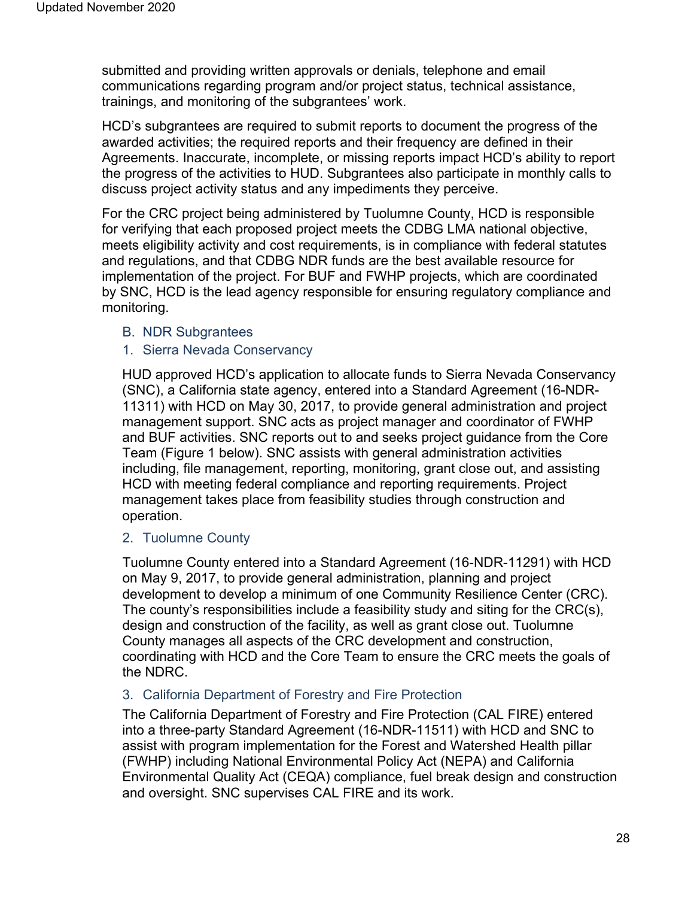submitted and providing written approvals or denials, telephone and email communications regarding program and/or project status, technical assistance, trainings, and monitoring of the subgrantees' work.

HCD's subgrantees are required to submit reports to document the progress of the awarded activities; the required reports and their frequency are defined in their Agreements. Inaccurate, incomplete, or missing reports impact HCD's ability to report the progress of the activities to HUD. Subgrantees also participate in monthly calls to discuss project activity status and any impediments they perceive.

For the CRC project being administered by Tuolumne County, HCD is responsible for verifying that each proposed project meets the CDBG LMA national objective, meets eligibility activity and cost requirements, is in compliance with federal statutes and regulations, and that CDBG NDR funds are the best available resource for implementation of the project. For BUF and FWHP projects, which are coordinated by SNC, HCD is the lead agency responsible for ensuring regulatory compliance and monitoring.

### B. NDR Subgrantees

#### 1. Sierra Nevada Conservancy

HUD approved HCD's application to allocate funds to Sierra Nevada Conservancy (SNC), a California state agency, entered into a Standard Agreement (16-NDR-11311) with HCD on May 30, 2017, to provide general administration and project management support. SNC acts as project manager and coordinator of FWHP and BUF activities. SNC reports out to and seeks project guidance from the Core Team (Figure 1 below). SNC assists with general administration activities including, file management, reporting, monitoring, grant close out, and assisting HCD with meeting federal compliance and reporting requirements. Project management takes place from feasibility studies through construction and operation.

#### 2. Tuolumne County

Tuolumne County entered into a Standard Agreement (16-NDR-11291) with HCD on May 9, 2017, to provide general administration, planning and project development to develop a minimum of one Community Resilience Center (CRC). The county's responsibilities include a feasibility study and siting for the CRC(s), design and construction of the facility, as well as grant close out. Tuolumne County manages all aspects of the CRC development and construction, coordinating with HCD and the Core Team to ensure the CRC meets the goals of the NDRC.

#### 3. California Department of Forestry and Fire Protection

The California Department of Forestry and Fire Protection (CAL FIRE) entered into a three-party Standard Agreement (16-NDR-11511) with HCD and SNC to assist with program implementation for the Forest and Watershed Health pillar (FWHP) including National Environmental Policy Act (NEPA) and California Environmental Quality Act (CEQA) compliance, fuel break design and construction and oversight. SNC supervises CAL FIRE and its work.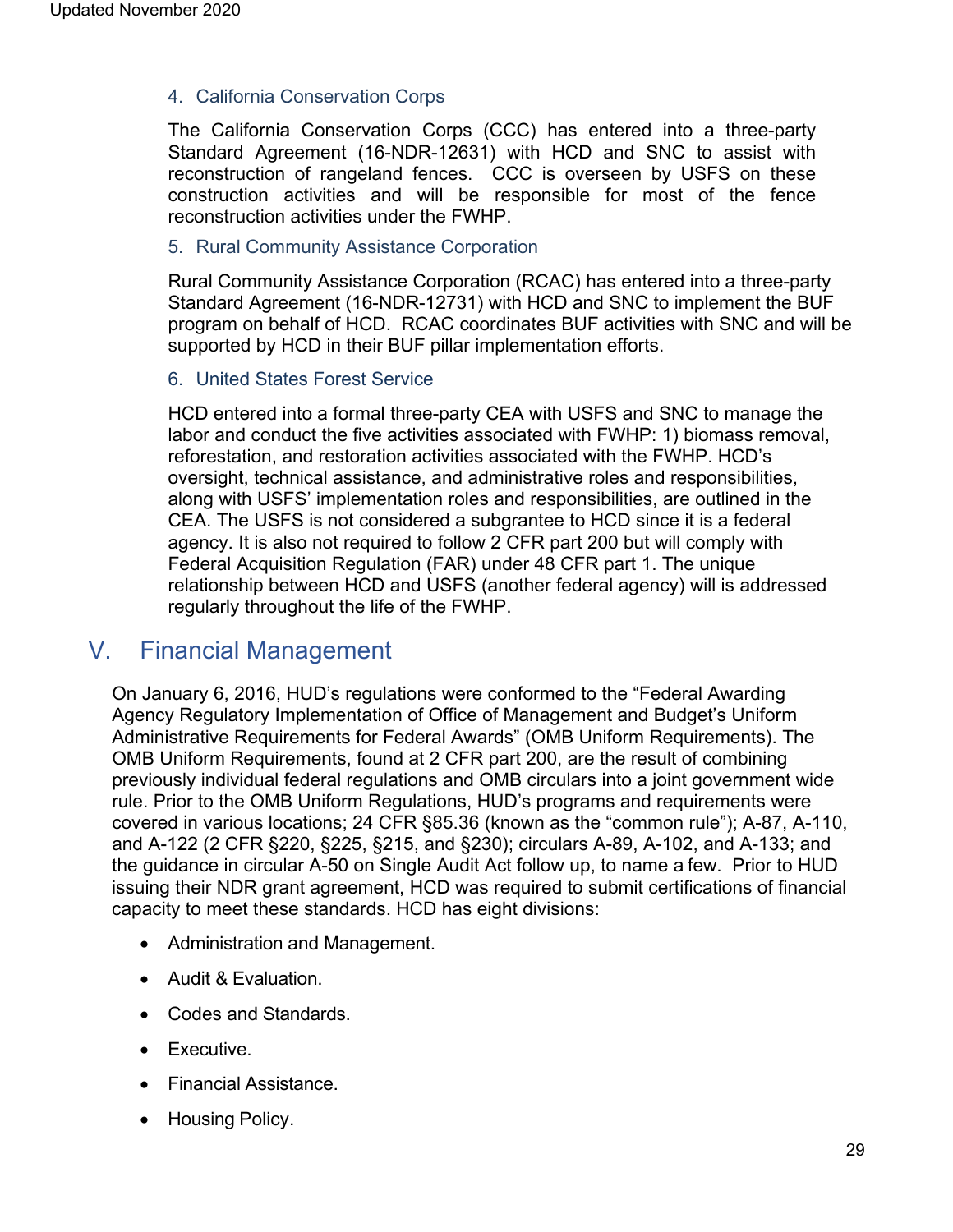### 4. California Conservation Corps

The California Conservation Corps (CCC) has entered into a three-party Standard Agreement (16-NDR-12631) with HCD and SNC to assist with reconstruction of rangeland fences. CCC is overseen by USFS on these construction activities and will be responsible for most of the fence reconstruction activities under the FWHP.

### 5. Rural Community Assistance Corporation

Rural Community Assistance Corporation (RCAC) has entered into a three-party Standard Agreement (16-NDR-12731) with HCD and SNC to implement the BUF program on behalf of HCD. RCAC coordinates BUF activities with SNC and will be supported by HCD in their BUF pillar implementation efforts.

### 6. United States Forest Service

HCD entered into a formal three-party CEA with USFS and SNC to manage the labor and conduct the five activities associated with FWHP: 1) biomass removal, reforestation, and restoration activities associated with the FWHP. HCD's oversight, technical assistance, and administrative roles and responsibilities, along with USFS' implementation roles and responsibilities, are outlined in the CEA. The USFS is not considered a subgrantee to HCD since it is a federal agency. It is also not required to follow 2 CFR part 200 but will comply with Federal Acquisition Regulation (FAR) under 48 CFR part 1. The unique relationship between HCD and USFS (another federal agency) will is addressed regularly throughout the life of the FWHP.

## V. Financial Management

On January 6, 2016, HUD's regulations were conformed to the "Federal Awarding Agency Regulatory Implementation of Office of Management and Budget's Uniform Administrative Requirements for Federal Awards" (OMB Uniform Requirements). The OMB Uniform Requirements, found at 2 CFR part 200, are the result of combining previously individual federal regulations and OMB circulars into a joint government wide rule. Prior to the OMB Uniform Regulations, HUD's programs and requirements were covered in various locations; 24 CFR §85.36 (known as the "common rule"); A-87, A-110, and A-122 (2 CFR §220, §225, §215, and §230); circulars A-89, A-102, and A-133; and the guidance in circular A-50 on Single Audit Act follow up, to name a few. Prior to HUD issuing their NDR grant agreement, HCD was required to submit certifications of financial capacity to meet these standards. HCD has eight divisions:

- Administration and Management.
- Audit & Evaluation.
- Codes and Standards.
- Executive.
- Financial Assistance.
- Housing Policy.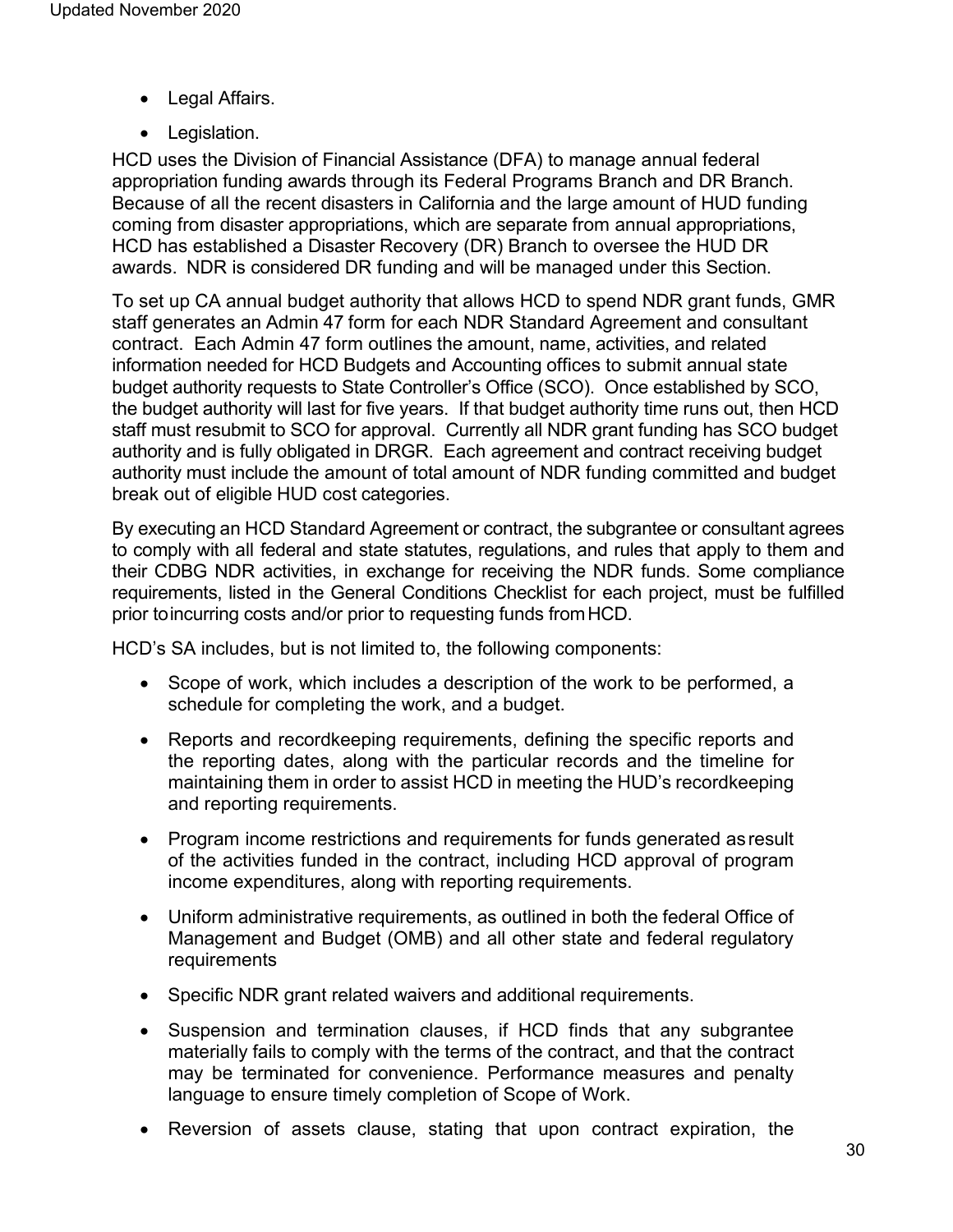- Legal Affairs.
- Legislation.

HCD uses the Division of Financial Assistance (DFA) to manage annual federal appropriation funding awards through its Federal Programs Branch and DR Branch. Because of all the recent disasters in California and the large amount of HUD funding coming from disaster appropriations, which are separate from annual appropriations, HCD has established a Disaster Recovery (DR) Branch to oversee the HUD DR awards. NDR is considered DR funding and will be managed under this Section.

To set up CA annual budget authority that allows HCD to spend NDR grant funds, GMR staff generates an Admin 47 form for each NDR Standard Agreement and consultant contract. Each Admin 47 form outlines the amount, name, activities, and related information needed for HCD Budgets and Accounting offices to submit annual state budget authority requests to State Controller's Office (SCO). Once established by SCO, the budget authority will last for five years. If that budget authority time runs out, then HCD staff must resubmit to SCO for approval. Currently all NDR grant funding has SCO budget authority and is fully obligated in DRGR. Each agreement and contract receiving budget authority must include the amount of total amount of NDR funding committed and budget break out of eligible HUD cost categories.

By executing an HCD Standard Agreement or contract, the subgrantee or consultant agrees to comply with all federal and state statutes, regulations, and rules that apply to them and their CDBG NDR activities, in exchange for receiving the NDR funds. Some compliance requirements, listed in the General Conditions Checklist for each project, must be fulfilled prior to incurring costs and/or prior to requesting funds from HCD.

HCD's SA includes, but is not limited to, the following components:

- Scope of work, which includes a description of the work to be performed, a schedule for completing the work, and a budget.
- Reports and recordkeeping requirements, defining the specific reports and the reporting dates, along with the particular records and the timeline for maintaining them in order to assist HCD in meeting the HUD's recordkeeping and reporting requirements.
- Program income restrictions and requirements for funds generated as result of the activities funded in the contract, including HCD approval of program income expenditures, along with reporting requirements.
- Uniform administrative requirements, as outlined in both the federal Office of Management and Budget (OMB) and all other state and federal regulatory requirements
- Specific NDR grant related waivers and additional requirements.
- Suspension and termination clauses, if HCD finds that any subgrantee materially fails to comply with the terms of the contract, and that the contract may be terminated for convenience. Performance measures and penalty language to ensure timely completion of Scope of Work.
- Reversion of assets clause, stating that upon contract expiration, the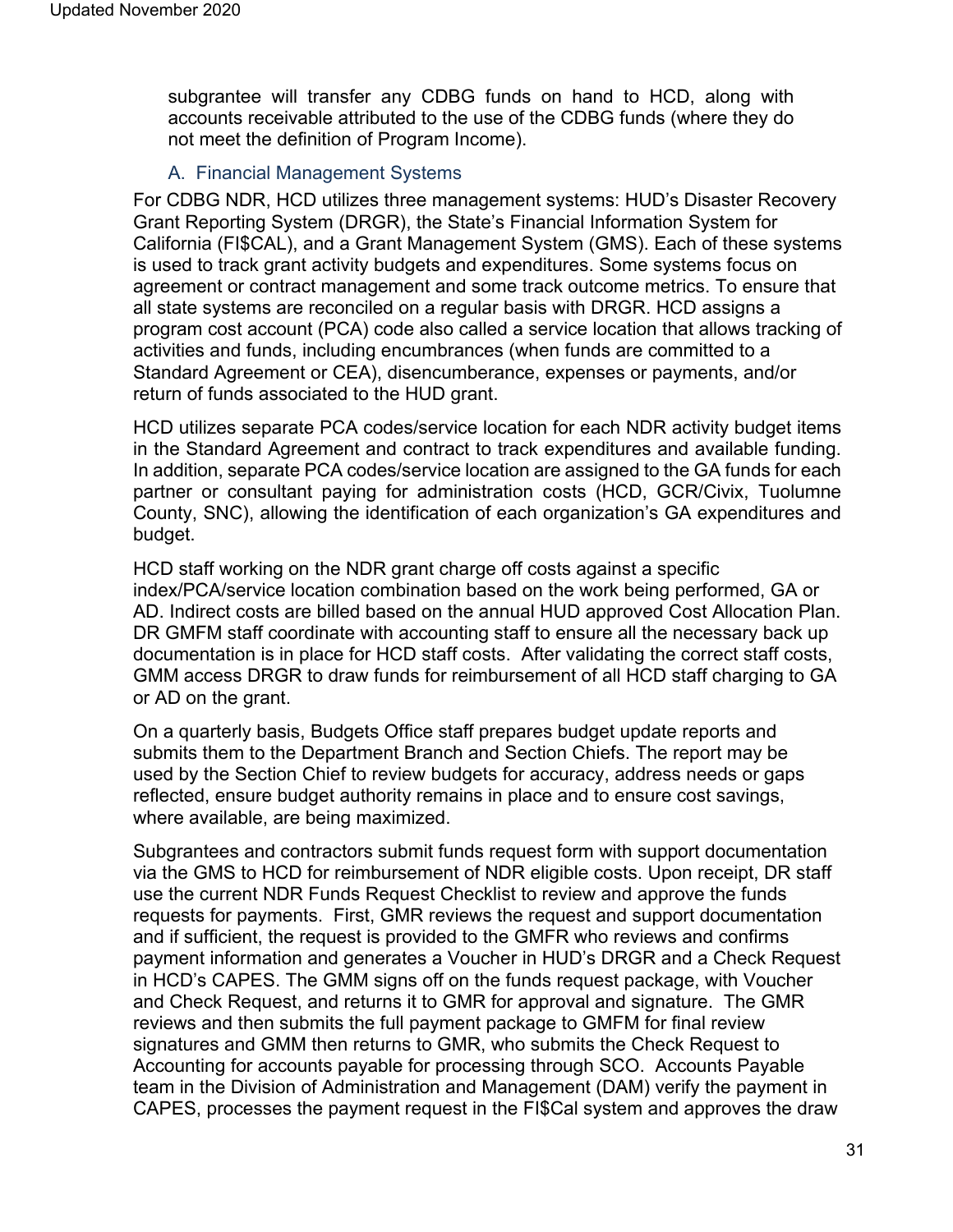subgrantee will transfer any CDBG funds on hand to HCD, along with accounts receivable attributed to the use of the CDBG funds (where they do not meet the definition of Program Income).

### A. Financial Management Systems

For CDBG NDR, HCD utilizes three management systems: HUD's Disaster Recovery Grant Reporting System (DRGR), the State's Financial Information System for California (FI$CAL), and a Grant Management System (GMS). Each of these systems is used to track grant activity budgets and expenditures. Some systems focus on agreement or contract management and some track outcome metrics. To ensure that all state systems are reconciled on a regular basis with DRGR. HCD assigns a program cost account (PCA) code also called a service location that allows tracking of activities and funds, including encumbrances (when funds are committed to a Standard Agreement or CEA), disencumberance, expenses or payments, and/or return of funds associated to the HUD grant.

HCD utilizes separate PCA codes/service location for each NDR activity budget items in the Standard Agreement and contract to track expenditures and available funding. In addition, separate PCA codes/service location are assigned to the GA funds for each partner or consultant paying for administration costs (HCD, GCR/Civix, Tuolumne County, SNC), allowing the identification of each organization's GA expenditures and budget.

HCD staff working on the NDR grant charge off costs against a specific index/PCA/service location combination based on the work being performed, GA or AD. Indirect costs are billed based on the annual HUD approved Cost Allocation Plan. DR GMFM staff coordinate with accounting staff to ensure all the necessary back up documentation is in place for HCD staff costs. After validating the correct staff costs, GMM access DRGR to draw funds for reimbursement of all HCD staff charging to GA or AD on the grant.

On a quarterly basis, Budgets Office staff prepares budget update reports and submits them to the Department Branch and Section Chiefs. The report may be used by the Section Chief to review budgets for accuracy, address needs or gaps reflected, ensure budget authority remains in place and to ensure cost savings, where available, are being maximized.

Subgrantees and contractors submit funds request form with support documentation via the GMS to HCD for reimbursement of NDR eligible costs. Upon receipt, DR staff use the current NDR Funds Request Checklist to review and approve the funds requests for payments. First, GMR reviews the request and support documentation and if sufficient, the request is provided to the GMFR who reviews and confirms payment information and generates a Voucher in HUD's DRGR and a Check Request in HCD's CAPES. The GMM signs off on the funds request package, with Voucher and Check Request, and returns it to GMR for approval and signature. The GMR reviews and then submits the full payment package to GMFM for final review signatures and GMM then returns to GMR, who submits the Check Request to Accounting for accounts payable for processing through SCO. Accounts Payable team in the Division of Administration and Management (DAM) verify the payment in CAPES, processes the payment request in the FI$Cal system and approves the draw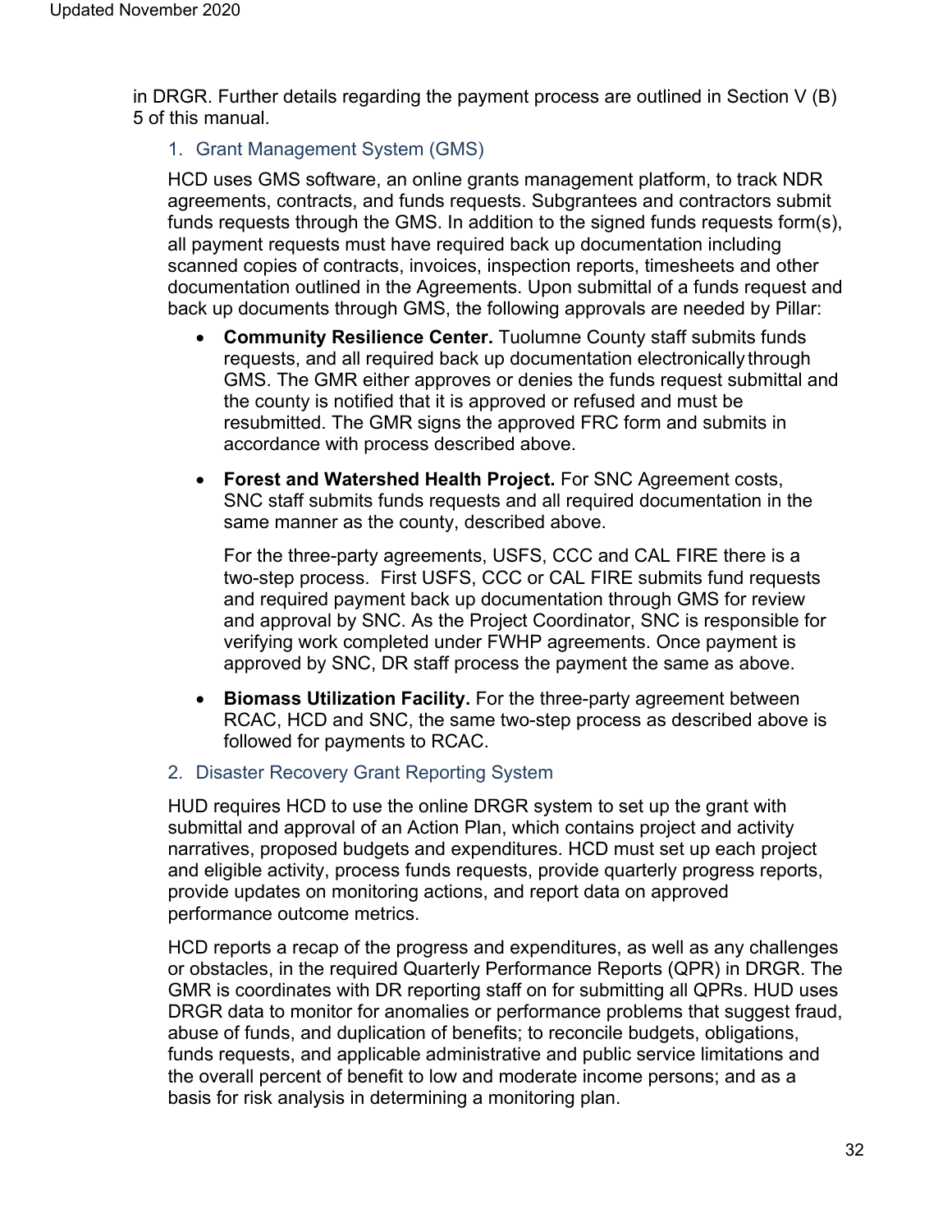in DRGR. Further details regarding the payment process are outlined in Section V (B) 5 of this manual.

### 1. Grant Management System (GMS)

HCD uses GMS software, an online grants management platform, to track NDR agreements, contracts, and funds requests. Subgrantees and contractors submit funds requests through the GMS. In addition to the signed funds requests form(s), all payment requests must have required back up documentation including scanned copies of contracts, invoices, inspection reports, timesheets and other documentation outlined in the Agreements. Upon submittal of a funds request and back up documents through GMS, the following approvals are needed by Pillar:

- **Community Resilience Center.** Tuolumne County staff submits funds requests, and all required back up documentation electronically through GMS. The GMR either approves or denies the funds request submittal and the county is notified that it is approved or refused and must be resubmitted. The GMR signs the approved FRC form and submits in accordance with process described above.

- **Forest and Watershed Health Project.** For SNC Agreement costs, SNC staff submits funds requests and all required documentation in the same manner as the county, described above.

  For the three-party agreements, USFS, CCC and CAL FIRE there is a two-step process. First USFS, CCC or CAL FIRE submits fund requests and required payment back up documentation through GMS for review and approval by SNC. As the Project Coordinator, SNC is responsible for verifying work completed under FWHP agreements. Once payment is approved by SNC, DR staff process the payment the same as above.

- **Biomass Utilization Facility.** For the three-party agreement between RCAC, HCD and SNC, the same two-step process as described above is followed for payments to RCAC.

### 2. Disaster Recovery Grant Reporting System

HUD requires HCD to use the online DRGR system to set up the grant with submittal and approval of an Action Plan, which contains project and activity narratives, proposed budgets and expenditures. HCD must set up each project and eligible activity, process funds requests, provide quarterly progress reports, provide updates on monitoring actions, and report data on approved performance outcome metrics.

HCD reports a recap of the progress and expenditures, as well as any challenges or obstacles, in the required Quarterly Performance Reports (QPR) in DRGR. The GMR is coordinates with DR reporting staff on for submitting all QPRs. HUD uses DRGR data to monitor for anomalies or performance problems that suggest fraud, abuse of funds, and duplication of benefits; to reconcile budgets, obligations, funds requests, and applicable administrative and public service limitations and the overall percent of benefit to low and moderate income persons; and as a basis for risk analysis in determining a monitoring plan.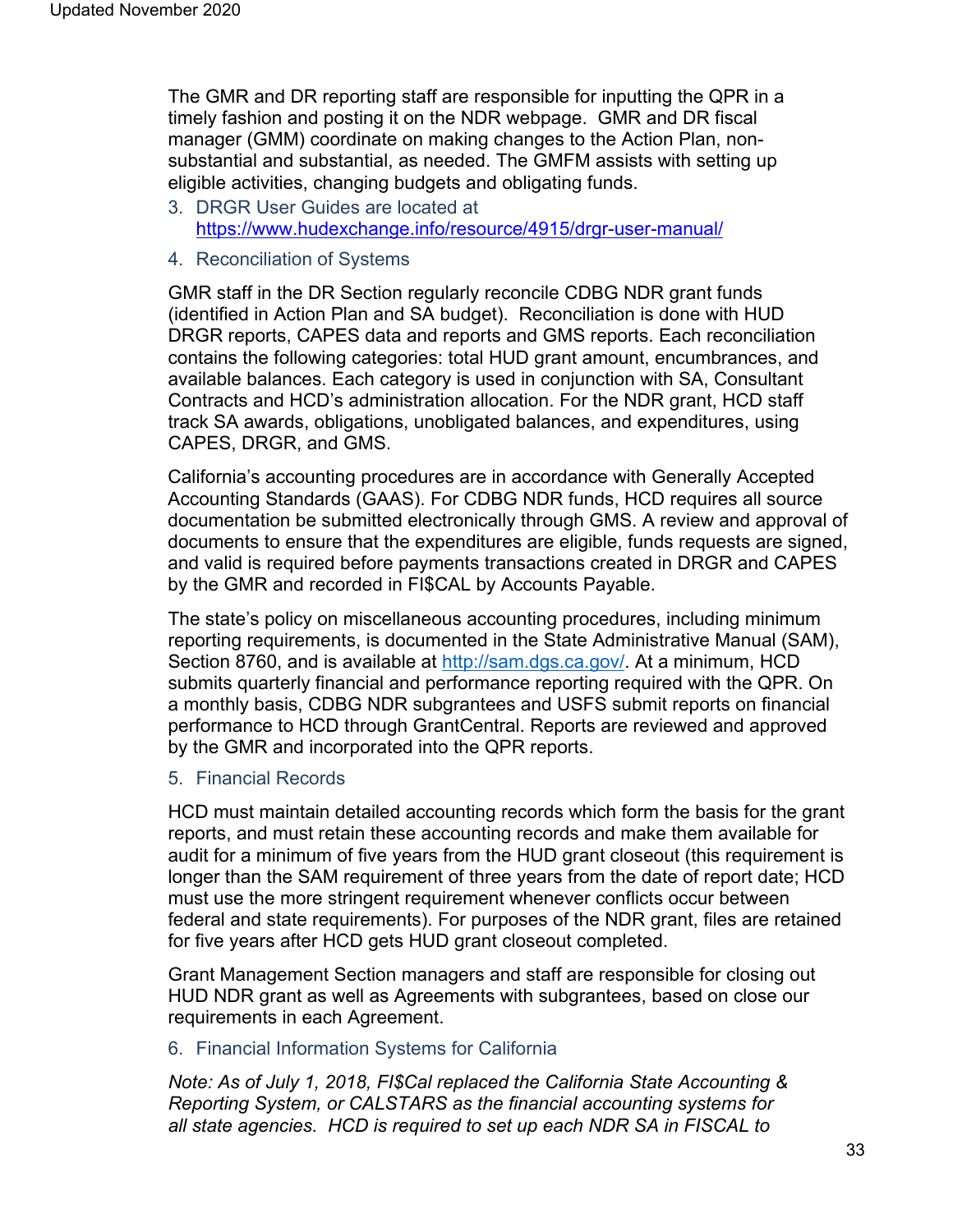The GMR and DR reporting staff are responsible for inputting the QPR in a timely fashion and posting it on the NDR webpage. GMR and DR fiscal manager (GMM) coordinate on making changes to the Action Plan, non-substantial and substantial, as needed. The GMFM assists with setting up eligible activities, changing budgets and obligating funds.

3. DRGR User Guides are located at https://www.hudexchange.info/resource/4915/drgr-user-manual/

4. Reconciliation of Systems

GMR staff in the DR Section regularly reconcile CDBG NDR grant funds (identified in Action Plan and SA budget). Reconciliation is done with HUD DRGR reports, CAPES data and reports and GMS reports. Each reconciliation contains the following categories: total HUD grant amount, encumbrances, and available balances. Each category is used in conjunction with SA, Consultant Contracts and HCD's administration allocation. For the NDR grant, HCD staff track SA awards, obligations, unobligated balances, and expenditures, using CAPES, DRGR, and GMS.

California's accounting procedures are in accordance with Generally Accepted Accounting Standards (GAAS). For CDBG NDR funds, HCD requires all source documentation be submitted electronically through GMS. A review and approval of documents to ensure that the expenditures are eligible, funds requests are signed, and valid is required before payments transactions created in DRGR and CAPES by the GMR and recorded in FI$CAL by Accounts Payable.

The state's policy on miscellaneous accounting procedures, including minimum reporting requirements, is documented in the State Administrative Manual (SAM), Section 8760, and is available at http://sam.dgs.ca.gov/. At a minimum, HCD submits quarterly financial and performance reporting required with the QPR. On a monthly basis, CDBG NDR subgrantees and USFS submit reports on financial performance to HCD through GrantCentral. Reports are reviewed and approved by the GMR and incorporated into the QPR reports.

5. Financial Records

HCD must maintain detailed accounting records which form the basis for the grant reports, and must retain these accounting records and make them available for audit for a minimum of five years from the HUD grant closeout (this requirement is longer than the SAM requirement of three years from the date of report date; HCD must use the more stringent requirement whenever conflicts occur between federal and state requirements). For purposes of the NDR grant, files are retained for five years after HCD gets HUD grant closeout completed.

Grant Management Section managers and staff are responsible for closing out HUD NDR grant as well as Agreements with subgrantees, based on close our requirements in each Agreement.

6. Financial Information Systems for California

*Note: As of July 1, 2018, FI$Cal replaced the California State Accounting & Reporting System, or CALSTARS as the financial accounting systems for all state agencies. HCD is required to set up each NDR SA in FISCAL to*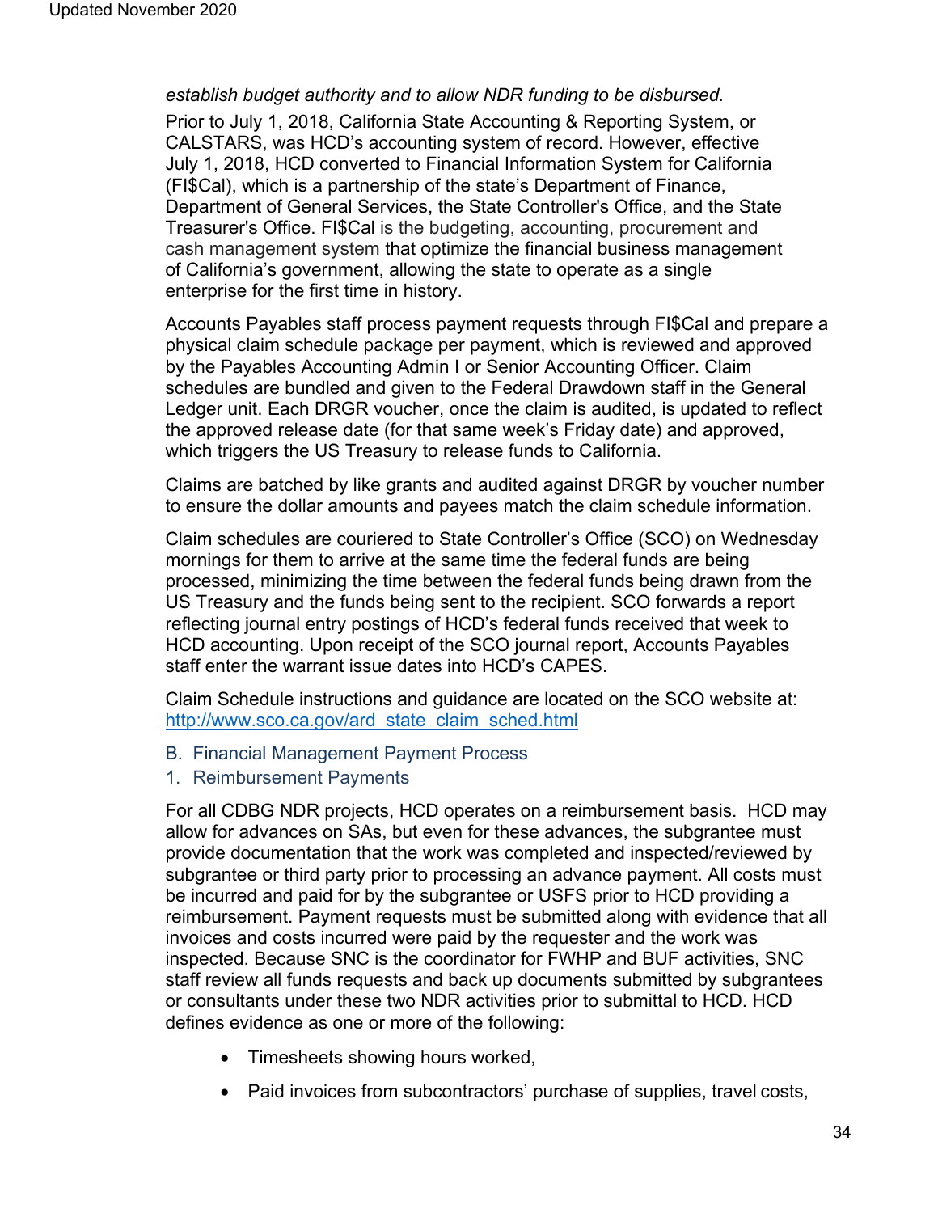*establish budget authority and to allow NDR funding to be disbursed.*

Prior to July 1, 2018, California State Accounting & Reporting System, or CALSTARS, was HCD's accounting system of record. However, effective July 1, 2018, HCD converted to Financial Information System for California (FI$Cal), which is a partnership of the state's Department of Finance, Department of General Services, the State Controller's Office, and the State Treasurer's Office. FI$Cal is the budgeting, accounting, procurement and cash management system that optimize the financial business management of California's government, allowing the state to operate as a single enterprise for the first time in history.

Accounts Payables staff process payment requests through FI$Cal and prepare a physical claim schedule package per payment, which is reviewed and approved by the Payables Accounting Admin I or Senior Accounting Officer. Claim schedules are bundled and given to the Federal Drawdown staff in the General Ledger unit. Each DRGR voucher, once the claim is audited, is updated to reflect the approved release date (for that same week's Friday date) and approved, which triggers the US Treasury to release funds to California.

Claims are batched by like grants and audited against DRGR by voucher number to ensure the dollar amounts and payees match the claim schedule information.

Claim schedules are couriered to State Controller's Office (SCO) on Wednesday mornings for them to arrive at the same time the federal funds are being processed, minimizing the time between the federal funds being drawn from the US Treasury and the funds being sent to the recipient. SCO forwards a report reflecting journal entry postings of HCD's federal funds received that week to HCD accounting. Upon receipt of the SCO journal report, Accounts Payables staff enter the warrant issue dates into HCD's CAPES.

Claim Schedule instructions and guidance are located on the SCO website at: http://www.sco.ca.gov/ard_state_claim_sched.html

## B. Financial Management Payment Process

### 1. Reimbursement Payments

For all CDBG NDR projects, HCD operates on a reimbursement basis. HCD may allow for advances on SAs, but even for these advances, the subgrantee must provide documentation that the work was completed and inspected/reviewed by subgrantee or third party prior to processing an advance payment. All costs must be incurred and paid for by the subgrantee or USFS prior to HCD providing a reimbursement. Payment requests must be submitted along with evidence that all invoices and costs incurred were paid by the requester and the work was inspected. Because SNC is the coordinator for FWHP and BUF activities, SNC staff review all funds requests and back up documents submitted by subgrantees or consultants under these two NDR activities prior to submittal to HCD. HCD defines evidence as one or more of the following:

- Timesheets showing hours worked,
- Paid invoices from subcontractors' purchase of supplies, travel costs,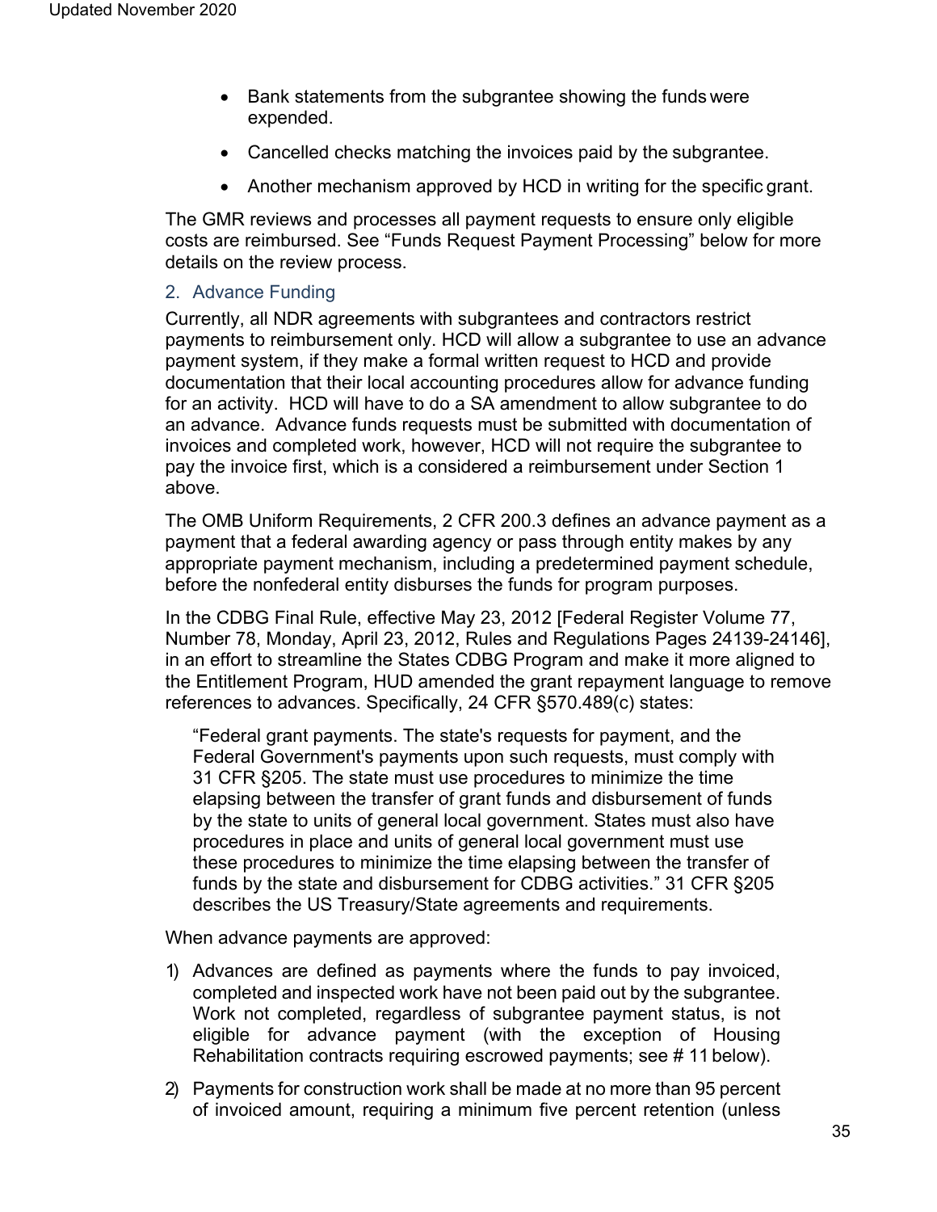- Bank statements from the subgrantee showing the funds were expended.
- Cancelled checks matching the invoices paid by the subgrantee.
- Another mechanism approved by HCD in writing for the specific grant.

The GMR reviews and processes all payment requests to ensure only eligible costs are reimbursed. See "Funds Request Payment Processing" below for more details on the review process.

### 2. Advance Funding

Currently, all NDR agreements with subgrantees and contractors restrict payments to reimbursement only. HCD will allow a subgrantee to use an advance payment system, if they make a formal written request to HCD and provide documentation that their local accounting procedures allow for advance funding for an activity. HCD will have to do a SA amendment to allow subgrantee to do an advance. Advance funds requests must be submitted with documentation of invoices and completed work, however, HCD will not require the subgrantee to pay the invoice first, which is a considered a reimbursement under Section 1 above.

The OMB Uniform Requirements, 2 CFR 200.3 defines an advance payment as a payment that a federal awarding agency or pass through entity makes by any appropriate payment mechanism, including a predetermined payment schedule, before the nonfederal entity disburses the funds for program purposes.

In the CDBG Final Rule, effective May 23, 2012 [Federal Register Volume 77, Number 78, Monday, April 23, 2012, Rules and Regulations Pages 24139-24146], in an effort to streamline the States CDBG Program and make it more aligned to the Entitlement Program, HUD amended the grant repayment language to remove references to advances. Specifically, 24 CFR §570.489(c) states:

> "Federal grant payments. The state's requests for payment, and the Federal Government's payments upon such requests, must comply with 31 CFR §205. The state must use procedures to minimize the time elapsing between the transfer of grant funds and disbursement of funds by the state to units of general local government. States must also have procedures in place and units of general local government must use these procedures to minimize the time elapsing between the transfer of funds by the state and disbursement for CDBG activities." 31 CFR §205 describes the US Treasury/State agreements and requirements.

When advance payments are approved:

1) Advances are defined as payments where the funds to pay invoiced, completed and inspected work have not been paid out by the subgrantee. Work not completed, regardless of subgrantee payment status, is not eligible for advance payment (with the exception of Housing Rehabilitation contracts requiring escrowed payments; see # 11 below).
2) Payments for construction work shall be made at no more than 95 percent of invoiced amount, requiring a minimum five percent retention (unless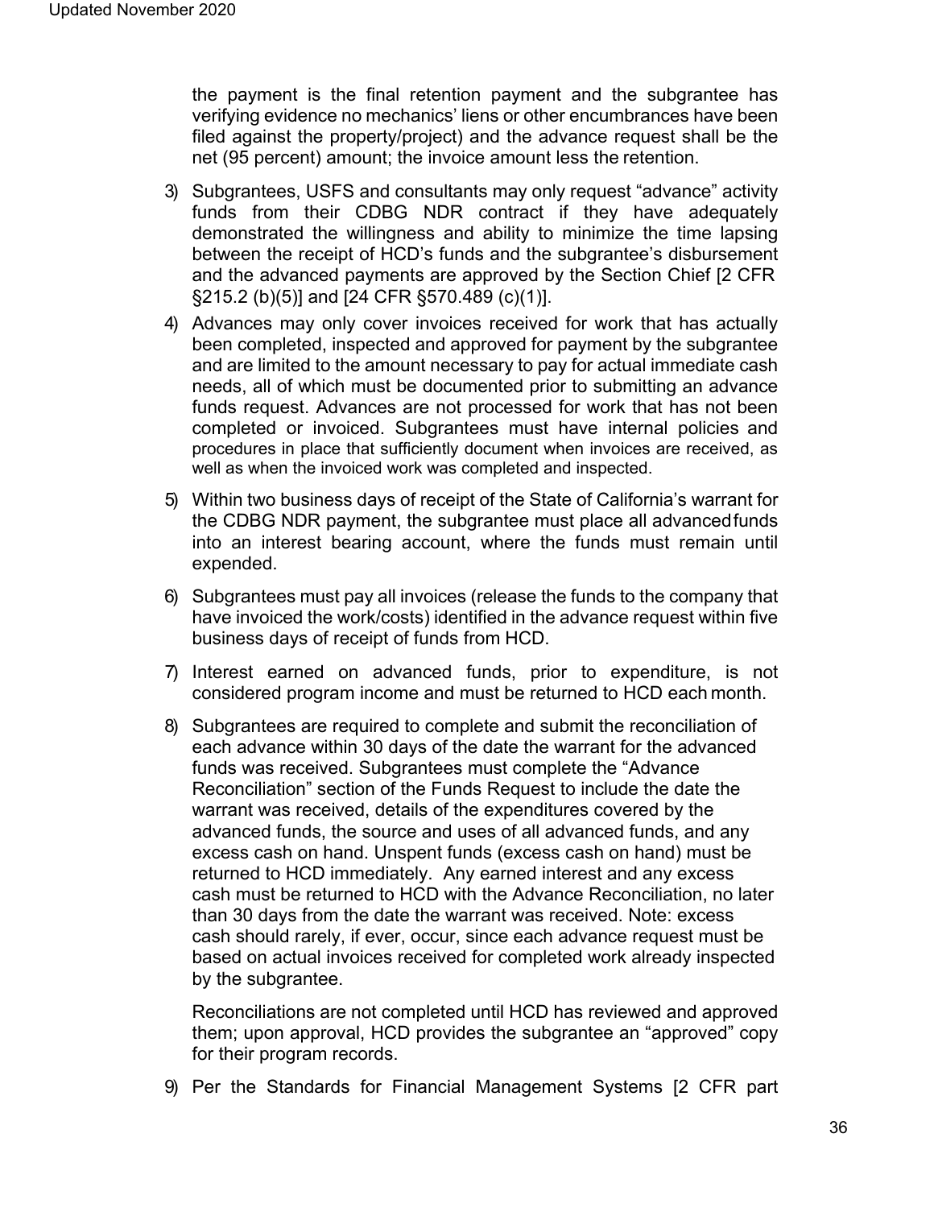the payment is the final retention payment and the subgrantee has verifying evidence no mechanics' liens or other encumbrances have been filed against the property/project) and the advance request shall be the net (95 percent) amount; the invoice amount less the retention.

3) Subgrantees, USFS and consultants may only request "advance" activity funds from their CDBG NDR contract if they have adequately demonstrated the willingness and ability to minimize the time lapsing between the receipt of HCD's funds and the subgrantee's disbursement and the advanced payments are approved by the Section Chief [2 CFR §215.2 (b)(5)] and [24 CFR §570.489 (c)(1)].
4) Advances may only cover invoices received for work that has actually been completed, inspected and approved for payment by the subgrantee and are limited to the amount necessary to pay for actual immediate cash needs, all of which must be documented prior to submitting an advance funds request. Advances are not processed for work that has not been completed or invoiced. Subgrantees must have internal policies and procedures in place that sufficiently document when invoices are received, as well as when the invoiced work was completed and inspected.
5) Within two business days of receipt of the State of California's warrant for the CDBG NDR payment, the subgrantee must place all advanced funds into an interest bearing account, where the funds must remain until expended.
6) Subgrantees must pay all invoices (release the funds to the company that have invoiced the work/costs) identified in the advance request within five business days of receipt of funds from HCD.
7) Interest earned on advanced funds, prior to expenditure, is not considered program income and must be returned to HCD each month.
8) Subgrantees are required to complete and submit the reconciliation of each advance within 30 days of the date the warrant for the advanced funds was received. Subgrantees must complete the "Advance Reconciliation" section of the Funds Request to include the date the warrant was received, details of the expenditures covered by the advanced funds, the source and uses of all advanced funds, and any excess cash on hand. Unspent funds (excess cash on hand) must be returned to HCD immediately. Any earned interest and any excess cash must be returned to HCD with the Advance Reconciliation, no later than 30 days from the date the warrant was received. Note: excess cash should rarely, if ever, occur, since each advance request must be based on actual invoices received for completed work already inspected by the subgrantee.

   Reconciliations are not completed until HCD has reviewed and approved them; upon approval, HCD provides the subgrantee an "approved" copy for their program records.

9) Per the Standards for Financial Management Systems [2 CFR part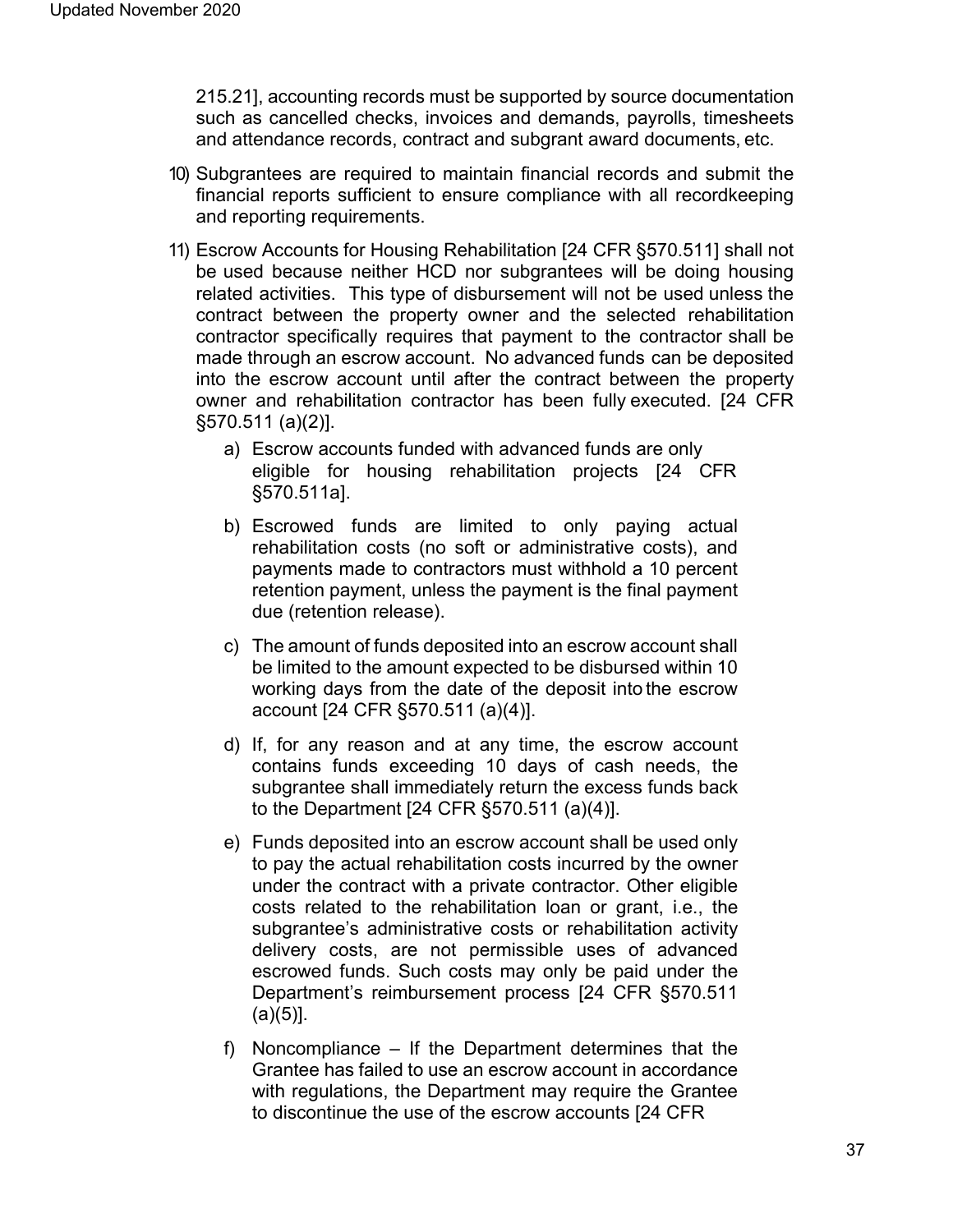215.21], accounting records must be supported by source documentation such as cancelled checks, invoices and demands, payrolls, timesheets and attendance records, contract and subgrant award documents, etc.

10) Subgrantees are required to maintain financial records and submit the financial reports sufficient to ensure compliance with all recordkeeping and reporting requirements.

11) Escrow Accounts for Housing Rehabilitation [24 CFR §570.511] shall not be used because neither HCD nor subgrantees will be doing housing related activities. This type of disbursement will not be used unless the contract between the property owner and the selected rehabilitation contractor specifically requires that payment to the contractor shall be made through an escrow account. No advanced funds can be deposited into the escrow account until after the contract between the property owner and rehabilitation contractor has been fully executed. [24 CFR §570.511 (a)(2)].

    a) Escrow accounts funded with advanced funds are only eligible for housing rehabilitation projects [24 CFR §570.511a].

    b) Escrowed funds are limited to only paying actual rehabilitation costs (no soft or administrative costs), and payments made to contractors must withhold a 10 percent retention payment, unless the payment is the final payment due (retention release).

    c) The amount of funds deposited into an escrow account shall be limited to the amount expected to be disbursed within 10 working days from the date of the deposit into the escrow account [24 CFR §570.511 (a)(4)].

    d) If, for any reason and at any time, the escrow account contains funds exceeding 10 days of cash needs, the subgrantee shall immediately return the excess funds back to the Department [24 CFR §570.511 (a)(4)].

    e) Funds deposited into an escrow account shall be used only to pay the actual rehabilitation costs incurred by the owner under the contract with a private contractor. Other eligible costs related to the rehabilitation loan or grant, i.e., the subgrantee's administrative costs or rehabilitation activity delivery costs, are not permissible uses of advanced escrowed funds. Such costs may only be paid under the Department's reimbursement process [24 CFR §570.511 (a)(5)].

    f) Noncompliance – If the Department determines that the Grantee has failed to use an escrow account in accordance with regulations, the Department may require the Grantee to discontinue the use of the escrow accounts [24 CFR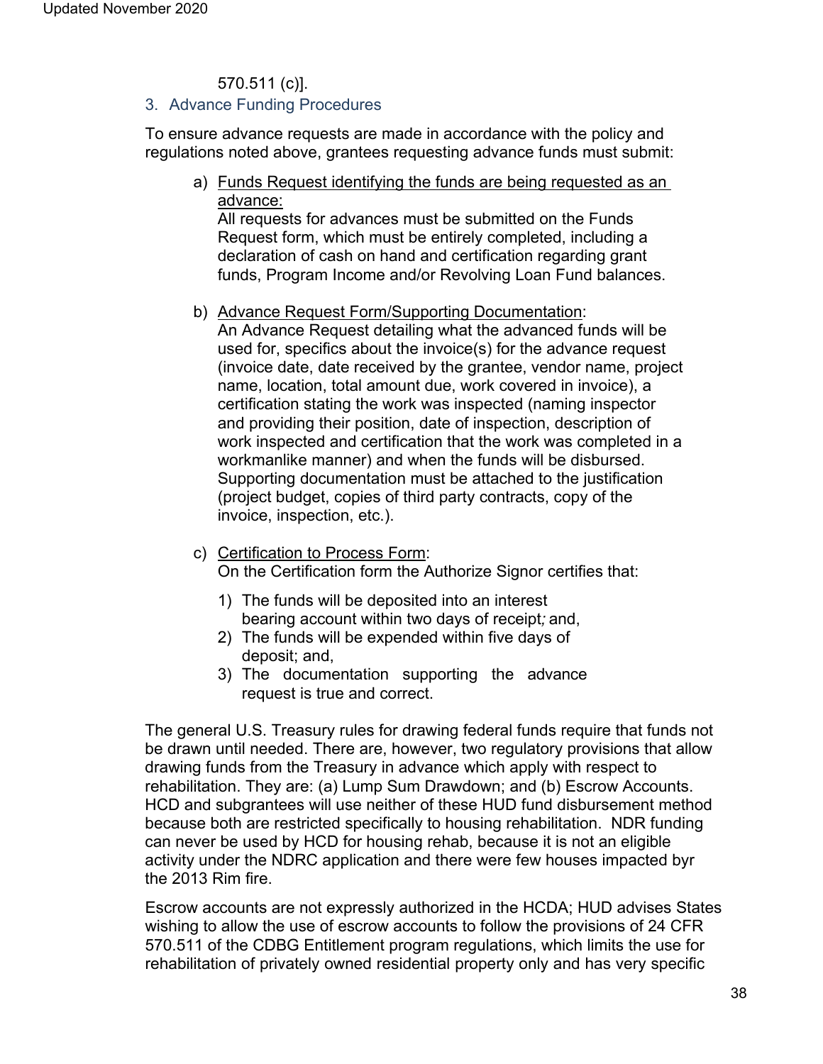570.511 (c)].

### 3. Advance Funding Procedures

To ensure advance requests are made in accordance with the policy and regulations noted above, grantees requesting advance funds must submit:

a) Funds Request identifying the funds are being requested as an advance:
All requests for advances must be submitted on the Funds Request form, which must be entirely completed, including a declaration of cash on hand and certification regarding grant funds, Program Income and/or Revolving Loan Fund balances.

b) Advance Request Form/Supporting Documentation:
An Advance Request detailing what the advanced funds will be used for, specifics about the invoice(s) for the advance request (invoice date, date received by the grantee, vendor name, project name, location, total amount due, work covered in invoice), a certification stating the work was inspected (naming inspector and providing their position, date of inspection, description of work inspected and certification that the work was completed in a workmanlike manner) and when the funds will be disbursed. Supporting documentation must be attached to the justification (project budget, copies of third party contracts, copy of the invoice, inspection, etc.).

c) Certification to Process Form:
On the Certification form the Authorize Signor certifies that:

1) The funds will be deposited into an interest bearing account within two days of receipt; and,
2) The funds will be expended within five days of deposit; and,
3) The documentation supporting the advance request is true and correct.

The general U.S. Treasury rules for drawing federal funds require that funds not be drawn until needed. There are, however, two regulatory provisions that allow drawing funds from the Treasury in advance which apply with respect to rehabilitation. They are: (a) Lump Sum Drawdown; and (b) Escrow Accounts. HCD and subgrantees will use neither of these HUD fund disbursement method because both are restricted specifically to housing rehabilitation. NDR funding can never be used by HCD for housing rehab, because it is not an eligible activity under the NDRC application and there were few houses impacted byr the 2013 Rim fire.

Escrow accounts are not expressly authorized in the HCDA; HUD advises States wishing to allow the use of escrow accounts to follow the provisions of 24 CFR 570.511 of the CDBG Entitlement program regulations, which limits the use for rehabilitation of privately owned residential property only and has very specific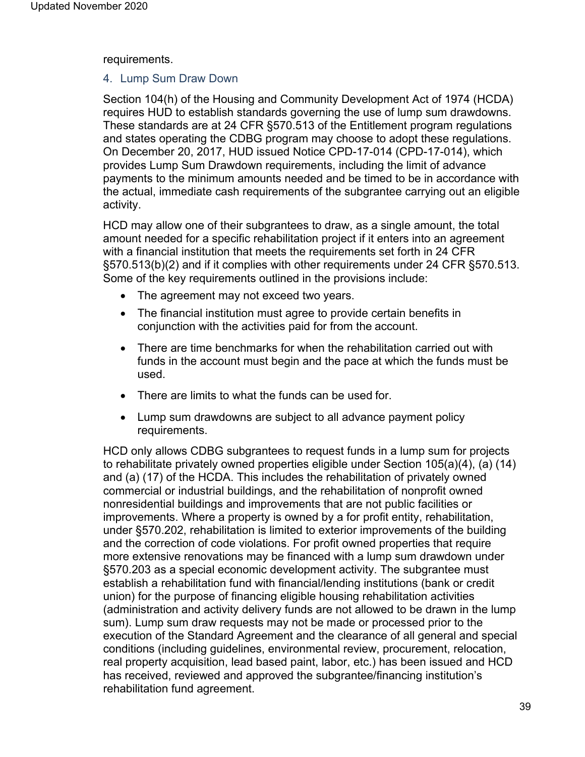requirements.

### 4. Lump Sum Draw Down

Section 104(h) of the Housing and Community Development Act of 1974 (HCDA) requires HUD to establish standards governing the use of lump sum drawdowns. These standards are at 24 CFR §570.513 of the Entitlement program regulations and states operating the CDBG program may choose to adopt these regulations. On December 20, 2017, HUD issued Notice CPD-17-014 (CPD-17-014), which provides Lump Sum Drawdown requirements, including the limit of advance payments to the minimum amounts needed and be timed to be in accordance with the actual, immediate cash requirements of the subgrantee carrying out an eligible activity.

HCD may allow one of their subgrantees to draw, as a single amount, the total amount needed for a specific rehabilitation project if it enters into an agreement with a financial institution that meets the requirements set forth in 24 CFR §570.513(b)(2) and if it complies with other requirements under 24 CFR §570.513. Some of the key requirements outlined in the provisions include:

- The agreement may not exceed two years.
- The financial institution must agree to provide certain benefits in conjunction with the activities paid for from the account.
- There are time benchmarks for when the rehabilitation carried out with funds in the account must begin and the pace at which the funds must be used.
- There are limits to what the funds can be used for.
- Lump sum drawdowns are subject to all advance payment policy requirements.

HCD only allows CDBG subgrantees to request funds in a lump sum for projects to rehabilitate privately owned properties eligible under Section 105(a)(4), (a) (14) and (a) (17) of the HCDA. This includes the rehabilitation of privately owned commercial or industrial buildings, and the rehabilitation of nonprofit owned nonresidential buildings and improvements that are not public facilities or improvements. Where a property is owned by a for profit entity, rehabilitation, under §570.202, rehabilitation is limited to exterior improvements of the building and the correction of code violations. For profit owned properties that require more extensive renovations may be financed with a lump sum drawdown under §570.203 as a special economic development activity. The subgrantee must establish a rehabilitation fund with financial/lending institutions (bank or credit union) for the purpose of financing eligible housing rehabilitation activities (administration and activity delivery funds are not allowed to be drawn in the lump sum). Lump sum draw requests may not be made or processed prior to the execution of the Standard Agreement and the clearance of all general and special conditions (including guidelines, environmental review, procurement, relocation, real property acquisition, lead based paint, labor, etc.) has been issued and HCD has received, reviewed and approved the subgrantee/financing institution's rehabilitation fund agreement.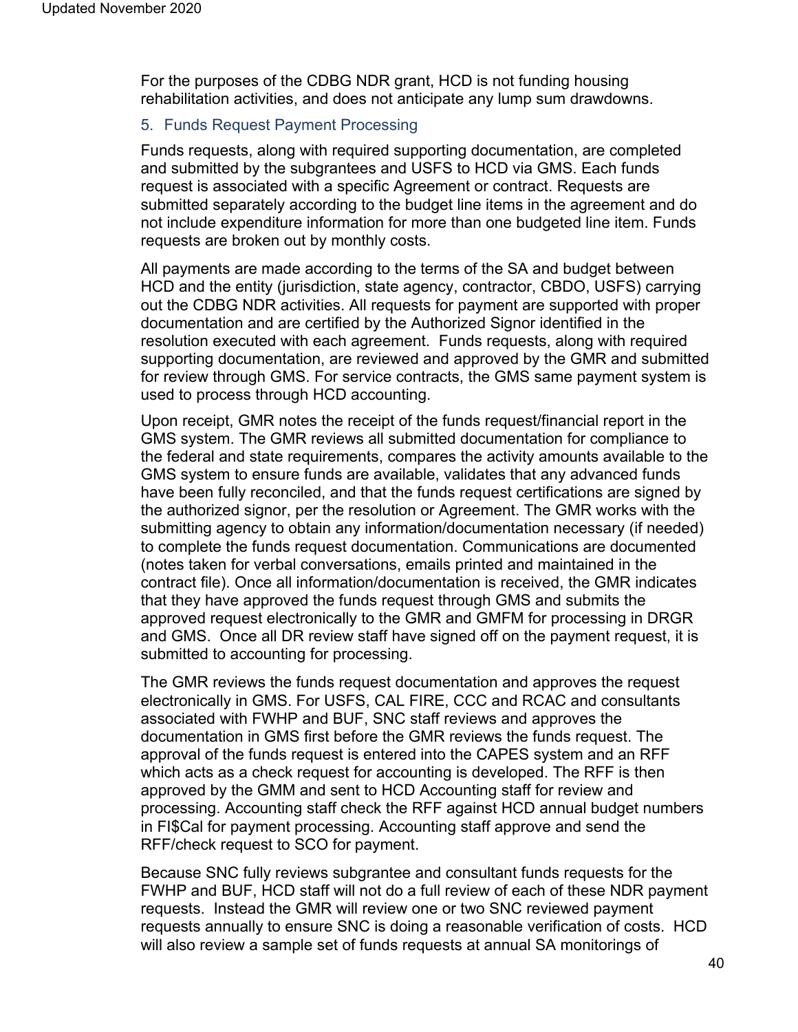For the purposes of the CDBG NDR grant, HCD is not funding housing rehabilitation activities, and does not anticipate any lump sum drawdowns.

### 5. Funds Request Payment Processing

Funds requests, along with required supporting documentation, are completed and submitted by the subgrantees and USFS to HCD via GMS. Each funds request is associated with a specific Agreement or contract. Requests are submitted separately according to the budget line items in the agreement and do not include expenditure information for more than one budgeted line item. Funds requests are broken out by monthly costs.

All payments are made according to the terms of the SA and budget between HCD and the entity (jurisdiction, state agency, contractor, CBDO, USFS) carrying out the CDBG NDR activities. All requests for payment are supported with proper documentation and are certified by the Authorized Signor identified in the resolution executed with each agreement. Funds requests, along with required supporting documentation, are reviewed and approved by the GMR and submitted for review through GMS. For service contracts, the GMS same payment system is used to process through HCD accounting.

Upon receipt, GMR notes the receipt of the funds request/financial report in the GMS system. The GMR reviews all submitted documentation for compliance to the federal and state requirements, compares the activity amounts available to the GMS system to ensure funds are available, validates that any advanced funds have been fully reconciled, and that the funds request certifications are signed by the authorized signor, per the resolution or Agreement. The GMR works with the submitting agency to obtain any information/documentation necessary (if needed) to complete the funds request documentation. Communications are documented (notes taken for verbal conversations, emails printed and maintained in the contract file). Once all information/documentation is received, the GMR indicates that they have approved the funds request through GMS and submits the approved request electronically to the GMR and GMFM for processing in DRGR and GMS. Once all DR review staff have signed off on the payment request, it is submitted to accounting for processing.

The GMR reviews the funds request documentation and approves the request electronically in GMS. For USFS, CAL FIRE, CCC and RCAC and consultants associated with FWHP and BUF, SNC staff reviews and approves the documentation in GMS first before the GMR reviews the funds request. The approval of the funds request is entered into the CAPES system and an RFF which acts as a check request for accounting is developed. The RFF is then approved by the GMM and sent to HCD Accounting staff for review and processing. Accounting staff check the RFF against HCD annual budget numbers in FI$Cal for payment processing. Accounting staff approve and send the RFF/check request to SCO for payment.

Because SNC fully reviews subgrantee and consultant funds requests for the FWHP and BUF, HCD staff will not do a full review of each of these NDR payment requests. Instead the GMR will review one or two SNC reviewed payment requests annually to ensure SNC is doing a reasonable verification of costs. HCD will also review a sample set of funds requests at annual SA monitorings of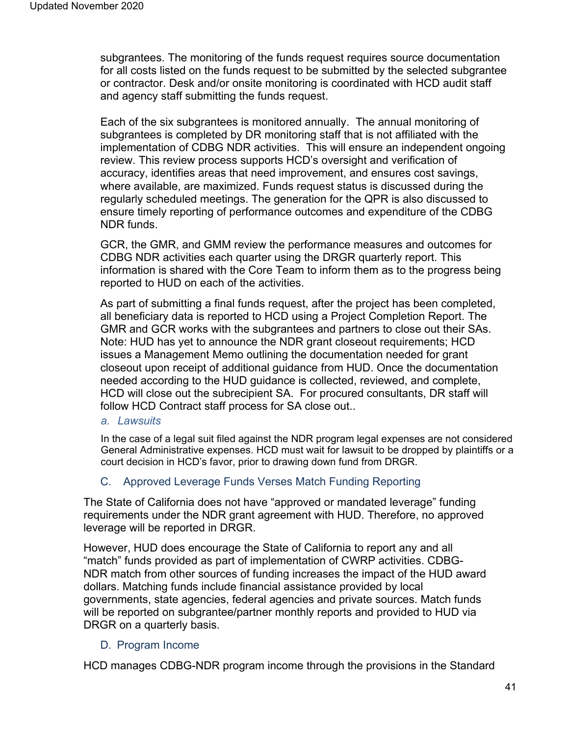subgrantees. The monitoring of the funds request requires source documentation for all costs listed on the funds request to be submitted by the selected subgrantee or contractor. Desk and/or onsite monitoring is coordinated with HCD audit staff and agency staff submitting the funds request.

Each of the six subgrantees is monitored annually. The annual monitoring of subgrantees is completed by DR monitoring staff that is not affiliated with the implementation of CDBG NDR activities. This will ensure an independent ongoing review. This review process supports HCD's oversight and verification of accuracy, identifies areas that need improvement, and ensures cost savings, where available, are maximized. Funds request status is discussed during the regularly scheduled meetings. The generation for the QPR is also discussed to ensure timely reporting of performance outcomes and expenditure of the CDBG NDR funds.

GCR, the GMR, and GMM review the performance measures and outcomes for CDBG NDR activities each quarter using the DRGR quarterly report. This information is shared with the Core Team to inform them as to the progress being reported to HUD on each of the activities.

As part of submitting a final funds request, after the project has been completed, all beneficiary data is reported to HCD using a Project Completion Report. The GMR and GCR works with the subgrantees and partners to close out their SAs. Note: HUD has yet to announce the NDR grant closeout requirements; HCD issues a Management Memo outlining the documentation needed for grant closeout upon receipt of additional guidance from HUD. Once the documentation needed according to the HUD guidance is collected, reviewed, and complete, HCD will close out the subrecipient SA. For procured consultants, DR staff will follow HCD Contract staff process for SA close out..

#### a. *Lawsuits*

In the case of a legal suit filed against the NDR program legal expenses are not considered General Administrative expenses. HCD must wait for lawsuit to be dropped by plaintiffs or a court decision in HCD's favor, prior to drawing down fund from DRGR.

### C. Approved Leverage Funds Verses Match Funding Reporting

The State of California does not have "approved or mandated leverage" funding requirements under the NDR grant agreement with HUD. Therefore, no approved leverage will be reported in DRGR.

However, HUD does encourage the State of California to report any and all "match" funds provided as part of implementation of CWRP activities. CDBG-NDR match from other sources of funding increases the impact of the HUD award dollars. Matching funds include financial assistance provided by local governments, state agencies, federal agencies and private sources. Match funds will be reported on subgrantee/partner monthly reports and provided to HUD via DRGR on a quarterly basis.

### D. Program Income

HCD manages CDBG-NDR program income through the provisions in the Standard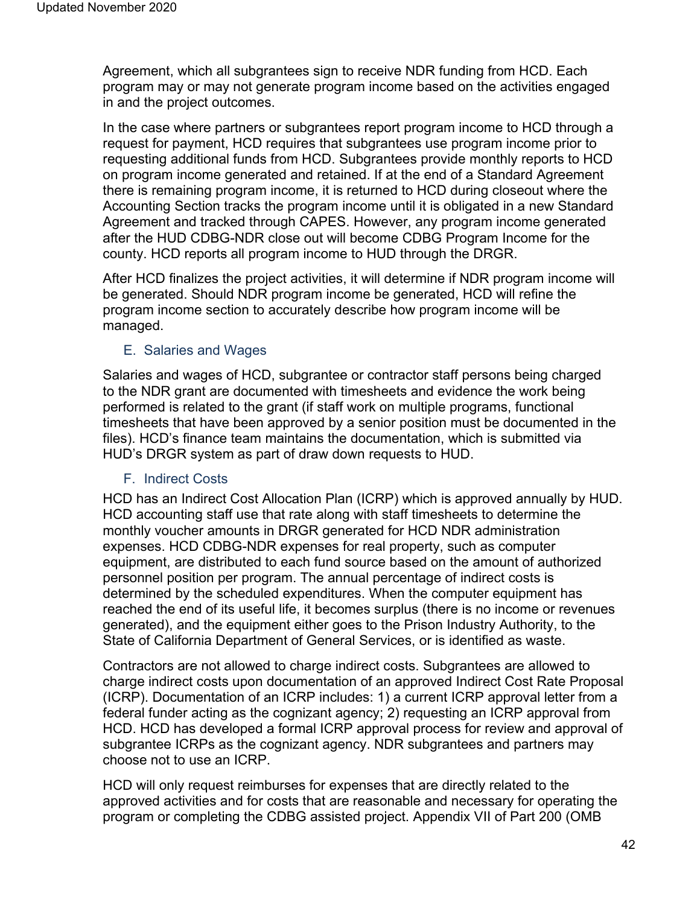Agreement, which all subgrantees sign to receive NDR funding from HCD. Each program may or may not generate program income based on the activities engaged in and the project outcomes.

In the case where partners or subgrantees report program income to HCD through a request for payment, HCD requires that subgrantees use program income prior to requesting additional funds from HCD. Subgrantees provide monthly reports to HCD on program income generated and retained. If at the end of a Standard Agreement there is remaining program income, it is returned to HCD during closeout where the Accounting Section tracks the program income until it is obligated in a new Standard Agreement and tracked through CAPES. However, any program income generated after the HUD CDBG-NDR close out will become CDBG Program Income for the county. HCD reports all program income to HUD through the DRGR.

After HCD finalizes the project activities, it will determine if NDR program income will be generated. Should NDR program income be generated, HCD will refine the program income section to accurately describe how program income will be managed.

### E. Salaries and Wages

Salaries and wages of HCD, subgrantee or contractor staff persons being charged to the NDR grant are documented with timesheets and evidence the work being performed is related to the grant (if staff work on multiple programs, functional timesheets that have been approved by a senior position must be documented in the files). HCD's finance team maintains the documentation, which is submitted via HUD's DRGR system as part of draw down requests to HUD.

### F. Indirect Costs

HCD has an Indirect Cost Allocation Plan (ICRP) which is approved annually by HUD. HCD accounting staff use that rate along with staff timesheets to determine the monthly voucher amounts in DRGR generated for HCD NDR administration expenses. HCD CDBG-NDR expenses for real property, such as computer equipment, are distributed to each fund source based on the amount of authorized personnel position per program. The annual percentage of indirect costs is determined by the scheduled expenditures. When the computer equipment has reached the end of its useful life, it becomes surplus (there is no income or revenues generated), and the equipment either goes to the Prison Industry Authority, to the State of California Department of General Services, or is identified as waste.

Contractors are not allowed to charge indirect costs. Subgrantees are allowed to charge indirect costs upon documentation of an approved Indirect Cost Rate Proposal (ICRP). Documentation of an ICRP includes: 1) a current ICRP approval letter from a federal funder acting as the cognizant agency; 2) requesting an ICRP approval from HCD. HCD has developed a formal ICRP approval process for review and approval of subgrantee ICRPs as the cognizant agency. NDR subgrantees and partners may choose not to use an ICRP.

HCD will only request reimburses for expenses that are directly related to the approved activities and for costs that are reasonable and necessary for operating the program or completing the CDBG assisted project. Appendix VII of Part 200 (OMB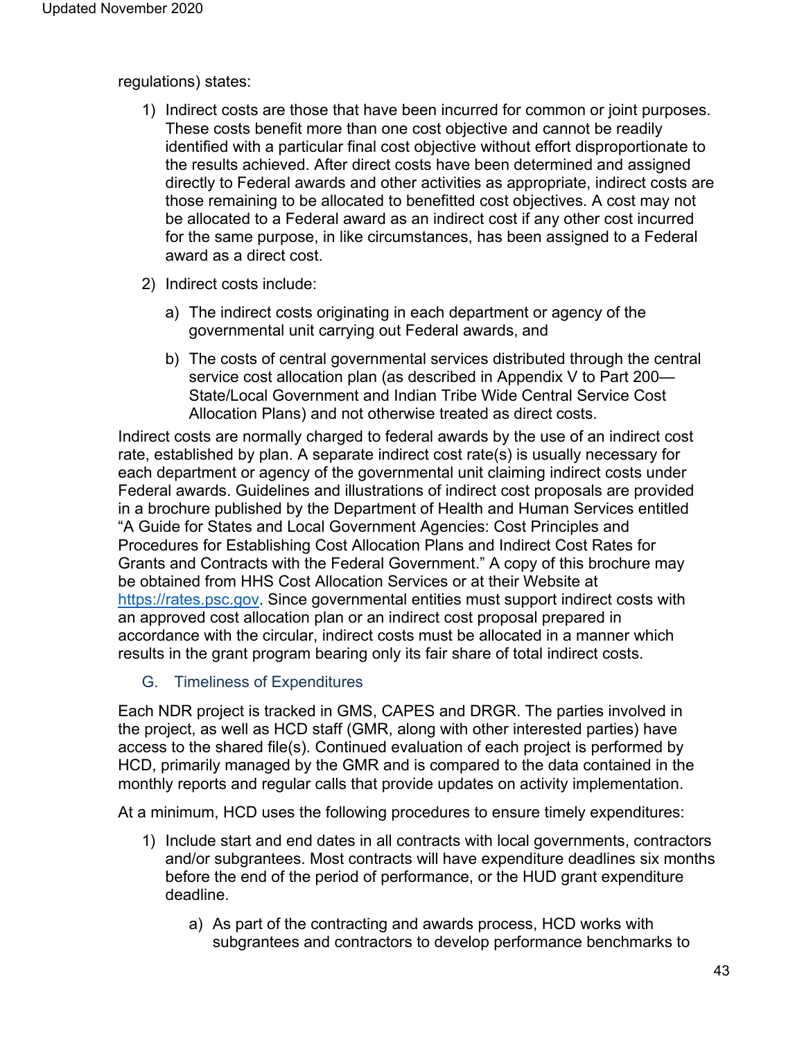regulations) states:

1) Indirect costs are those that have been incurred for common or joint purposes. These costs benefit more than one cost objective and cannot be readily identified with a particular final cost objective without effort disproportionate to the results achieved. After direct costs have been determined and assigned directly to Federal awards and other activities as appropriate, indirect costs are those remaining to be allocated to benefitted cost objectives. A cost may not be allocated to a Federal award as an indirect cost if any other cost incurred for the same purpose, in like circumstances, has been assigned to a Federal award as a direct cost.
2) Indirect costs include:
   a) The indirect costs originating in each department or agency of the governmental unit carrying out Federal awards, and
   b) The costs of central governmental services distributed through the central service cost allocation plan (as described in Appendix V to Part 200—State/Local Government and Indian Tribe Wide Central Service Cost Allocation Plans) and not otherwise treated as direct costs.

Indirect costs are normally charged to federal awards by the use of an indirect cost rate, established by plan. A separate indirect cost rate(s) is usually necessary for each department or agency of the governmental unit claiming indirect costs under Federal awards. Guidelines and illustrations of indirect cost proposals are provided in a brochure published by the Department of Health and Human Services entitled "A Guide for States and Local Government Agencies: Cost Principles and Procedures for Establishing Cost Allocation Plans and Indirect Cost Rates for Grants and Contracts with the Federal Government." A copy of this brochure may be obtained from HHS Cost Allocation Services or at their Website at https://rates.psc.gov. Since governmental entities must support indirect costs with an approved cost allocation plan or an indirect cost proposal prepared in accordance with the circular, indirect costs must be allocated in a manner which results in the grant program bearing only its fair share of total indirect costs.

### G. Timeliness of Expenditures

Each NDR project is tracked in GMS, CAPES and DRGR. The parties involved in the project, as well as HCD staff (GMR, along with other interested parties) have access to the shared file(s). Continued evaluation of each project is performed by HCD, primarily managed by the GMR and is compared to the data contained in the monthly reports and regular calls that provide updates on activity implementation.

At a minimum, HCD uses the following procedures to ensure timely expenditures:

1) Include start and end dates in all contracts with local governments, contractors and/or subgrantees. Most contracts will have expenditure deadlines six months before the end of the period of performance, or the HUD grant expenditure deadline.
   a) As part of the contracting and awards process, HCD works with subgrantees and contractors to develop performance benchmarks to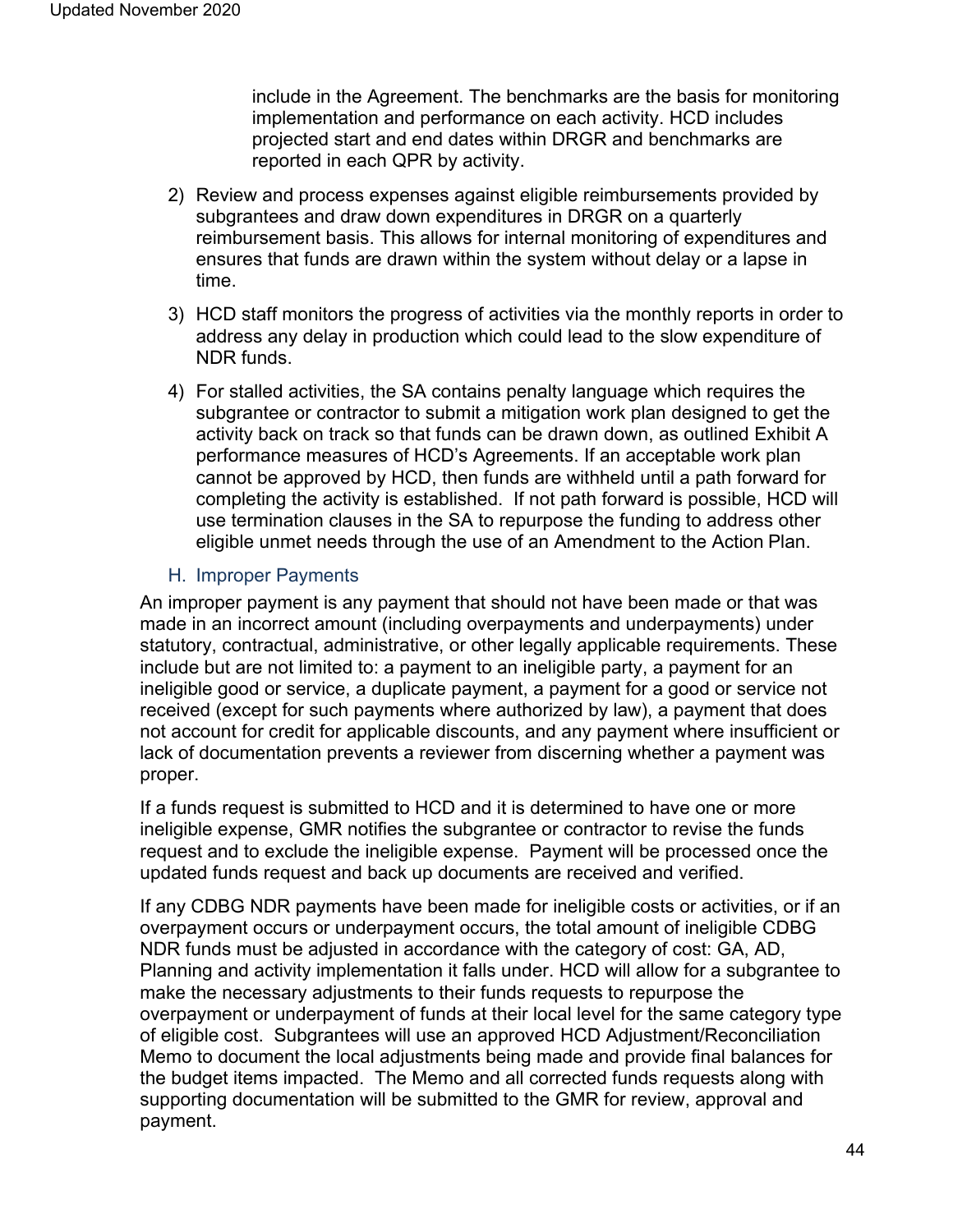include in the Agreement. The benchmarks are the basis for monitoring implementation and performance on each activity. HCD includes projected start and end dates within DRGR and benchmarks are reported in each QPR by activity.

2) Review and process expenses against eligible reimbursements provided by subgrantees and draw down expenditures in DRGR on a quarterly reimbursement basis. This allows for internal monitoring of expenditures and ensures that funds are drawn within the system without delay or a lapse in time.

3) HCD staff monitors the progress of activities via the monthly reports in order to address any delay in production which could lead to the slow expenditure of NDR funds.

4) For stalled activities, the SA contains penalty language which requires the subgrantee or contractor to submit a mitigation work plan designed to get the activity back on track so that funds can be drawn down, as outlined Exhibit A performance measures of HCD's Agreements. If an acceptable work plan cannot be approved by HCD, then funds are withheld until a path forward for completing the activity is established. If not path forward is possible, HCD will use termination clauses in the SA to repurpose the funding to address other eligible unmet needs through the use of an Amendment to the Action Plan.

### H. Improper Payments

An improper payment is any payment that should not have been made or that was made in an incorrect amount (including overpayments and underpayments) under statutory, contractual, administrative, or other legally applicable requirements. These include but are not limited to: a payment to an ineligible party, a payment for an ineligible good or service, a duplicate payment, a payment for a good or service not received (except for such payments where authorized by law), a payment that does not account for credit for applicable discounts, and any payment where insufficient or lack of documentation prevents a reviewer from discerning whether a payment was proper.

If a funds request is submitted to HCD and it is determined to have one or more ineligible expense, GMR notifies the subgrantee or contractor to revise the funds request and to exclude the ineligible expense. Payment will be processed once the updated funds request and back up documents are received and verified.

If any CDBG NDR payments have been made for ineligible costs or activities, or if an overpayment occurs or underpayment occurs, the total amount of ineligible CDBG NDR funds must be adjusted in accordance with the category of cost: GA, AD, Planning and activity implementation it falls under. HCD will allow for a subgrantee to make the necessary adjustments to their funds requests to repurpose the overpayment or underpayment of funds at their local level for the same category type of eligible cost. Subgrantees will use an approved HCD Adjustment/Reconciliation Memo to document the local adjustments being made and provide final balances for the budget items impacted. The Memo and all corrected funds requests along with supporting documentation will be submitted to the GMR for review, approval and payment.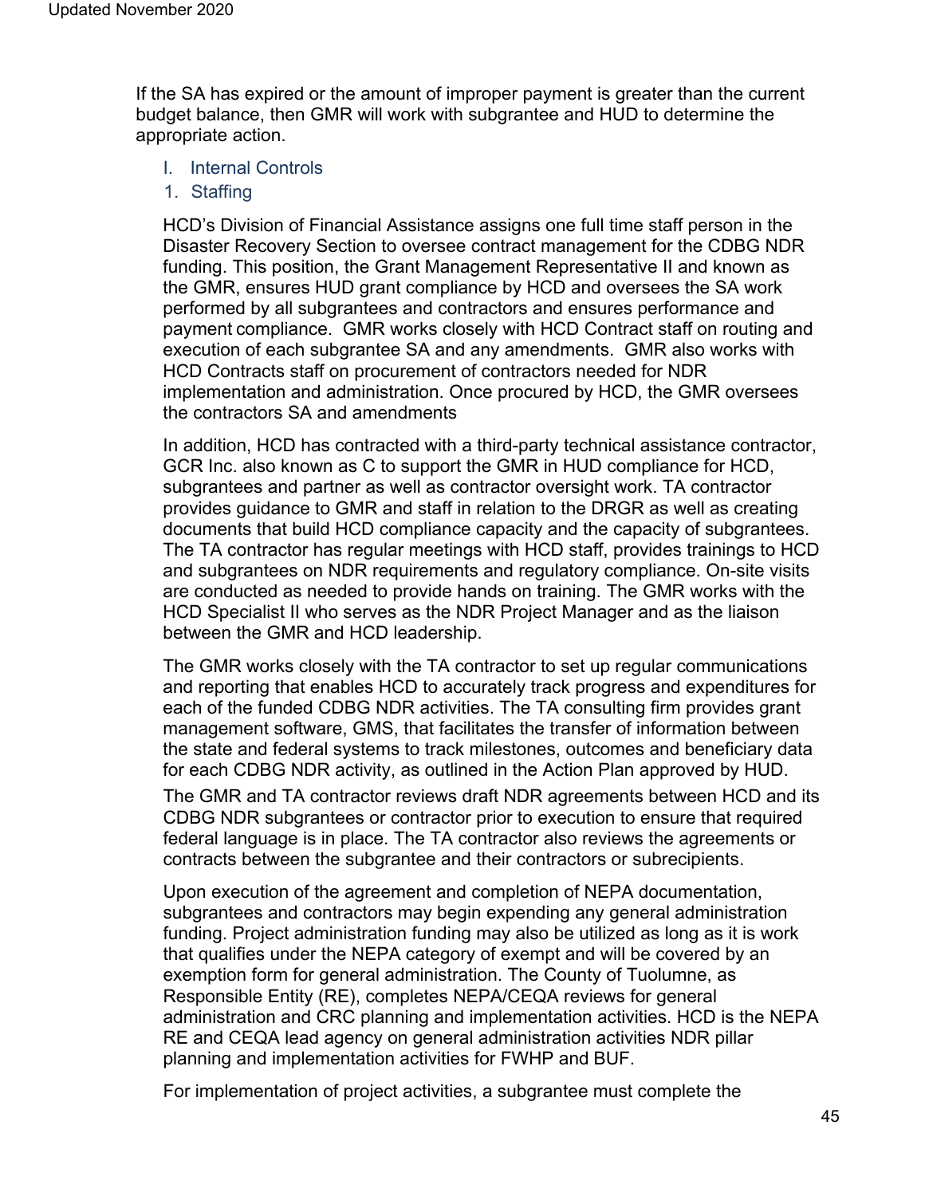If the SA has expired or the amount of improper payment is greater than the current budget balance, then GMR will work with subgrantee and HUD to determine the appropriate action.

## I. Internal Controls

### 1. Staffing

HCD's Division of Financial Assistance assigns one full time staff person in the Disaster Recovery Section to oversee contract management for the CDBG NDR funding. This position, the Grant Management Representative II and known as the GMR, ensures HUD grant compliance by HCD and oversees the SA work performed by all subgrantees and contractors and ensures performance and payment compliance. GMR works closely with HCD Contract staff on routing and execution of each subgrantee SA and any amendments. GMR also works with HCD Contracts staff on procurement of contractors needed for NDR implementation and administration. Once procured by HCD, the GMR oversees the contractors SA and amendments

In addition, HCD has contracted with a third-party technical assistance contractor, GCR Inc. also known as C to support the GMR in HUD compliance for HCD, subgrantees and partner as well as contractor oversight work. TA contractor provides guidance to GMR and staff in relation to the DRGR as well as creating documents that build HCD compliance capacity and the capacity of subgrantees. The TA contractor has regular meetings with HCD staff, provides trainings to HCD and subgrantees on NDR requirements and regulatory compliance. On-site visits are conducted as needed to provide hands on training. The GMR works with the HCD Specialist II who serves as the NDR Project Manager and as the liaison between the GMR and HCD leadership.

The GMR works closely with the TA contractor to set up regular communications and reporting that enables HCD to accurately track progress and expenditures for each of the funded CDBG NDR activities. The TA consulting firm provides grant management software, GMS, that facilitates the transfer of information between the state and federal systems to track milestones, outcomes and beneficiary data for each CDBG NDR activity, as outlined in the Action Plan approved by HUD.

The GMR and TA contractor reviews draft NDR agreements between HCD and its CDBG NDR subgrantees or contractor prior to execution to ensure that required federal language is in place. The TA contractor also reviews the agreements or contracts between the subgrantee and their contractors or subrecipients.

Upon execution of the agreement and completion of NEPA documentation, subgrantees and contractors may begin expending any general administration funding. Project administration funding may also be utilized as long as it is work that qualifies under the NEPA category of exempt and will be covered by an exemption form for general administration. The County of Tuolumne, as Responsible Entity (RE), completes NEPA/CEQA reviews for general administration and CRC planning and implementation activities. HCD is the NEPA RE and CEQA lead agency on general administration activities NDR pillar planning and implementation activities for FWHP and BUF.

For implementation of project activities, a subgrantee must complete the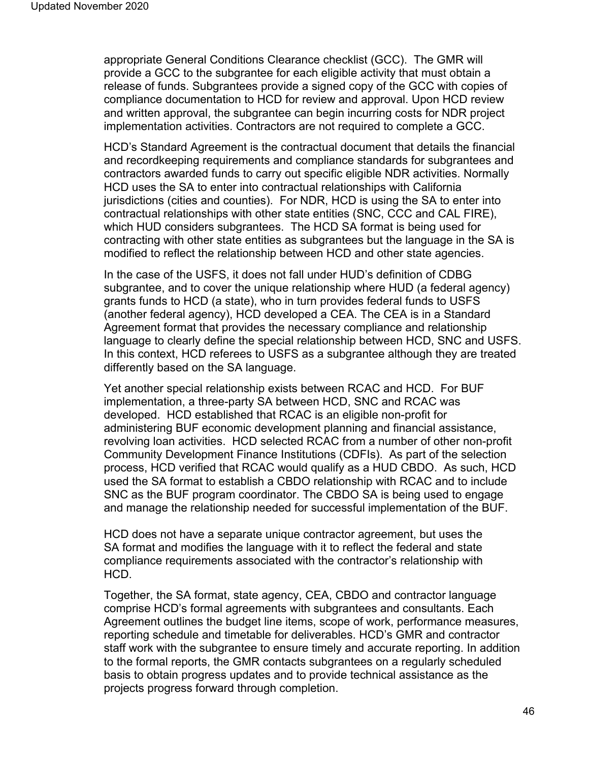appropriate General Conditions Clearance checklist (GCC). The GMR will provide a GCC to the subgrantee for each eligible activity that must obtain a release of funds. Subgrantees provide a signed copy of the GCC with copies of compliance documentation to HCD for review and approval. Upon HCD review and written approval, the subgrantee can begin incurring costs for NDR project implementation activities. Contractors are not required to complete a GCC.

HCD's Standard Agreement is the contractual document that details the financial and recordkeeping requirements and compliance standards for subgrantees and contractors awarded funds to carry out specific eligible NDR activities. Normally HCD uses the SA to enter into contractual relationships with California jurisdictions (cities and counties). For NDR, HCD is using the SA to enter into contractual relationships with other state entities (SNC, CCC and CAL FIRE), which HUD considers subgrantees. The HCD SA format is being used for contracting with other state entities as subgrantees but the language in the SA is modified to reflect the relationship between HCD and other state agencies.

In the case of the USFS, it does not fall under HUD's definition of CDBG subgrantee, and to cover the unique relationship where HUD (a federal agency) grants funds to HCD (a state), who in turn provides federal funds to USFS (another federal agency), HCD developed a CEA. The CEA is in a Standard Agreement format that provides the necessary compliance and relationship language to clearly define the special relationship between HCD, SNC and USFS. In this context, HCD referees to USFS as a subgrantee although they are treated differently based on the SA language.

Yet another special relationship exists between RCAC and HCD. For BUF implementation, a three-party SA between HCD, SNC and RCAC was developed. HCD established that RCAC is an eligible non-profit for administering BUF economic development planning and financial assistance, revolving loan activities. HCD selected RCAC from a number of other non-profit Community Development Finance Institutions (CDFIs). As part of the selection process, HCD verified that RCAC would qualify as a HUD CBDO. As such, HCD used the SA format to establish a CBDO relationship with RCAC and to include SNC as the BUF program coordinator. The CBDO SA is being used to engage and manage the relationship needed for successful implementation of the BUF.

HCD does not have a separate unique contractor agreement, but uses the SA format and modifies the language with it to reflect the federal and state compliance requirements associated with the contractor's relationship with HCD.

Together, the SA format, state agency, CEA, CBDO and contractor language comprise HCD's formal agreements with subgrantees and consultants. Each Agreement outlines the budget line items, scope of work, performance measures, reporting schedule and timetable for deliverables. HCD's GMR and contractor staff work with the subgrantee to ensure timely and accurate reporting. In addition to the formal reports, the GMR contacts subgrantees on a regularly scheduled basis to obtain progress updates and to provide technical assistance as the projects progress forward through completion.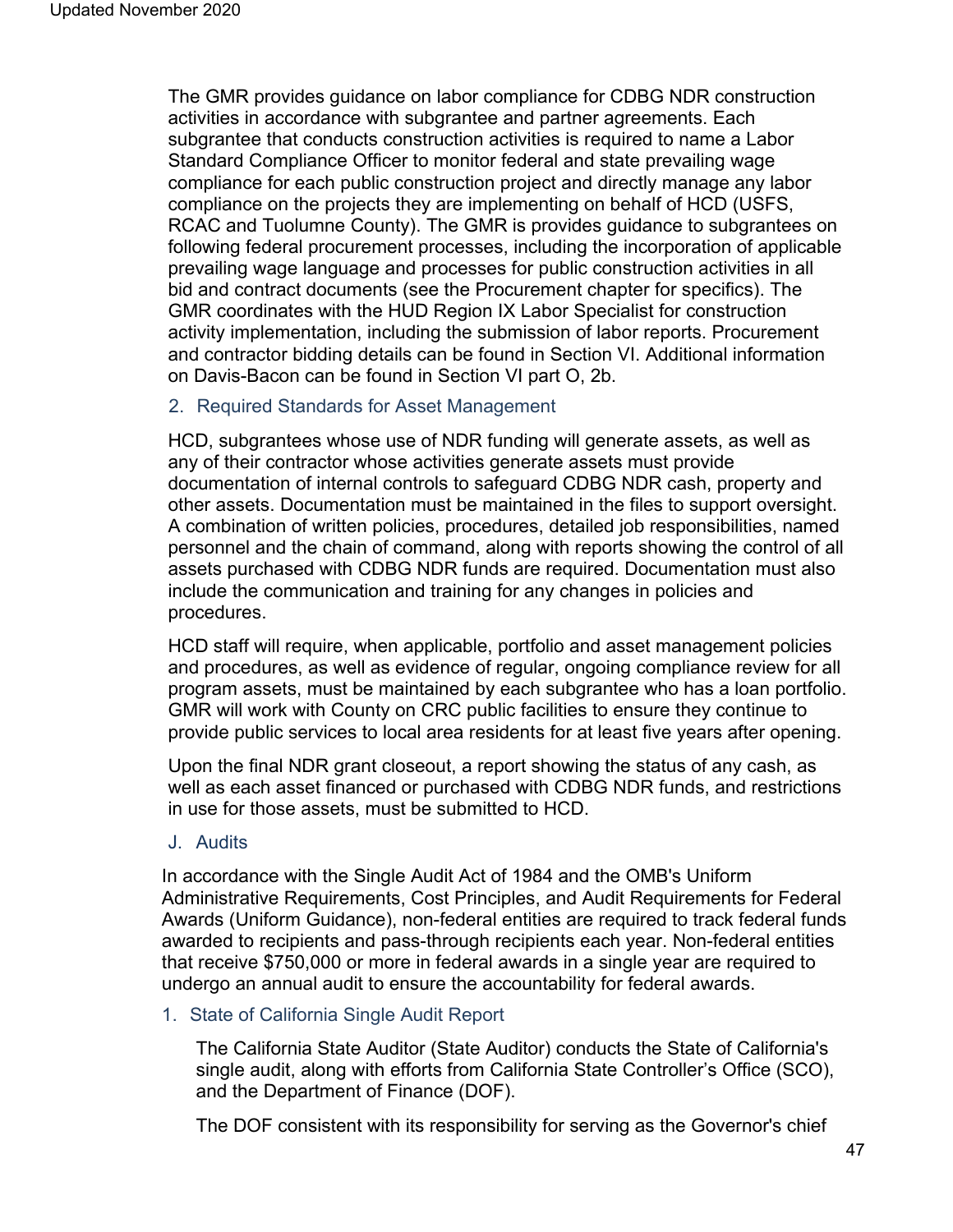The GMR provides guidance on labor compliance for CDBG NDR construction activities in accordance with subgrantee and partner agreements. Each subgrantee that conducts construction activities is required to name a Labor Standard Compliance Officer to monitor federal and state prevailing wage compliance for each public construction project and directly manage any labor compliance on the projects they are implementing on behalf of HCD (USFS, RCAC and Tuolumne County). The GMR is provides guidance to subgrantees on following federal procurement processes, including the incorporation of applicable prevailing wage language and processes for public construction activities in all bid and contract documents (see the Procurement chapter for specifics). The GMR coordinates with the HUD Region IX Labor Specialist for construction activity implementation, including the submission of labor reports. Procurement and contractor bidding details can be found in Section VI. Additional information on Davis-Bacon can be found in Section VI part O, 2b.

### 2. Required Standards for Asset Management

HCD, subgrantees whose use of NDR funding will generate assets, as well as any of their contractor whose activities generate assets must provide documentation of internal controls to safeguard CDBG NDR cash, property and other assets. Documentation must be maintained in the files to support oversight. A combination of written policies, procedures, detailed job responsibilities, named personnel and the chain of command, along with reports showing the control of all assets purchased with CDBG NDR funds are required. Documentation must also include the communication and training for any changes in policies and procedures.

HCD staff will require, when applicable, portfolio and asset management policies and procedures, as well as evidence of regular, ongoing compliance review for all program assets, must be maintained by each subgrantee who has a loan portfolio. GMR will work with County on CRC public facilities to ensure they continue to provide public services to local area residents for at least five years after opening.

Upon the final NDR grant closeout, a report showing the status of any cash, as well as each asset financed or purchased with CDBG NDR funds, and restrictions in use for those assets, must be submitted to HCD.

## J. Audits

In accordance with the Single Audit Act of 1984 and the OMB's Uniform Administrative Requirements, Cost Principles, and Audit Requirements for Federal Awards (Uniform Guidance), non-federal entities are required to track federal funds awarded to recipients and pass-through recipients each year. Non-federal entities that receive $750,000 or more in federal awards in a single year are required to undergo an annual audit to ensure the accountability for federal awards.

### 1. State of California Single Audit Report

The California State Auditor (State Auditor) conducts the State of California's single audit, along with efforts from California State Controller's Office (SCO), and the Department of Finance (DOF).

The DOF consistent with its responsibility for serving as the Governor's chief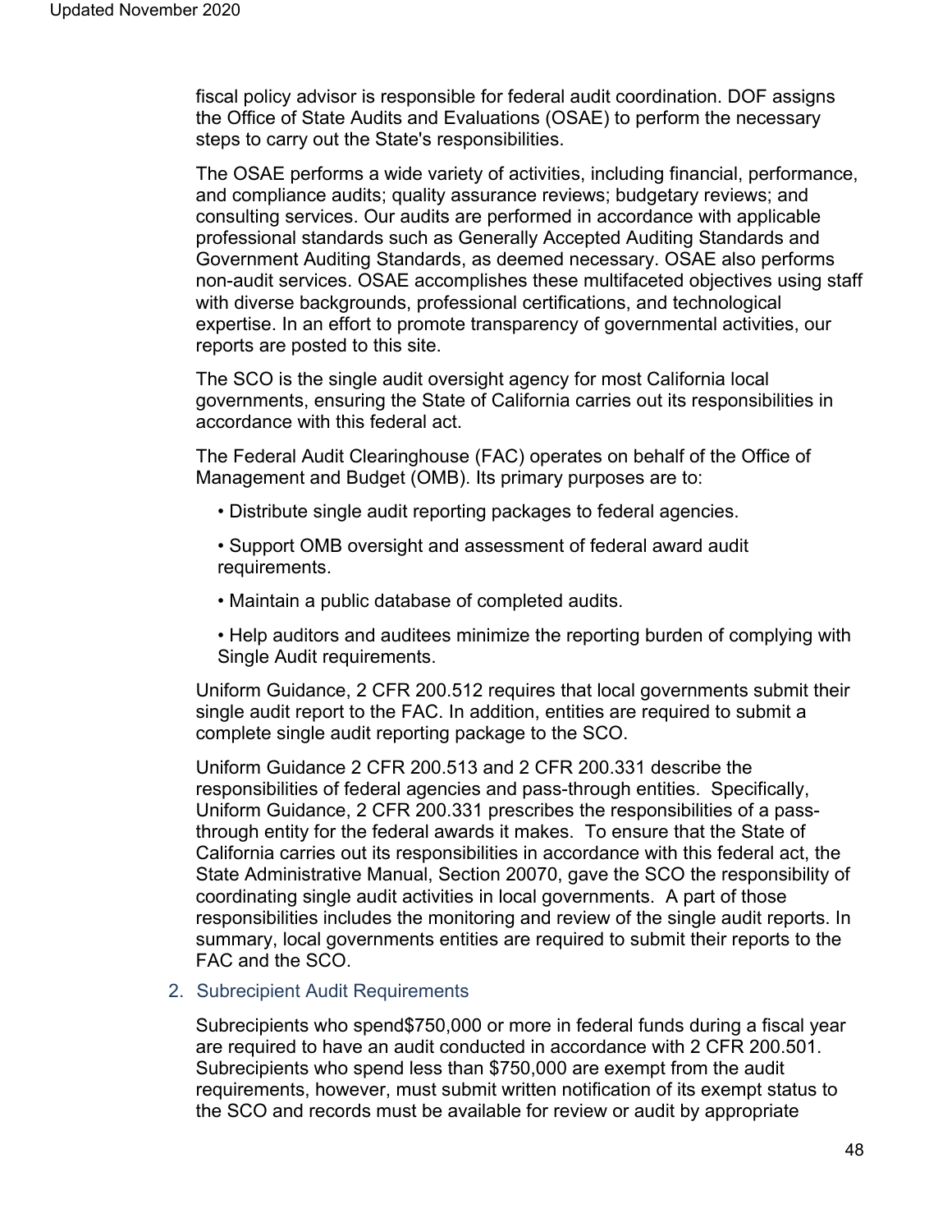fiscal policy advisor is responsible for federal audit coordination. DOF assigns the Office of State Audits and Evaluations (OSAE) to perform the necessary steps to carry out the State's responsibilities.

The OSAE performs a wide variety of activities, including financial, performance, and compliance audits; quality assurance reviews; budgetary reviews; and consulting services. Our audits are performed in accordance with applicable professional standards such as Generally Accepted Auditing Standards and Government Auditing Standards, as deemed necessary. OSAE also performs non-audit services. OSAE accomplishes these multifaceted objectives using staff with diverse backgrounds, professional certifications, and technological expertise. In an effort to promote transparency of governmental activities, our reports are posted to this site.

The SCO is the single audit oversight agency for most California local governments, ensuring the State of California carries out its responsibilities in accordance with this federal act.

The Federal Audit Clearinghouse (FAC) operates on behalf of the Office of Management and Budget (OMB). Its primary purposes are to:

- Distribute single audit reporting packages to federal agencies.
- Support OMB oversight and assessment of federal award audit requirements.
- Maintain a public database of completed audits.
- Help auditors and auditees minimize the reporting burden of complying with Single Audit requirements.

Uniform Guidance, 2 CFR 200.512 requires that local governments submit their single audit report to the FAC. In addition, entities are required to submit a complete single audit reporting package to the SCO.

Uniform Guidance 2 CFR 200.513 and 2 CFR 200.331 describe the responsibilities of federal agencies and pass-through entities. Specifically, Uniform Guidance, 2 CFR 200.331 prescribes the responsibilities of a pass-through entity for the federal awards it makes. To ensure that the State of California carries out its responsibilities in accordance with this federal act, the State Administrative Manual, Section 20070, gave the SCO the responsibility of coordinating single audit activities in local governments. A part of those responsibilities includes the monitoring and review of the single audit reports. In summary, local governments entities are required to submit their reports to the FAC and the SCO.

2. Subrecipient Audit Requirements

Subrecipients who spend$750,000 or more in federal funds during a fiscal year are required to have an audit conducted in accordance with 2 CFR 200.501. Subrecipients who spend less than $750,000 are exempt from the audit requirements, however, must submit written notification of its exempt status to the SCO and records must be available for review or audit by appropriate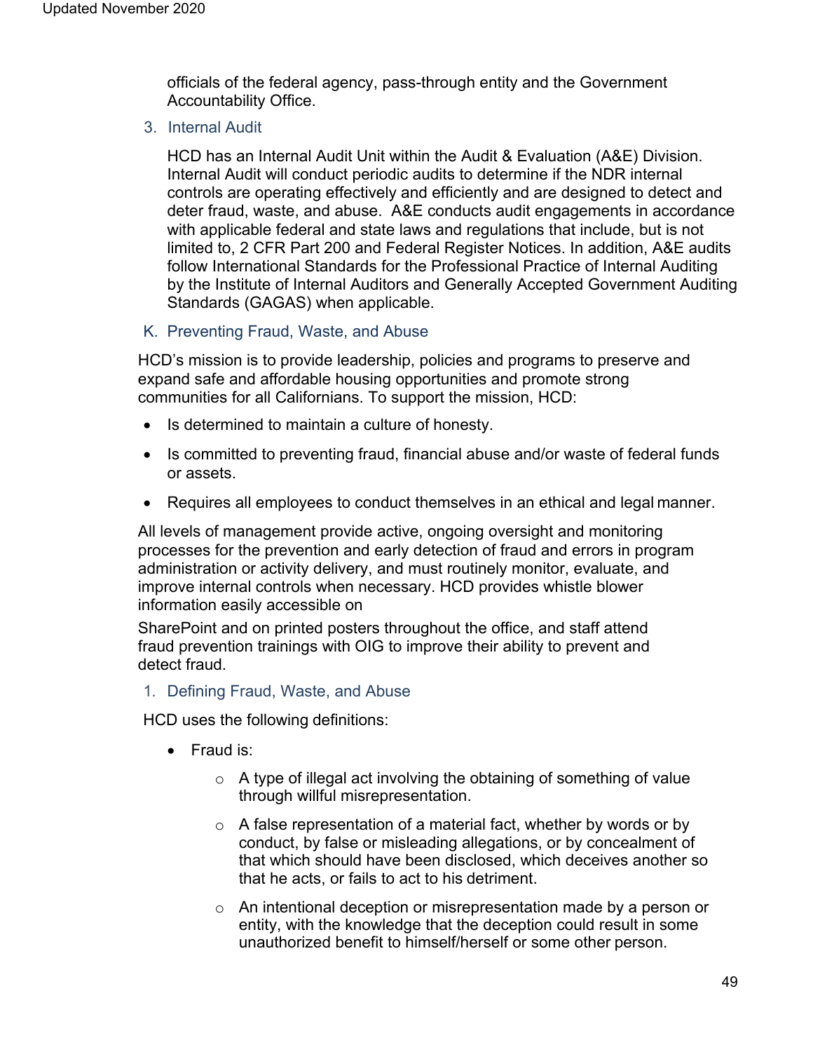officials of the federal agency, pass-through entity and the Government Accountability Office.

### 3. Internal Audit

HCD has an Internal Audit Unit within the Audit & Evaluation (A&E) Division. Internal Audit will conduct periodic audits to determine if the NDR internal controls are operating effectively and efficiently and are designed to detect and deter fraud, waste, and abuse. A&E conducts audit engagements in accordance with applicable federal and state laws and regulations that include, but is not limited to, 2 CFR Part 200 and Federal Register Notices. In addition, A&E audits follow International Standards for the Professional Practice of Internal Auditing by the Institute of Internal Auditors and Generally Accepted Government Auditing Standards (GAGAS) when applicable.

## K. Preventing Fraud, Waste, and Abuse

HCD's mission is to provide leadership, policies and programs to preserve and expand safe and affordable housing opportunities and promote strong communities for all Californians. To support the mission, HCD:

- Is determined to maintain a culture of honesty.
- Is committed to preventing fraud, financial abuse and/or waste of federal funds or assets.
- Requires all employees to conduct themselves in an ethical and legal manner.

All levels of management provide active, ongoing oversight and monitoring processes for the prevention and early detection of fraud and errors in program administration or activity delivery, and must routinely monitor, evaluate, and improve internal controls when necessary. HCD provides whistle blower information easily accessible on SharePoint and on printed posters throughout the office, and staff attend fraud prevention trainings with OIG to improve their ability to prevent and detect fraud.

### 1. Defining Fraud, Waste, and Abuse

HCD uses the following definitions:

- Fraud is:
  - A type of illegal act involving the obtaining of something of value through willful misrepresentation.
  - A false representation of a material fact, whether by words or by conduct, by false or misleading allegations, or by concealment of that which should have been disclosed, which deceives another so that he acts, or fails to act to his detriment.
  - An intentional deception or misrepresentation made by a person or entity, with the knowledge that the deception could result in some unauthorized benefit to himself/herself or some other person.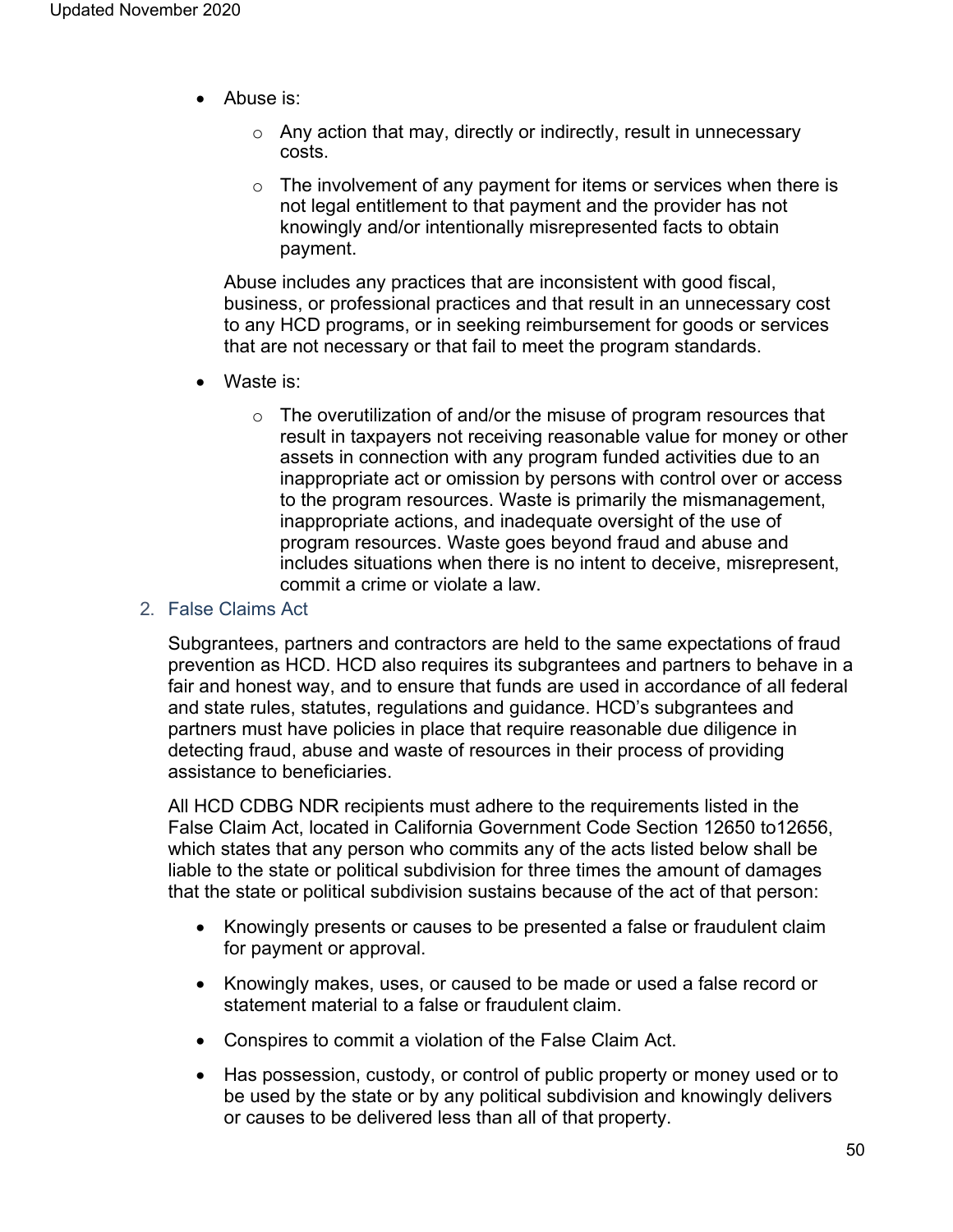- Abuse is:
  - Any action that may, directly or indirectly, result in unnecessary costs.
  - The involvement of any payment for items or services when there is not legal entitlement to that payment and the provider has not knowingly and/or intentionally misrepresented facts to obtain payment.

  Abuse includes any practices that are inconsistent with good fiscal, business, or professional practices and that result in an unnecessary cost to any HCD programs, or in seeking reimbursement for goods or services that are not necessary or that fail to meet the program standards.

- Waste is:
  - The overutilization of and/or the misuse of program resources that result in taxpayers not receiving reasonable value for money or other assets in connection with any program funded activities due to an inappropriate act or omission by persons with control over or access to the program resources. Waste is primarily the mismanagement, inappropriate actions, and inadequate oversight of the use of program resources. Waste goes beyond fraud and abuse and includes situations when there is no intent to deceive, misrepresent, commit a crime or violate a law.

### 2. False Claims Act

Subgrantees, partners and contractors are held to the same expectations of fraud prevention as HCD. HCD also requires its subgrantees and partners to behave in a fair and honest way, and to ensure that funds are used in accordance of all federal and state rules, statutes, regulations and guidance. HCD's subgrantees and partners must have policies in place that require reasonable due diligence in detecting fraud, abuse and waste of resources in their process of providing assistance to beneficiaries.

All HCD CDBG NDR recipients must adhere to the requirements listed in the False Claim Act, located in California Government Code Section 12650 to12656, which states that any person who commits any of the acts listed below shall be liable to the state or political subdivision for three times the amount of damages that the state or political subdivision sustains because of the act of that person:

- Knowingly presents or causes to be presented a false or fraudulent claim for payment or approval.
- Knowingly makes, uses, or caused to be made or used a false record or statement material to a false or fraudulent claim.
- Conspires to commit a violation of the False Claim Act.
- Has possession, custody, or control of public property or money used or to be used by the state or by any political subdivision and knowingly delivers or causes to be delivered less than all of that property.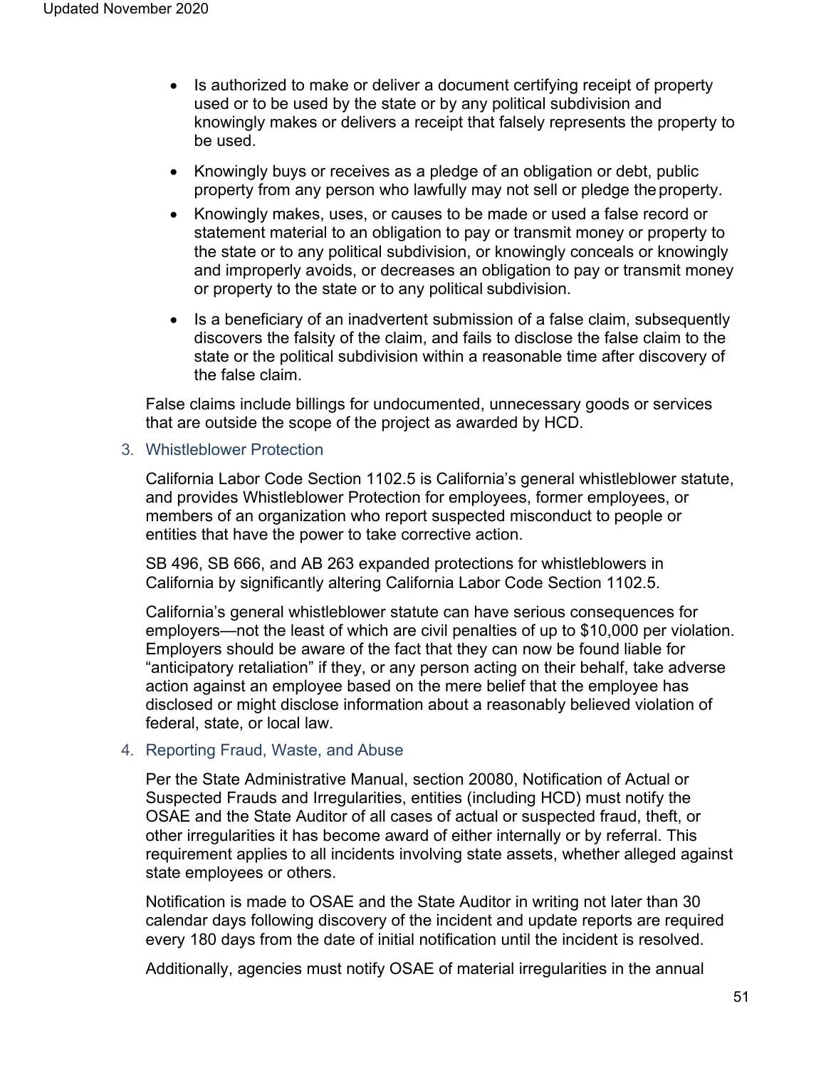- Is authorized to make or deliver a document certifying receipt of property used or to be used by the state or by any political subdivision and knowingly makes or delivers a receipt that falsely represents the property to be used.
- Knowingly buys or receives as a pledge of an obligation or debt, public property from any person who lawfully may not sell or pledge the property.
- Knowingly makes, uses, or causes to be made or used a false record or statement material to an obligation to pay or transmit money or property to the state or to any political subdivision, or knowingly conceals or knowingly and improperly avoids, or decreases an obligation to pay or transmit money or property to the state or to any political subdivision.
- Is a beneficiary of an inadvertent submission of a false claim, subsequently discovers the falsity of the claim, and fails to disclose the false claim to the state or the political subdivision within a reasonable time after discovery of the false claim.

False claims include billings for undocumented, unnecessary goods or services that are outside the scope of the project as awarded by HCD.

### 3. Whistleblower Protection

California Labor Code Section 1102.5 is California's general whistleblower statute, and provides Whistleblower Protection for employees, former employees, or members of an organization who report suspected misconduct to people or entities that have the power to take corrective action.

SB 496, SB 666, and AB 263 expanded protections for whistleblowers in California by significantly altering California Labor Code Section 1102.5.

California's general whistleblower statute can have serious consequences for employers—not the least of which are civil penalties of up to $10,000 per violation. Employers should be aware of the fact that they can now be found liable for "anticipatory retaliation" if they, or any person acting on their behalf, take adverse action against an employee based on the mere belief that the employee has disclosed or might disclose information about a reasonably believed violation of federal, state, or local law.

### 4. Reporting Fraud, Waste, and Abuse

Per the State Administrative Manual, section 20080, Notification of Actual or Suspected Frauds and Irregularities, entities (including HCD) must notify the OSAE and the State Auditor of all cases of actual or suspected fraud, theft, or other irregularities it has become award of either internally or by referral. This requirement applies to all incidents involving state assets, whether alleged against state employees or others.

Notification is made to OSAE and the State Auditor in writing not later than 30 calendar days following discovery of the incident and update reports are required every 180 days from the date of initial notification until the incident is resolved.

Additionally, agencies must notify OSAE of material irregularities in the annual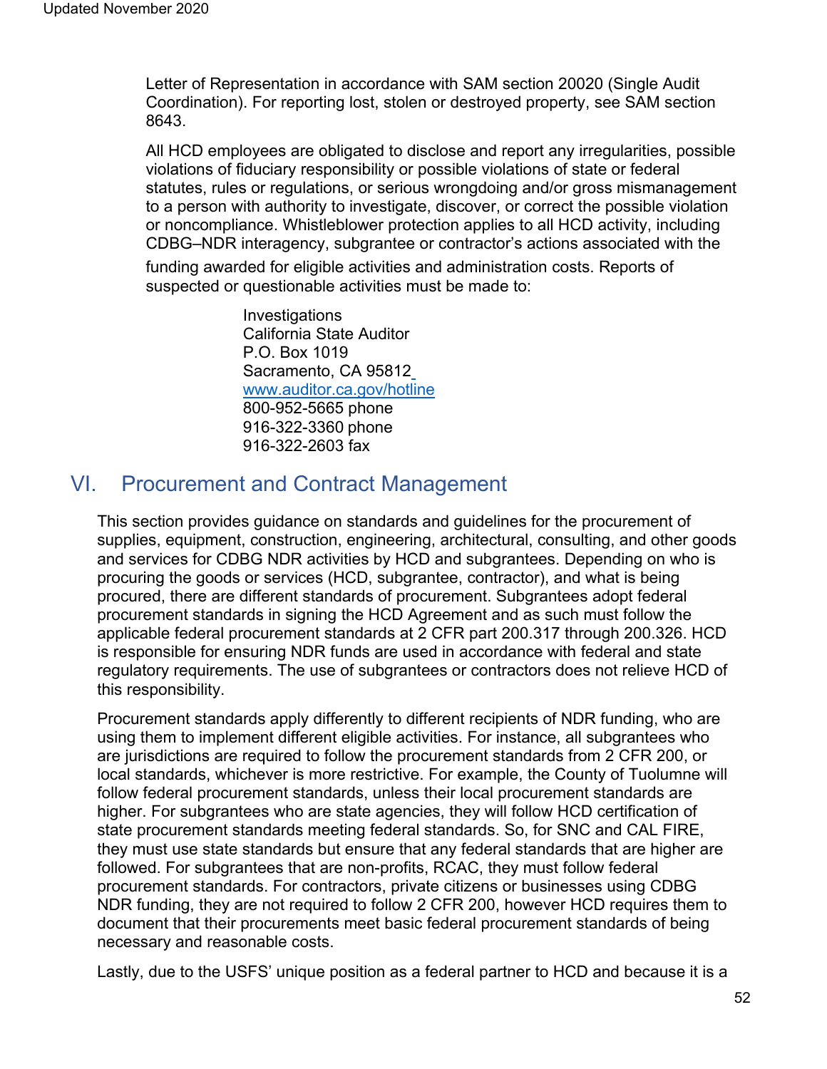Letter of Representation in accordance with SAM section 20020 (Single Audit Coordination). For reporting lost, stolen or destroyed property, see SAM section 8643.

All HCD employees are obligated to disclose and report any irregularities, possible violations of fiduciary responsibility or possible violations of state or federal statutes, rules or regulations, or serious wrongdoing and/or gross mismanagement to a person with authority to investigate, discover, or correct the possible violation or noncompliance. Whistleblower protection applies to all HCD activity, including CDBG–NDR interagency, subgrantee or contractor's actions associated with the funding awarded for eligible activities and administration costs. Reports of suspected or questionable activities must be made to:

Investigations
California State Auditor
P.O. Box 1019
Sacramento, CA 95812
www.auditor.ca.gov/hotline
800-952-5665 phone
916-322-3360 phone
916-322-2603 fax

# VI. Procurement and Contract Management

This section provides guidance on standards and guidelines for the procurement of supplies, equipment, construction, engineering, architectural, consulting, and other goods and services for CDBG NDR activities by HCD and subgrantees. Depending on who is procuring the goods or services (HCD, subgrantee, contractor), and what is being procured, there are different standards of procurement. Subgrantees adopt federal procurement standards in signing the HCD Agreement and as such must follow the applicable federal procurement standards at 2 CFR part 200.317 through 200.326. HCD is responsible for ensuring NDR funds are used in accordance with federal and state regulatory requirements. The use of subgrantees or contractors does not relieve HCD of this responsibility.

Procurement standards apply differently to different recipients of NDR funding, who are using them to implement different eligible activities. For instance, all subgrantees who are jurisdictions are required to follow the procurement standards from 2 CFR 200, or local standards, whichever is more restrictive. For example, the County of Tuolumne will follow federal procurement standards, unless their local procurement standards are higher. For subgrantees who are state agencies, they will follow HCD certification of state procurement standards meeting federal standards. So, for SNC and CAL FIRE, they must use state standards but ensure that any federal standards that are higher are followed. For subgrantees that are non-profits, RCAC, they must follow federal procurement standards. For contractors, private citizens or businesses using CDBG NDR funding, they are not required to follow 2 CFR 200, however HCD requires them to document that their procurements meet basic federal procurement standards of being necessary and reasonable costs.

Lastly, due to the USFS' unique position as a federal partner to HCD and because it is a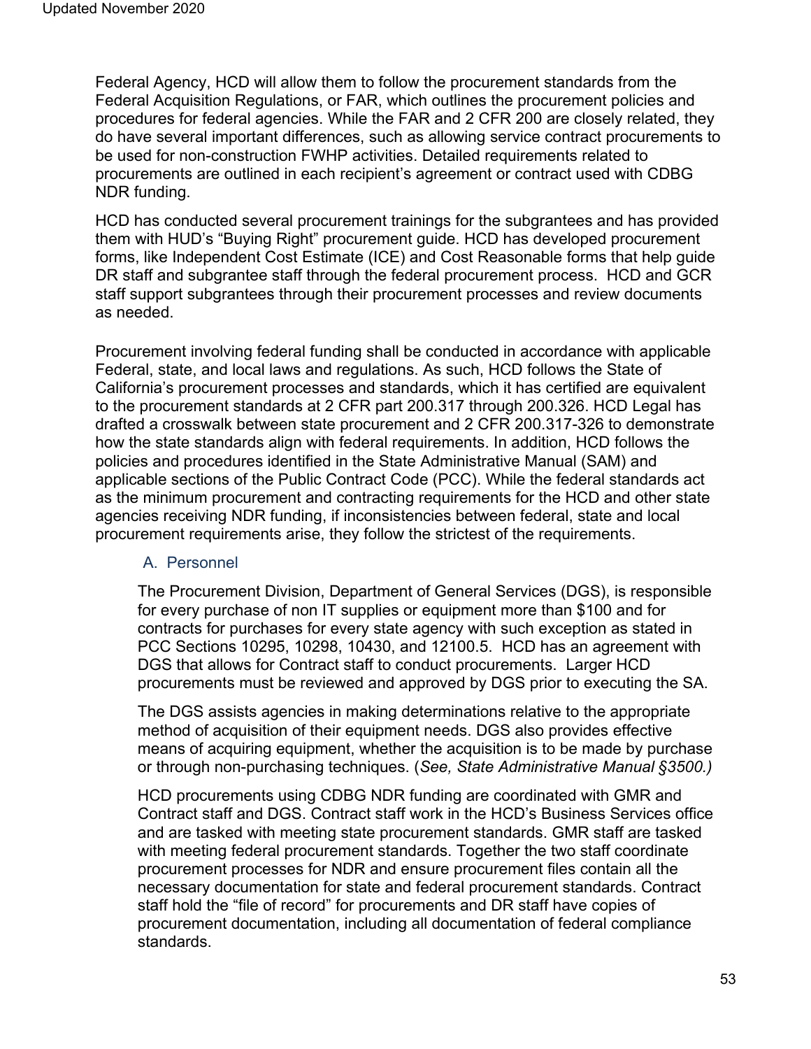Federal Agency, HCD will allow them to follow the procurement standards from the Federal Acquisition Regulations, or FAR, which outlines the procurement policies and procedures for federal agencies. While the FAR and 2 CFR 200 are closely related, they do have several important differences, such as allowing service contract procurements to be used for non-construction FWHP activities. Detailed requirements related to procurements are outlined in each recipient's agreement or contract used with CDBG NDR funding.

HCD has conducted several procurement trainings for the subgrantees and has provided them with HUD's "Buying Right" procurement guide. HCD has developed procurement forms, like Independent Cost Estimate (ICE) and Cost Reasonable forms that help guide DR staff and subgrantee staff through the federal procurement process. HCD and GCR staff support subgrantees through their procurement processes and review documents as needed.

Procurement involving federal funding shall be conducted in accordance with applicable Federal, state, and local laws and regulations. As such, HCD follows the State of California's procurement processes and standards, which it has certified are equivalent to the procurement standards at 2 CFR part 200.317 through 200.326. HCD Legal has drafted a crosswalk between state procurement and 2 CFR 200.317-326 to demonstrate how the state standards align with federal requirements. In addition, HCD follows the policies and procedures identified in the State Administrative Manual (SAM) and applicable sections of the Public Contract Code (PCC). While the federal standards act as the minimum procurement and contracting requirements for the HCD and other state agencies receiving NDR funding, if inconsistencies between federal, state and local procurement requirements arise, they follow the strictest of the requirements.

### A. Personnel

The Procurement Division, Department of General Services (DGS), is responsible for every purchase of non IT supplies or equipment more than $100 and for contracts for purchases for every state agency with such exception as stated in PCC Sections 10295, 10298, 10430, and 12100.5. HCD has an agreement with DGS that allows for Contract staff to conduct procurements. Larger HCD procurements must be reviewed and approved by DGS prior to executing the SA.

The DGS assists agencies in making determinations relative to the appropriate method of acquisition of their equipment needs. DGS also provides effective means of acquiring equipment, whether the acquisition is to be made by purchase or through non-purchasing techniques. (*See, State Administrative Manual §3500.)*

HCD procurements using CDBG NDR funding are coordinated with GMR and Contract staff and DGS. Contract staff work in the HCD's Business Services office and are tasked with meeting state procurement standards. GMR staff are tasked with meeting federal procurement standards. Together the two staff coordinate procurement processes for NDR and ensure procurement files contain all the necessary documentation for state and federal procurement standards. Contract staff hold the "file of record" for procurements and DR staff have copies of procurement documentation, including all documentation of federal compliance standards.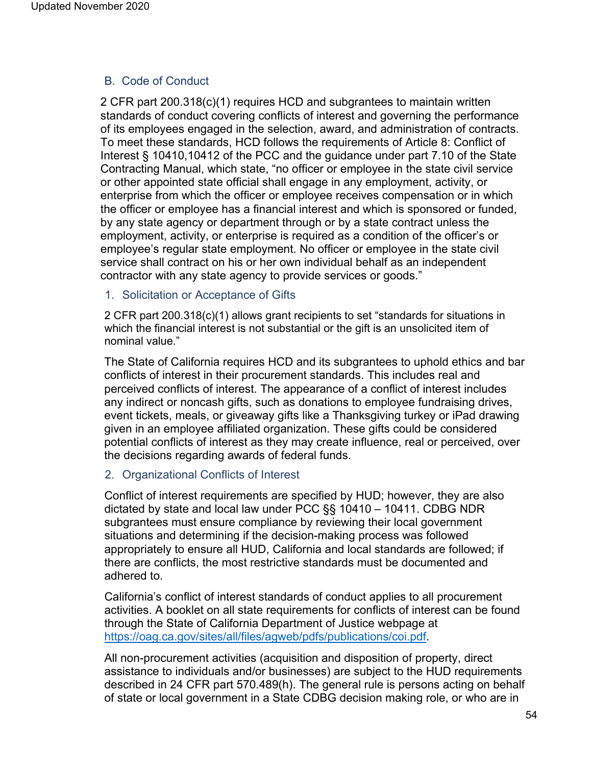## B. Code of Conduct

2 CFR part 200.318(c)(1) requires HCD and subgrantees to maintain written standards of conduct covering conflicts of interest and governing the performance of its employees engaged in the selection, award, and administration of contracts. To meet these standards, HCD follows the requirements of Article 8: Conflict of Interest § 10410,10412 of the PCC and the guidance under part 7.10 of the State Contracting Manual, which state, "no officer or employee in the state civil service or other appointed state official shall engage in any employment, activity, or enterprise from which the officer or employee receives compensation or in which the officer or employee has a financial interest and which is sponsored or funded, by any state agency or department through or by a state contract unless the employment, activity, or enterprise is required as a condition of the officer's or employee's regular state employment. No officer or employee in the state civil service shall contract on his or her own individual behalf as an independent contractor with any state agency to provide services or goods."

### 1. Solicitation or Acceptance of Gifts

2 CFR part 200.318(c)(1) allows grant recipients to set "standards for situations in which the financial interest is not substantial or the gift is an unsolicited item of nominal value."

The State of California requires HCD and its subgrantees to uphold ethics and bar conflicts of interest in their procurement standards. This includes real and perceived conflicts of interest. The appearance of a conflict of interest includes any indirect or noncash gifts, such as donations to employee fundraising drives, event tickets, meals, or giveaway gifts like a Thanksgiving turkey or iPad drawing given in an employee affiliated organization. These gifts could be considered potential conflicts of interest as they may create influence, real or perceived, over the decisions regarding awards of federal funds.

### 2. Organizational Conflicts of Interest

Conflict of interest requirements are specified by HUD; however, they are also dictated by state and local law under PCC §§ 10410 – 10411. CDBG NDR subgrantees must ensure compliance by reviewing their local government situations and determining if the decision-making process was followed appropriately to ensure all HUD, California and local standards are followed; if there are conflicts, the most restrictive standards must be documented and adhered to.

California's conflict of interest standards of conduct applies to all procurement activities. A booklet on all state requirements for conflicts of interest can be found through the State of California Department of Justice webpage at [https://oag.ca.gov/sites/all/files/agweb/pdfs/publications/coi.pdf](https://oag.ca.gov/sites/all/files/agweb/pdfs/publications/coi.pdf).

All non-procurement activities (acquisition and disposition of property, direct assistance to individuals and/or businesses) are subject to the HUD requirements described in 24 CFR part 570.489(h). The general rule is persons acting on behalf of state or local government in a State CDBG decision making role, or who are in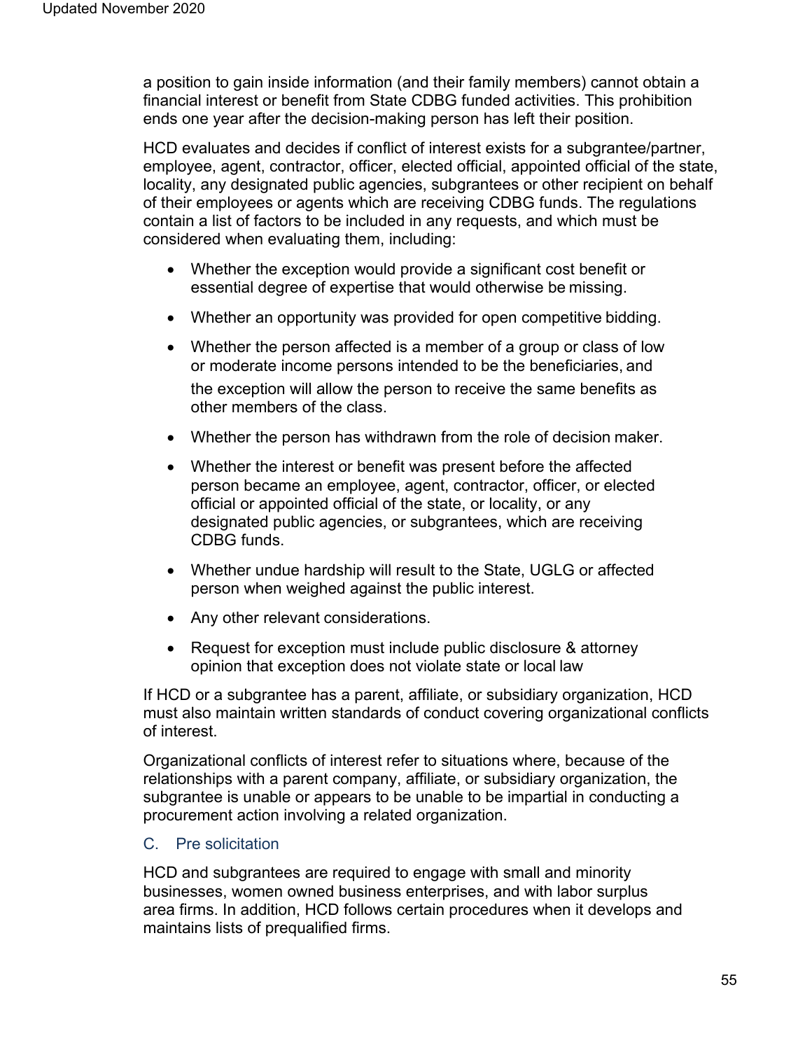a position to gain inside information (and their family members) cannot obtain a financial interest or benefit from State CDBG funded activities. This prohibition ends one year after the decision-making person has left their position.

HCD evaluates and decides if conflict of interest exists for a subgrantee/partner, employee, agent, contractor, officer, elected official, appointed official of the state, locality, any designated public agencies, subgrantees or other recipient on behalf of their employees or agents which are receiving CDBG funds. The regulations contain a list of factors to be included in any requests, and which must be considered when evaluating them, including:

- Whether the exception would provide a significant cost benefit or essential degree of expertise that would otherwise be missing.
- Whether an opportunity was provided for open competitive bidding.
- Whether the person affected is a member of a group or class of low or moderate income persons intended to be the beneficiaries, and the exception will allow the person to receive the same benefits as other members of the class.
- Whether the person has withdrawn from the role of decision maker.
- Whether the interest or benefit was present before the affected person became an employee, agent, contractor, officer, or elected official or appointed official of the state, or locality, or any designated public agencies, or subgrantees, which are receiving CDBG funds.
- Whether undue hardship will result to the State, UGLG or affected person when weighed against the public interest.
- Any other relevant considerations.
- Request for exception must include public disclosure & attorney opinion that exception does not violate state or local law

If HCD or a subgrantee has a parent, affiliate, or subsidiary organization, HCD must also maintain written standards of conduct covering organizational conflicts of interest.

Organizational conflicts of interest refer to situations where, because of the relationships with a parent company, affiliate, or subsidiary organization, the subgrantee is unable or appears to be unable to be impartial in conducting a procurement action involving a related organization.

### C. Pre solicitation

HCD and subgrantees are required to engage with small and minority businesses, women owned business enterprises, and with labor surplus area firms. In addition, HCD follows certain procedures when it develops and maintains lists of prequalified firms.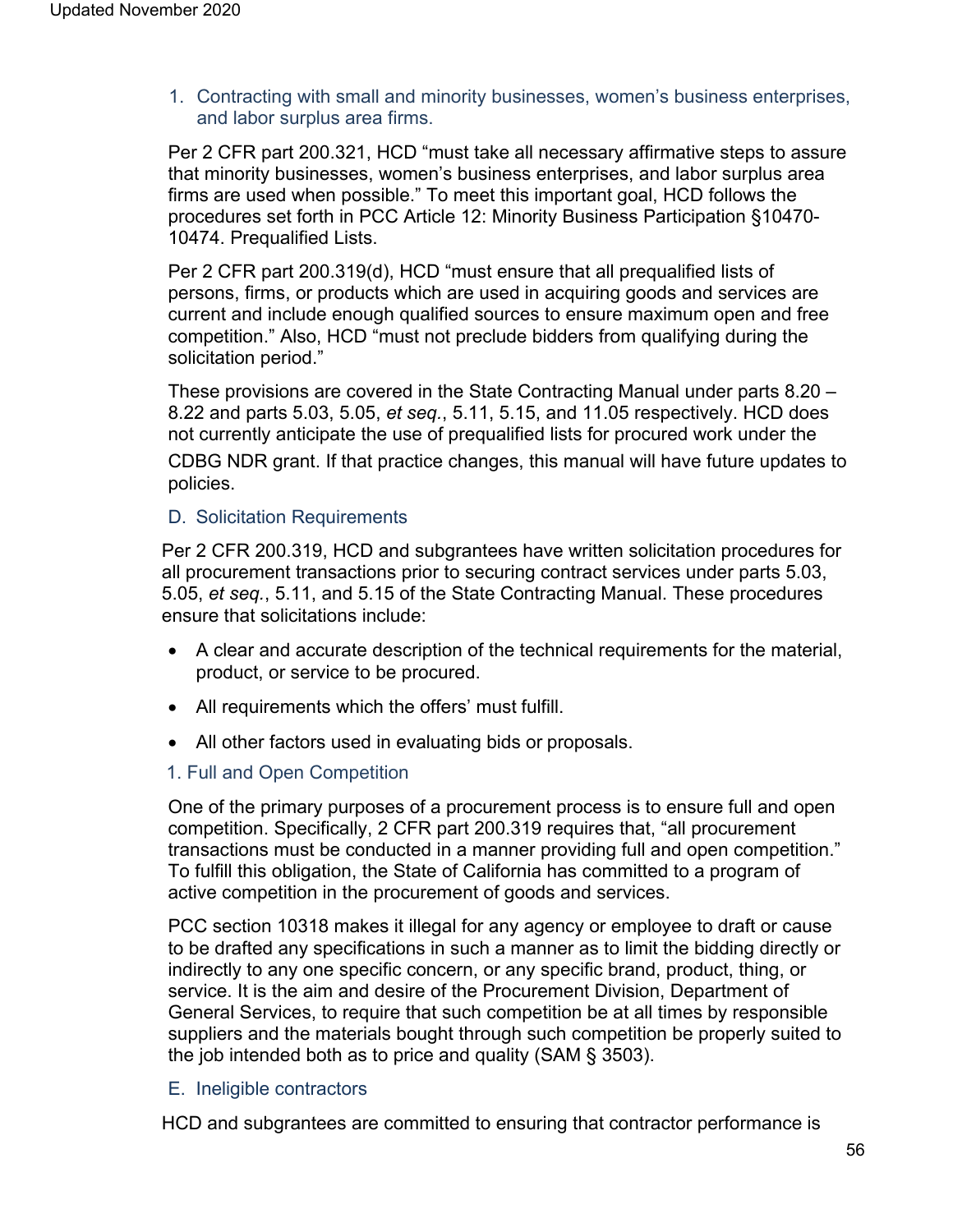1. Contracting with small and minority businesses, women's business enterprises, and labor surplus area firms.

Per 2 CFR part 200.321, HCD "must take all necessary affirmative steps to assure that minority businesses, women's business enterprises, and labor surplus area firms are used when possible." To meet this important goal, HCD follows the procedures set forth in PCC Article 12: Minority Business Participation §10470-10474. Prequalified Lists.

Per 2 CFR part 200.319(d), HCD "must ensure that all prequalified lists of persons, firms, or products which are used in acquiring goods and services are current and include enough qualified sources to ensure maximum open and free competition." Also, HCD "must not preclude bidders from qualifying during the solicitation period."

These provisions are covered in the State Contracting Manual under parts 8.20 – 8.22 and parts 5.03, 5.05, *et seq.*, 5.11, 5.15, and 11.05 respectively. HCD does not currently anticipate the use of prequalified lists for procured work under the CDBG NDR grant. If that practice changes, this manual will have future updates to policies.

## D. Solicitation Requirements

Per 2 CFR 200.319, HCD and subgrantees have written solicitation procedures for all procurement transactions prior to securing contract services under parts 5.03, 5.05, *et seq.*, 5.11, and 5.15 of the State Contracting Manual. These procedures ensure that solicitations include:

- A clear and accurate description of the technical requirements for the material, product, or service to be procured.
- All requirements which the offers' must fulfill.
- All other factors used in evaluating bids or proposals.

### 1. Full and Open Competition

One of the primary purposes of a procurement process is to ensure full and open competition. Specifically, 2 CFR part 200.319 requires that, "all procurement transactions must be conducted in a manner providing full and open competition." To fulfill this obligation, the State of California has committed to a program of active competition in the procurement of goods and services.

PCC section 10318 makes it illegal for any agency or employee to draft or cause to be drafted any specifications in such a manner as to limit the bidding directly or indirectly to any one specific concern, or any specific brand, product, thing, or service. It is the aim and desire of the Procurement Division, Department of General Services, to require that such competition be at all times by responsible suppliers and the materials bought through such competition be properly suited to the job intended both as to price and quality (SAM § 3503).

## E. Ineligible contractors

HCD and subgrantees are committed to ensuring that contractor performance is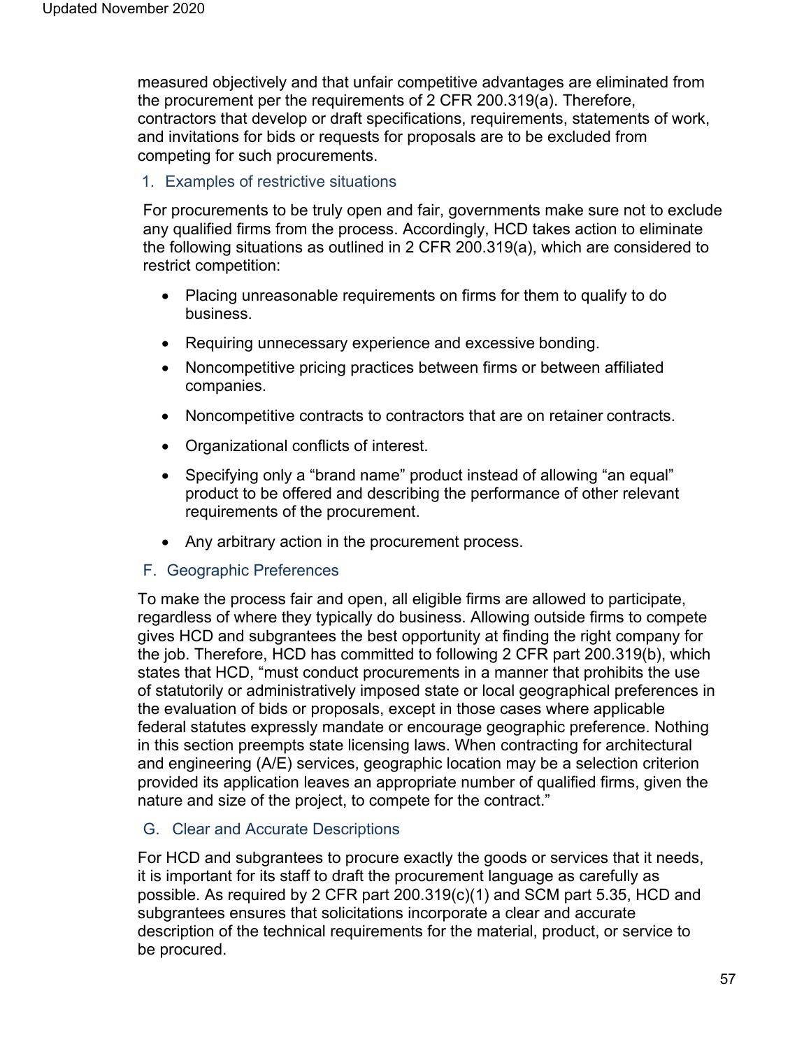measured objectively and that unfair competitive advantages are eliminated from the procurement per the requirements of 2 CFR 200.319(a). Therefore, contractors that develop or draft specifications, requirements, statements of work, and invitations for bids or requests for proposals are to be excluded from competing for such procurements.

#### 1. Examples of restrictive situations

For procurements to be truly open and fair, governments make sure not to exclude any qualified firms from the process. Accordingly, HCD takes action to eliminate the following situations as outlined in 2 CFR 200.319(a), which are considered to restrict competition:

- Placing unreasonable requirements on firms for them to qualify to do business.
- Requiring unnecessary experience and excessive bonding.
- Noncompetitive pricing practices between firms or between affiliated companies.
- Noncompetitive contracts to contractors that are on retainer contracts.
- Organizational conflicts of interest.
- Specifying only a "brand name" product instead of allowing "an equal" product to be offered and describing the performance of other relevant requirements of the procurement.
- Any arbitrary action in the procurement process.

### F. Geographic Preferences

To make the process fair and open, all eligible firms are allowed to participate, regardless of where they typically do business. Allowing outside firms to compete gives HCD and subgrantees the best opportunity at finding the right company for the job. Therefore, HCD has committed to following 2 CFR part 200.319(b), which states that HCD, "must conduct procurements in a manner that prohibits the use of statutorily or administratively imposed state or local geographical preferences in the evaluation of bids or proposals, except in those cases where applicable federal statutes expressly mandate or encourage geographic preference. Nothing in this section preempts state licensing laws. When contracting for architectural and engineering (A/E) services, geographic location may be a selection criterion provided its application leaves an appropriate number of qualified firms, given the nature and size of the project, to compete for the contract."

### G. Clear and Accurate Descriptions

For HCD and subgrantees to procure exactly the goods or services that it needs, it is important for its staff to draft the procurement language as carefully as possible. As required by 2 CFR part 200.319(c)(1) and SCM part 5.35, HCD and subgrantees ensures that solicitations incorporate a clear and accurate description of the technical requirements for the material, product, or service to be procured.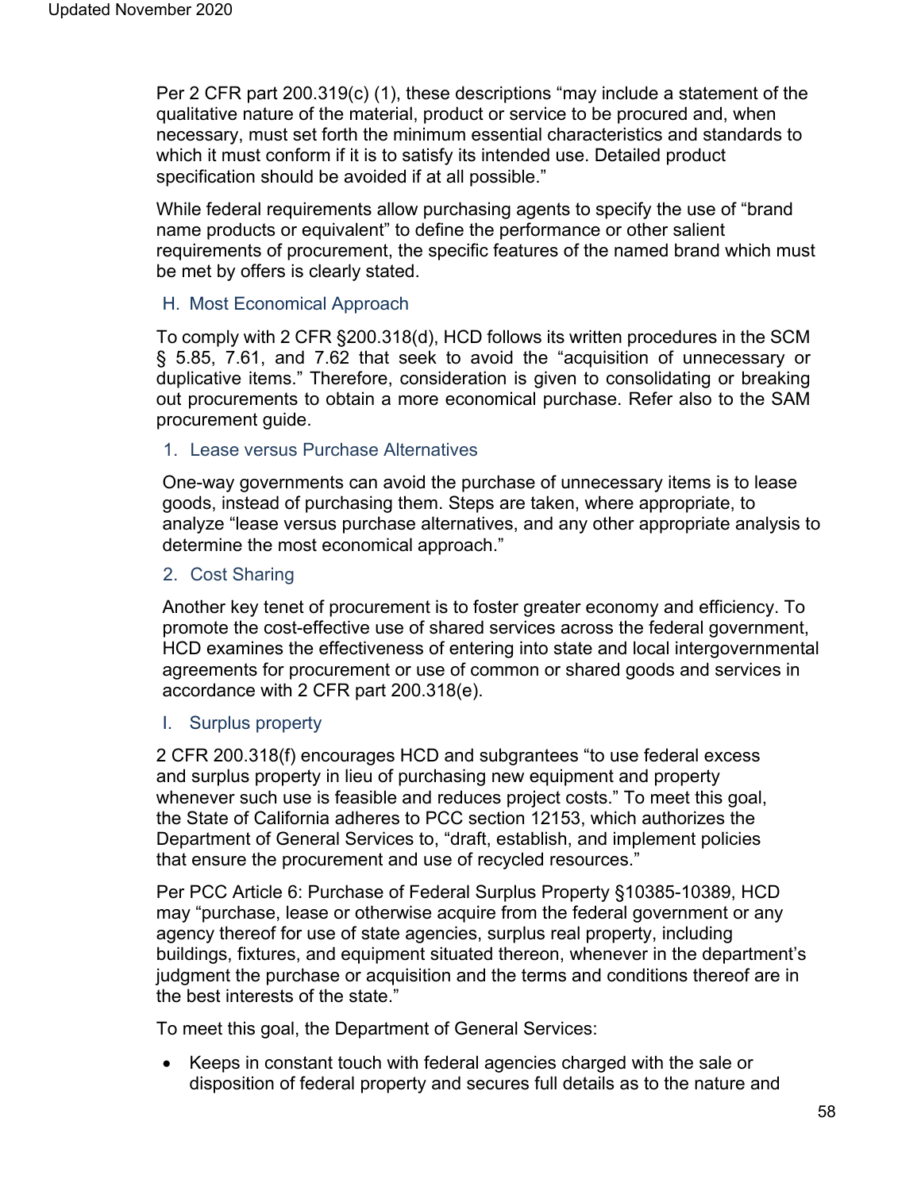Per 2 CFR part 200.319(c) (1), these descriptions "may include a statement of the qualitative nature of the material, product or service to be procured and, when necessary, must set forth the minimum essential characteristics and standards to which it must conform if it is to satisfy its intended use. Detailed product specification should be avoided if at all possible."

While federal requirements allow purchasing agents to specify the use of "brand name products or equivalent" to define the performance or other salient requirements of procurement, the specific features of the named brand which must be met by offers is clearly stated.

### H. Most Economical Approach

To comply with 2 CFR §200.318(d), HCD follows its written procedures in the SCM § 5.85, 7.61, and 7.62 that seek to avoid the "acquisition of unnecessary or duplicative items." Therefore, consideration is given to consolidating or breaking out procurements to obtain a more economical purchase. Refer also to the SAM procurement guide.

#### 1. Lease versus Purchase Alternatives

One-way governments can avoid the purchase of unnecessary items is to lease goods, instead of purchasing them. Steps are taken, where appropriate, to analyze "lease versus purchase alternatives, and any other appropriate analysis to determine the most economical approach."

#### 2. Cost Sharing

Another key tenet of procurement is to foster greater economy and efficiency. To promote the cost-effective use of shared services across the federal government, HCD examines the effectiveness of entering into state and local intergovernmental agreements for procurement or use of common or shared goods and services in accordance with 2 CFR part 200.318(e).

### I. Surplus property

2 CFR 200.318(f) encourages HCD and subgrantees "to use federal excess and surplus property in lieu of purchasing new equipment and property whenever such use is feasible and reduces project costs." To meet this goal, the State of California adheres to PCC section 12153, which authorizes the Department of General Services to, "draft, establish, and implement policies that ensure the procurement and use of recycled resources."

Per PCC Article 6: Purchase of Federal Surplus Property §10385-10389, HCD may "purchase, lease or otherwise acquire from the federal government or any agency thereof for use of state agencies, surplus real property, including buildings, fixtures, and equipment situated thereon, whenever in the department's judgment the purchase or acquisition and the terms and conditions thereof are in the best interests of the state."

To meet this goal, the Department of General Services:

- Keeps in constant touch with federal agencies charged with the sale or disposition of federal property and secures full details as to the nature and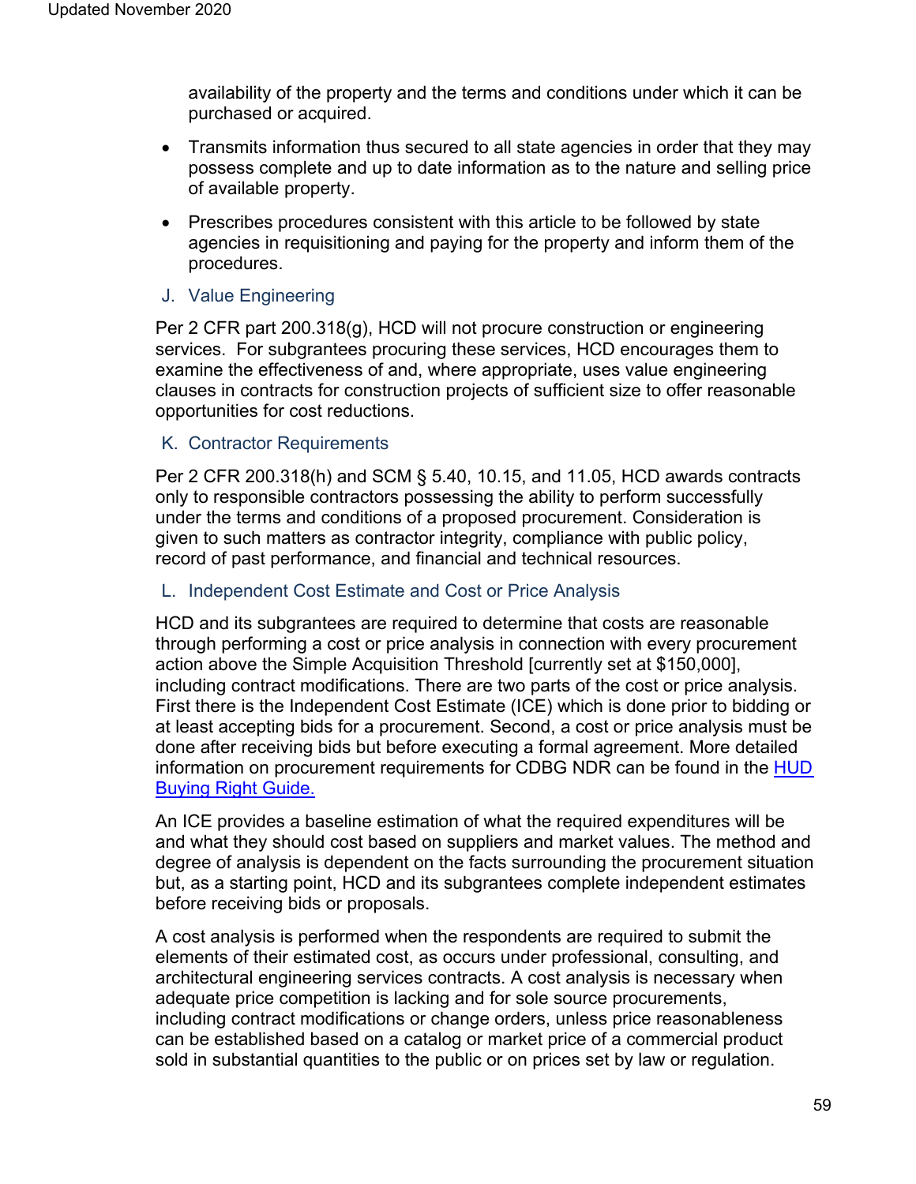availability of the property and the terms and conditions under which it can be purchased or acquired.

- Transmits information thus secured to all state agencies in order that they may possess complete and up to date information as to the nature and selling price of available property.
- Prescribes procedures consistent with this article to be followed by state agencies in requisitioning and paying for the property and inform them of the procedures.

### J. Value Engineering

Per 2 CFR part 200.318(g), HCD will not procure construction or engineering services. For subgrantees procuring these services, HCD encourages them to examine the effectiveness of and, where appropriate, uses value engineering clauses in contracts for construction projects of sufficient size to offer reasonable opportunities for cost reductions.

### K. Contractor Requirements

Per 2 CFR 200.318(h) and SCM § 5.40, 10.15, and 11.05, HCD awards contracts only to responsible contractors possessing the ability to perform successfully under the terms and conditions of a proposed procurement. Consideration is given to such matters as contractor integrity, compliance with public policy, record of past performance, and financial and technical resources.

### L. Independent Cost Estimate and Cost or Price Analysis

HCD and its subgrantees are required to determine that costs are reasonable through performing a cost or price analysis in connection with every procurement action above the Simple Acquisition Threshold [currently set at $150,000], including contract modifications. There are two parts of the cost or price analysis. First there is the Independent Cost Estimate (ICE) which is done prior to bidding or at least accepting bids for a procurement. Second, a cost or price analysis must be done after receiving bids but before executing a formal agreement. More detailed information on procurement requirements for CDBG NDR can be found in the HUD Buying Right Guide.

An ICE provides a baseline estimation of what the required expenditures will be and what they should cost based on suppliers and market values. The method and degree of analysis is dependent on the facts surrounding the procurement situation but, as a starting point, HCD and its subgrantees complete independent estimates before receiving bids or proposals.

A cost analysis is performed when the respondents are required to submit the elements of their estimated cost, as occurs under professional, consulting, and architectural engineering services contracts. A cost analysis is necessary when adequate price competition is lacking and for sole source procurements, including contract modifications or change orders, unless price reasonableness can be established based on a catalog or market price of a commercial product sold in substantial quantities to the public or on prices set by law or regulation.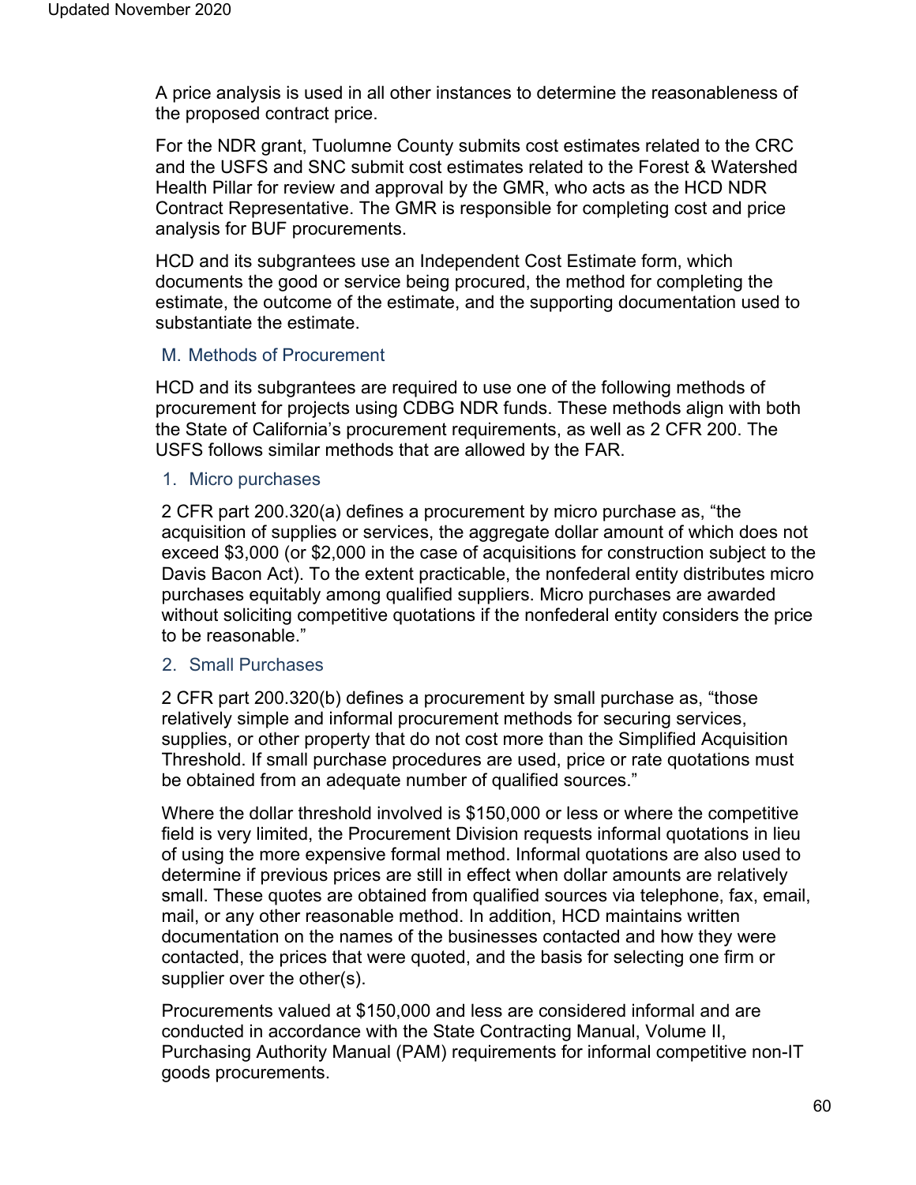A price analysis is used in all other instances to determine the reasonableness of the proposed contract price.

For the NDR grant, Tuolumne County submits cost estimates related to the CRC and the USFS and SNC submit cost estimates related to the Forest & Watershed Health Pillar for review and approval by the GMR, who acts as the HCD NDR Contract Representative. The GMR is responsible for completing cost and price analysis for BUF procurements.

HCD and its subgrantees use an Independent Cost Estimate form, which documents the good or service being procured, the method for completing the estimate, the outcome of the estimate, and the supporting documentation used to substantiate the estimate.

### M. Methods of Procurement

HCD and its subgrantees are required to use one of the following methods of procurement for projects using CDBG NDR funds. These methods align with both the State of California's procurement requirements, as well as 2 CFR 200. The USFS follows similar methods that are allowed by the FAR.

#### 1. Micro purchases

2 CFR part 200.320(a) defines a procurement by micro purchase as, "the acquisition of supplies or services, the aggregate dollar amount of which does not exceed $3,000 (or $2,000 in the case of acquisitions for construction subject to the Davis Bacon Act). To the extent practicable, the nonfederal entity distributes micro purchases equitably among qualified suppliers. Micro purchases are awarded without soliciting competitive quotations if the nonfederal entity considers the price to be reasonable."

#### 2. Small Purchases

2 CFR part 200.320(b) defines a procurement by small purchase as, "those relatively simple and informal procurement methods for securing services, supplies, or other property that do not cost more than the Simplified Acquisition Threshold. If small purchase procedures are used, price or rate quotations must be obtained from an adequate number of qualified sources."

Where the dollar threshold involved is $150,000 or less or where the competitive field is very limited, the Procurement Division requests informal quotations in lieu of using the more expensive formal method. Informal quotations are also used to determine if previous prices are still in effect when dollar amounts are relatively small. These quotes are obtained from qualified sources via telephone, fax, email, mail, or any other reasonable method. In addition, HCD maintains written documentation on the names of the businesses contacted and how they were contacted, the prices that were quoted, and the basis for selecting one firm or supplier over the other(s).

Procurements valued at $150,000 and less are considered informal and are conducted in accordance with the State Contracting Manual, Volume II, Purchasing Authority Manual (PAM) requirements for informal competitive non-IT goods procurements.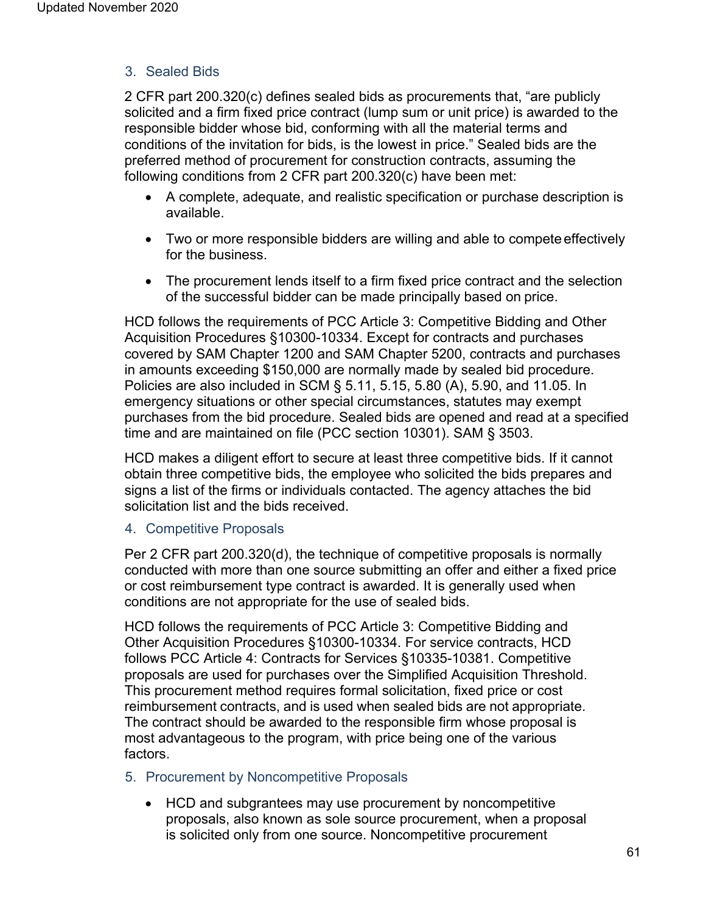### 3. Sealed Bids

2 CFR part 200.320(c) defines sealed bids as procurements that, "are publicly solicited and a firm fixed price contract (lump sum or unit price) is awarded to the responsible bidder whose bid, conforming with all the material terms and conditions of the invitation for bids, is the lowest in price." Sealed bids are the preferred method of procurement for construction contracts, assuming the following conditions from 2 CFR part 200.320(c) have been met:

- A complete, adequate, and realistic specification or purchase description is available.
- Two or more responsible bidders are willing and able to compete effectively for the business.
- The procurement lends itself to a firm fixed price contract and the selection of the successful bidder can be made principally based on price.

HCD follows the requirements of PCC Article 3: Competitive Bidding and Other Acquisition Procedures §10300-10334. Except for contracts and purchases covered by SAM Chapter 1200 and SAM Chapter 5200, contracts and purchases in amounts exceeding $150,000 are normally made by sealed bid procedure. Policies are also included in SCM § 5.11, 5.15, 5.80 (A), 5.90, and 11.05. In emergency situations or other special circumstances, statutes may exempt purchases from the bid procedure. Sealed bids are opened and read at a specified time and are maintained on file (PCC section 10301). SAM § 3503.

HCD makes a diligent effort to secure at least three competitive bids. If it cannot obtain three competitive bids, the employee who solicited the bids prepares and signs a list of the firms or individuals contacted. The agency attaches the bid solicitation list and the bids received.

### 4. Competitive Proposals

Per 2 CFR part 200.320(d), the technique of competitive proposals is normally conducted with more than one source submitting an offer and either a fixed price or cost reimbursement type contract is awarded. It is generally used when conditions are not appropriate for the use of sealed bids.

HCD follows the requirements of PCC Article 3: Competitive Bidding and Other Acquisition Procedures §10300-10334. For service contracts, HCD follows PCC Article 4: Contracts for Services §10335-10381. Competitive proposals are used for purchases over the Simplified Acquisition Threshold. This procurement method requires formal solicitation, fixed price or cost reimbursement contracts, and is used when sealed bids are not appropriate. The contract should be awarded to the responsible firm whose proposal is most advantageous to the program, with price being one of the various factors.

### 5. Procurement by Noncompetitive Proposals

- HCD and subgrantees may use procurement by noncompetitive proposals, also known as sole source procurement, when a proposal is solicited only from one source. Noncompetitive procurement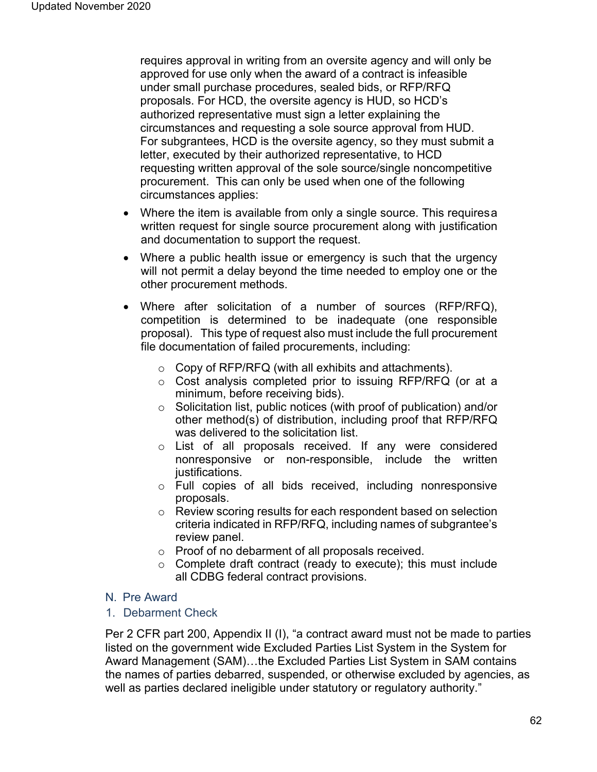requires approval in writing from an oversite agency and will only be approved for use only when the award of a contract is infeasible under small purchase procedures, sealed bids, or RFP/RFQ proposals. For HCD, the oversite agency is HUD, so HCD's authorized representative must sign a letter explaining the circumstances and requesting a sole source approval from HUD. For subgrantees, HCD is the oversite agency, so they must submit a letter, executed by their authorized representative, to HCD requesting written approval of the sole source/single noncompetitive procurement. This can only be used when one of the following circumstances applies:

- Where the item is available from only a single source. This requires a written request for single source procurement along with justification and documentation to support the request.
- Where a public health issue or emergency is such that the urgency will not permit a delay beyond the time needed to employ one or the other procurement methods.
- Where after solicitation of a number of sources (RFP/RFQ), competition is determined to be inadequate (one responsible proposal). This type of request also must include the full procurement file documentation of failed procurements, including:
  - Copy of RFP/RFQ (with all exhibits and attachments).
  - Cost analysis completed prior to issuing RFP/RFQ (or at a minimum, before receiving bids).
  - Solicitation list, public notices (with proof of publication) and/or other method(s) of distribution, including proof that RFP/RFQ was delivered to the solicitation list.
  - List of all proposals received. If any were considered nonresponsive or non-responsible, include the written justifications.
  - Full copies of all bids received, including nonresponsive proposals.
  - Review scoring results for each respondent based on selection criteria indicated in RFP/RFQ, including names of subgrantee's review panel.
  - Proof of no debarment of all proposals received.
  - Complete draft contract (ready to execute); this must include all CDBG federal contract provisions.

## N. Pre Award

### 1. Debarment Check

Per 2 CFR part 200, Appendix II (I), "a contract award must not be made to parties listed on the government wide Excluded Parties List System in the System for Award Management (SAM)…the Excluded Parties List System in SAM contains the names of parties debarred, suspended, or otherwise excluded by agencies, as well as parties declared ineligible under statutory or regulatory authority."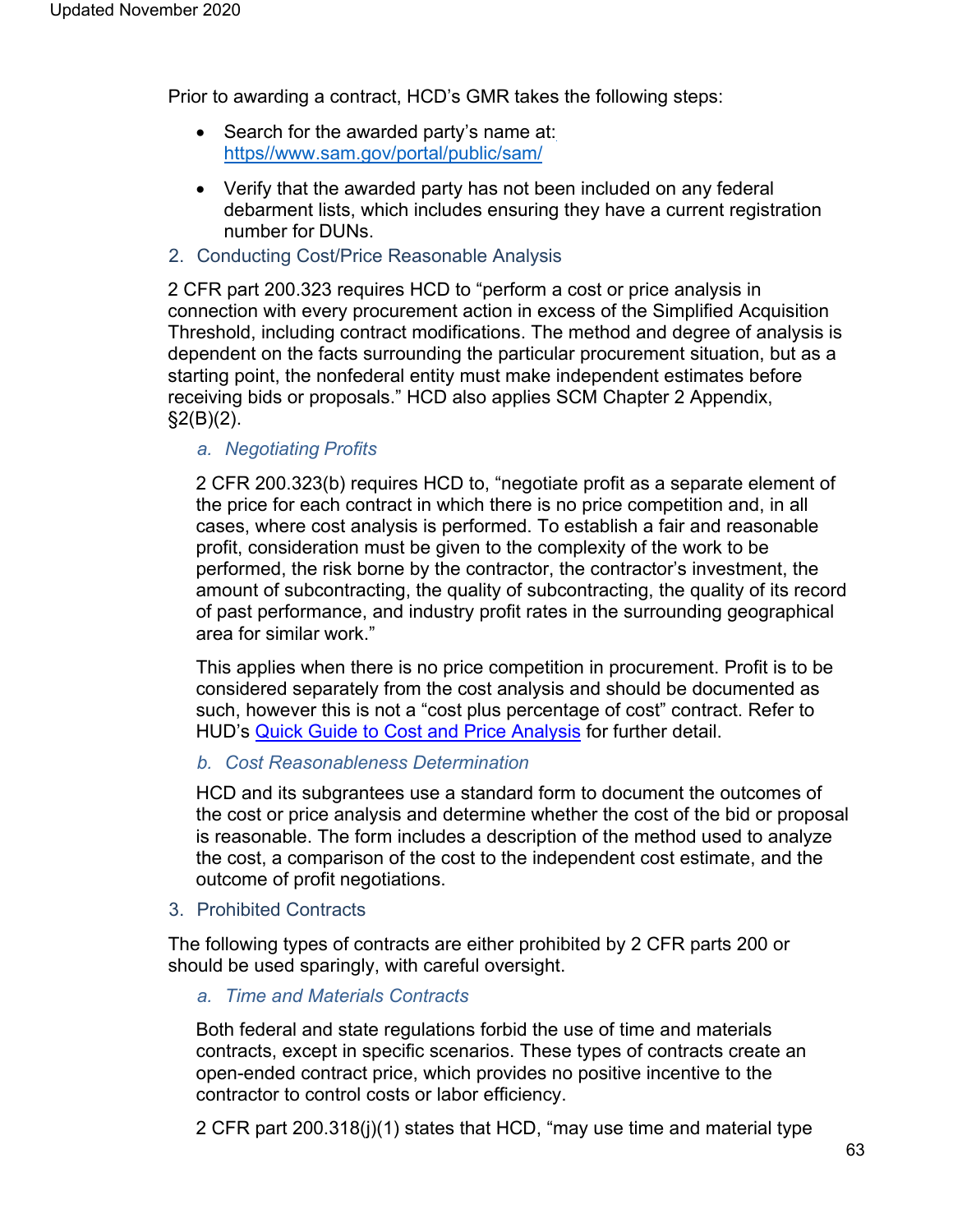Prior to awarding a contract, HCD's GMR takes the following steps:

- Search for the awarded party's name at: [https//www.sam.gov/portal/public/sam/](https//www.sam.gov/portal/public/sam/)
- Verify that the awarded party has not been included on any federal debarment lists, which includes ensuring they have a current registration number for DUNs.

### 2. Conducting Cost/Price Reasonable Analysis

2 CFR part 200.323 requires HCD to "perform a cost or price analysis in connection with every procurement action in excess of the Simplified Acquisition Threshold, including contract modifications. The method and degree of analysis is dependent on the facts surrounding the particular procurement situation, but as a starting point, the nonfederal entity must make independent estimates before receiving bids or proposals." HCD also applies SCM Chapter 2 Appendix, §2(B)(2).

#### *a. Negotiating Profits*

2 CFR 200.323(b) requires HCD to, "negotiate profit as a separate element of the price for each contract in which there is no price competition and, in all cases, where cost analysis is performed. To establish a fair and reasonable profit, consideration must be given to the complexity of the work to be performed, the risk borne by the contractor, the contractor's investment, the amount of subcontracting, the quality of subcontracting, the quality of its record of past performance, and industry profit rates in the surrounding geographical area for similar work."

This applies when there is no price competition in procurement. Profit is to be considered separately from the cost analysis and should be documented as such, however this is not a "cost plus percentage of cost" contract. Refer to HUD's Quick Guide to Cost and Price Analysis for further detail.

#### *b. Cost Reasonableness Determination*

HCD and its subgrantees use a standard form to document the outcomes of the cost or price analysis and determine whether the cost of the bid or proposal is reasonable. The form includes a description of the method used to analyze the cost, a comparison of the cost to the independent cost estimate, and the outcome of profit negotiations.

### 3. Prohibited Contracts

The following types of contracts are either prohibited by 2 CFR parts 200 or should be used sparingly, with careful oversight.

#### *a. Time and Materials Contracts*

Both federal and state regulations forbid the use of time and materials contracts, except in specific scenarios. These types of contracts create an open-ended contract price, which provides no positive incentive to the contractor to control costs or labor efficiency.

2 CFR part 200.318(j)(1) states that HCD, "may use time and material type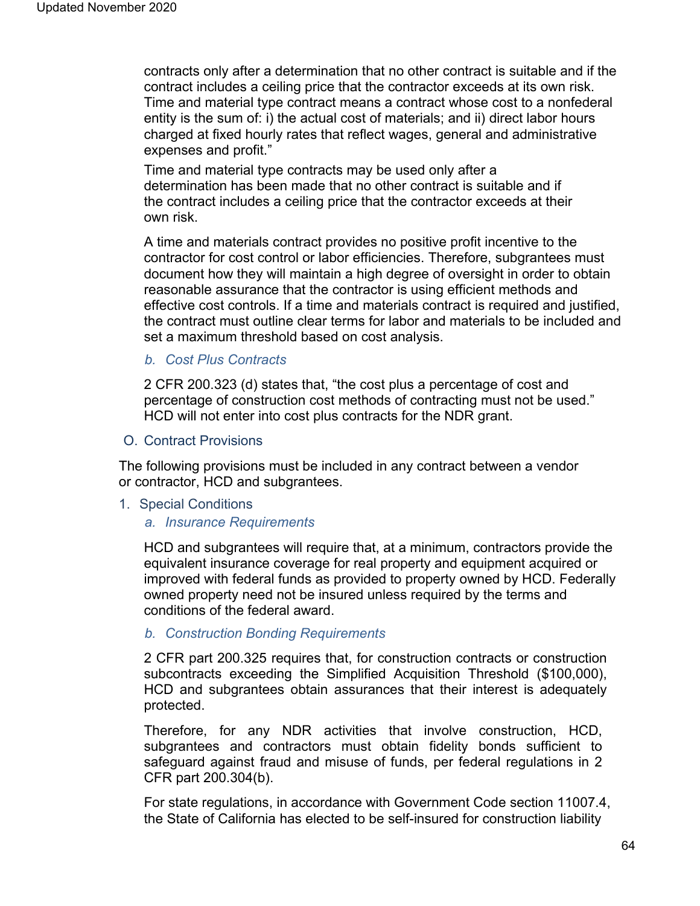contracts only after a determination that no other contract is suitable and if the contract includes a ceiling price that the contractor exceeds at its own risk. Time and material type contract means a contract whose cost to a nonfederal entity is the sum of: i) the actual cost of materials; and ii) direct labor hours charged at fixed hourly rates that reflect wages, general and administrative expenses and profit."

Time and material type contracts may be used only after a determination has been made that no other contract is suitable and if the contract includes a ceiling price that the contractor exceeds at their own risk.

A time and materials contract provides no positive profit incentive to the contractor for cost control or labor efficiencies. Therefore, subgrantees must document how they will maintain a high degree of oversight in order to obtain reasonable assurance that the contractor is using efficient methods and effective cost controls. If a time and materials contract is required and justified, the contract must outline clear terms for labor and materials to be included and set a maximum threshold based on cost analysis.

#### *b. Cost Plus Contracts*

2 CFR 200.323 (d) states that, "the cost plus a percentage of cost and percentage of construction cost methods of contracting must not be used." HCD will not enter into cost plus contracts for the NDR grant.

## O. Contract Provisions

The following provisions must be included in any contract between a vendor or contractor, HCD and subgrantees.

### 1. Special Conditions

#### *a. Insurance Requirements*

HCD and subgrantees will require that, at a minimum, contractors provide the equivalent insurance coverage for real property and equipment acquired or improved with federal funds as provided to property owned by HCD. Federally owned property need not be insured unless required by the terms and conditions of the federal award.

#### *b. Construction Bonding Requirements*

2 CFR part 200.325 requires that, for construction contracts or construction subcontracts exceeding the Simplified Acquisition Threshold ($100,000), HCD and subgrantees obtain assurances that their interest is adequately protected.

Therefore, for any NDR activities that involve construction, HCD, subgrantees and contractors must obtain fidelity bonds sufficient to safeguard against fraud and misuse of funds, per federal regulations in 2 CFR part 200.304(b).

For state regulations, in accordance with Government Code section 11007.4, the State of California has elected to be self-insured for construction liability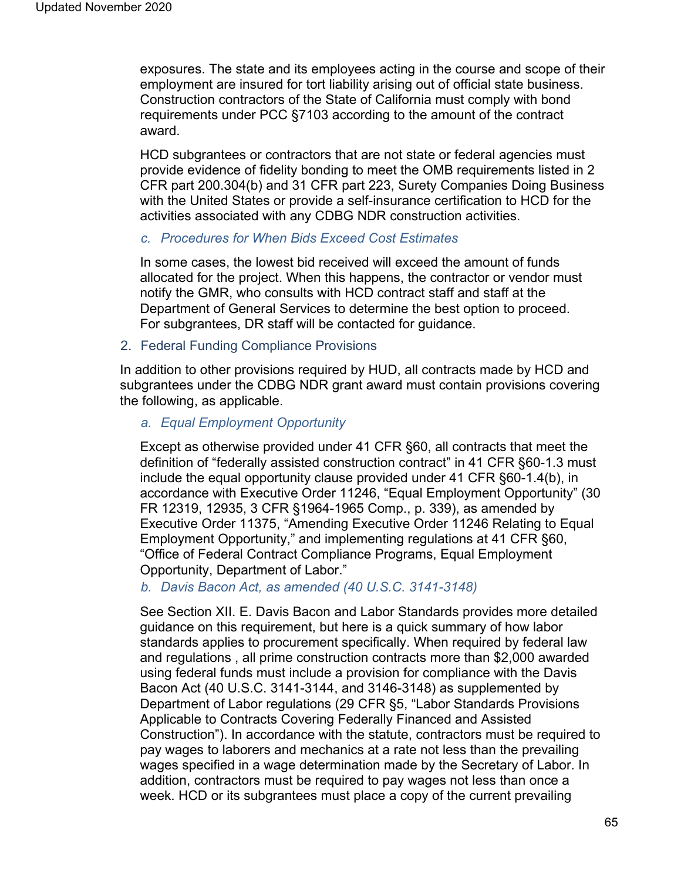exposures. The state and its employees acting in the course and scope of their employment are insured for tort liability arising out of official state business. Construction contractors of the State of California must comply with bond requirements under PCC §7103 according to the amount of the contract award.

HCD subgrantees or contractors that are not state or federal agencies must provide evidence of fidelity bonding to meet the OMB requirements listed in 2 CFR part 200.304(b) and 31 CFR part 223, Surety Companies Doing Business with the United States or provide a self-insurance certification to HCD for the activities associated with any CDBG NDR construction activities.

#### c. *Procedures for When Bids Exceed Cost Estimates*

In some cases, the lowest bid received will exceed the amount of funds allocated for the project. When this happens, the contractor or vendor must notify the GMR, who consults with HCD contract staff and staff at the Department of General Services to determine the best option to proceed. For subgrantees, DR staff will be contacted for guidance.

### 2. Federal Funding Compliance Provisions

In addition to other provisions required by HUD, all contracts made by HCD and subgrantees under the CDBG NDR grant award must contain provisions covering the following, as applicable.

#### a. *Equal Employment Opportunity*

Except as otherwise provided under 41 CFR §60, all contracts that meet the definition of "federally assisted construction contract" in 41 CFR §60-1.3 must include the equal opportunity clause provided under 41 CFR §60-1.4(b), in accordance with Executive Order 11246, "Equal Employment Opportunity" (30 FR 12319, 12935, 3 CFR §1964-1965 Comp., p. 339), as amended by Executive Order 11375, "Amending Executive Order 11246 Relating to Equal Employment Opportunity," and implementing regulations at 41 CFR §60, "Office of Federal Contract Compliance Programs, Equal Employment Opportunity, Department of Labor."

#### b. *Davis Bacon Act, as amended (40 U.S.C. 3141-3148)*

See Section XII. E. Davis Bacon and Labor Standards provides more detailed guidance on this requirement, but here is a quick summary of how labor standards applies to procurement specifically. When required by federal law and regulations , all prime construction contracts more than $2,000 awarded using federal funds must include a provision for compliance with the Davis Bacon Act (40 U.S.C. 3141-3144, and 3146-3148) as supplemented by Department of Labor regulations (29 CFR §5, "Labor Standards Provisions Applicable to Contracts Covering Federally Financed and Assisted Construction"). In accordance with the statute, contractors must be required to pay wages to laborers and mechanics at a rate not less than the prevailing wages specified in a wage determination made by the Secretary of Labor. In addition, contractors must be required to pay wages not less than once a week. HCD or its subgrantees must place a copy of the current prevailing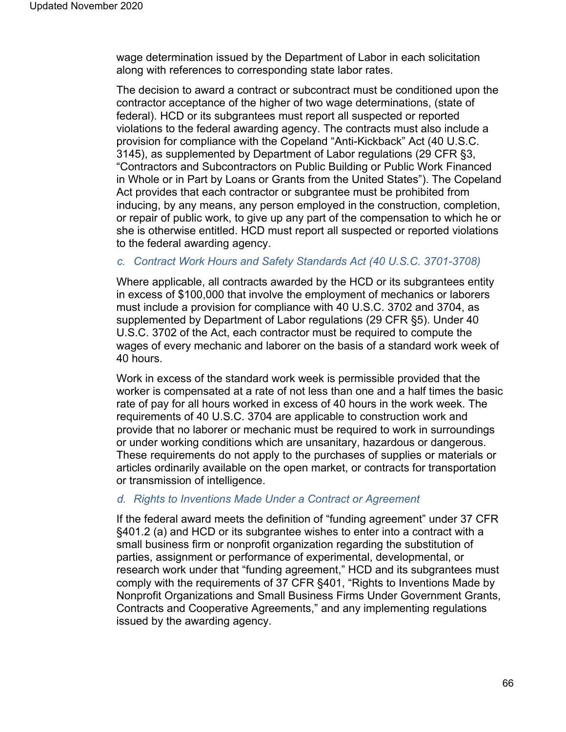wage determination issued by the Department of Labor in each solicitation along with references to corresponding state labor rates.

The decision to award a contract or subcontract must be conditioned upon the contractor acceptance of the higher of two wage determinations, (state of federal). HCD or its subgrantees must report all suspected or reported violations to the federal awarding agency. The contracts must also include a provision for compliance with the Copeland "Anti-Kickback" Act (40 U.S.C. 3145), as supplemented by Department of Labor regulations (29 CFR §3, "Contractors and Subcontractors on Public Building or Public Work Financed in Whole or in Part by Loans or Grants from the United States"). The Copeland Act provides that each contractor or subgrantee must be prohibited from inducing, by any means, any person employed in the construction, completion, or repair of public work, to give up any part of the compensation to which he or she is otherwise entitled. HCD must report all suspected or reported violations to the federal awarding agency.

### *c. Contract Work Hours and Safety Standards Act (40 U.S.C. 3701-3708)*

Where applicable, all contracts awarded by the HCD or its subgrantees entity in excess of $100,000 that involve the employment of mechanics or laborers must include a provision for compliance with 40 U.S.C. 3702 and 3704, as supplemented by Department of Labor regulations (29 CFR §5). Under 40 U.S.C. 3702 of the Act, each contractor must be required to compute the wages of every mechanic and laborer on the basis of a standard work week of 40 hours.

Work in excess of the standard work week is permissible provided that the worker is compensated at a rate of not less than one and a half times the basic rate of pay for all hours worked in excess of 40 hours in the work week. The requirements of 40 U.S.C. 3704 are applicable to construction work and provide that no laborer or mechanic must be required to work in surroundings or under working conditions which are unsanitary, hazardous or dangerous. These requirements do not apply to the purchases of supplies or materials or articles ordinarily available on the open market, or contracts for transportation or transmission of intelligence.

### *d. Rights to Inventions Made Under a Contract or Agreement*

If the federal award meets the definition of "funding agreement" under 37 CFR §401.2 (a) and HCD or its subgrantee wishes to enter into a contract with a small business firm or nonprofit organization regarding the substitution of parties, assignment or performance of experimental, developmental, or research work under that "funding agreement," HCD and its subgrantees must comply with the requirements of 37 CFR §401, "Rights to Inventions Made by Nonprofit Organizations and Small Business Firms Under Government Grants, Contracts and Cooperative Agreements," and any implementing regulations issued by the awarding agency.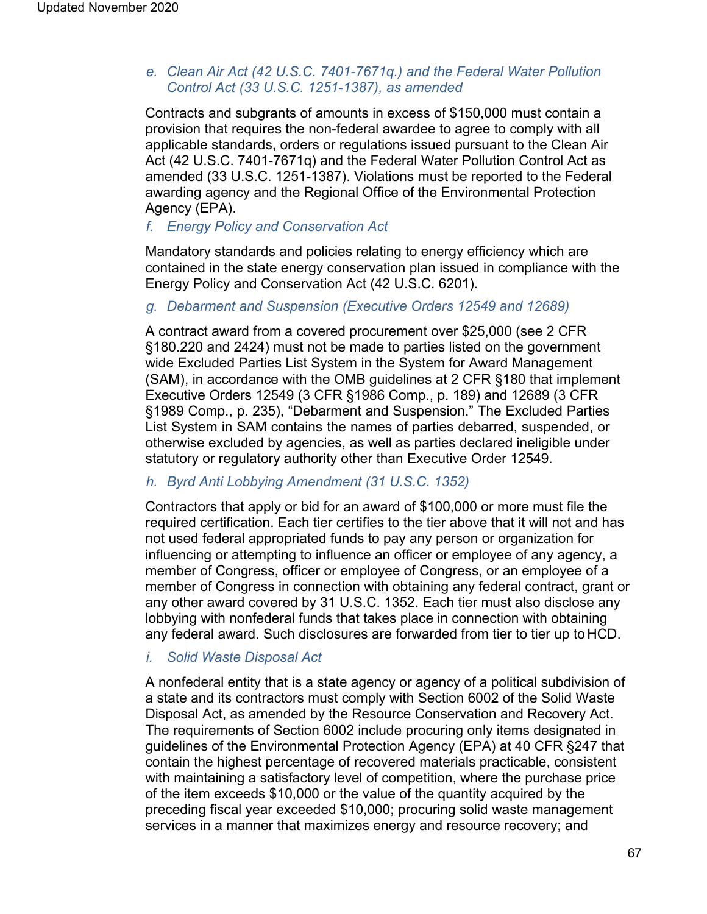*e. Clean Air Act (42 U.S.C. 7401-7671q.) and the Federal Water Pollution Control Act (33 U.S.C. 1251-1387), as amended*

Contracts and subgrants of amounts in excess of $150,000 must contain a provision that requires the non-federal awardee to agree to comply with all applicable standards, orders or regulations issued pursuant to the Clean Air Act (42 U.S.C. 7401-7671q) and the Federal Water Pollution Control Act as amended (33 U.S.C. 1251-1387). Violations must be reported to the Federal awarding agency and the Regional Office of the Environmental Protection Agency (EPA).

*f. Energy Policy and Conservation Act*

Mandatory standards and policies relating to energy efficiency which are contained in the state energy conservation plan issued in compliance with the Energy Policy and Conservation Act (42 U.S.C. 6201).

*g. Debarment and Suspension (Executive Orders 12549 and 12689)*

A contract award from a covered procurement over $25,000 (see 2 CFR §180.220 and 2424) must not be made to parties listed on the government wide Excluded Parties List System in the System for Award Management (SAM), in accordance with the OMB guidelines at 2 CFR §180 that implement Executive Orders 12549 (3 CFR §1986 Comp., p. 189) and 12689 (3 CFR §1989 Comp., p. 235), "Debarment and Suspension." The Excluded Parties List System in SAM contains the names of parties debarred, suspended, or otherwise excluded by agencies, as well as parties declared ineligible under statutory or regulatory authority other than Executive Order 12549.

*h. Byrd Anti Lobbying Amendment (31 U.S.C. 1352)*

Contractors that apply or bid for an award of $100,000 or more must file the required certification. Each tier certifies to the tier above that it will not and has not used federal appropriated funds to pay any person or organization for influencing or attempting to influence an officer or employee of any agency, a member of Congress, officer or employee of Congress, or an employee of a member of Congress in connection with obtaining any federal contract, grant or any other award covered by 31 U.S.C. 1352. Each tier must also disclose any lobbying with nonfederal funds that takes place in connection with obtaining any federal award. Such disclosures are forwarded from tier to tier up to HCD.

*i. Solid Waste Disposal Act*

A nonfederal entity that is a state agency or agency of a political subdivision of a state and its contractors must comply with Section 6002 of the Solid Waste Disposal Act, as amended by the Resource Conservation and Recovery Act. The requirements of Section 6002 include procuring only items designated in guidelines of the Environmental Protection Agency (EPA) at 40 CFR §247 that contain the highest percentage of recovered materials practicable, consistent with maintaining a satisfactory level of competition, where the purchase price of the item exceeds $10,000 or the value of the quantity acquired by the preceding fiscal year exceeded $10,000; procuring solid waste management services in a manner that maximizes energy and resource recovery; and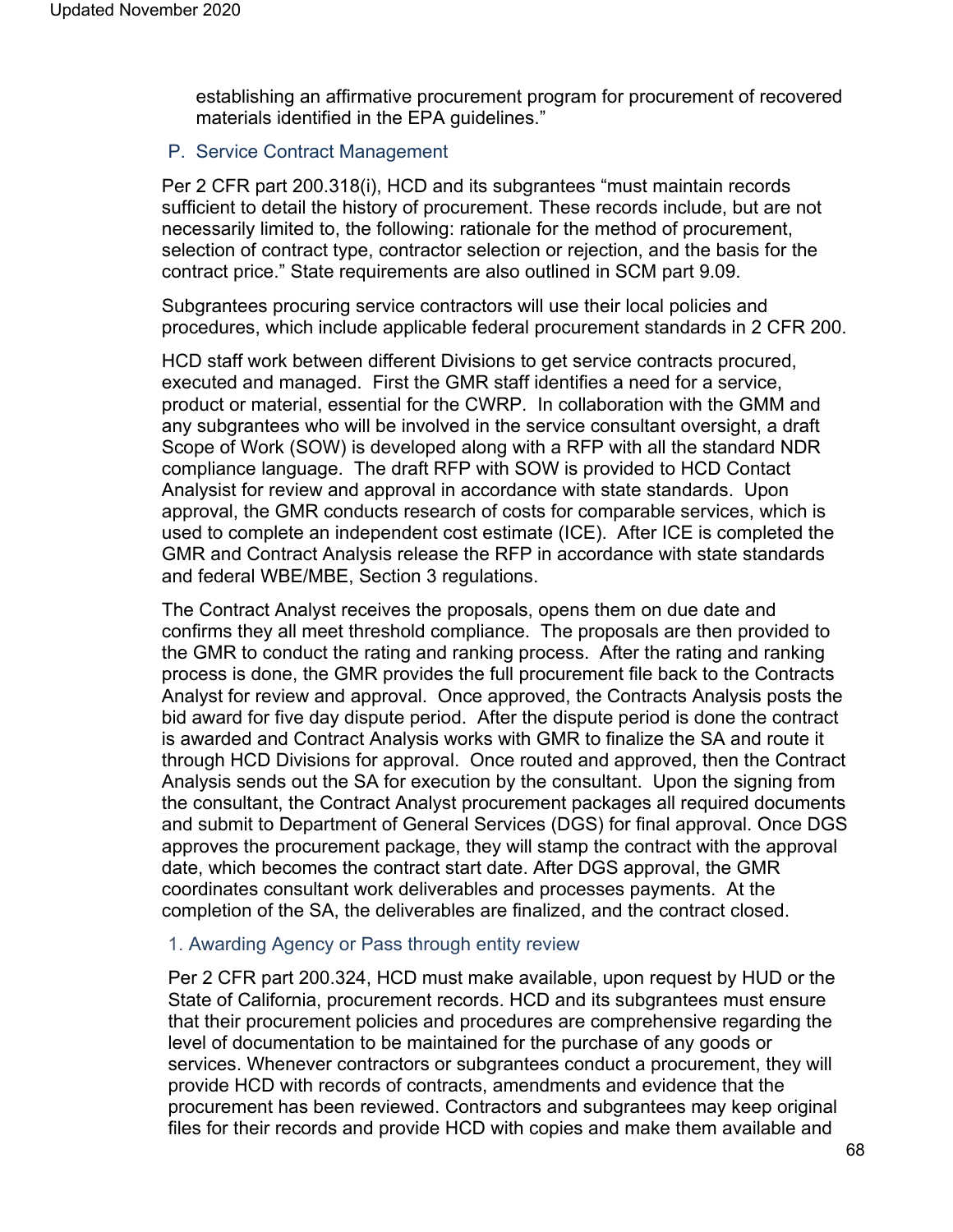establishing an affirmative procurement program for procurement of recovered materials identified in the EPA guidelines."

## P. Service Contract Management

Per 2 CFR part 200.318(i), HCD and its subgrantees "must maintain records sufficient to detail the history of procurement. These records include, but are not necessarily limited to, the following: rationale for the method of procurement, selection of contract type, contractor selection or rejection, and the basis for the contract price." State requirements are also outlined in SCM part 9.09.

Subgrantees procuring service contractors will use their local policies and procedures, which include applicable federal procurement standards in 2 CFR 200.

HCD staff work between different Divisions to get service contracts procured, executed and managed. First the GMR staff identifies a need for a service, product or material, essential for the CWRP. In collaboration with the GMM and any subgrantees who will be involved in the service consultant oversight, a draft Scope of Work (SOW) is developed along with a RFP with all the standard NDR compliance language. The draft RFP with SOW is provided to HCD Contact Analysist for review and approval in accordance with state standards. Upon approval, the GMR conducts research of costs for comparable services, which is used to complete an independent cost estimate (ICE). After ICE is completed the GMR and Contract Analysis release the RFP in accordance with state standards and federal WBE/MBE, Section 3 regulations.

The Contract Analyst receives the proposals, opens them on due date and confirms they all meet threshold compliance. The proposals are then provided to the GMR to conduct the rating and ranking process. After the rating and ranking process is done, the GMR provides the full procurement file back to the Contracts Analyst for review and approval. Once approved, the Contracts Analysis posts the bid award for five day dispute period. After the dispute period is done the contract is awarded and Contract Analysis works with GMR to finalize the SA and route it through HCD Divisions for approval. Once routed and approved, then the Contract Analysis sends out the SA for execution by the consultant. Upon the signing from the consultant, the Contract Analyst procurement packages all required documents and submit to Department of General Services (DGS) for final approval. Once DGS approves the procurement package, they will stamp the contract with the approval date, which becomes the contract start date. After DGS approval, the GMR coordinates consultant work deliverables and processes payments. At the completion of the SA, the deliverables are finalized, and the contract closed.

### 1. Awarding Agency or Pass through entity review

Per 2 CFR part 200.324, HCD must make available, upon request by HUD or the State of California, procurement records. HCD and its subgrantees must ensure that their procurement policies and procedures are comprehensive regarding the level of documentation to be maintained for the purchase of any goods or services. Whenever contractors or subgrantees conduct a procurement, they will provide HCD with records of contracts, amendments and evidence that the procurement has been reviewed. Contractors and subgrantees may keep original files for their records and provide HCD with copies and make them available and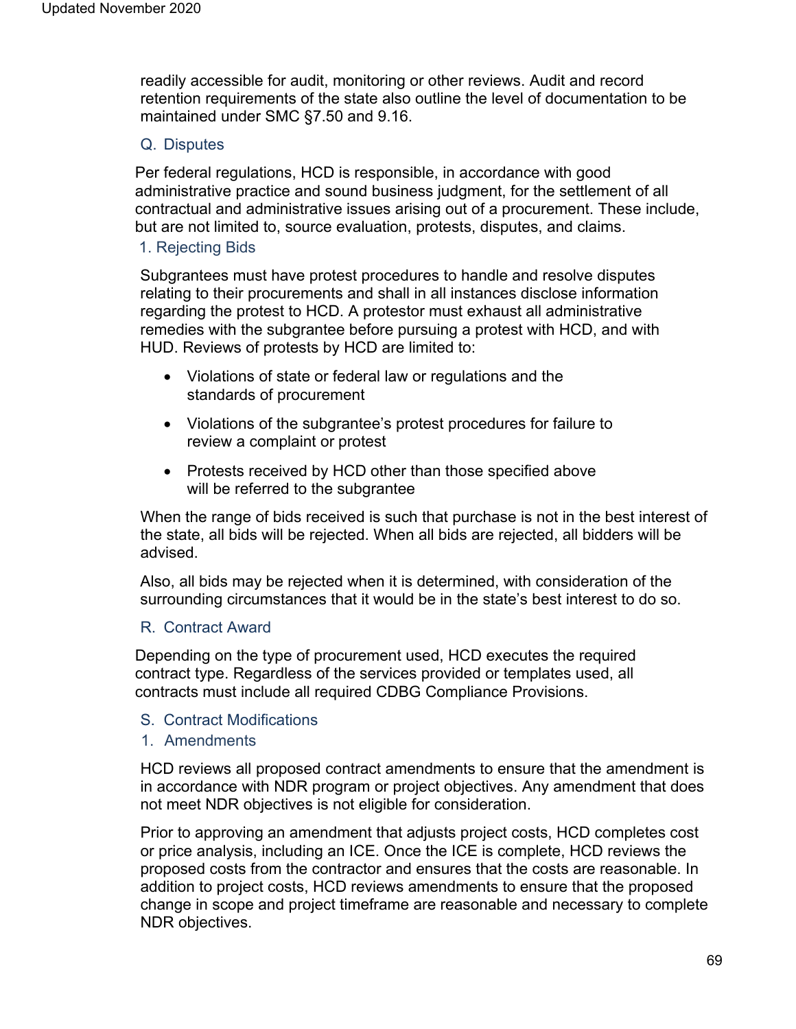readily accessible for audit, monitoring or other reviews. Audit and record retention requirements of the state also outline the level of documentation to be maintained under SMC §7.50 and 9.16.

### Q. Disputes

Per federal regulations, HCD is responsible, in accordance with good administrative practice and sound business judgment, for the settlement of all contractual and administrative issues arising out of a procurement. These include, but are not limited to, source evaluation, protests, disputes, and claims.

#### 1. Rejecting Bids

Subgrantees must have protest procedures to handle and resolve disputes relating to their procurements and shall in all instances disclose information regarding the protest to HCD. A protestor must exhaust all administrative remedies with the subgrantee before pursuing a protest with HCD, and with HUD. Reviews of protests by HCD are limited to:

- Violations of state or federal law or regulations and the standards of procurement
- Violations of the subgrantee's protest procedures for failure to review a complaint or protest
- Protests received by HCD other than those specified above will be referred to the subgrantee

When the range of bids received is such that purchase is not in the best interest of the state, all bids will be rejected. When all bids are rejected, all bidders will be advised.

Also, all bids may be rejected when it is determined, with consideration of the surrounding circumstances that it would be in the state's best interest to do so.

### R. Contract Award

Depending on the type of procurement used, HCD executes the required contract type. Regardless of the services provided or templates used, all contracts must include all required CDBG Compliance Provisions.

### S. Contract Modifications

#### 1. Amendments

HCD reviews all proposed contract amendments to ensure that the amendment is in accordance with NDR program or project objectives. Any amendment that does not meet NDR objectives is not eligible for consideration.

Prior to approving an amendment that adjusts project costs, HCD completes cost or price analysis, including an ICE. Once the ICE is complete, HCD reviews the proposed costs from the contractor and ensures that the costs are reasonable. In addition to project costs, HCD reviews amendments to ensure that the proposed change in scope and project timeframe are reasonable and necessary to complete NDR objectives.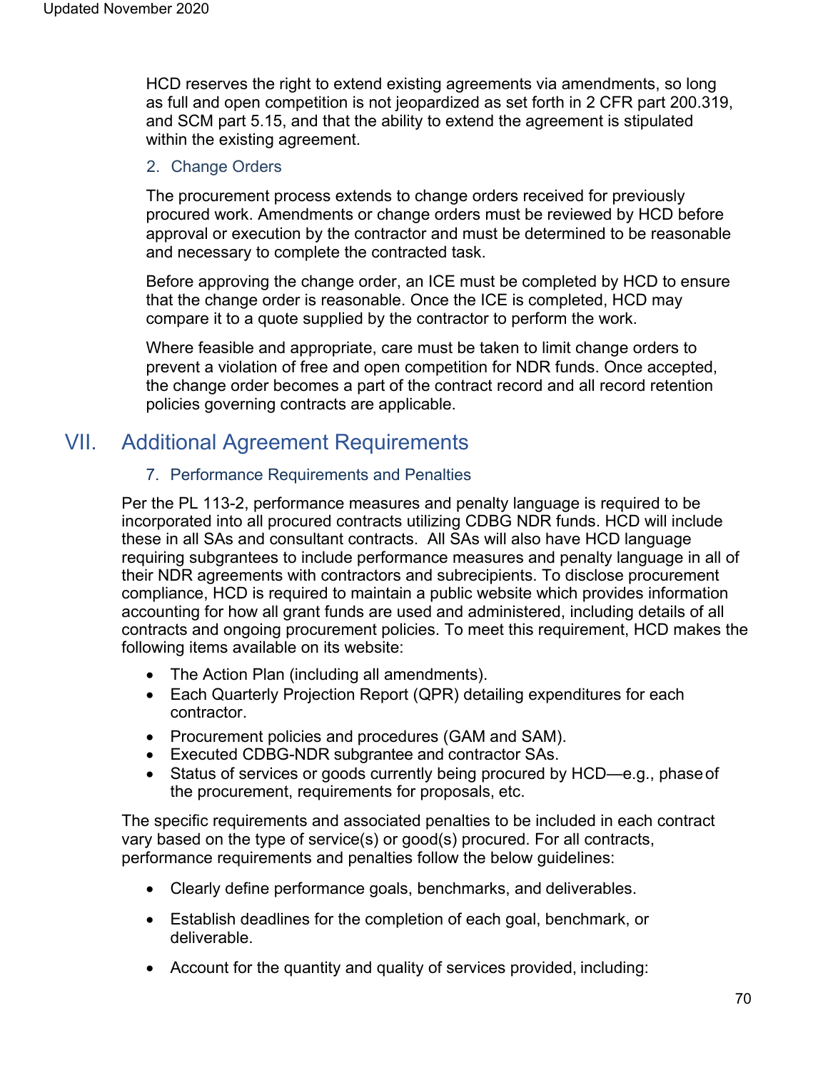HCD reserves the right to extend existing agreements via amendments, so long as full and open competition is not jeopardized as set forth in 2 CFR part 200.319, and SCM part 5.15, and that the ability to extend the agreement is stipulated within the existing agreement.

### 2. Change Orders

The procurement process extends to change orders received for previously procured work. Amendments or change orders must be reviewed by HCD before approval or execution by the contractor and must be determined to be reasonable and necessary to complete the contracted task.

Before approving the change order, an ICE must be completed by HCD to ensure that the change order is reasonable. Once the ICE is completed, HCD may compare it to a quote supplied by the contractor to perform the work.

Where feasible and appropriate, care must be taken to limit change orders to prevent a violation of free and open competition for NDR funds. Once accepted, the change order becomes a part of the contract record and all record retention policies governing contracts are applicable.

## VII. Additional Agreement Requirements

### 7. Performance Requirements and Penalties

Per the PL 113-2, performance measures and penalty language is required to be incorporated into all procured contracts utilizing CDBG NDR funds. HCD will include these in all SAs and consultant contracts. All SAs will also have HCD language requiring subgrantees to include performance measures and penalty language in all of their NDR agreements with contractors and subrecipients. To disclose procurement compliance, HCD is required to maintain a public website which provides information accounting for how all grant funds are used and administered, including details of all contracts and ongoing procurement policies. To meet this requirement, HCD makes the following items available on its website:

- The Action Plan (including all amendments).
- Each Quarterly Projection Report (QPR) detailing expenditures for each contractor.
- Procurement policies and procedures (GAM and SAM).
- Executed CDBG-NDR subgrantee and contractor SAs.
- Status of services or goods currently being procured by HCD—e.g., phase of the procurement, requirements for proposals, etc.

The specific requirements and associated penalties to be included in each contract vary based on the type of service(s) or good(s) procured. For all contracts, performance requirements and penalties follow the below guidelines:

- Clearly define performance goals, benchmarks, and deliverables.
- Establish deadlines for the completion of each goal, benchmark, or deliverable.
- Account for the quantity and quality of services provided, including: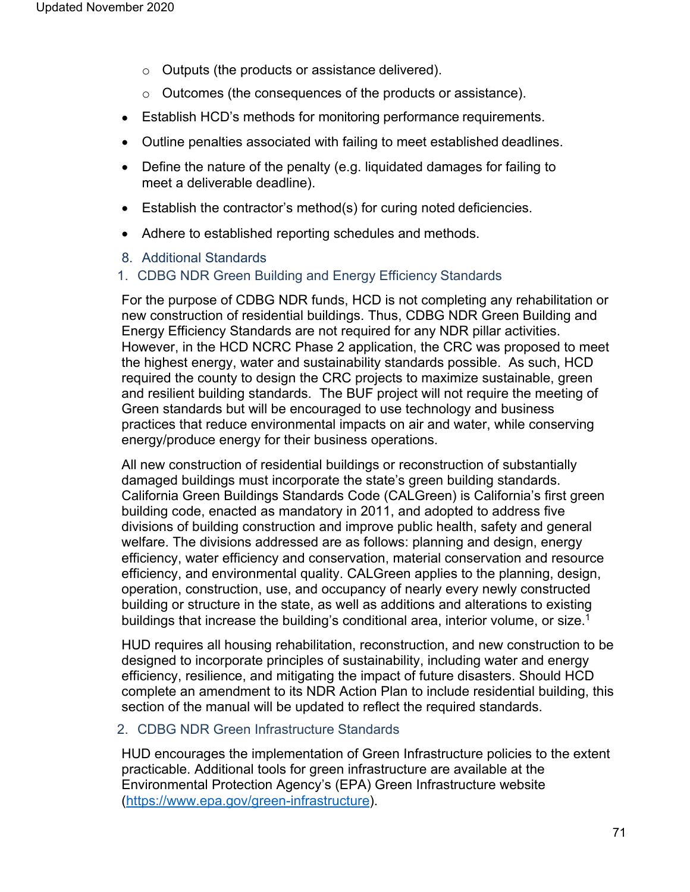- Outputs (the products or assistance delivered).
    - Outcomes (the consequences of the products or assistance).
- Establish HCD's methods for monitoring performance requirements.
- Outline penalties associated with failing to meet established deadlines.
- Define the nature of the penalty (e.g. liquidated damages for failing to meet a deliverable deadline).
- Establish the contractor's method(s) for curing noted deficiencies.
- Adhere to established reporting schedules and methods.

## 8. Additional Standards

### 1. CDBG NDR Green Building and Energy Efficiency Standards

For the purpose of CDBG NDR funds, HCD is not completing any rehabilitation or new construction of residential buildings. Thus, CDBG NDR Green Building and Energy Efficiency Standards are not required for any NDR pillar activities. However, in the HCD NCRC Phase 2 application, the CRC was proposed to meet the highest energy, water and sustainability standards possible. As such, HCD required the county to design the CRC projects to maximize sustainable, green and resilient building standards. The BUF project will not require the meeting of Green standards but will be encouraged to use technology and business practices that reduce environmental impacts on air and water, while conserving energy/produce energy for their business operations.

All new construction of residential buildings or reconstruction of substantially damaged buildings must incorporate the state's green building standards. California Green Buildings Standards Code (CALGreen) is California's first green building code, enacted as mandatory in 2011, and adopted to address five divisions of building construction and improve public health, safety and general welfare. The divisions addressed are as follows: planning and design, energy efficiency, water efficiency and conservation, material conservation and resource efficiency, and environmental quality. CALGreen applies to the planning, design, operation, construction, use, and occupancy of nearly every newly constructed building or structure in the state, as well as additions and alterations to existing buildings that increase the building's conditional area, interior volume, or size.[1]

HUD requires all housing rehabilitation, reconstruction, and new construction to be designed to incorporate principles of sustainability, including water and energy efficiency, resilience, and mitigating the impact of future disasters. Should HCD complete an amendment to its NDR Action Plan to include residential building, this section of the manual will be updated to reflect the required standards.

### 2. CDBG NDR Green Infrastructure Standards

HUD encourages the implementation of Green Infrastructure policies to the extent practicable. Additional tools for green infrastructure are available at the Environmental Protection Agency's (EPA) Green Infrastructure website (https://www.epa.gov/green-infrastructure).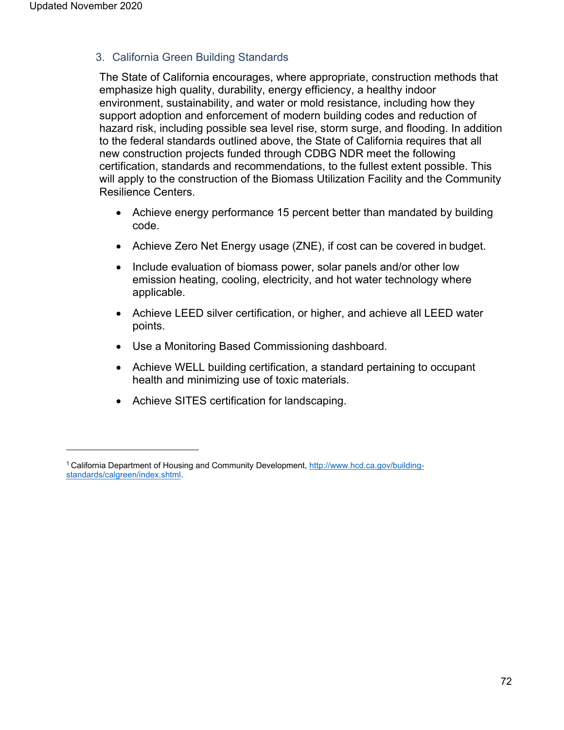### 3. California Green Building Standards

The State of California encourages, where appropriate, construction methods that emphasize high quality, durability, energy efficiency, a healthy indoor environment, sustainability, and water or mold resistance, including how they support adoption and enforcement of modern building codes and reduction of hazard risk, including possible sea level rise, storm surge, and flooding. In addition to the federal standards outlined above, the State of California requires that all new construction projects funded through CDBG NDR meet the following certification, standards and recommendations, to the fullest extent possible. This will apply to the construction of the Biomass Utilization Facility and the Community Resilience Centers.

- Achieve energy performance 15 percent better than mandated by building code.
- Achieve Zero Net Energy usage (ZNE), if cost can be covered in budget.
- Include evaluation of biomass power, solar panels and/or other low emission heating, cooling, electricity, and hot water technology where applicable.
- Achieve LEED silver certification, or higher, and achieve all LEED water points.
- Use a Monitoring Based Commissioning dashboard.
- Achieve WELL building certification, a standard pertaining to occupant health and minimizing use of toxic materials.
- Achieve SITES certification for landscaping.

---

[1] California Department of Housing and Community Development, http://www.hcd.ca.gov/building-standards/calgreen/index.shtml.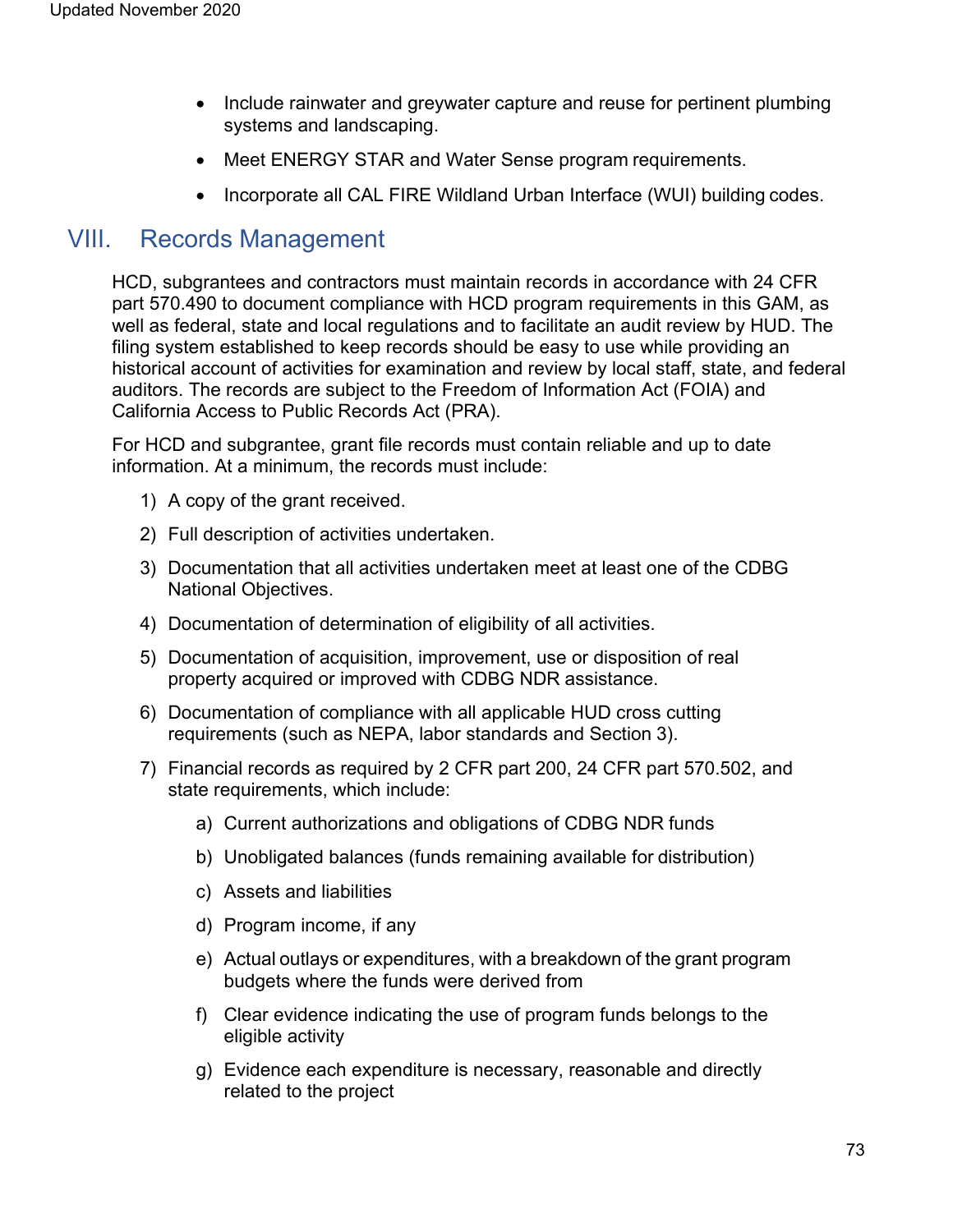- Include rainwater and greywater capture and reuse for pertinent plumbing systems and landscaping.
- Meet ENERGY STAR and Water Sense program requirements.
- Incorporate all CAL FIRE Wildland Urban Interface (WUI) building codes.

## VIII. Records Management

HCD, subgrantees and contractors must maintain records in accordance with 24 CFR part 570.490 to document compliance with HCD program requirements in this GAM, as well as federal, state and local regulations and to facilitate an audit review by HUD. The filing system established to keep records should be easy to use while providing an historical account of activities for examination and review by local staff, state, and federal auditors. The records are subject to the Freedom of Information Act (FOIA) and California Access to Public Records Act (PRA).

For HCD and subgrantee, grant file records must contain reliable and up to date information. At a minimum, the records must include:

1) A copy of the grant received.
2) Full description of activities undertaken.
3) Documentation that all activities undertaken meet at least one of the CDBG National Objectives.
4) Documentation of determination of eligibility of all activities.
5) Documentation of acquisition, improvement, use or disposition of real property acquired or improved with CDBG NDR assistance.
6) Documentation of compliance with all applicable HUD cross cutting requirements (such as NEPA, labor standards and Section 3).
7) Financial records as required by 2 CFR part 200, 24 CFR part 570.502, and state requirements, which include:
    a) Current authorizations and obligations of CDBG NDR funds
    b) Unobligated balances (funds remaining available for distribution)
    c) Assets and liabilities
    d) Program income, if any
    e) Actual outlays or expenditures, with a breakdown of the grant program budgets where the funds were derived from
    f) Clear evidence indicating the use of program funds belongs to the eligible activity
    g) Evidence each expenditure is necessary, reasonable and directly related to the project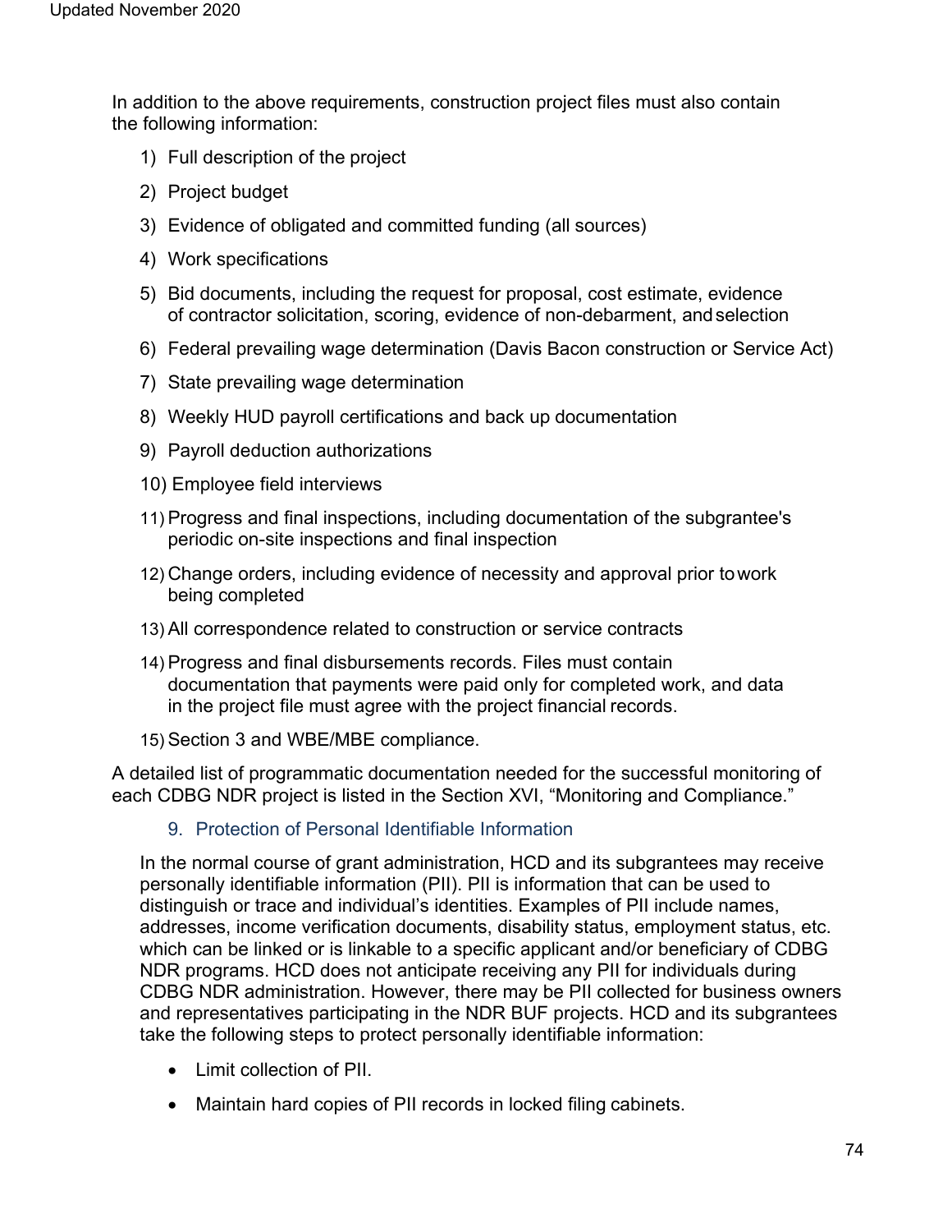In addition to the above requirements, construction project files must also contain the following information:

1) Full description of the project
2) Project budget
3) Evidence of obligated and committed funding (all sources)
4) Work specifications
5) Bid documents, including the request for proposal, cost estimate, evidence of contractor solicitation, scoring, evidence of non-debarment, and selection
6) Federal prevailing wage determination (Davis Bacon construction or Service Act)
7) State prevailing wage determination
8) Weekly HUD payroll certifications and back up documentation
9) Payroll deduction authorizations
10) Employee field interviews
11) Progress and final inspections, including documentation of the subgrantee's periodic on-site inspections and final inspection
12) Change orders, including evidence of necessity and approval prior to work being completed
13) All correspondence related to construction or service contracts
14) Progress and final disbursements records. Files must contain documentation that payments were paid only for completed work, and data in the project file must agree with the project financial records.
15) Section 3 and WBE/MBE compliance.

A detailed list of programmatic documentation needed for the successful monitoring of each CDBG NDR project is listed in the Section XVI, "Monitoring and Compliance."

### 9. Protection of Personal Identifiable Information

In the normal course of grant administration, HCD and its subgrantees may receive personally identifiable information (PII). PII is information that can be used to distinguish or trace and individual's identities. Examples of PII include names, addresses, income verification documents, disability status, employment status, etc. which can be linked or is linkable to a specific applicant and/or beneficiary of CDBG NDR programs. HCD does not anticipate receiving any PII for individuals during CDBG NDR administration. However, there may be PII collected for business owners and representatives participating in the NDR BUF projects. HCD and its subgrantees take the following steps to protect personally identifiable information:

- Limit collection of PII.
- Maintain hard copies of PII records in locked filing cabinets.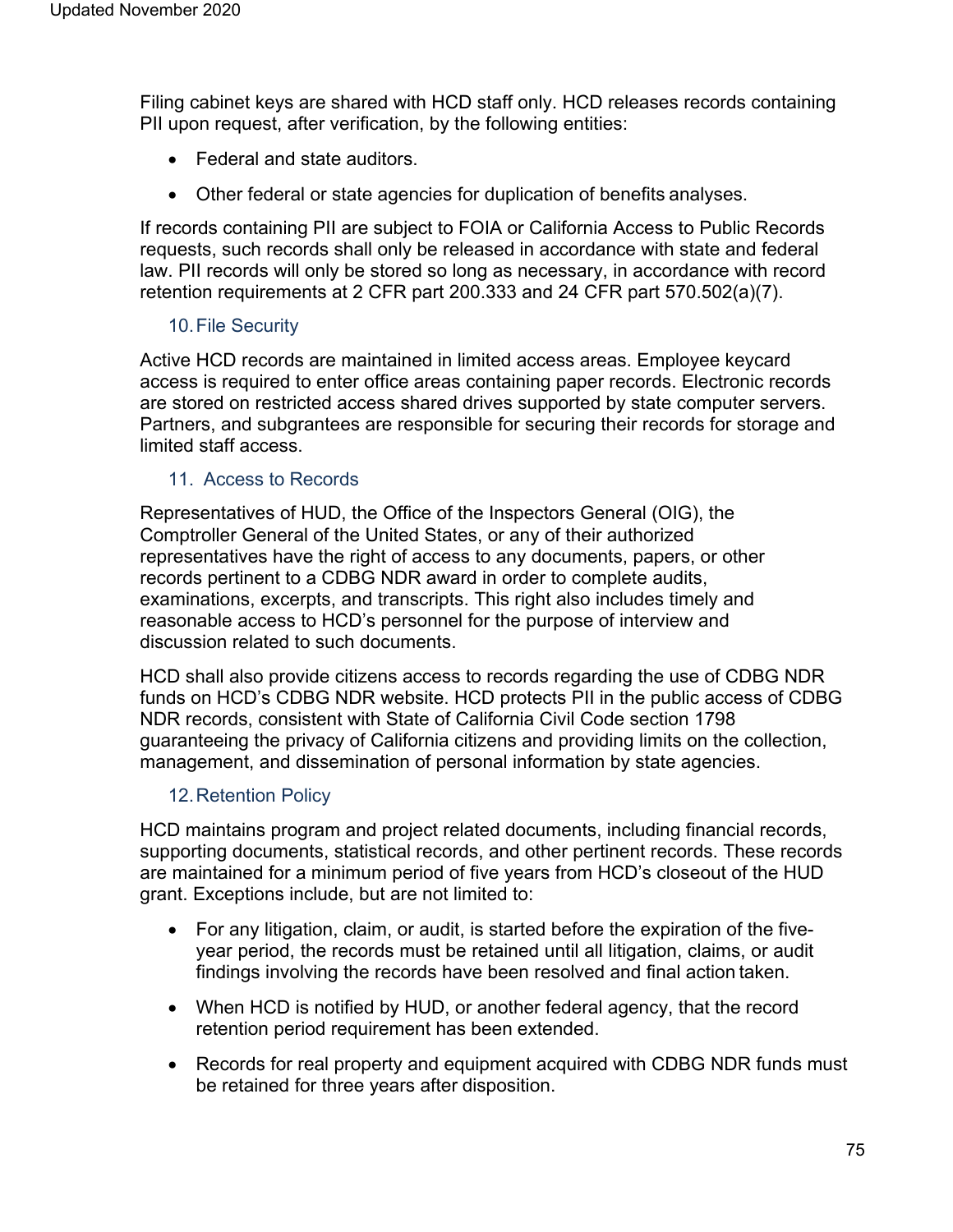Filing cabinet keys are shared with HCD staff only. HCD releases records containing PII upon request, after verification, by the following entities:

- Federal and state auditors.
- Other federal or state agencies for duplication of benefits analyses.

If records containing PII are subject to FOIA or California Access to Public Records requests, such records shall only be released in accordance with state and federal law. PII records will only be stored so long as necessary, in accordance with record retention requirements at 2 CFR part 200.333 and 24 CFR part 570.502(a)(7).

### 10. File Security

Active HCD records are maintained in limited access areas. Employee keycard access is required to enter office areas containing paper records. Electronic records are stored on restricted access shared drives supported by state computer servers. Partners, and subgrantees are responsible for securing their records for storage and limited staff access.

### 11. Access to Records

Representatives of HUD, the Office of the Inspectors General (OIG), the Comptroller General of the United States, or any of their authorized representatives have the right of access to any documents, papers, or other records pertinent to a CDBG NDR award in order to complete audits, examinations, excerpts, and transcripts. This right also includes timely and reasonable access to HCD's personnel for the purpose of interview and discussion related to such documents.

HCD shall also provide citizens access to records regarding the use of CDBG NDR funds on HCD's CDBG NDR website. HCD protects PII in the public access of CDBG NDR records, consistent with State of California Civil Code section 1798 guaranteeing the privacy of California citizens and providing limits on the collection, management, and dissemination of personal information by state agencies.

### 12. Retention Policy

HCD maintains program and project related documents, including financial records, supporting documents, statistical records, and other pertinent records. These records are maintained for a minimum period of five years from HCD's closeout of the HUD grant. Exceptions include, but are not limited to:

- For any litigation, claim, or audit, is started before the expiration of the five-year period, the records must be retained until all litigation, claims, or audit findings involving the records have been resolved and final action taken.
- When HCD is notified by HUD, or another federal agency, that the record retention period requirement has been extended.
- Records for real property and equipment acquired with CDBG NDR funds must be retained for three years after disposition.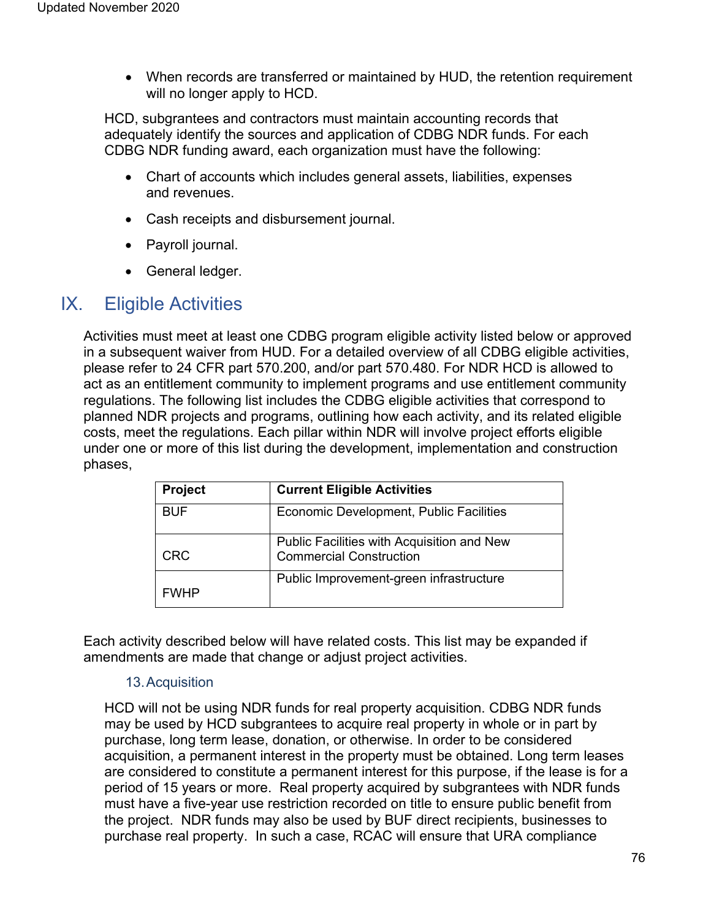- When records are transferred or maintained by HUD, the retention requirement will no longer apply to HCD.

HCD, subgrantees and contractors must maintain accounting records that adequately identify the sources and application of CDBG NDR funds. For each CDBG NDR funding award, each organization must have the following:

- Chart of accounts which includes general assets, liabilities, expenses and revenues.
- Cash receipts and disbursement journal.
- Payroll journal.
- General ledger.

# IX. Eligible Activities

Activities must meet at least one CDBG program eligible activity listed below or approved in a subsequent waiver from HUD. For a detailed overview of all CDBG eligible activities, please refer to 24 CFR part 570.200, and/or part 570.480. For NDR HCD is allowed to act as an entitlement community to implement programs and use entitlement community regulations. The following list includes the CDBG eligible activities that correspond to planned NDR projects and programs, outlining how each activity, and its related eligible costs, meet the regulations. Each pillar within NDR will involve project efforts eligible under one or more of this list during the development, implementation and construction phases,

| Project | Current Eligible Activities |
|---|---|
| BUF | Economic Development, Public Facilities |
| CRC | Public Facilities with Acquisition and New Commercial Construction |
| FWHP | Public Improvement-green infrastructure |

Each activity described below will have related costs. This list may be expanded if amendments are made that change or adjust project activities.

### 13. Acquisition

HCD will not be using NDR funds for real property acquisition. CDBG NDR funds may be used by HCD subgrantees to acquire real property in whole or in part by purchase, long term lease, donation, or otherwise. In order to be considered acquisition, a permanent interest in the property must be obtained. Long term leases are considered to constitute a permanent interest for this purpose, if the lease is for a period of 15 years or more. Real property acquired by subgrantees with NDR funds must have a five-year use restriction recorded on title to ensure public benefit from the project. NDR funds may also be used by BUF direct recipients, businesses to purchase real property. In such a case, RCAC will ensure that URA compliance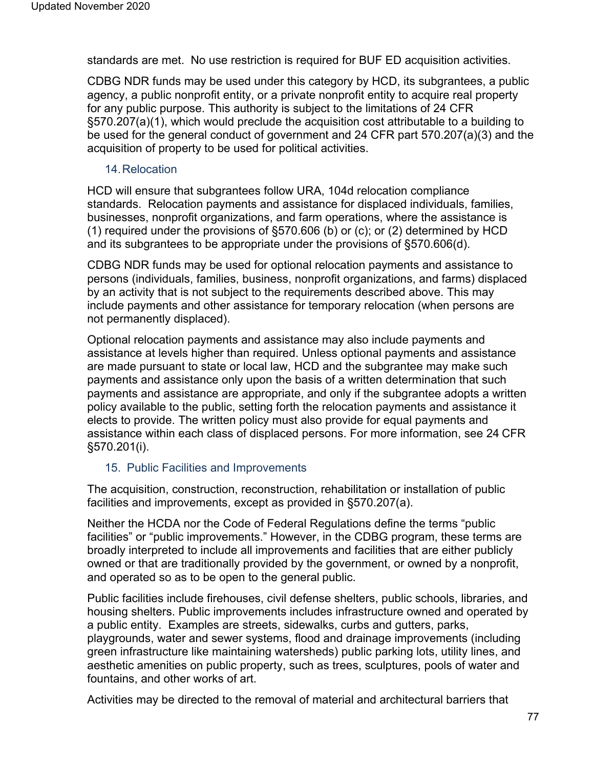standards are met. No use restriction is required for BUF ED acquisition activities.

CDBG NDR funds may be used under this category by HCD, its subgrantees, a public agency, a public nonprofit entity, or a private nonprofit entity to acquire real property for any public purpose. This authority is subject to the limitations of 24 CFR §570.207(a)(1), which would preclude the acquisition cost attributable to a building to be used for the general conduct of government and 24 CFR part 570.207(a)(3) and the acquisition of property to be used for political activities.

### 14. Relocation

HCD will ensure that subgrantees follow URA, 104d relocation compliance standards. Relocation payments and assistance for displaced individuals, families, businesses, nonprofit organizations, and farm operations, where the assistance is (1) required under the provisions of §570.606 (b) or (c); or (2) determined by HCD and its subgrantees to be appropriate under the provisions of §570.606(d).

CDBG NDR funds may be used for optional relocation payments and assistance to persons (individuals, families, business, nonprofit organizations, and farms) displaced by an activity that is not subject to the requirements described above. This may include payments and other assistance for temporary relocation (when persons are not permanently displaced).

Optional relocation payments and assistance may also include payments and assistance at levels higher than required. Unless optional payments and assistance are made pursuant to state or local law, HCD and the subgrantee may make such payments and assistance only upon the basis of a written determination that such payments and assistance are appropriate, and only if the subgrantee adopts a written policy available to the public, setting forth the relocation payments and assistance it elects to provide. The written policy must also provide for equal payments and assistance within each class of displaced persons. For more information, see 24 CFR §570.201(i).

### 15. Public Facilities and Improvements

The acquisition, construction, reconstruction, rehabilitation or installation of public facilities and improvements, except as provided in §570.207(a).

Neither the HCDA nor the Code of Federal Regulations define the terms "public facilities" or "public improvements." However, in the CDBG program, these terms are broadly interpreted to include all improvements and facilities that are either publicly owned or that are traditionally provided by the government, or owned by a nonprofit, and operated so as to be open to the general public.

Public facilities include firehouses, civil defense shelters, public schools, libraries, and housing shelters. Public improvements includes infrastructure owned and operated by a public entity. Examples are streets, sidewalks, curbs and gutters, parks, playgrounds, water and sewer systems, flood and drainage improvements (including green infrastructure like maintaining watersheds) public parking lots, utility lines, and aesthetic amenities on public property, such as trees, sculptures, pools of water and fountains, and other works of art.

Activities may be directed to the removal of material and architectural barriers that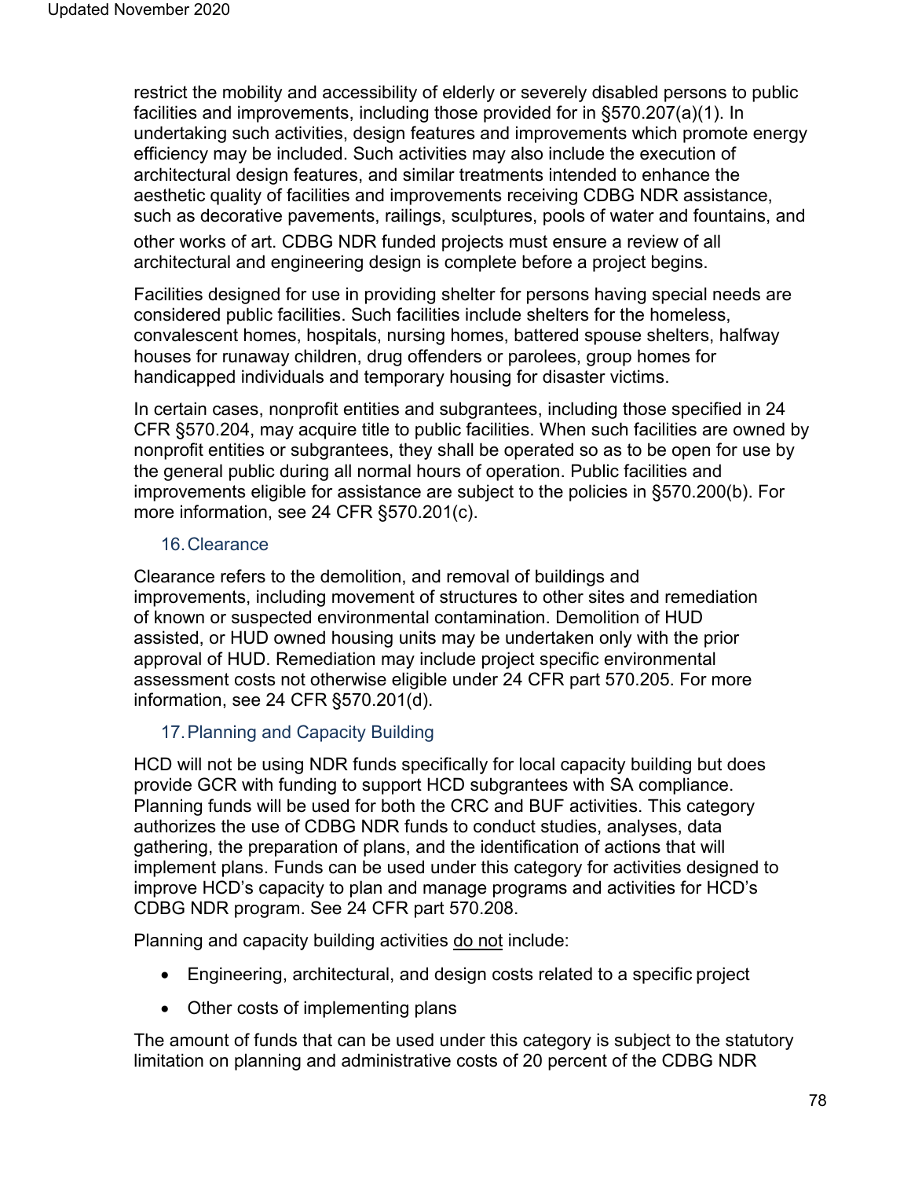restrict the mobility and accessibility of elderly or severely disabled persons to public facilities and improvements, including those provided for in §570.207(a)(1). In undertaking such activities, design features and improvements which promote energy efficiency may be included. Such activities may also include the execution of architectural design features, and similar treatments intended to enhance the aesthetic quality of facilities and improvements receiving CDBG NDR assistance, such as decorative pavements, railings, sculptures, pools of water and fountains, and other works of art. CDBG NDR funded projects must ensure a review of all architectural and engineering design is complete before a project begins.

Facilities designed for use in providing shelter for persons having special needs are considered public facilities. Such facilities include shelters for the homeless, convalescent homes, hospitals, nursing homes, battered spouse shelters, halfway houses for runaway children, drug offenders or parolees, group homes for handicapped individuals and temporary housing for disaster victims.

In certain cases, nonprofit entities and subgrantees, including those specified in 24 CFR §570.204, may acquire title to public facilities. When such facilities are owned by nonprofit entities or subgrantees, they shall be operated so as to be open for use by the general public during all normal hours of operation. Public facilities and improvements eligible for assistance are subject to the policies in §570.200(b). For more information, see 24 CFR §570.201(c).

### 16. Clearance

Clearance refers to the demolition, and removal of buildings and improvements, including movement of structures to other sites and remediation of known or suspected environmental contamination. Demolition of HUD assisted, or HUD owned housing units may be undertaken only with the prior approval of HUD. Remediation may include project specific environmental assessment costs not otherwise eligible under 24 CFR part 570.205. For more information, see 24 CFR §570.201(d).

### 17. Planning and Capacity Building

HCD will not be using NDR funds specifically for local capacity building but does provide GCR with funding to support HCD subgrantees with SA compliance. Planning funds will be used for both the CRC and BUF activities. This category authorizes the use of CDBG NDR funds to conduct studies, analyses, data gathering, the preparation of plans, and the identification of actions that will implement plans. Funds can be used under this category for activities designed to improve HCD's capacity to plan and manage programs and activities for HCD's CDBG NDR program. See 24 CFR part 570.208.

Planning and capacity building activities do not include:

- Engineering, architectural, and design costs related to a specific project
- Other costs of implementing plans

The amount of funds that can be used under this category is subject to the statutory limitation on planning and administrative costs of 20 percent of the CDBG NDR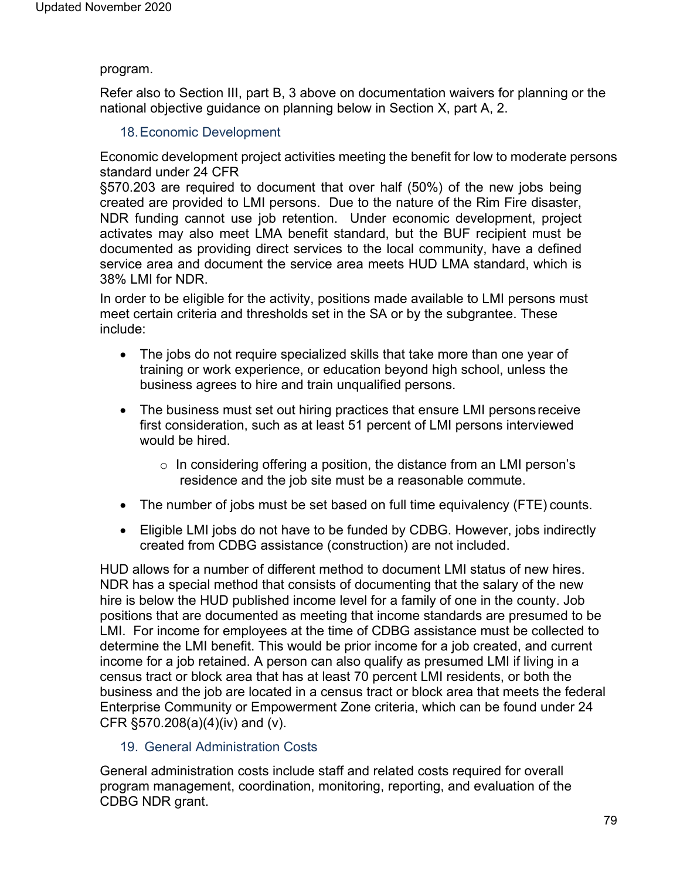program.

Refer also to Section III, part B, 3 above on documentation waivers for planning or the national objective guidance on planning below in Section X, part A, 2.

### 18. Economic Development

Economic development project activities meeting the benefit for low to moderate persons standard under 24 CFR §570.203 are required to document that over half (50%) of the new jobs being created are provided to LMI persons. Due to the nature of the Rim Fire disaster, NDR funding cannot use job retention. Under economic development, project activates may also meet LMA benefit standard, but the BUF recipient must be documented as providing direct services to the local community, have a defined service area and document the service area meets HUD LMA standard, which is 38% LMI for NDR.

In order to be eligible for the activity, positions made available to LMI persons must meet certain criteria and thresholds set in the SA or by the subgrantee. These include:

- The jobs do not require specialized skills that take more than one year of training or work experience, or education beyond high school, unless the business agrees to hire and train unqualified persons.
- The business must set out hiring practices that ensure LMI persons receive first consideration, such as at least 51 percent of LMI persons interviewed would be hired.
    - In considering offering a position, the distance from an LMI person's residence and the job site must be a reasonable commute.
- The number of jobs must be set based on full time equivalency (FTE) counts.
- Eligible LMI jobs do not have to be funded by CDBG. However, jobs indirectly created from CDBG assistance (construction) are not included.

HUD allows for a number of different method to document LMI status of new hires. NDR has a special method that consists of documenting that the salary of the new hire is below the HUD published income level for a family of one in the county. Job positions that are documented as meeting that income standards are presumed to be LMI. For income for employees at the time of CDBG assistance must be collected to determine the LMI benefit. This would be prior income for a job created, and current income for a job retained. A person can also qualify as presumed LMI if living in a census tract or block area that has at least 70 percent LMI residents, or both the business and the job are located in a census tract or block area that meets the federal Enterprise Community or Empowerment Zone criteria, which can be found under 24 CFR §570.208(a)(4)(iv) and (v).

### 19. General Administration Costs

General administration costs include staff and related costs required for overall program management, coordination, monitoring, reporting, and evaluation of the CDBG NDR grant.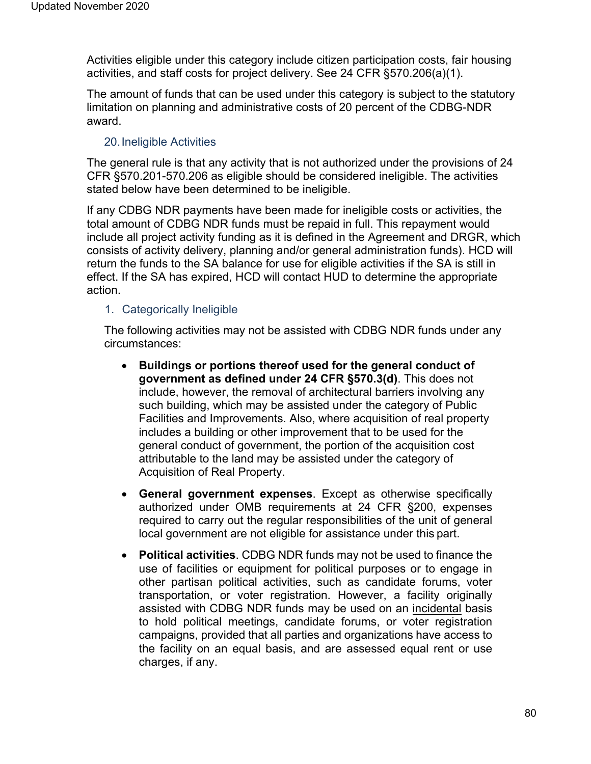Activities eligible under this category include citizen participation costs, fair housing activities, and staff costs for project delivery. See 24 CFR §570.206(a)(1).

The amount of funds that can be used under this category is subject to the statutory limitation on planning and administrative costs of 20 percent of the CDBG-NDR award.

### 20. Ineligible Activities

The general rule is that any activity that is not authorized under the provisions of 24 CFR §570.201-570.206 as eligible should be considered ineligible. The activities stated below have been determined to be ineligible.

If any CDBG NDR payments have been made for ineligible costs or activities, the total amount of CDBG NDR funds must be repaid in full. This repayment would include all project activity funding as it is defined in the Agreement and DRGR, which consists of activity delivery, planning and/or general administration funds). HCD will return the funds to the SA balance for use for eligible activities if the SA is still in effect. If the SA has expired, HCD will contact HUD to determine the appropriate action.

#### 1. Categorically Ineligible

The following activities may not be assisted with CDBG NDR funds under any circumstances:

- **Buildings or portions thereof used for the general conduct of government as defined under 24 CFR §570.3(d)**. This does not include, however, the removal of architectural barriers involving any such building, which may be assisted under the category of Public Facilities and Improvements. Also, where acquisition of real property includes a building or other improvement that to be used for the general conduct of government, the portion of the acquisition cost attributable to the land may be assisted under the category of Acquisition of Real Property.
- **General government expenses**. Except as otherwise specifically authorized under OMB requirements at 24 CFR §200, expenses required to carry out the regular responsibilities of the unit of general local government are not eligible for assistance under this part.
- **Political activities**. CDBG NDR funds may not be used to finance the use of facilities or equipment for political purposes or to engage in other partisan political activities, such as candidate forums, voter transportation, or voter registration. However, a facility originally assisted with CDBG NDR funds may be used on an incidental basis to hold political meetings, candidate forums, or voter registration campaigns, provided that all parties and organizations have access to the facility on an equal basis, and are assessed equal rent or use charges, if any.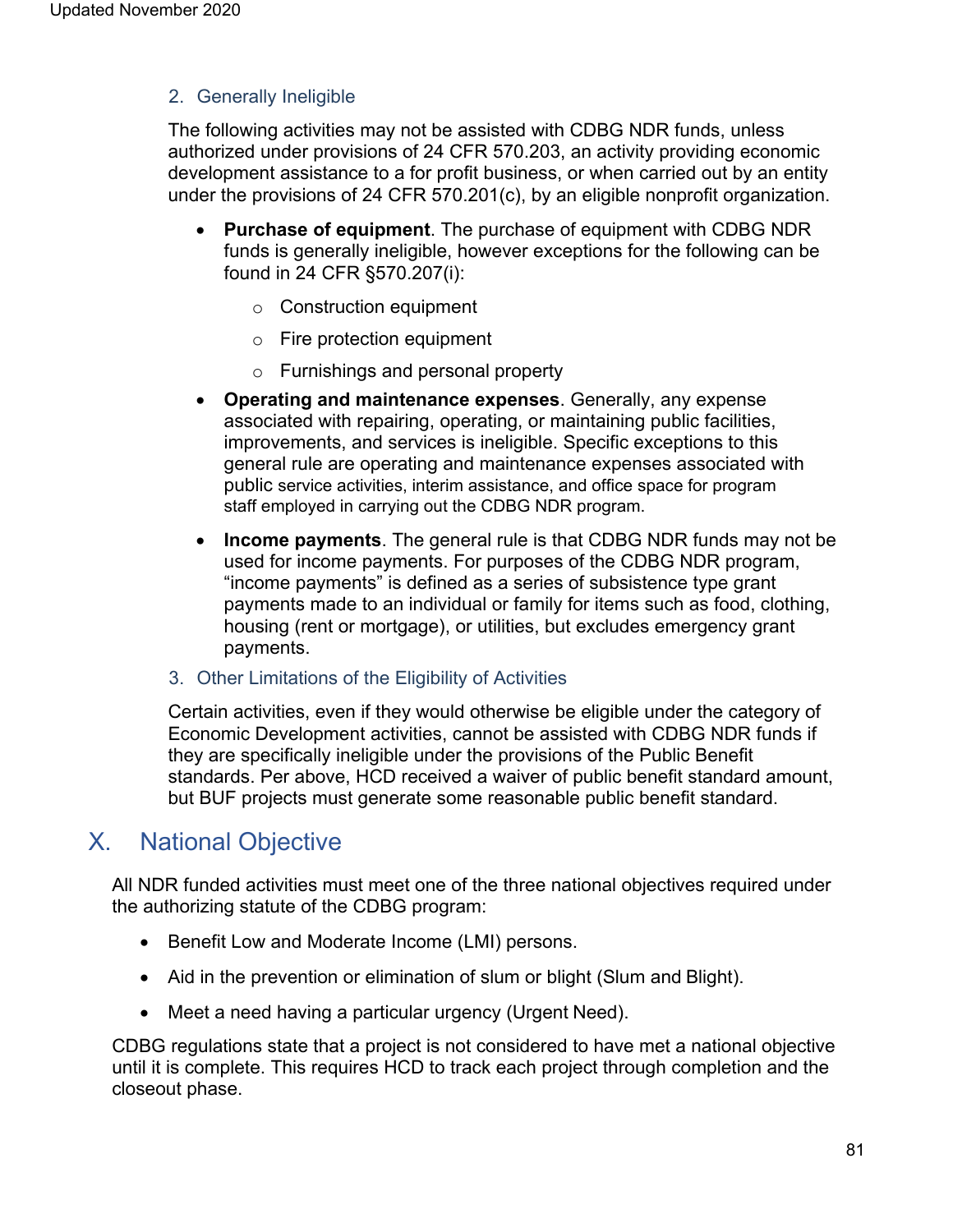### 2. Generally Ineligible

The following activities may not be assisted with CDBG NDR funds, unless authorized under provisions of 24 CFR 570.203, an activity providing economic development assistance to a for profit business, or when carried out by an entity under the provisions of 24 CFR 570.201(c), by an eligible nonprofit organization.

- **Purchase of equipment**. The purchase of equipment with CDBG NDR funds is generally ineligible, however exceptions for the following can be found in 24 CFR §570.207(i):
  - Construction equipment
  - Fire protection equipment
  - Furnishings and personal property
- **Operating and maintenance expenses**. Generally, any expense associated with repairing, operating, or maintaining public facilities, improvements, and services is ineligible. Specific exceptions to this general rule are operating and maintenance expenses associated with public service activities, interim assistance, and office space for program staff employed in carrying out the CDBG NDR program.
- **Income payments**. The general rule is that CDBG NDR funds may not be used for income payments. For purposes of the CDBG NDR program, "income payments" is defined as a series of subsistence type grant payments made to an individual or family for items such as food, clothing, housing (rent or mortgage), or utilities, but excludes emergency grant payments.

### 3. Other Limitations of the Eligibility of Activities

Certain activities, even if they would otherwise be eligible under the category of Economic Development activities, cannot be assisted with CDBG NDR funds if they are specifically ineligible under the provisions of the Public Benefit standards. Per above, HCD received a waiver of public benefit standard amount, but BUF projects must generate some reasonable public benefit standard.

## X. National Objective

All NDR funded activities must meet one of the three national objectives required under the authorizing statute of the CDBG program:

- Benefit Low and Moderate Income (LMI) persons.
- Aid in the prevention or elimination of slum or blight (Slum and Blight).
- Meet a need having a particular urgency (Urgent Need).

CDBG regulations state that a project is not considered to have met a national objective until it is complete. This requires HCD to track each project through completion and the closeout phase.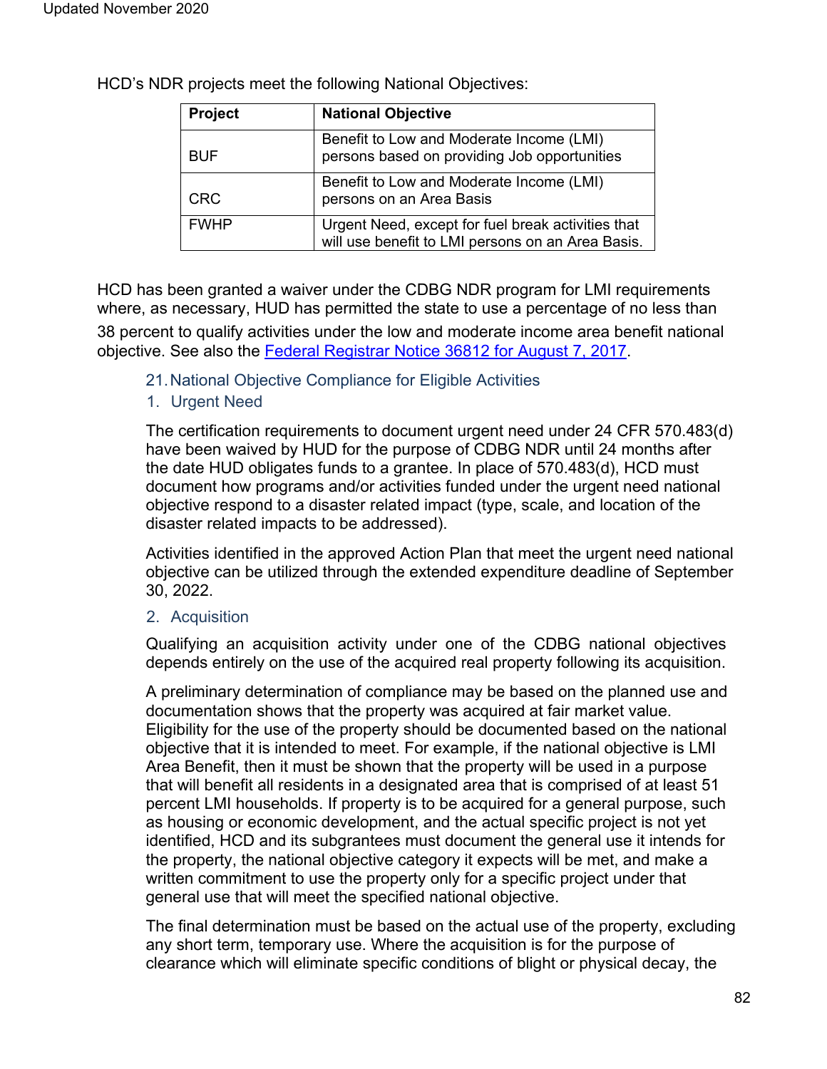HCD's NDR projects meet the following National Objectives:

| Project | National Objective |
|---|---|
| BUF | Benefit to Low and Moderate Income (LMI) persons based on providing Job opportunities |
| CRC | Benefit to Low and Moderate Income (LMI) persons on an Area Basis |
| FWHP | Urgent Need, except for fuel break activities that will use benefit to LMI persons on an Area Basis. |

HCD has been granted a waiver under the CDBG NDR program for LMI requirements where, as necessary, HUD has permitted the state to use a percentage of no less than 38 percent to qualify activities under the low and moderate income area benefit national objective. See also the [Federal Registrar Notice 36812 for August 7, 2017](https://).

## 21. National Objective Compliance for Eligible Activities

### 1. Urgent Need

The certification requirements to document urgent need under 24 CFR 570.483(d) have been waived by HUD for the purpose of CDBG NDR until 24 months after the date HUD obligates funds to a grantee. In place of 570.483(d), HCD must document how programs and/or activities funded under the urgent need national objective respond to a disaster related impact (type, scale, and location of the disaster related impacts to be addressed).

Activities identified in the approved Action Plan that meet the urgent need national objective can be utilized through the extended expenditure deadline of September 30, 2022.

### 2. Acquisition

Qualifying an acquisition activity under one of the CDBG national objectives depends entirely on the use of the acquired real property following its acquisition.

A preliminary determination of compliance may be based on the planned use and documentation shows that the property was acquired at fair market value. Eligibility for the use of the property should be documented based on the national objective that it is intended to meet. For example, if the national objective is LMI Area Benefit, then it must be shown that the property will be used in a purpose that will benefit all residents in a designated area that is comprised of at least 51 percent LMI households. If property is to be acquired for a general purpose, such as housing or economic development, and the actual specific project is not yet identified, HCD and its subgrantees must document the general use it intends for the property, the national objective category it expects will be met, and make a written commitment to use the property only for a specific project under that general use that will meet the specified national objective.

The final determination must be based on the actual use of the property, excluding any short term, temporary use. Where the acquisition is for the purpose of clearance which will eliminate specific conditions of blight or physical decay, the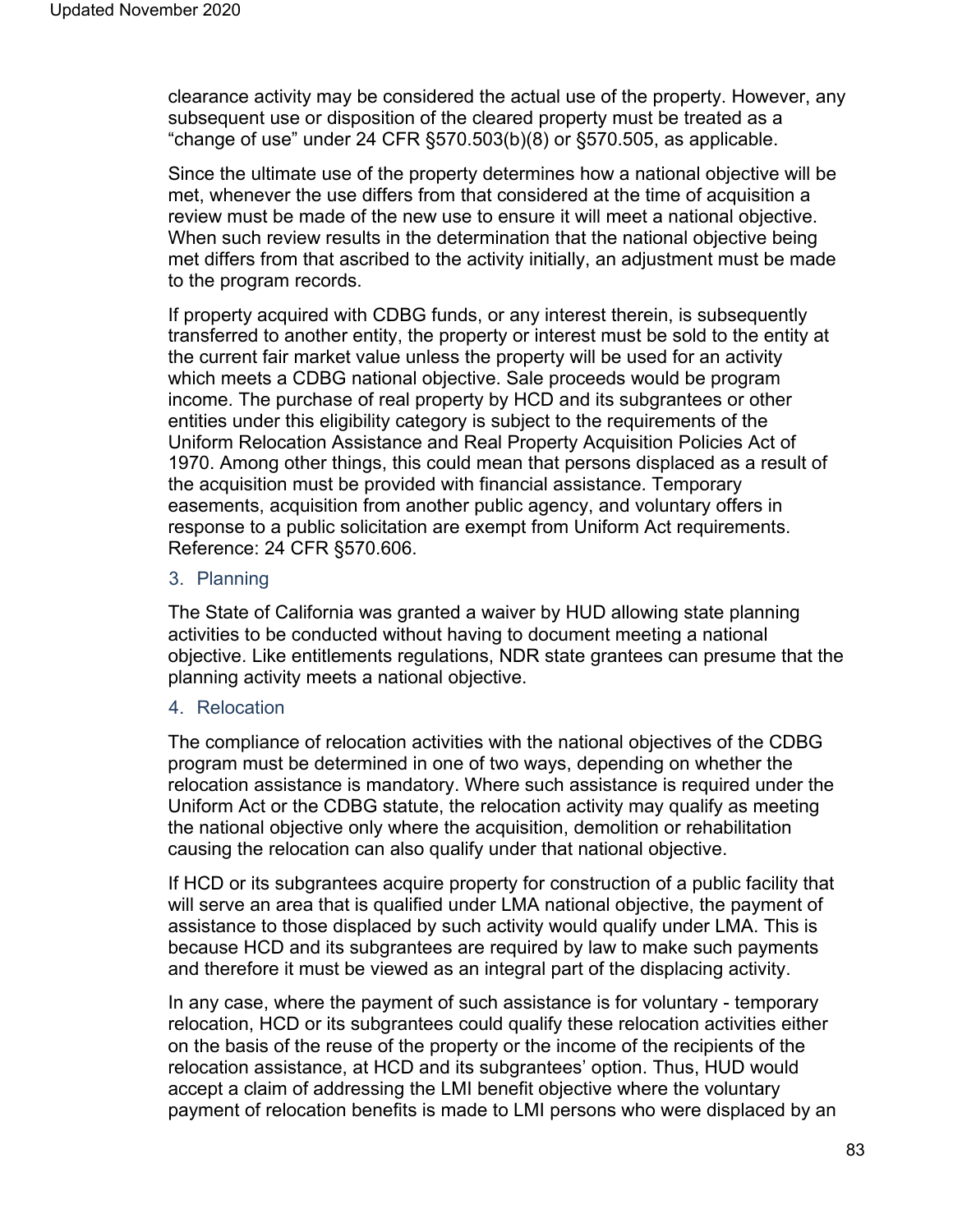clearance activity may be considered the actual use of the property. However, any subsequent use or disposition of the cleared property must be treated as a "change of use" under 24 CFR §570.503(b)(8) or §570.505, as applicable.

Since the ultimate use of the property determines how a national objective will be met, whenever the use differs from that considered at the time of acquisition a review must be made of the new use to ensure it will meet a national objective. When such review results in the determination that the national objective being met differs from that ascribed to the activity initially, an adjustment must be made to the program records.

If property acquired with CDBG funds, or any interest therein, is subsequently transferred to another entity, the property or interest must be sold to the entity at the current fair market value unless the property will be used for an activity which meets a CDBG national objective. Sale proceeds would be program income. The purchase of real property by HCD and its subgrantees or other entities under this eligibility category is subject to the requirements of the Uniform Relocation Assistance and Real Property Acquisition Policies Act of 1970. Among other things, this could mean that persons displaced as a result of the acquisition must be provided with financial assistance. Temporary easements, acquisition from another public agency, and voluntary offers in response to a public solicitation are exempt from Uniform Act requirements. Reference: 24 CFR §570.606.

### 3. Planning

The State of California was granted a waiver by HUD allowing state planning activities to be conducted without having to document meeting a national objective. Like entitlements regulations, NDR state grantees can presume that the planning activity meets a national objective.

### 4. Relocation

The compliance of relocation activities with the national objectives of the CDBG program must be determined in one of two ways, depending on whether the relocation assistance is mandatory. Where such assistance is required under the Uniform Act or the CDBG statute, the relocation activity may qualify as meeting the national objective only where the acquisition, demolition or rehabilitation causing the relocation can also qualify under that national objective.

If HCD or its subgrantees acquire property for construction of a public facility that will serve an area that is qualified under LMA national objective, the payment of assistance to those displaced by such activity would qualify under LMA. This is because HCD and its subgrantees are required by law to make such payments and therefore it must be viewed as an integral part of the displacing activity.

In any case, where the payment of such assistance is for voluntary - temporary relocation, HCD or its subgrantees could qualify these relocation activities either on the basis of the reuse of the property or the income of the recipients of the relocation assistance, at HCD and its subgrantees' option. Thus, HUD would accept a claim of addressing the LMI benefit objective where the voluntary payment of relocation benefits is made to LMI persons who were displaced by an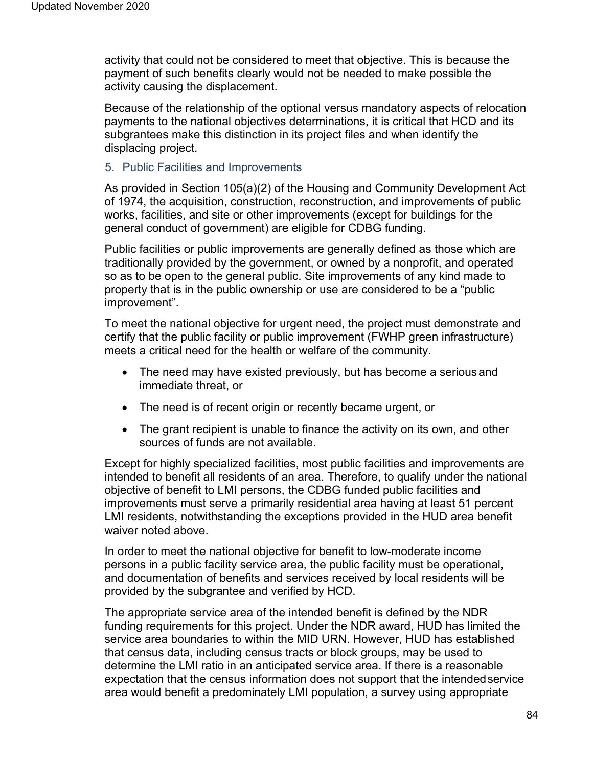activity that could not be considered to meet that objective. This is because the payment of such benefits clearly would not be needed to make possible the activity causing the displacement.

Because of the relationship of the optional versus mandatory aspects of relocation payments to the national objectives determinations, it is critical that HCD and its subgrantees make this distinction in its project files and when identify the displacing project.

### 5. Public Facilities and Improvements

As provided in Section 105(a)(2) of the Housing and Community Development Act of 1974, the acquisition, construction, reconstruction, and improvements of public works, facilities, and site or other improvements (except for buildings for the general conduct of government) are eligible for CDBG funding.

Public facilities or public improvements are generally defined as those which are traditionally provided by the government, or owned by a nonprofit, and operated so as to be open to the general public. Site improvements of any kind made to property that is in the public ownership or use are considered to be a "public improvement".

To meet the national objective for urgent need, the project must demonstrate and certify that the public facility or public improvement (FWHP green infrastructure) meets a critical need for the health or welfare of the community.

- The need may have existed previously, but has become a serious and immediate threat, or
- The need is of recent origin or recently became urgent, or
- The grant recipient is unable to finance the activity on its own, and other sources of funds are not available.

Except for highly specialized facilities, most public facilities and improvements are intended to benefit all residents of an area. Therefore, to qualify under the national objective of benefit to LMI persons, the CDBG funded public facilities and improvements must serve a primarily residential area having at least 51 percent LMI residents, notwithstanding the exceptions provided in the HUD area benefit waiver noted above.

In order to meet the national objective for benefit to low-moderate income persons in a public facility service area, the public facility must be operational, and documentation of benefits and services received by local residents will be provided by the subgrantee and verified by HCD.

The appropriate service area of the intended benefit is defined by the NDR funding requirements for this project. Under the NDR award, HUD has limited the service area boundaries to within the MID URN. However, HUD has established that census data, including census tracts or block groups, may be used to determine the LMI ratio in an anticipated service area. If there is a reasonable expectation that the census information does not support that the intended service area would benefit a predominately LMI population, a survey using appropriate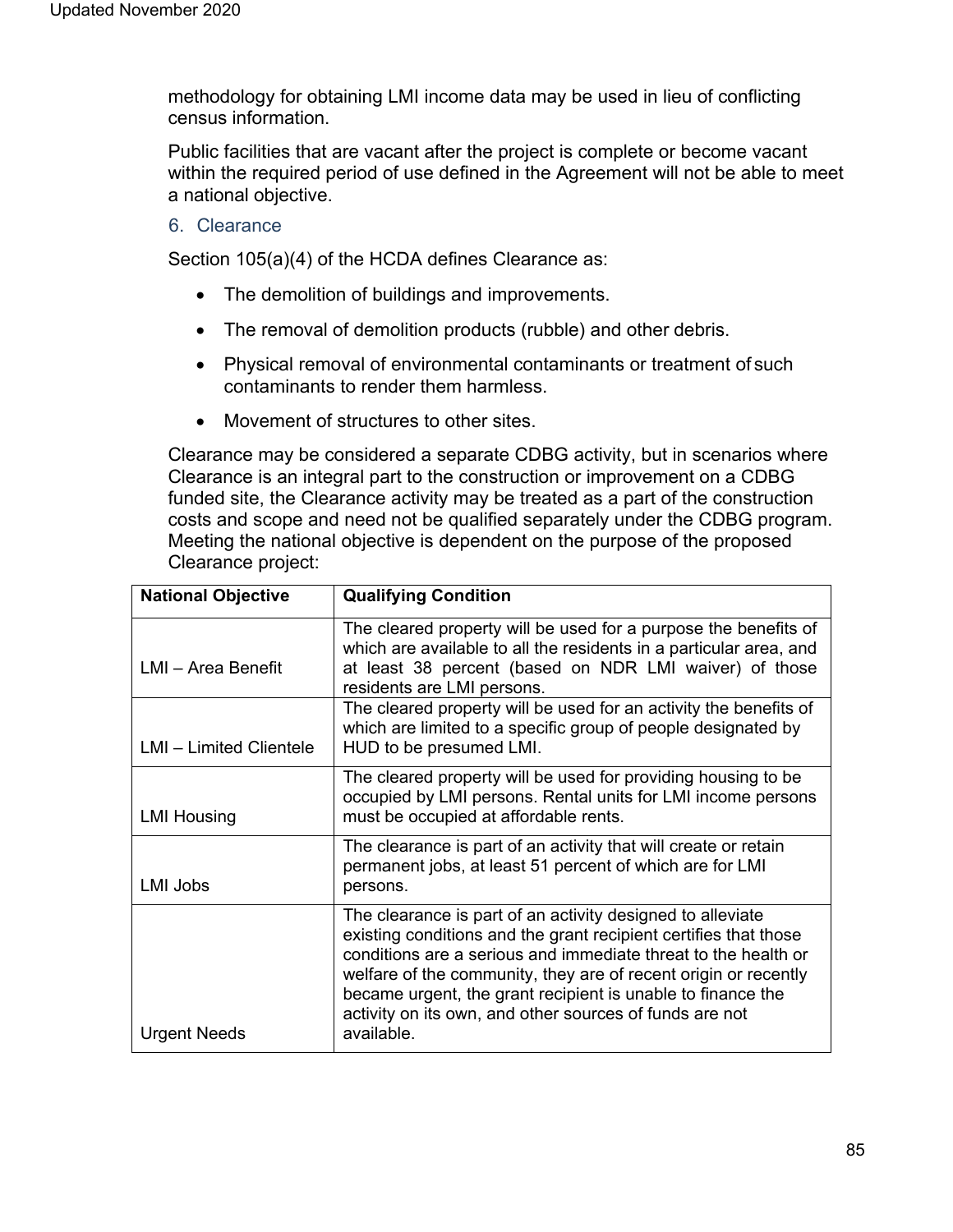methodology for obtaining LMI income data may be used in lieu of conflicting census information.

Public facilities that are vacant after the project is complete or become vacant within the required period of use defined in the Agreement will not be able to meet a national objective.

### 6. Clearance

Section 105(a)(4) of the HCDA defines Clearance as:

- The demolition of buildings and improvements.
- The removal of demolition products (rubble) and other debris.
- Physical removal of environmental contaminants or treatment of such contaminants to render them harmless.
- Movement of structures to other sites.

Clearance may be considered a separate CDBG activity, but in scenarios where Clearance is an integral part to the construction or improvement on a CDBG funded site, the Clearance activity may be treated as a part of the construction costs and scope and need not be qualified separately under the CDBG program. Meeting the national objective is dependent on the purpose of the proposed Clearance project:

| National Objective | Qualifying Condition |
|---|---|
| LMI – Area Benefit | The cleared property will be used for a purpose the benefits of which are available to all the residents in a particular area, and at least 38 percent (based on NDR LMI waiver) of those residents are LMI persons. |
| LMI – Limited Clientele | The cleared property will be used for an activity the benefits of which are limited to a specific group of people designated by HUD to be presumed LMI. |
| LMI Housing | The cleared property will be used for providing housing to be occupied by LMI persons. Rental units for LMI income persons must be occupied at affordable rents. |
| LMI Jobs | The clearance is part of an activity that will create or retain permanent jobs, at least 51 percent of which are for LMI persons. |
| Urgent Needs | The clearance is part of an activity designed to alleviate existing conditions and the grant recipient certifies that those conditions are a serious and immediate threat to the health or welfare of the community, they are of recent origin or recently became urgent, the grant recipient is unable to finance the activity on its own, and other sources of funds are not available. |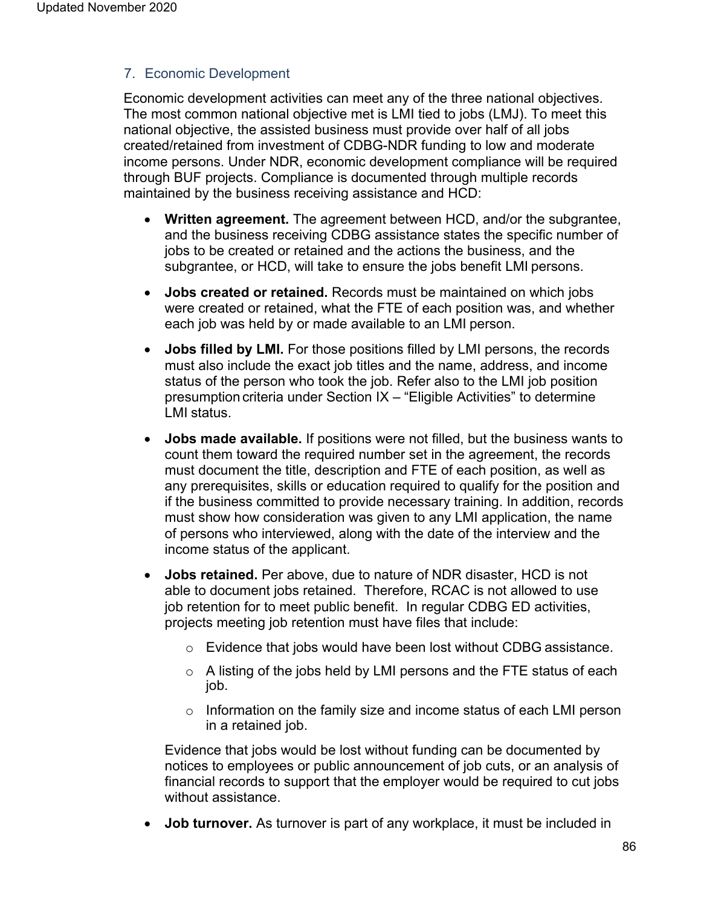### 7. Economic Development

Economic development activities can meet any of the three national objectives. The most common national objective met is LMI tied to jobs (LMJ). To meet this national objective, the assisted business must provide over half of all jobs created/retained from investment of CDBG-NDR funding to low and moderate income persons. Under NDR, economic development compliance will be required through BUF projects. Compliance is documented through multiple records maintained by the business receiving assistance and HCD:

- **Written agreement.** The agreement between HCD, and/or the subgrantee, and the business receiving CDBG assistance states the specific number of jobs to be created or retained and the actions the business, and the subgrantee, or HCD, will take to ensure the jobs benefit LMI persons.
- **Jobs created or retained.** Records must be maintained on which jobs were created or retained, what the FTE of each position was, and whether each job was held by or made available to an LMI person.
- **Jobs filled by LMI.** For those positions filled by LMI persons, the records must also include the exact job titles and the name, address, and income status of the person who took the job. Refer also to the LMI job position presumption criteria under Section IX – "Eligible Activities" to determine LMI status.
- **Jobs made available.** If positions were not filled, but the business wants to count them toward the required number set in the agreement, the records must document the title, description and FTE of each position, as well as any prerequisites, skills or education required to qualify for the position and if the business committed to provide necessary training. In addition, records must show how consideration was given to any LMI application, the name of persons who interviewed, along with the date of the interview and the income status of the applicant.
- **Jobs retained.** Per above, due to nature of NDR disaster, HCD is not able to document jobs retained. Therefore, RCAC is not allowed to use job retention for to meet public benefit. In regular CDBG ED activities, projects meeting job retention must have files that include:
  - Evidence that jobs would have been lost without CDBG assistance.
  - A listing of the jobs held by LMI persons and the FTE status of each job.
  - Information on the family size and income status of each LMI person in a retained job.

  Evidence that jobs would be lost without funding can be documented by notices to employees or public announcement of job cuts, or an analysis of financial records to support that the employer would be required to cut jobs without assistance.
- **Job turnover.** As turnover is part of any workplace, it must be included in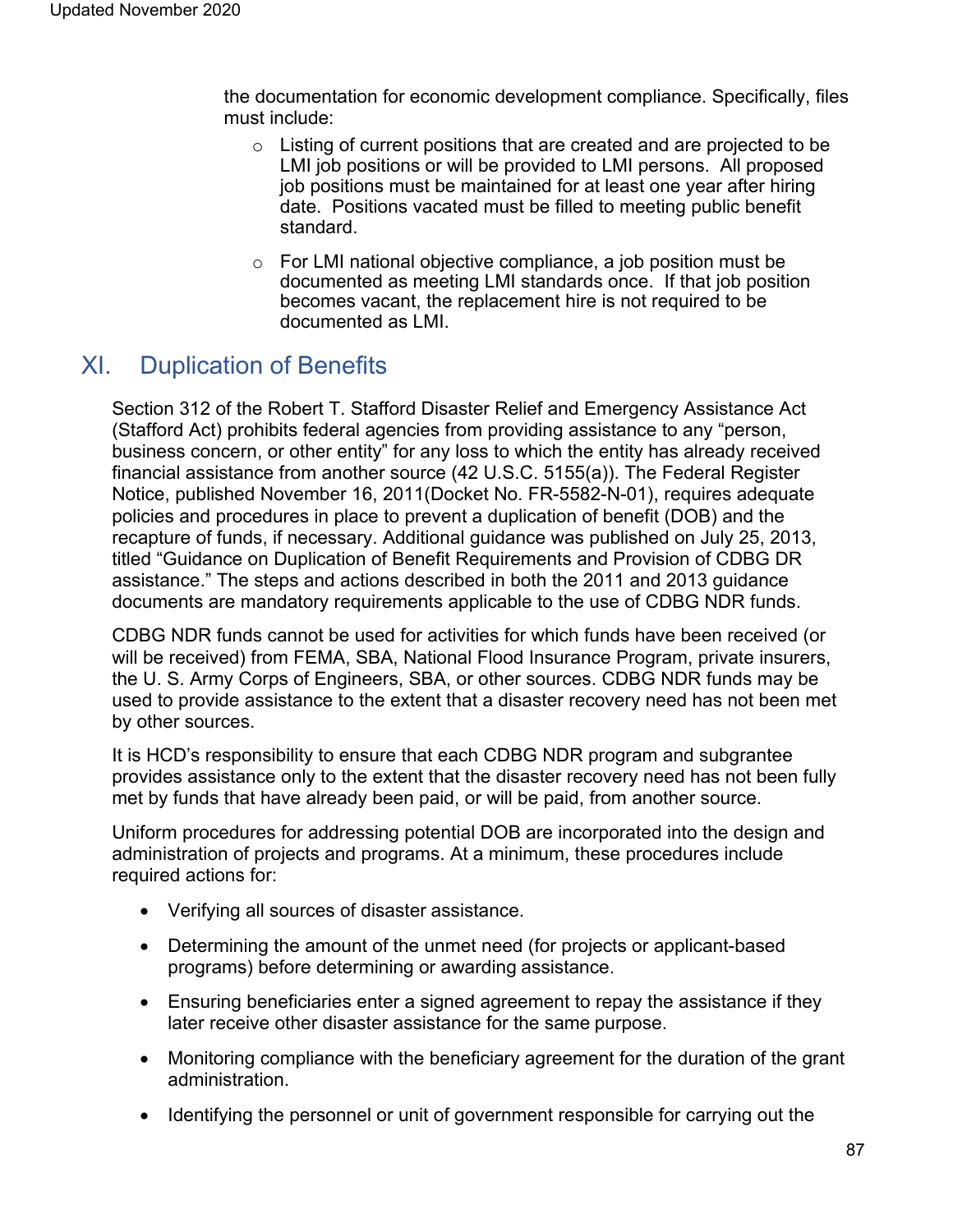the documentation for economic development compliance. Specifically, files must include:

- Listing of current positions that are created and are projected to be LMI job positions or will be provided to LMI persons. All proposed job positions must be maintained for at least one year after hiring date. Positions vacated must be filled to meeting public benefit standard.
- For LMI national objective compliance, a job position must be documented as meeting LMI standards once. If that job position becomes vacant, the replacement hire is not required to be documented as LMI.

## XI. Duplication of Benefits

Section 312 of the Robert T. Stafford Disaster Relief and Emergency Assistance Act (Stafford Act) prohibits federal agencies from providing assistance to any "person, business concern, or other entity" for any loss to which the entity has already received financial assistance from another source (42 U.S.C. 5155(a)). The Federal Register Notice, published November 16, 2011(Docket No. FR-5582-N-01), requires adequate policies and procedures in place to prevent a duplication of benefit (DOB) and the recapture of funds, if necessary. Additional guidance was published on July 25, 2013, titled "Guidance on Duplication of Benefit Requirements and Provision of CDBG DR assistance." The steps and actions described in both the 2011 and 2013 guidance documents are mandatory requirements applicable to the use of CDBG NDR funds.

CDBG NDR funds cannot be used for activities for which funds have been received (or will be received) from FEMA, SBA, National Flood Insurance Program, private insurers, the U. S. Army Corps of Engineers, SBA, or other sources. CDBG NDR funds may be used to provide assistance to the extent that a disaster recovery need has not been met by other sources.

It is HCD's responsibility to ensure that each CDBG NDR program and subgrantee provides assistance only to the extent that the disaster recovery need has not been fully met by funds that have already been paid, or will be paid, from another source.

Uniform procedures for addressing potential DOB are incorporated into the design and administration of projects and programs. At a minimum, these procedures include required actions for:

- Verifying all sources of disaster assistance.
- Determining the amount of the unmet need (for projects or applicant-based programs) before determining or awarding assistance.
- Ensuring beneficiaries enter a signed agreement to repay the assistance if they later receive other disaster assistance for the same purpose.
- Monitoring compliance with the beneficiary agreement for the duration of the grant administration.
- Identifying the personnel or unit of government responsible for carrying out the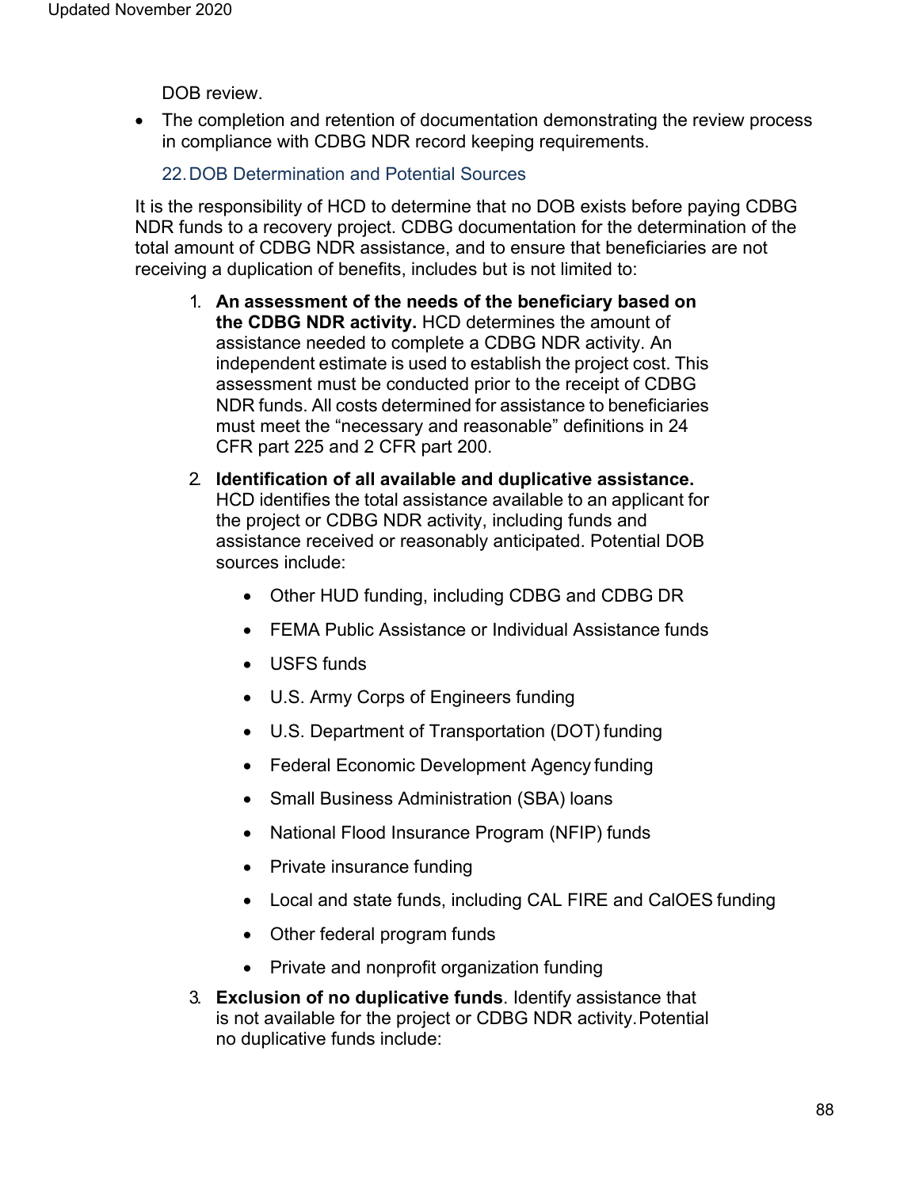DOB review.

- The completion and retention of documentation demonstrating the review process in compliance with CDBG NDR record keeping requirements.

### 22. DOB Determination and Potential Sources

It is the responsibility of HCD to determine that no DOB exists before paying CDBG NDR funds to a recovery project. CDBG documentation for the determination of the total amount of CDBG NDR assistance, and to ensure that beneficiaries are not receiving a duplication of benefits, includes but is not limited to:

1. **An assessment of the needs of the beneficiary based on the CDBG NDR activity.** HCD determines the amount of assistance needed to complete a CDBG NDR activity. An independent estimate is used to establish the project cost. This assessment must be conducted prior to the receipt of CDBG NDR funds. All costs determined for assistance to beneficiaries must meet the "necessary and reasonable" definitions in 24 CFR part 225 and 2 CFR part 200.
2. **Identification of all available and duplicative assistance.** HCD identifies the total assistance available to an applicant for the project or CDBG NDR activity, including funds and assistance received or reasonably anticipated. Potential DOB sources include:
    - Other HUD funding, including CDBG and CDBG DR
    - FEMA Public Assistance or Individual Assistance funds
    - USFS funds
    - U.S. Army Corps of Engineers funding
    - U.S. Department of Transportation (DOT) funding
    - Federal Economic Development Agency funding
    - Small Business Administration (SBA) loans
    - National Flood Insurance Program (NFIP) funds
    - Private insurance funding
    - Local and state funds, including CAL FIRE and CalOES funding
    - Other federal program funds
    - Private and nonprofit organization funding
3. **Exclusion of no duplicative funds**. Identify assistance that is not available for the project or CDBG NDR activity. Potential no duplicative funds include: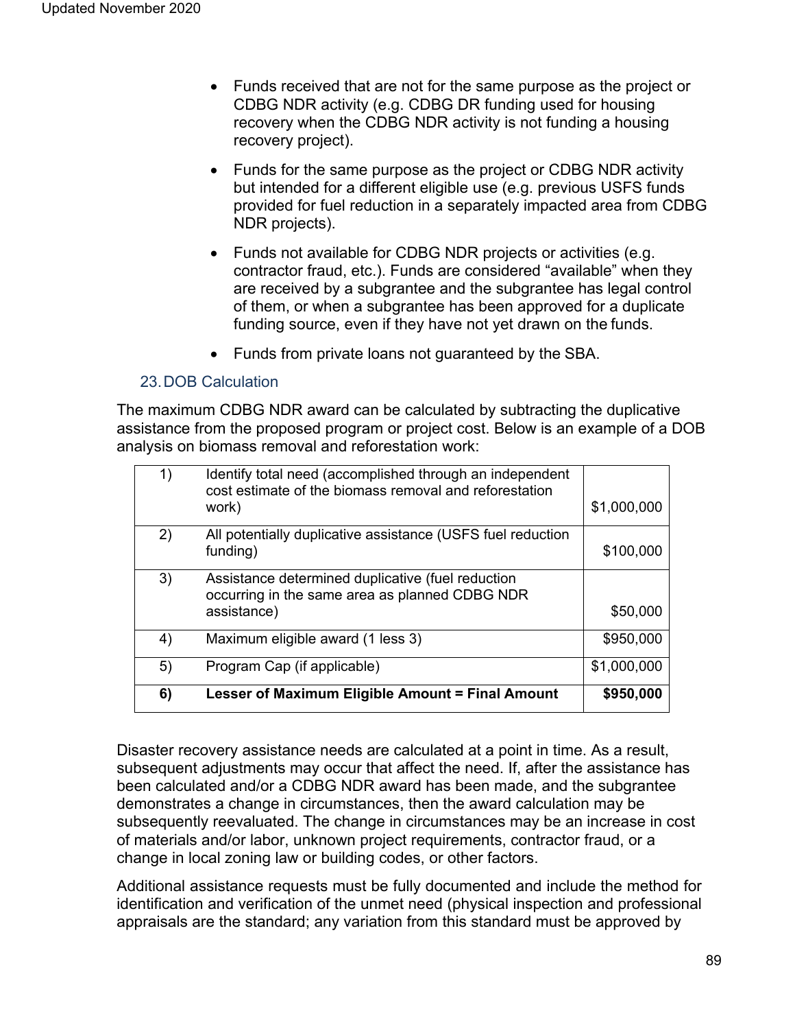- Funds received that are not for the same purpose as the project or CDBG NDR activity (e.g. CDBG DR funding used for housing recovery when the CDBG NDR activity is not funding a housing recovery project).
- Funds for the same purpose as the project or CDBG NDR activity but intended for a different eligible use (e.g. previous USFS funds provided for fuel reduction in a separately impacted area from CDBG NDR projects).
- Funds not available for CDBG NDR projects or activities (e.g. contractor fraud, etc.). Funds are considered "available" when they are received by a subgrantee and the subgrantee has legal control of them, or when a subgrantee has been approved for a duplicate funding source, even if they have not yet drawn on the funds.
- Funds from private loans not guaranteed by the SBA.

### 23. DOB Calculation

The maximum CDBG NDR award can be calculated by subtracting the duplicative assistance from the proposed program or project cost. Below is an example of a DOB analysis on biomass removal and reforestation work:

| | | |
|---|---|---|
| 1) | Identify total need (accomplished through an independent cost estimate of the biomass removal and reforestation work) | $1,000,000 |
| 2) | All potentially duplicative assistance (USFS fuel reduction funding) | $100,000 |
| 3) | Assistance determined duplicative (fuel reduction occurring in the same area as planned CDBG NDR assistance) | $50,000 |
| 4) | Maximum eligible award (1 less 3) | $950,000 |
| 5) | Program Cap (if applicable) | $1,000,000 |
| **6)** | **Lesser of Maximum Eligible Amount = Final Amount** | **$950,000** |

Disaster recovery assistance needs are calculated at a point in time. As a result, subsequent adjustments may occur that affect the need. If, after the assistance has been calculated and/or a CDBG NDR award has been made, and the subgrantee demonstrates a change in circumstances, then the award calculation may be subsequently reevaluated. The change in circumstances may be an increase in cost of materials and/or labor, unknown project requirements, contractor fraud, or a change in local zoning law or building codes, or other factors.

Additional assistance requests must be fully documented and include the method for identification and verification of the unmet need (physical inspection and professional appraisals are the standard; any variation from this standard must be approved by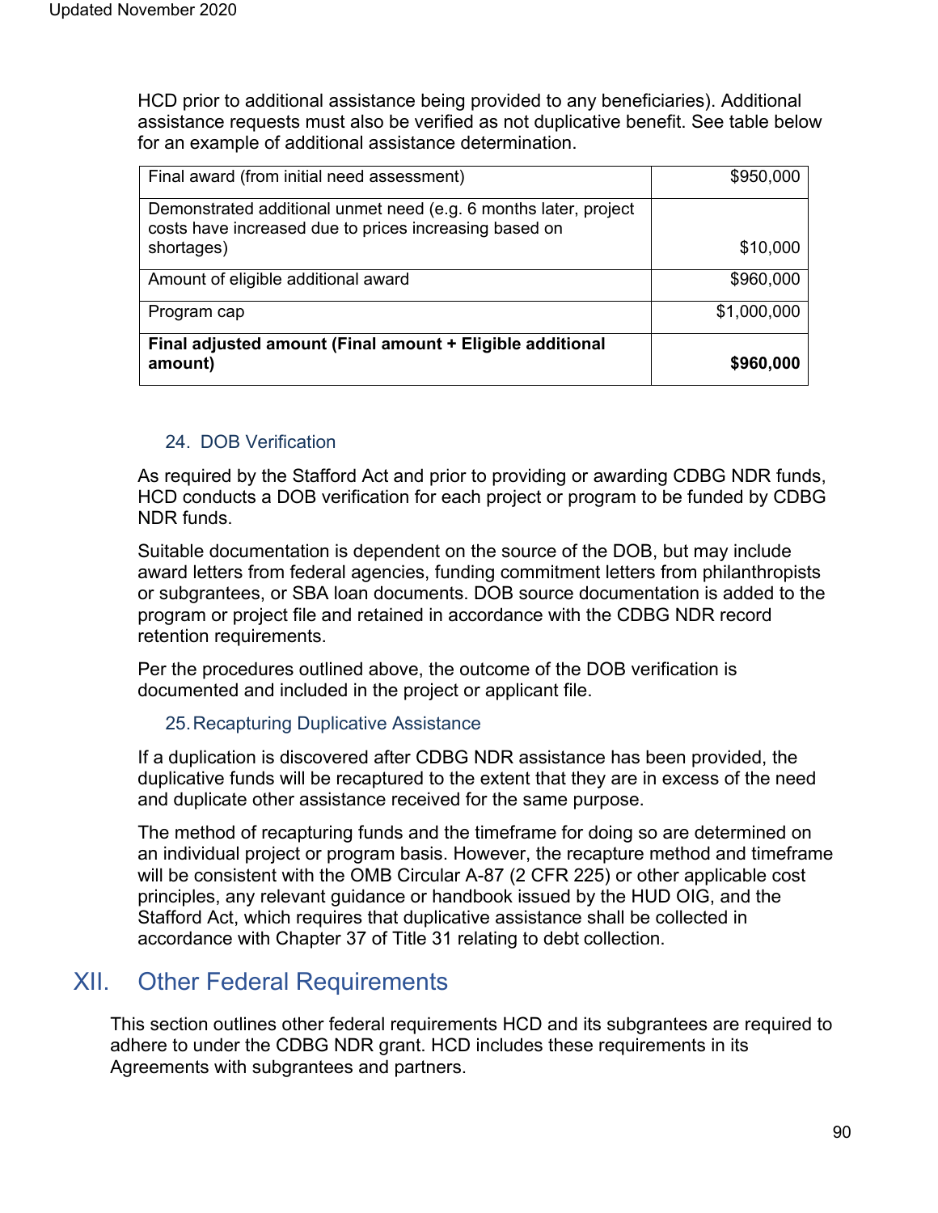HCD prior to additional assistance being provided to any beneficiaries). Additional assistance requests must also be verified as not duplicative benefit. See table below for an example of additional assistance determination.

| | |
|---|---:|
| Final award (from initial need assessment) | $950,000 |
| Demonstrated additional unmet need (e.g. 6 months later, project costs have increased due to prices increasing based on shortages) | $10,000 |
| Amount of eligible additional award | $960,000 |
| Program cap | $1,000,000 |
| **Final adjusted amount (Final amount + Eligible additional amount)** | **$960,000** |

### 24. DOB Verification

As required by the Stafford Act and prior to providing or awarding CDBG NDR funds, HCD conducts a DOB verification for each project or program to be funded by CDBG NDR funds.

Suitable documentation is dependent on the source of the DOB, but may include award letters from federal agencies, funding commitment letters from philanthropists or subgrantees, or SBA loan documents. DOB source documentation is added to the program or project file and retained in accordance with the CDBG NDR record retention requirements.

Per the procedures outlined above, the outcome of the DOB verification is documented and included in the project or applicant file.

### 25. Recapturing Duplicative Assistance

If a duplication is discovered after CDBG NDR assistance has been provided, the duplicative funds will be recaptured to the extent that they are in excess of the need and duplicate other assistance received for the same purpose.

The method of recapturing funds and the timeframe for doing so are determined on an individual project or program basis. However, the recapture method and timeframe will be consistent with the OMB Circular A-87 (2 CFR 225) or other applicable cost principles, any relevant guidance or handbook issued by the HUD OIG, and the Stafford Act, which requires that duplicative assistance shall be collected in accordance with Chapter 37 of Title 31 relating to debt collection.

## XII. Other Federal Requirements

This section outlines other federal requirements HCD and its subgrantees are required to adhere to under the CDBG NDR grant. HCD includes these requirements in its Agreements with subgrantees and partners.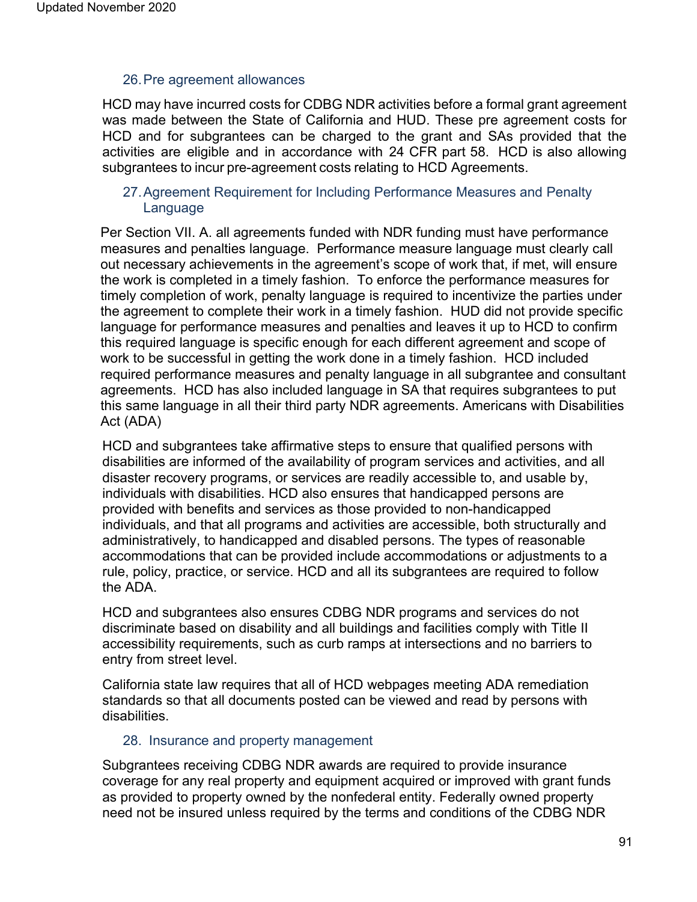### 26. Pre agreement allowances

HCD may have incurred costs for CDBG NDR activities before a formal grant agreement was made between the State of California and HUD. These pre agreement costs for HCD and for subgrantees can be charged to the grant and SAs provided that the activities are eligible and in accordance with 24 CFR part 58. HCD is also allowing subgrantees to incur pre-agreement costs relating to HCD Agreements.

### 27. Agreement Requirement for Including Performance Measures and Penalty Language

Per Section VII. A. all agreements funded with NDR funding must have performance measures and penalties language. Performance measure language must clearly call out necessary achievements in the agreement's scope of work that, if met, will ensure the work is completed in a timely fashion. To enforce the performance measures for timely completion of work, penalty language is required to incentivize the parties under the agreement to complete their work in a timely fashion. HUD did not provide specific language for performance measures and penalties and leaves it up to HCD to confirm this required language is specific enough for each different agreement and scope of work to be successful in getting the work done in a timely fashion. HCD included required performance measures and penalty language in all subgrantee and consultant agreements. HCD has also included language in SA that requires subgrantees to put this same language in all their third party NDR agreements. Americans with Disabilities Act (ADA)

HCD and subgrantees take affirmative steps to ensure that qualified persons with disabilities are informed of the availability of program services and activities, and all disaster recovery programs, or services are readily accessible to, and usable by, individuals with disabilities. HCD also ensures that handicapped persons are provided with benefits and services as those provided to non-handicapped individuals, and that all programs and activities are accessible, both structurally and administratively, to handicapped and disabled persons. The types of reasonable accommodations that can be provided include accommodations or adjustments to a rule, policy, practice, or service. HCD and all its subgrantees are required to follow the ADA.

HCD and subgrantees also ensures CDBG NDR programs and services do not discriminate based on disability and all buildings and facilities comply with Title II accessibility requirements, such as curb ramps at intersections and no barriers to entry from street level.

California state law requires that all of HCD webpages meeting ADA remediation standards so that all documents posted can be viewed and read by persons with disabilities.

### 28. Insurance and property management

Subgrantees receiving CDBG NDR awards are required to provide insurance coverage for any real property and equipment acquired or improved with grant funds as provided to property owned by the nonfederal entity. Federally owned property need not be insured unless required by the terms and conditions of the CDBG NDR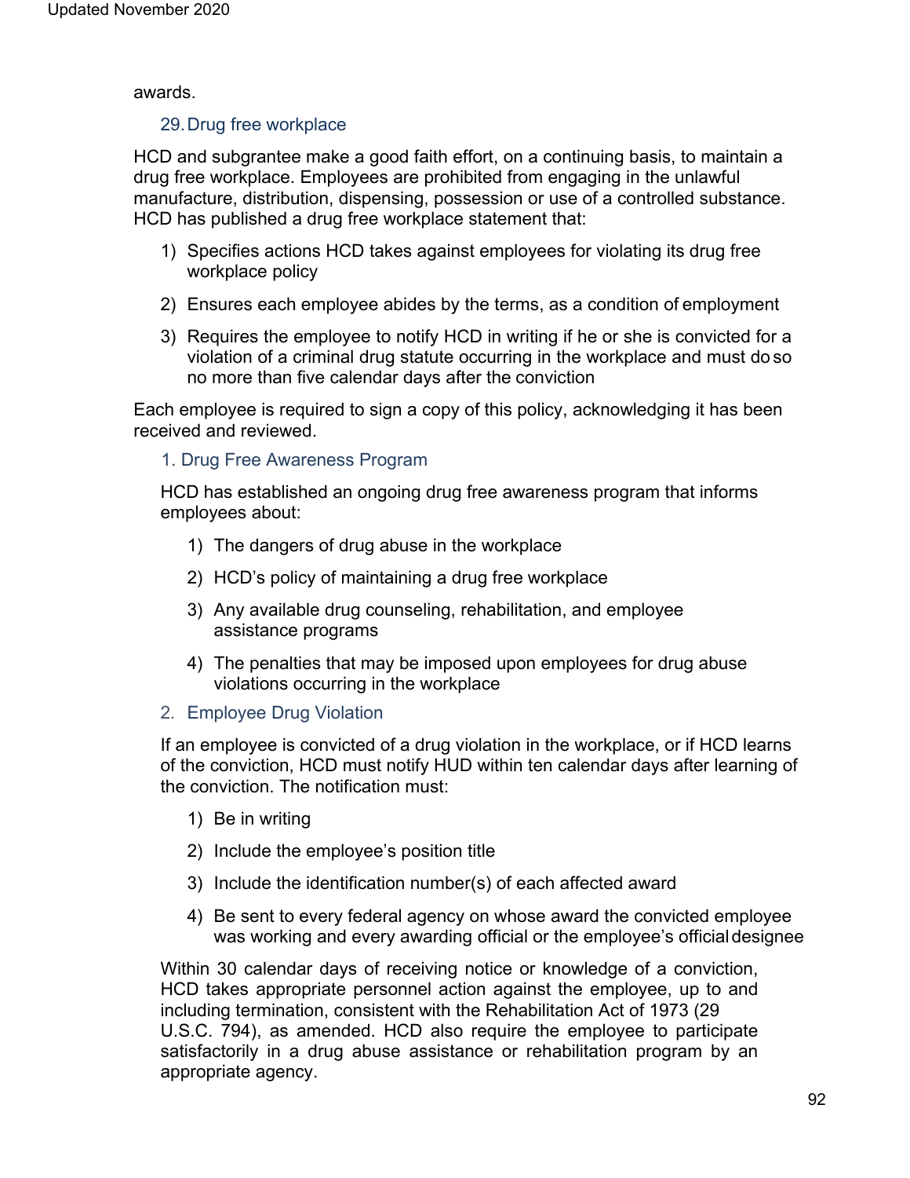awards.

### 29. Drug free workplace

HCD and subgrantee make a good faith effort, on a continuing basis, to maintain a drug free workplace. Employees are prohibited from engaging in the unlawful manufacture, distribution, dispensing, possession or use of a controlled substance. HCD has published a drug free workplace statement that:

1) Specifies actions HCD takes against employees for violating its drug free workplace policy
2) Ensures each employee abides by the terms, as a condition of employment
3) Requires the employee to notify HCD in writing if he or she is convicted for a violation of a criminal drug statute occurring in the workplace and must do so no more than five calendar days after the conviction

Each employee is required to sign a copy of this policy, acknowledging it has been received and reviewed.

#### 1. Drug Free Awareness Program

HCD has established an ongoing drug free awareness program that informs employees about:

1) The dangers of drug abuse in the workplace
2) HCD's policy of maintaining a drug free workplace
3) Any available drug counseling, rehabilitation, and employee assistance programs
4) The penalties that may be imposed upon employees for drug abuse violations occurring in the workplace

#### 2. Employee Drug Violation

If an employee is convicted of a drug violation in the workplace, or if HCD learns of the conviction, HCD must notify HUD within ten calendar days after learning of the conviction. The notification must:

1) Be in writing
2) Include the employee's position title
3) Include the identification number(s) of each affected award
4) Be sent to every federal agency on whose award the convicted employee was working and every awarding official or the employee's official designee

Within 30 calendar days of receiving notice or knowledge of a conviction, HCD takes appropriate personnel action against the employee, up to and including termination, consistent with the Rehabilitation Act of 1973 (29 U.S.C. 794), as amended. HCD also require the employee to participate satisfactorily in a drug abuse assistance or rehabilitation program by an appropriate agency.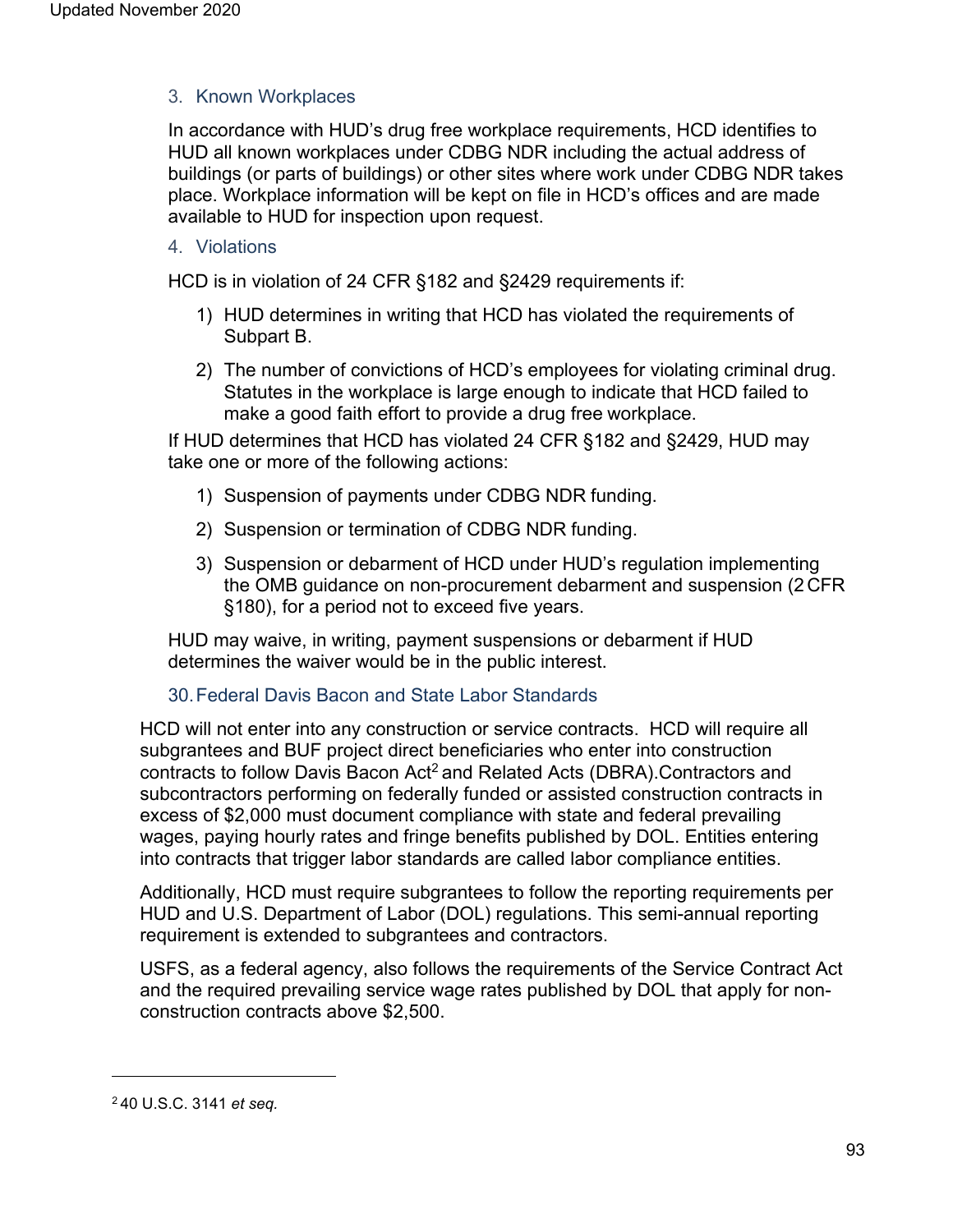### 3. Known Workplaces

In accordance with HUD's drug free workplace requirements, HCD identifies to HUD all known workplaces under CDBG NDR including the actual address of buildings (or parts of buildings) or other sites where work under CDBG NDR takes place. Workplace information will be kept on file in HCD's offices and are made available to HUD for inspection upon request.

### 4. Violations

HCD is in violation of 24 CFR §182 and §2429 requirements if:

1) HUD determines in writing that HCD has violated the requirements of Subpart B.
2) The number of convictions of HCD's employees for violating criminal drug. Statutes in the workplace is large enough to indicate that HCD failed to make a good faith effort to provide a drug free workplace.

If HUD determines that HCD has violated 24 CFR §182 and §2429, HUD may take one or more of the following actions:

1) Suspension of payments under CDBG NDR funding.
2) Suspension or termination of CDBG NDR funding.
3) Suspension or debarment of HCD under HUD's regulation implementing the OMB guidance on non-procurement debarment and suspension (2 CFR §180), for a period not to exceed five years.

HUD may waive, in writing, payment suspensions or debarment if HUD determines the waiver would be in the public interest.

## 30. Federal Davis Bacon and State Labor Standards

HCD will not enter into any construction or service contracts. HCD will require all subgrantees and BUF project direct beneficiaries who enter into construction contracts to follow Davis Bacon Act[2] and Related Acts (DBRA).Contractors and subcontractors performing on federally funded or assisted construction contracts in excess of $2,000 must document compliance with state and federal prevailing wages, paying hourly rates and fringe benefits published by DOL. Entities entering into contracts that trigger labor standards are called labor compliance entities.

Additionally, HCD must require subgrantees to follow the reporting requirements per HUD and U.S. Department of Labor (DOL) regulations. This semi-annual reporting requirement is extended to subgrantees and contractors.

USFS, as a federal agency, also follows the requirements of the Service Contract Act and the required prevailing service wage rates published by DOL that apply for non-construction contracts above $2,500.

---

[2] 40 U.S.C. 3141 *et seq.*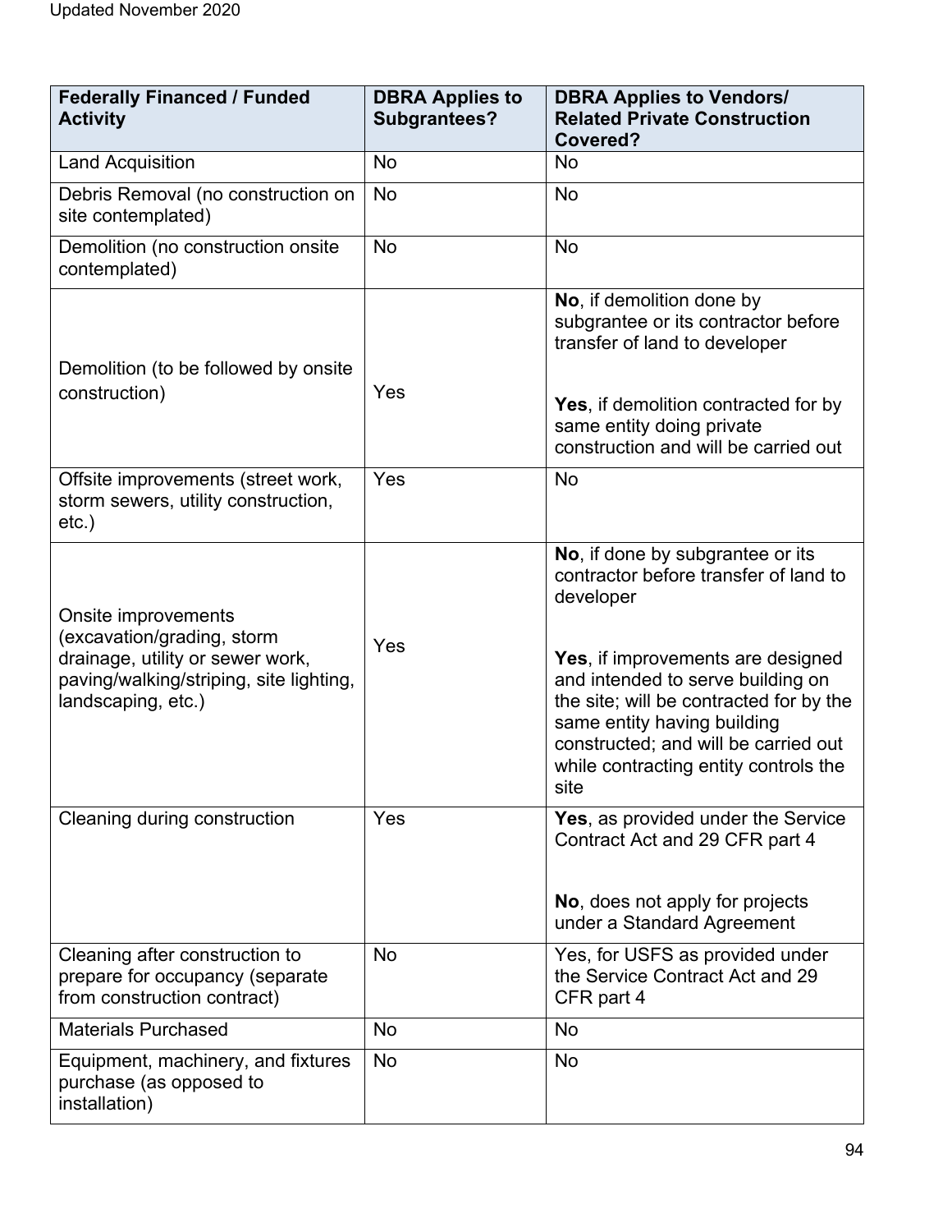| Federally Financed / Funded Activity | DBRA Applies to Subgrantees? | DBRA Applies to Vendors/ Related Private Construction Covered? |
|---|---|---|
| Land Acquisition | No | No |
| Debris Removal (no construction on site contemplated) | No | No |
| Demolition (no construction onsite contemplated) | No | No |
| Demolition (to be followed by onsite construction) | Yes | **No**, if demolition done by subgrantee or its contractor before transfer of land to developer<br><br>**Yes**, if demolition contracted for by same entity doing private construction and will be carried out |
| Offsite improvements (street work, storm sewers, utility construction, etc.) | Yes | No |
| Onsite improvements (excavation/grading, storm drainage, utility or sewer work, paving/walking/striping, site lighting, landscaping, etc.) | Yes | **No**, if done by subgrantee or its contractor before transfer of land to developer<br><br>**Yes**, if improvements are designed and intended to serve building on the site; will be contracted for by the same entity having building constructed; and will be carried out while contracting entity controls the site |
| Cleaning during construction | Yes | **Yes**, as provided under the Service Contract Act and 29 CFR part 4<br><br>**No**, does not apply for projects under a Standard Agreement |
| Cleaning after construction to prepare for occupancy (separate from construction contract) | No | Yes, for USFS as provided under the Service Contract Act and 29 CFR part 4 |
| Materials Purchased | No | No |
| Equipment, machinery, and fixtures purchase (as opposed to installation) | No | No |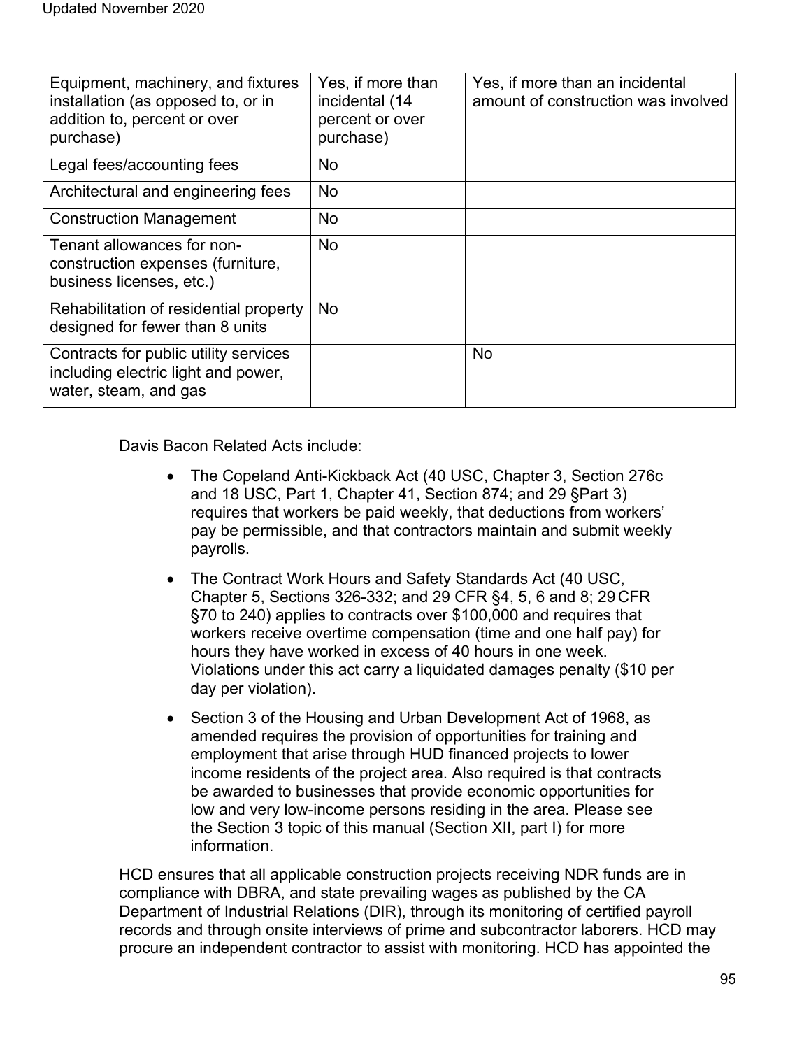| | | |
|---|---|---|
| Equipment, machinery, and fixtures installation (as opposed to, or in addition to, percent or over purchase) | Yes, if more than incidental (14 percent or over purchase) | Yes, if more than an incidental amount of construction was involved |
| Legal fees/accounting fees | No | |
| Architectural and engineering fees | No | |
| Construction Management | No | |
| Tenant allowances for non-construction expenses (furniture, business licenses, etc.) | No | |
| Rehabilitation of residential property designed for fewer than 8 units | No | |
| Contracts for public utility services including electric light and power, water, steam, and gas | | No |

Davis Bacon Related Acts include:

- The Copeland Anti-Kickback Act (40 USC, Chapter 3, Section 276c and 18 USC, Part 1, Chapter 41, Section 874; and 29 §Part 3) requires that workers be paid weekly, that deductions from workers' pay be permissible, and that contractors maintain and submit weekly payrolls.
- The Contract Work Hours and Safety Standards Act (40 USC, Chapter 5, Sections 326-332; and 29 CFR §4, 5, 6 and 8; 29 CFR §70 to 240) applies to contracts over $100,000 and requires that workers receive overtime compensation (time and one half pay) for hours they have worked in excess of 40 hours in one week. Violations under this act carry a liquidated damages penalty ($10 per day per violation).
- Section 3 of the Housing and Urban Development Act of 1968, as amended requires the provision of opportunities for training and employment that arise through HUD financed projects to lower income residents of the project area. Also required is that contracts be awarded to businesses that provide economic opportunities for low and very low-income persons residing in the area. Please see the Section 3 topic of this manual (Section XII, part I) for more information.

HCD ensures that all applicable construction projects receiving NDR funds are in compliance with DBRA, and state prevailing wages as published by the CA Department of Industrial Relations (DIR), through its monitoring of certified payroll records and through onsite interviews of prime and subcontractor laborers. HCD may procure an independent contractor to assist with monitoring. HCD has appointed the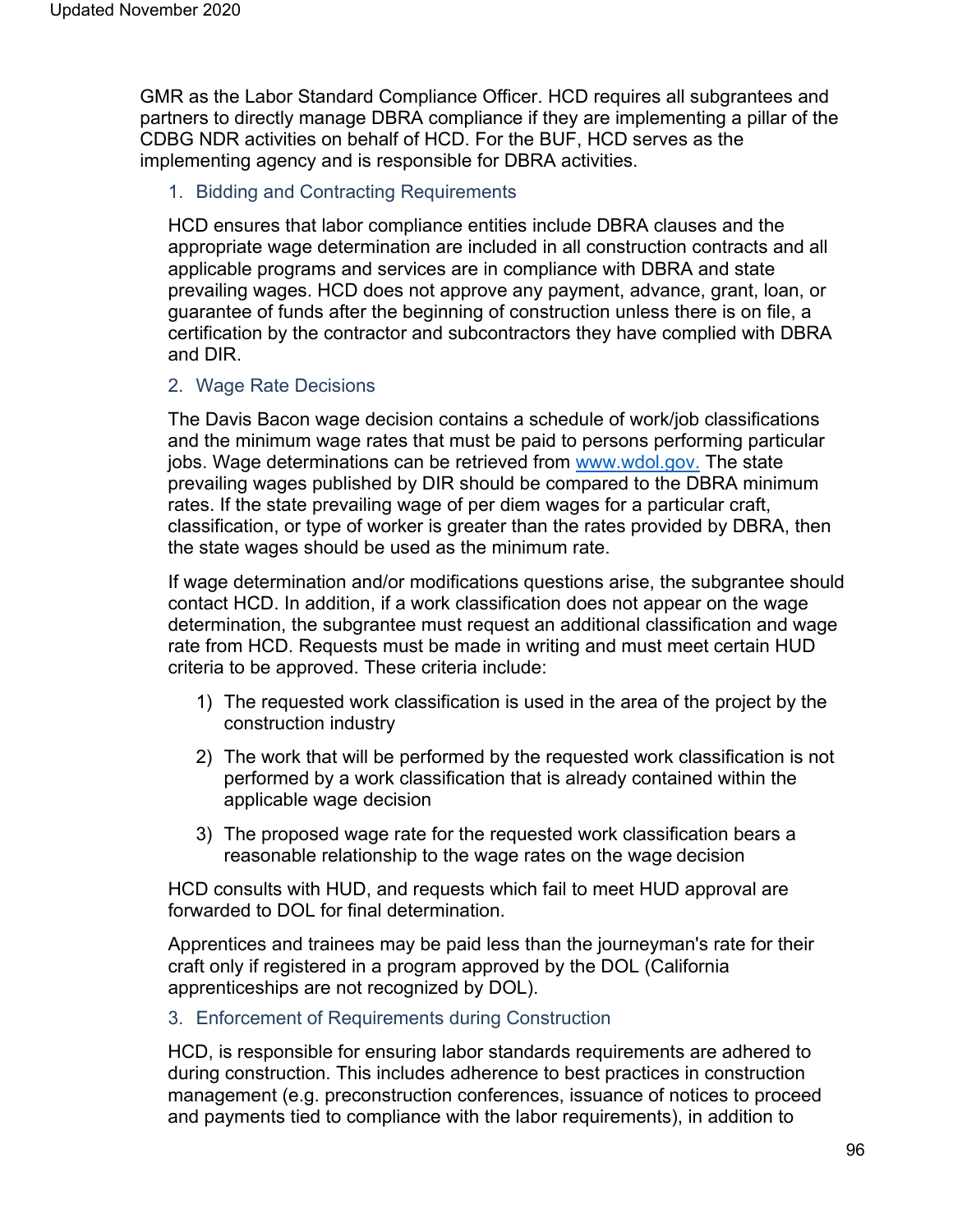GMR as the Labor Standard Compliance Officer. HCD requires all subgrantees and partners to directly manage DBRA compliance if they are implementing a pillar of the CDBG NDR activities on behalf of HCD. For the BUF, HCD serves as the implementing agency and is responsible for DBRA activities.

### 1. Bidding and Contracting Requirements

HCD ensures that labor compliance entities include DBRA clauses and the appropriate wage determination are included in all construction contracts and all applicable programs and services are in compliance with DBRA and state prevailing wages. HCD does not approve any payment, advance, grant, loan, or guarantee of funds after the beginning of construction unless there is on file, a certification by the contractor and subcontractors they have complied with DBRA and DIR.

### 2. Wage Rate Decisions

The Davis Bacon wage decision contains a schedule of work/job classifications and the minimum wage rates that must be paid to persons performing particular jobs. Wage determinations can be retrieved from [www.wdol.gov.](http://www.wdol.gov) The state prevailing wages published by DIR should be compared to the DBRA minimum rates. If the state prevailing wage of per diem wages for a particular craft, classification, or type of worker is greater than the rates provided by DBRA, then the state wages should be used as the minimum rate.

If wage determination and/or modifications questions arise, the subgrantee should contact HCD. In addition, if a work classification does not appear on the wage determination, the subgrantee must request an additional classification and wage rate from HCD. Requests must be made in writing and must meet certain HUD criteria to be approved. These criteria include:

1) The requested work classification is used in the area of the project by the construction industry
2) The work that will be performed by the requested work classification is not performed by a work classification that is already contained within the applicable wage decision
3) The proposed wage rate for the requested work classification bears a reasonable relationship to the wage rates on the wage decision

HCD consults with HUD, and requests which fail to meet HUD approval are forwarded to DOL for final determination.

Apprentices and trainees may be paid less than the journeyman's rate for their craft only if registered in a program approved by the DOL (California apprenticeships are not recognized by DOL).

### 3. Enforcement of Requirements during Construction

HCD, is responsible for ensuring labor standards requirements are adhered to during construction. This includes adherence to best practices in construction management (e.g. preconstruction conferences, issuance of notices to proceed and payments tied to compliance with the labor requirements), in addition to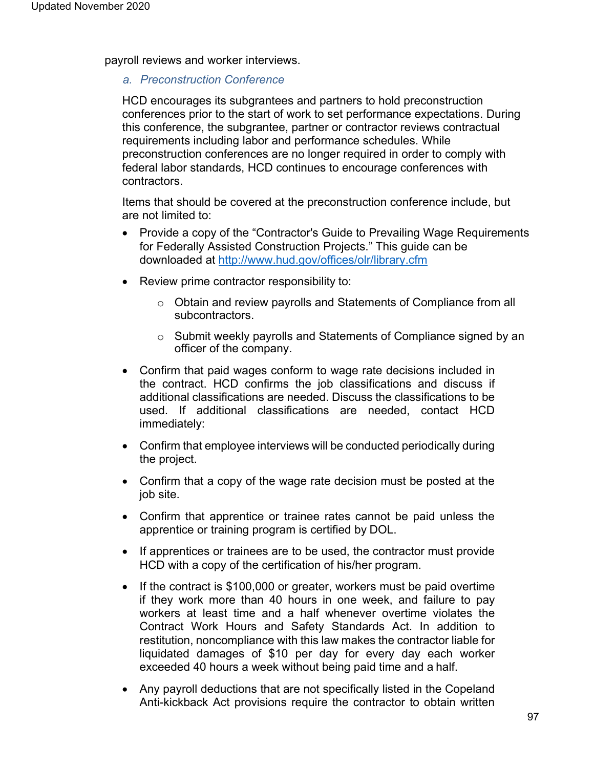payroll reviews and worker interviews.

### *a. Preconstruction Conference*

HCD encourages its subgrantees and partners to hold preconstruction conferences prior to the start of work to set performance expectations. During this conference, the subgrantee, partner or contractor reviews contractual requirements including labor and performance schedules. While preconstruction conferences are no longer required in order to comply with federal labor standards, HCD continues to encourage conferences with contractors.

Items that should be covered at the preconstruction conference include, but are not limited to:

- Provide a copy of the "Contractor's Guide to Prevailing Wage Requirements for Federally Assisted Construction Projects." This guide can be downloaded at [http://www.hud.gov/offices/olr/library.cfm](http://www.hud.gov/offices/olr/library.cfm)
- Review prime contractor responsibility to:
  - Obtain and review payrolls and Statements of Compliance from all subcontractors.
  - Submit weekly payrolls and Statements of Compliance signed by an officer of the company.
- Confirm that paid wages conform to wage rate decisions included in the contract. HCD confirms the job classifications and discuss if additional classifications are needed. Discuss the classifications to be used. If additional classifications are needed, contact HCD immediately:
- Confirm that employee interviews will be conducted periodically during the project.
- Confirm that a copy of the wage rate decision must be posted at the job site.
- Confirm that apprentice or trainee rates cannot be paid unless the apprentice or training program is certified by DOL.
- If apprentices or trainees are to be used, the contractor must provide HCD with a copy of the certification of his/her program.
- If the contract is $100,000 or greater, workers must be paid overtime if they work more than 40 hours in one week, and failure to pay workers at least time and a half whenever overtime violates the Contract Work Hours and Safety Standards Act. In addition to restitution, noncompliance with this law makes the contractor liable for liquidated damages of $10 per day for every day each worker exceeded 40 hours a week without being paid time and a half.
- Any payroll deductions that are not specifically listed in the Copeland Anti-kickback Act provisions require the contractor to obtain written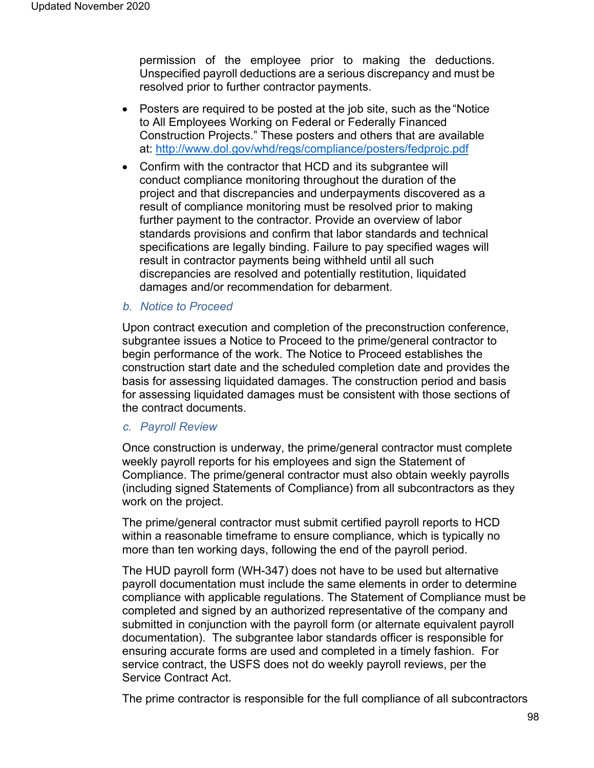permission of the employee prior to making the deductions. Unspecified payroll deductions are a serious discrepancy and must be resolved prior to further contractor payments.

- Posters are required to be posted at the job site, such as the "Notice to All Employees Working on Federal or Federally Financed Construction Projects." These posters and others that are available at: [http://www.dol.gov/whd/regs/compliance/posters/fedprojc.pdf](http://www.dol.gov/whd/regs/compliance/posters/fedprojc.pdf)
- Confirm with the contractor that HCD and its subgrantee will conduct compliance monitoring throughout the duration of the project and that discrepancies and underpayments discovered as a result of compliance monitoring must be resolved prior to making further payment to the contractor. Provide an overview of labor standards provisions and confirm that labor standards and technical specifications are legally binding. Failure to pay specified wages will result in contractor payments being withheld until all such discrepancies are resolved and potentially restitution, liquidated damages and/or recommendation for debarment.

### *b. Notice to Proceed*

Upon contract execution and completion of the preconstruction conference, subgrantee issues a Notice to Proceed to the prime/general contractor to begin performance of the work. The Notice to Proceed establishes the construction start date and the scheduled completion date and provides the basis for assessing liquidated damages. The construction period and basis for assessing liquidated damages must be consistent with those sections of the contract documents.

### *c. Payroll Review*

Once construction is underway, the prime/general contractor must complete weekly payroll reports for his employees and sign the Statement of Compliance. The prime/general contractor must also obtain weekly payrolls (including signed Statements of Compliance) from all subcontractors as they work on the project.

The prime/general contractor must submit certified payroll reports to HCD within a reasonable timeframe to ensure compliance, which is typically no more than ten working days, following the end of the payroll period.

The HUD payroll form (WH-347) does not have to be used but alternative payroll documentation must include the same elements in order to determine compliance with applicable regulations. The Statement of Compliance must be completed and signed by an authorized representative of the company and submitted in conjunction with the payroll form (or alternate equivalent payroll documentation). The subgrantee labor standards officer is responsible for ensuring accurate forms are used and completed in a timely fashion. For service contract, the USFS does not do weekly payroll reviews, per the Service Contract Act.

The prime contractor is responsible for the full compliance of all subcontractors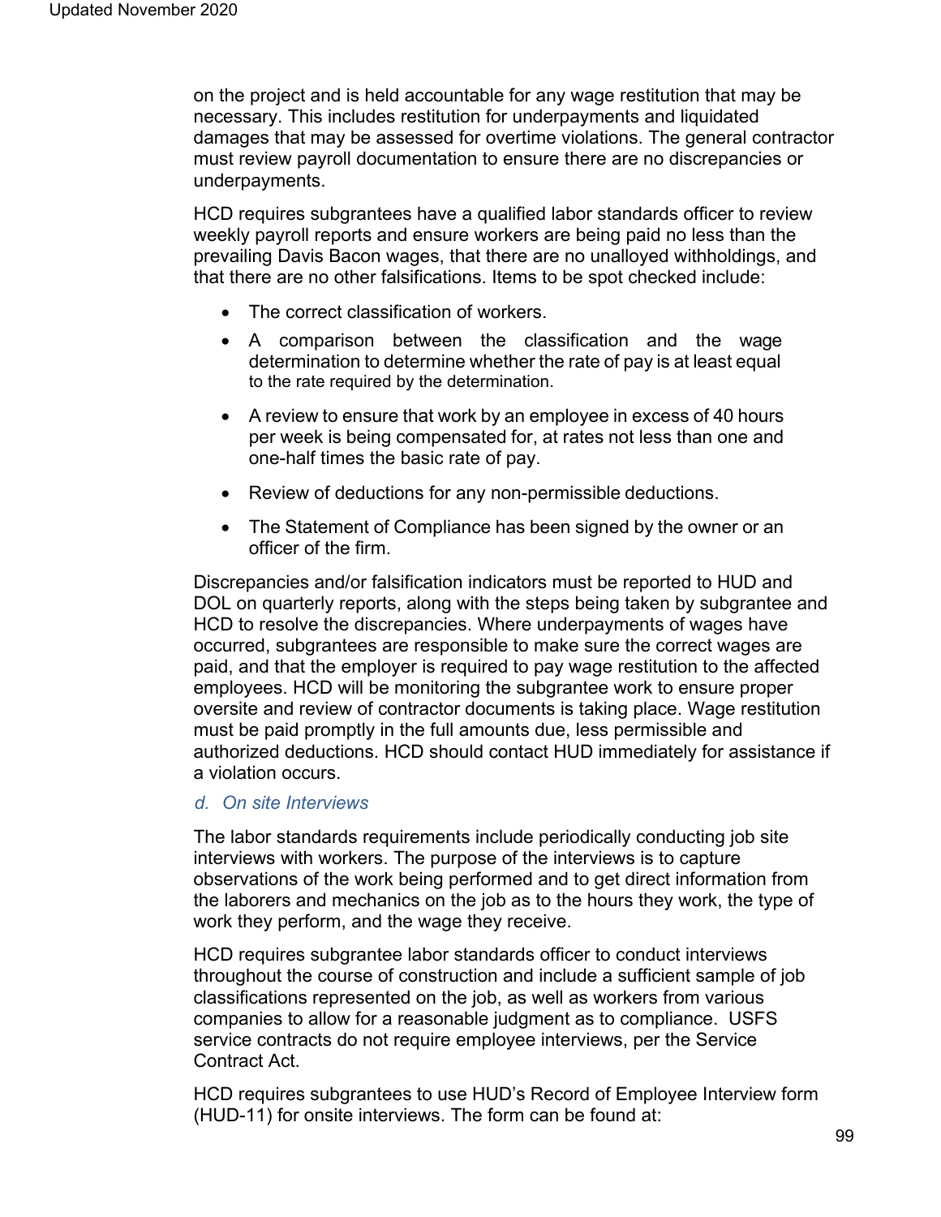on the project and is held accountable for any wage restitution that may be necessary. This includes restitution for underpayments and liquidated damages that may be assessed for overtime violations. The general contractor must review payroll documentation to ensure there are no discrepancies or underpayments.

HCD requires subgrantees have a qualified labor standards officer to review weekly payroll reports and ensure workers are being paid no less than the prevailing Davis Bacon wages, that there are no unalloyed withholdings, and that there are no other falsifications. Items to be spot checked include:

- The correct classification of workers.
- A comparison between the classification and the wage determination to determine whether the rate of pay is at least equal to the rate required by the determination.
- A review to ensure that work by an employee in excess of 40 hours per week is being compensated for, at rates not less than one and one-half times the basic rate of pay.
- Review of deductions for any non-permissible deductions.
- The Statement of Compliance has been signed by the owner or an officer of the firm.

Discrepancies and/or falsification indicators must be reported to HUD and DOL on quarterly reports, along with the steps being taken by subgrantee and HCD to resolve the discrepancies. Where underpayments of wages have occurred, subgrantees are responsible to make sure the correct wages are paid, and that the employer is required to pay wage restitution to the affected employees. HCD will be monitoring the subgrantee work to ensure proper oversite and review of contractor documents is taking place. Wage restitution must be paid promptly in the full amounts due, less permissible and authorized deductions. HCD should contact HUD immediately for assistance if a violation occurs.

### *d. On site Interviews*

The labor standards requirements include periodically conducting job site interviews with workers. The purpose of the interviews is to capture observations of the work being performed and to get direct information from the laborers and mechanics on the job as to the hours they work, the type of work they perform, and the wage they receive.

HCD requires subgrantee labor standards officer to conduct interviews throughout the course of construction and include a sufficient sample of job classifications represented on the job, as well as workers from various companies to allow for a reasonable judgment as to compliance. USFS service contracts do not require employee interviews, per the Service Contract Act.

HCD requires subgrantees to use HUD's Record of Employee Interview form (HUD-11) for onsite interviews. The form can be found at: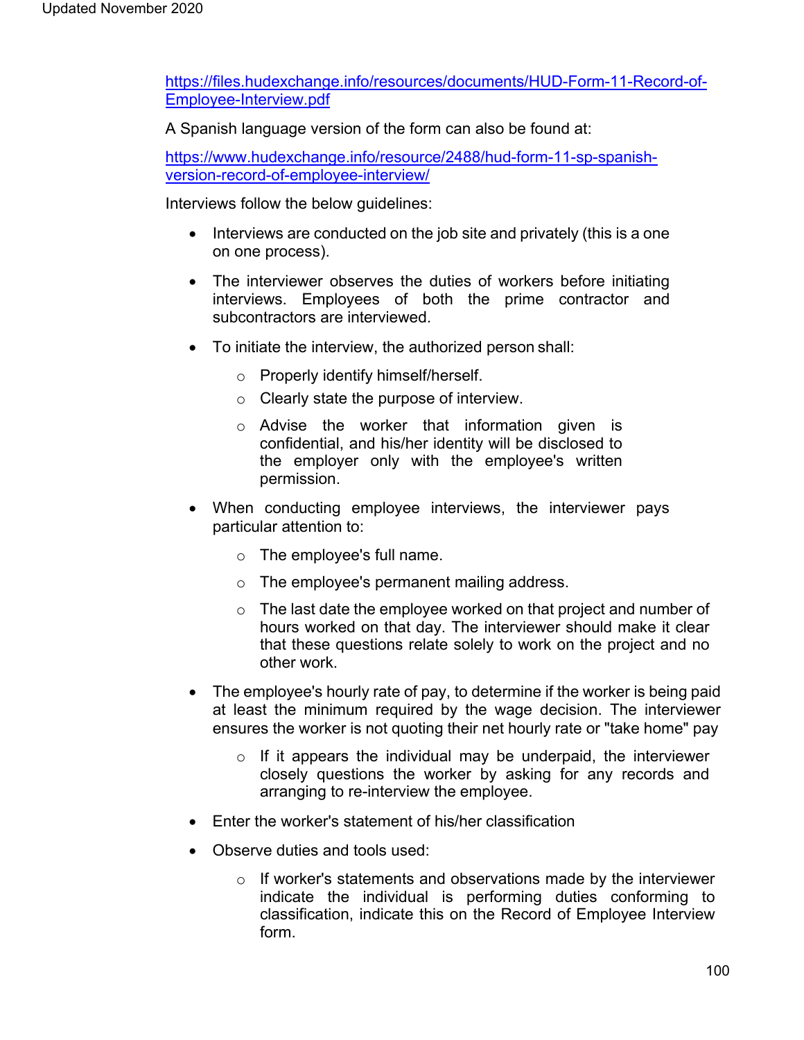https://files.hudexchange.info/resources/documents/HUD-Form-11-Record-of-Employee-Interview.pdf

A Spanish language version of the form can also be found at:

https://www.hudexchange.info/resource/2488/hud-form-11-sp-spanish-version-record-of-employee-interview/

Interviews follow the below guidelines:

- Interviews are conducted on the job site and privately (this is a one on one process).
- The interviewer observes the duties of workers before initiating interviews. Employees of both the prime contractor and subcontractors are interviewed.
- To initiate the interview, the authorized person shall:
  - Properly identify himself/herself.
  - Clearly state the purpose of interview.
  - Advise the worker that information given is confidential, and his/her identity will be disclosed to the employer only with the employee's written permission.
- When conducting employee interviews, the interviewer pays particular attention to:
  - The employee's full name.
  - The employee's permanent mailing address.
  - The last date the employee worked on that project and number of hours worked on that day. The interviewer should make it clear that these questions relate solely to work on the project and no other work.
- The employee's hourly rate of pay, to determine if the worker is being paid at least the minimum required by the wage decision. The interviewer ensures the worker is not quoting their net hourly rate or "take home" pay
  - If it appears the individual may be underpaid, the interviewer closely questions the worker by asking for any records and arranging to re-interview the employee.
- Enter the worker's statement of his/her classification
- Observe duties and tools used:
  - If worker's statements and observations made by the interviewer indicate the individual is performing duties conforming to classification, indicate this on the Record of Employee Interview form.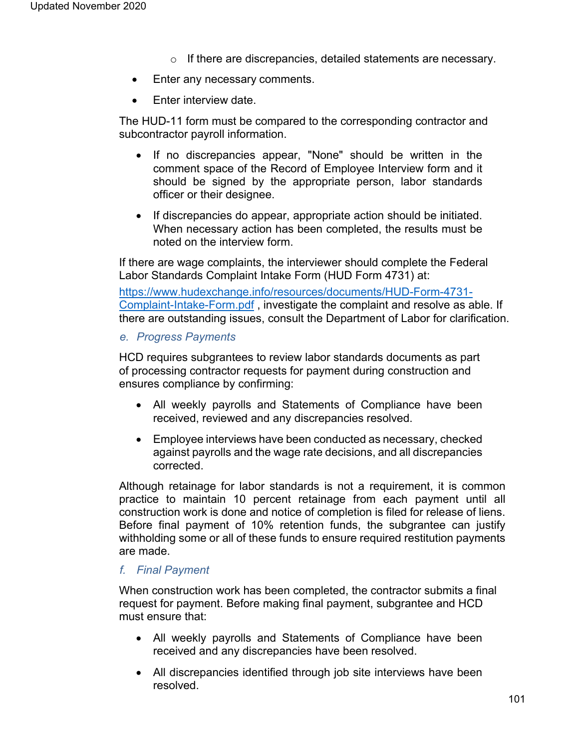- If there are discrepancies, detailed statements are necessary.

- Enter any necessary comments.
- Enter interview date.

The HUD-11 form must be compared to the corresponding contractor and subcontractor payroll information.

- If no discrepancies appear, "None" should be written in the comment space of the Record of Employee Interview form and it should be signed by the appropriate person, labor standards officer or their designee.
- If discrepancies do appear, appropriate action should be initiated. When necessary action has been completed, the results must be noted on the interview form.

If there are wage complaints, the interviewer should complete the Federal Labor Standards Complaint Intake Form (HUD Form 4731) at: [https://www.hudexchange.info/resources/documents/HUD-Form-4731-Complaint-Intake-Form.pdf](https://www.hudexchange.info/resources/documents/HUD-Form-4731-Complaint-Intake-Form.pdf) , investigate the complaint and resolve as able. If there are outstanding issues, consult the Department of Labor for clarification.

### *e. Progress Payments*

HCD requires subgrantees to review labor standards documents as part of processing contractor requests for payment during construction and ensures compliance by confirming:

- All weekly payrolls and Statements of Compliance have been received, reviewed and any discrepancies resolved.
- Employee interviews have been conducted as necessary, checked against payrolls and the wage rate decisions, and all discrepancies corrected.

Although retainage for labor standards is not a requirement, it is common practice to maintain 10 percent retainage from each payment until all construction work is done and notice of completion is filed for release of liens. Before final payment of 10% retention funds, the subgrantee can justify withholding some or all of these funds to ensure required restitution payments are made.

### *f. Final Payment*

When construction work has been completed, the contractor submits a final request for payment. Before making final payment, subgrantee and HCD must ensure that:

- All weekly payrolls and Statements of Compliance have been received and any discrepancies have been resolved.
- All discrepancies identified through job site interviews have been resolved.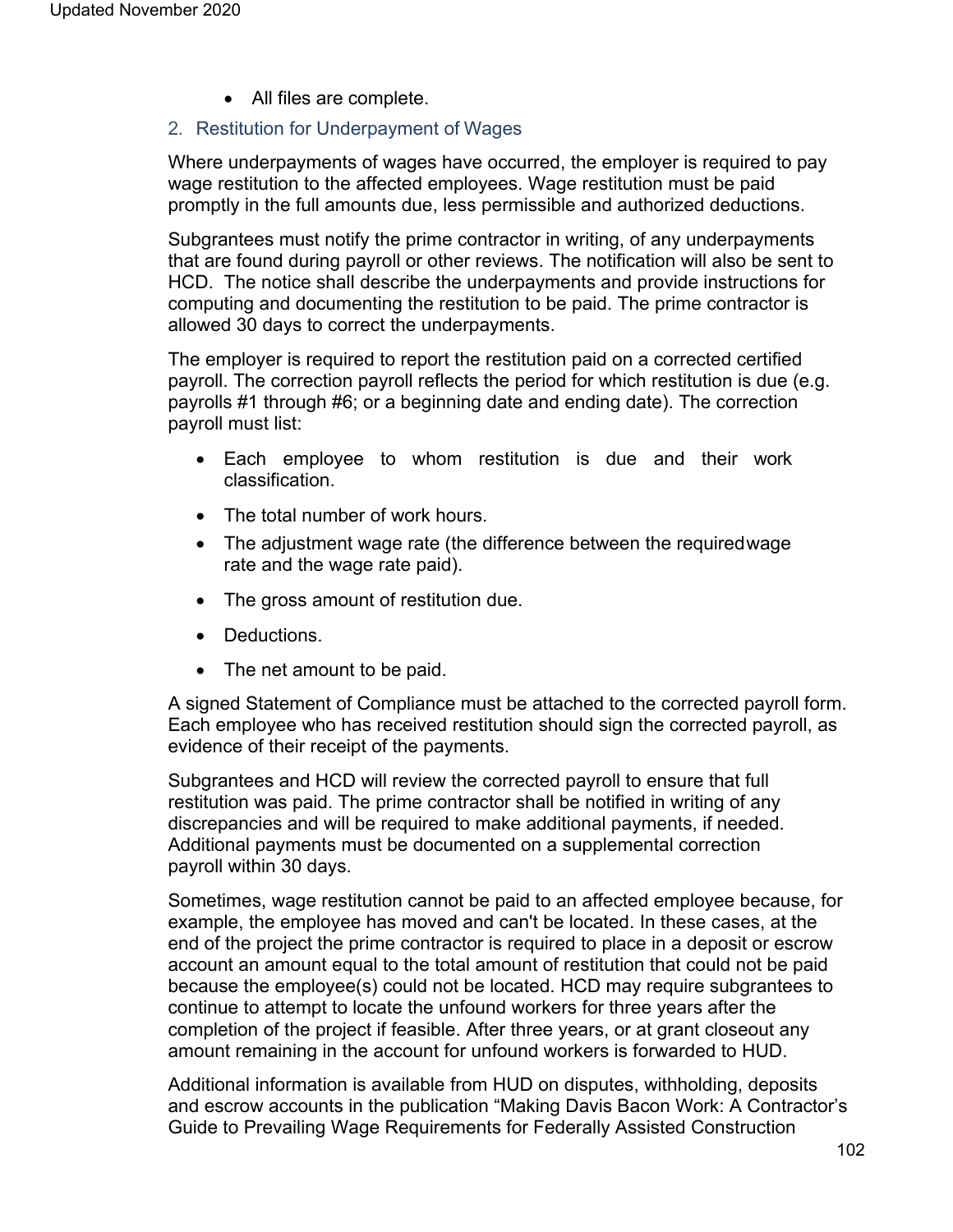- All files are complete.

## 2. Restitution for Underpayment of Wages

Where underpayments of wages have occurred, the employer is required to pay wage restitution to the affected employees. Wage restitution must be paid promptly in the full amounts due, less permissible and authorized deductions.

Subgrantees must notify the prime contractor in writing, of any underpayments that are found during payroll or other reviews. The notification will also be sent to HCD. The notice shall describe the underpayments and provide instructions for computing and documenting the restitution to be paid. The prime contractor is allowed 30 days to correct the underpayments.

The employer is required to report the restitution paid on a corrected certified payroll. The correction payroll reflects the period for which restitution is due (e.g. payrolls #1 through #6; or a beginning date and ending date). The correction payroll must list:

- Each employee to whom restitution is due and their work classification.
- The total number of work hours.
- The adjustment wage rate (the difference between the required wage rate and the wage rate paid).
- The gross amount of restitution due.
- Deductions.
- The net amount to be paid.

A signed Statement of Compliance must be attached to the corrected payroll form. Each employee who has received restitution should sign the corrected payroll, as evidence of their receipt of the payments.

Subgrantees and HCD will review the corrected payroll to ensure that full restitution was paid. The prime contractor shall be notified in writing of any discrepancies and will be required to make additional payments, if needed. Additional payments must be documented on a supplemental correction payroll within 30 days.

Sometimes, wage restitution cannot be paid to an affected employee because, for example, the employee has moved and can't be located. In these cases, at the end of the project the prime contractor is required to place in a deposit or escrow account an amount equal to the total amount of restitution that could not be paid because the employee(s) could not be located. HCD may require subgrantees to continue to attempt to locate the unfound workers for three years after the completion of the project if feasible. After three years, or at grant closeout any amount remaining in the account for unfound workers is forwarded to HUD.

Additional information is available from HUD on disputes, withholding, deposits and escrow accounts in the publication "Making Davis Bacon Work: A Contractor's Guide to Prevailing Wage Requirements for Federally Assisted Construction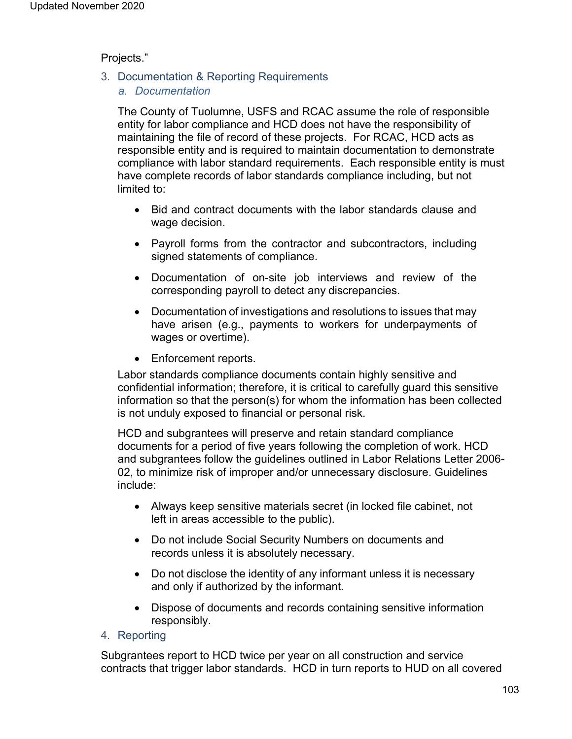Projects."

### 3. Documentation & Reporting Requirements

#### *a. Documentation*

The County of Tuolumne, USFS and RCAC assume the role of responsible entity for labor compliance and HCD does not have the responsibility of maintaining the file of record of these projects. For RCAC, HCD acts as responsible entity and is required to maintain documentation to demonstrate compliance with labor standard requirements. Each responsible entity is must have complete records of labor standards compliance including, but not limited to:

- Bid and contract documents with the labor standards clause and wage decision.
- Payroll forms from the contractor and subcontractors, including signed statements of compliance.
- Documentation of on-site job interviews and review of the corresponding payroll to detect any discrepancies.
- Documentation of investigations and resolutions to issues that may have arisen (e.g., payments to workers for underpayments of wages or overtime).
- Enforcement reports.

Labor standards compliance documents contain highly sensitive and confidential information; therefore, it is critical to carefully guard this sensitive information so that the person(s) for whom the information has been collected is not unduly exposed to financial or personal risk.

HCD and subgrantees will preserve and retain standard compliance documents for a period of five years following the completion of work. HCD and subgrantees follow the guidelines outlined in Labor Relations Letter 2006-02, to minimize risk of improper and/or unnecessary disclosure. Guidelines include:

- Always keep sensitive materials secret (in locked file cabinet, not left in areas accessible to the public).
- Do not include Social Security Numbers on documents and records unless it is absolutely necessary.
- Do not disclose the identity of any informant unless it is necessary and only if authorized by the informant.
- Dispose of documents and records containing sensitive information responsibly.

### 4. Reporting

Subgrantees report to HCD twice per year on all construction and service contracts that trigger labor standards. HCD in turn reports to HUD on all covered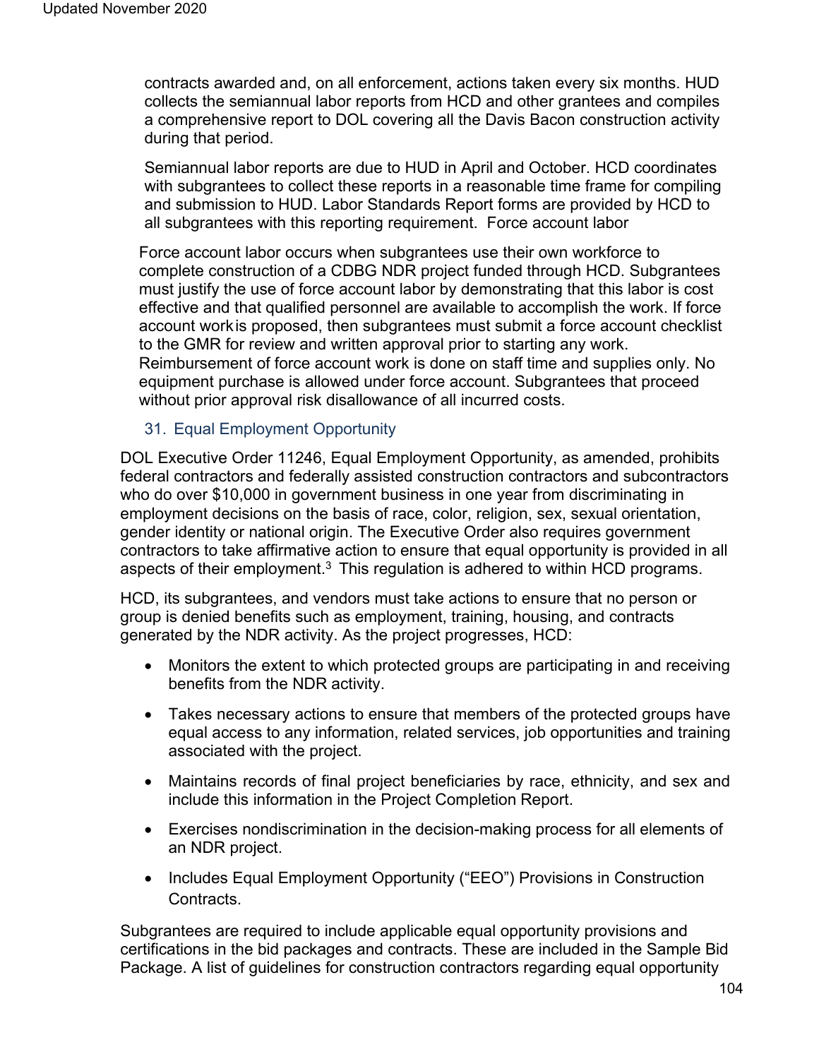contracts awarded and, on all enforcement, actions taken every six months. HUD collects the semiannual labor reports from HCD and other grantees and compiles a comprehensive report to DOL covering all the Davis Bacon construction activity during that period.

Semiannual labor reports are due to HUD in April and October. HCD coordinates with subgrantees to collect these reports in a reasonable time frame for compiling and submission to HUD. Labor Standards Report forms are provided by HCD to all subgrantees with this reporting requirement. Force account labor

Force account labor occurs when subgrantees use their own workforce to complete construction of a CDBG NDR project funded through HCD. Subgrantees must justify the use of force account labor by demonstrating that this labor is cost effective and that qualified personnel are available to accomplish the work. If force account work is proposed, then subgrantees must submit a force account checklist to the GMR for review and written approval prior to starting any work. Reimbursement of force account work is done on staff time and supplies only. No equipment purchase is allowed under force account. Subgrantees that proceed without prior approval risk disallowance of all incurred costs.

### 31. Equal Employment Opportunity

DOL Executive Order 11246, Equal Employment Opportunity, as amended, prohibits federal contractors and federally assisted construction contractors and subcontractors who do over $10,000 in government business in one year from discriminating in employment decisions on the basis of race, color, religion, sex, sexual orientation, gender identity or national origin. The Executive Order also requires government contractors to take affirmative action to ensure that equal opportunity is provided in all aspects of their employment.[3] This regulation is adhered to within HCD programs.

HCD, its subgrantees, and vendors must take actions to ensure that no person or group is denied benefits such as employment, training, housing, and contracts generated by the NDR activity. As the project progresses, HCD:

- Monitors the extent to which protected groups are participating in and receiving benefits from the NDR activity.
- Takes necessary actions to ensure that members of the protected groups have equal access to any information, related services, job opportunities and training associated with the project.
- Maintains records of final project beneficiaries by race, ethnicity, and sex and include this information in the Project Completion Report.
- Exercises nondiscrimination in the decision-making process for all elements of an NDR project.
- Includes Equal Employment Opportunity ("EEO") Provisions in Construction Contracts.

Subgrantees are required to include applicable equal opportunity provisions and certifications in the bid packages and contracts. These are included in the Sample Bid Package. A list of guidelines for construction contractors regarding equal opportunity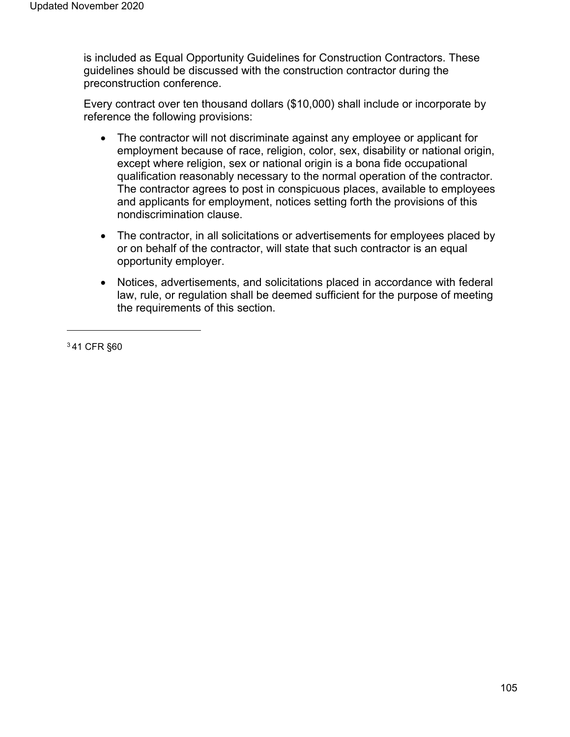is included as Equal Opportunity Guidelines for Construction Contractors. These guidelines should be discussed with the construction contractor during the preconstruction conference.

Every contract over ten thousand dollars ($10,000) shall include or incorporate by reference the following provisions:

- The contractor will not discriminate against any employee or applicant for employment because of race, religion, color, sex, disability or national origin, except where religion, sex or national origin is a bona fide occupational qualification reasonably necessary to the normal operation of the contractor. The contractor agrees to post in conspicuous places, available to employees and applicants for employment, notices setting forth the provisions of this nondiscrimination clause.
- The contractor, in all solicitations or advertisements for employees placed by or on behalf of the contractor, will state that such contractor is an equal opportunity employer.
- Notices, advertisements, and solicitations placed in accordance with federal law, rule, or regulation shall be deemed sufficient for the purpose of meeting the requirements of this section.

---

[3] 41 CFR §60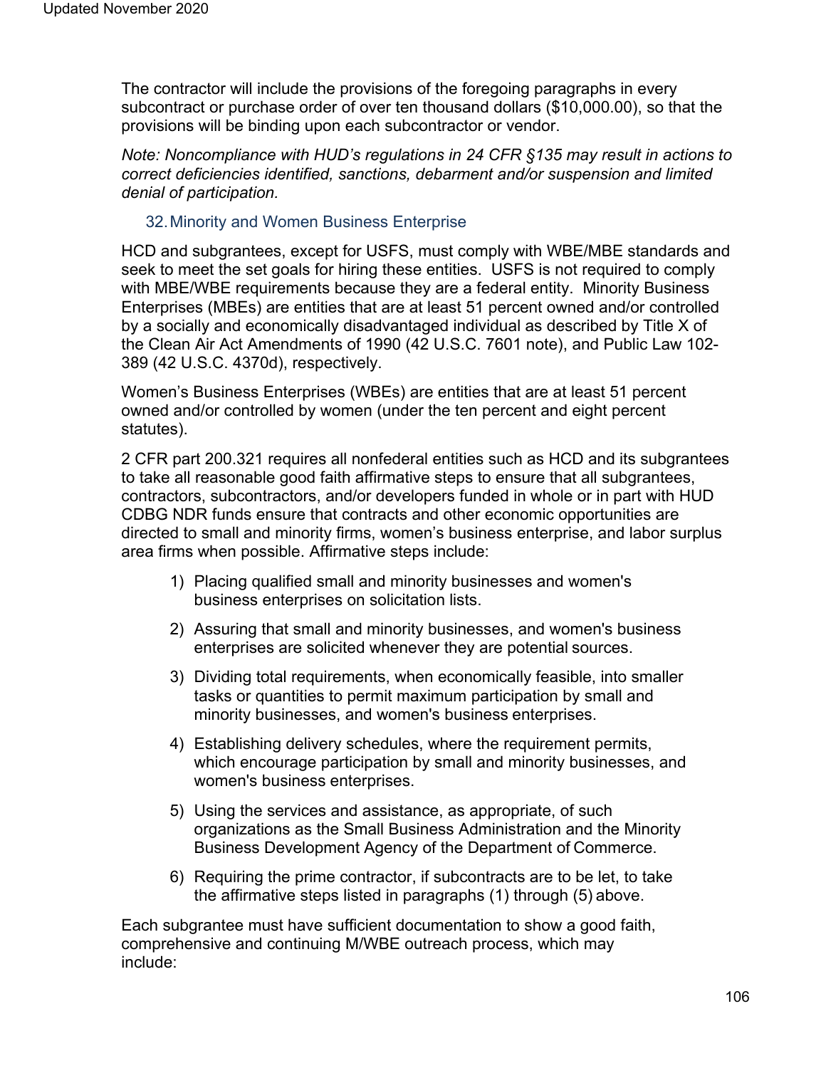The contractor will include the provisions of the foregoing paragraphs in every subcontract or purchase order of over ten thousand dollars ($10,000.00), so that the provisions will be binding upon each subcontractor or vendor.

*Note: Noncompliance with HUD's regulations in 24 CFR §135 may result in actions to correct deficiencies identified, sanctions, debarment and/or suspension and limited denial of participation.*

### 32. Minority and Women Business Enterprise

HCD and subgrantees, except for USFS, must comply with WBE/MBE standards and seek to meet the set goals for hiring these entities. USFS is not required to comply with MBE/WBE requirements because they are a federal entity. Minority Business Enterprises (MBEs) are entities that are at least 51 percent owned and/or controlled by a socially and economically disadvantaged individual as described by Title X of the Clean Air Act Amendments of 1990 (42 U.S.C. 7601 note), and Public Law 102-389 (42 U.S.C. 4370d), respectively.

Women's Business Enterprises (WBEs) are entities that are at least 51 percent owned and/or controlled by women (under the ten percent and eight percent statutes).

2 CFR part 200.321 requires all nonfederal entities such as HCD and its subgrantees to take all reasonable good faith affirmative steps to ensure that all subgrantees, contractors, subcontractors, and/or developers funded in whole or in part with HUD CDBG NDR funds ensure that contracts and other economic opportunities are directed to small and minority firms, women's business enterprise, and labor surplus area firms when possible. Affirmative steps include:

1) Placing qualified small and minority businesses and women's business enterprises on solicitation lists.
2) Assuring that small and minority businesses, and women's business enterprises are solicited whenever they are potential sources.
3) Dividing total requirements, when economically feasible, into smaller tasks or quantities to permit maximum participation by small and minority businesses, and women's business enterprises.
4) Establishing delivery schedules, where the requirement permits, which encourage participation by small and minority businesses, and women's business enterprises.
5) Using the services and assistance, as appropriate, of such organizations as the Small Business Administration and the Minority Business Development Agency of the Department of Commerce.
6) Requiring the prime contractor, if subcontracts are to be let, to take the affirmative steps listed in paragraphs (1) through (5) above.

Each subgrantee must have sufficient documentation to show a good faith, comprehensive and continuing M/WBE outreach process, which may include: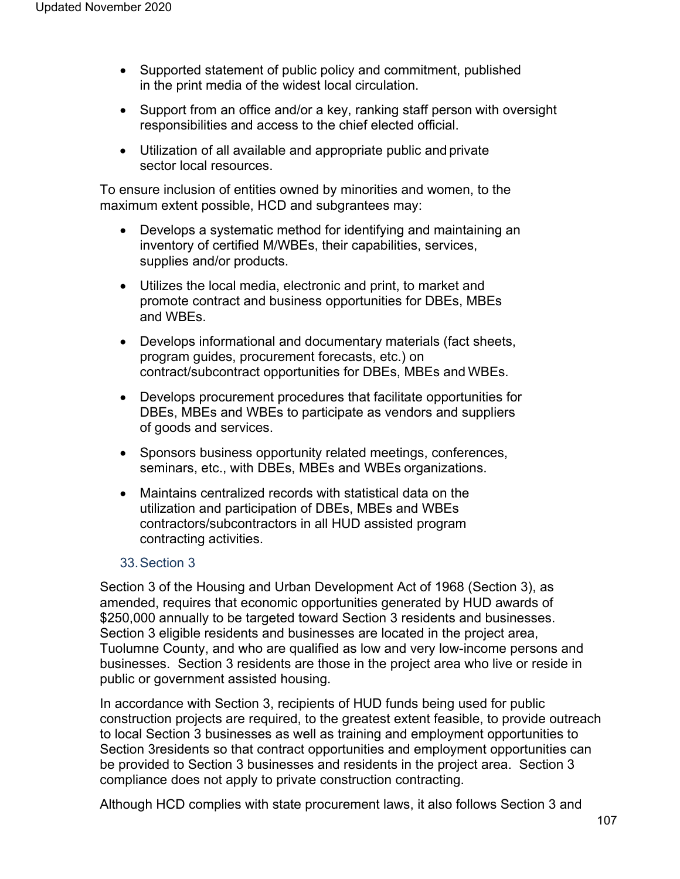- Supported statement of public policy and commitment, published in the print media of the widest local circulation.
- Support from an office and/or a key, ranking staff person with oversight responsibilities and access to the chief elected official.
- Utilization of all available and appropriate public and private sector local resources.

To ensure inclusion of entities owned by minorities and women, to the maximum extent possible, HCD and subgrantees may:

- Develops a systematic method for identifying and maintaining an inventory of certified M/WBEs, their capabilities, services, supplies and/or products.
- Utilizes the local media, electronic and print, to market and promote contract and business opportunities for DBEs, MBEs and WBEs.
- Develops informational and documentary materials (fact sheets, program guides, procurement forecasts, etc.) on contract/subcontract opportunities for DBEs, MBEs and WBEs.
- Develops procurement procedures that facilitate opportunities for DBEs, MBEs and WBEs to participate as vendors and suppliers of goods and services.
- Sponsors business opportunity related meetings, conferences, seminars, etc., with DBEs, MBEs and WBEs organizations.
- Maintains centralized records with statistical data on the utilization and participation of DBEs, MBEs and WBEs contractors/subcontractors in all HUD assisted program contracting activities.

### 33. Section 3

Section 3 of the Housing and Urban Development Act of 1968 (Section 3), as amended, requires that economic opportunities generated by HUD awards of $250,000 annually to be targeted toward Section 3 residents and businesses. Section 3 eligible residents and businesses are located in the project area, Tuolumne County, and who are qualified as low and very low-income persons and businesses. Section 3 residents are those in the project area who live or reside in public or government assisted housing.

In accordance with Section 3, recipients of HUD funds being used for public construction projects are required, to the greatest extent feasible, to provide outreach to local Section 3 businesses as well as training and employment opportunities to Section 3residents so that contract opportunities and employment opportunities can be provided to Section 3 businesses and residents in the project area. Section 3 compliance does not apply to private construction contracting.

Although HCD complies with state procurement laws, it also follows Section 3 and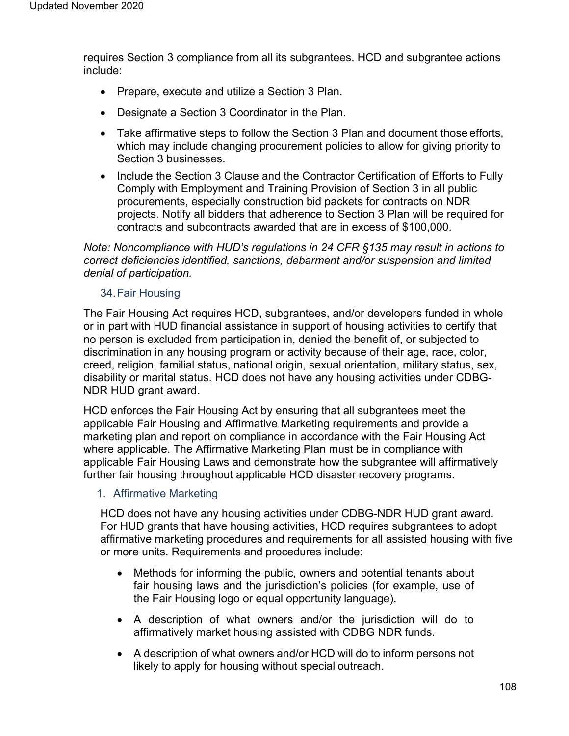requires Section 3 compliance from all its subgrantees. HCD and subgrantee actions include:

- Prepare, execute and utilize a Section 3 Plan.
- Designate a Section 3 Coordinator in the Plan.
- Take affirmative steps to follow the Section 3 Plan and document those efforts, which may include changing procurement policies to allow for giving priority to Section 3 businesses.
- Include the Section 3 Clause and the Contractor Certification of Efforts to Fully Comply with Employment and Training Provision of Section 3 in all public procurements, especially construction bid packets for contracts on NDR projects. Notify all bidders that adherence to Section 3 Plan will be required for contracts and subcontracts awarded that are in excess of $100,000.

*Note: Noncompliance with HUD's regulations in 24 CFR §135 may result in actions to correct deficiencies identified, sanctions, debarment and/or suspension and limited denial of participation.*

### 34. Fair Housing

The Fair Housing Act requires HCD, subgrantees, and/or developers funded in whole or in part with HUD financial assistance in support of housing activities to certify that no person is excluded from participation in, denied the benefit of, or subjected to discrimination in any housing program or activity because of their age, race, color, creed, religion, familial status, national origin, sexual orientation, military status, sex, disability or marital status. HCD does not have any housing activities under CDBG-NDR HUD grant award.

HCD enforces the Fair Housing Act by ensuring that all subgrantees meet the applicable Fair Housing and Affirmative Marketing requirements and provide a marketing plan and report on compliance in accordance with the Fair Housing Act where applicable. The Affirmative Marketing Plan must be in compliance with applicable Fair Housing Laws and demonstrate how the subgrantee will affirmatively further fair housing throughout applicable HCD disaster recovery programs.

#### 1. Affirmative Marketing

HCD does not have any housing activities under CDBG-NDR HUD grant award. For HUD grants that have housing activities, HCD requires subgrantees to adopt affirmative marketing procedures and requirements for all assisted housing with five or more units. Requirements and procedures include:

- Methods for informing the public, owners and potential tenants about fair housing laws and the jurisdiction's policies (for example, use of the Fair Housing logo or equal opportunity language).
- A description of what owners and/or the jurisdiction will do to affirmatively market housing assisted with CDBG NDR funds.
- A description of what owners and/or HCD will do to inform persons not likely to apply for housing without special outreach.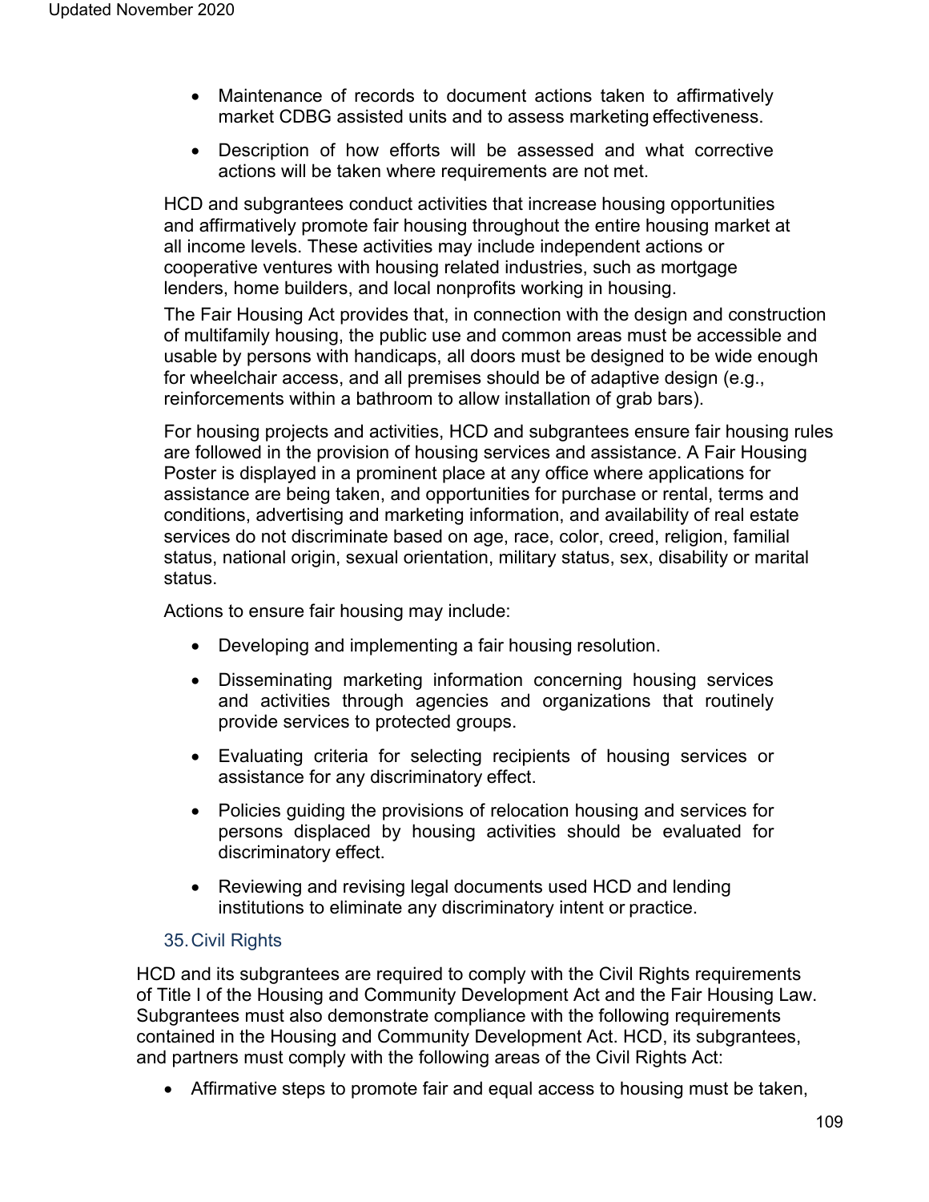- Maintenance of records to document actions taken to affirmatively market CDBG assisted units and to assess marketing effectiveness.
- Description of how efforts will be assessed and what corrective actions will be taken where requirements are not met.

HCD and subgrantees conduct activities that increase housing opportunities and affirmatively promote fair housing throughout the entire housing market at all income levels. These activities may include independent actions or cooperative ventures with housing related industries, such as mortgage lenders, home builders, and local nonprofits working in housing.

The Fair Housing Act provides that, in connection with the design and construction of multifamily housing, the public use and common areas must be accessible and usable by persons with handicaps, all doors must be designed to be wide enough for wheelchair access, and all premises should be of adaptive design (e.g., reinforcements within a bathroom to allow installation of grab bars).

For housing projects and activities, HCD and subgrantees ensure fair housing rules are followed in the provision of housing services and assistance. A Fair Housing Poster is displayed in a prominent place at any office where applications for assistance are being taken, and opportunities for purchase or rental, terms and conditions, advertising and marketing information, and availability of real estate services do not discriminate based on age, race, color, creed, religion, familial status, national origin, sexual orientation, military status, sex, disability or marital status.

Actions to ensure fair housing may include:

- Developing and implementing a fair housing resolution.
- Disseminating marketing information concerning housing services and activities through agencies and organizations that routinely provide services to protected groups.
- Evaluating criteria for selecting recipients of housing services or assistance for any discriminatory effect.
- Policies guiding the provisions of relocation housing and services for persons displaced by housing activities should be evaluated for discriminatory effect.
- Reviewing and revising legal documents used HCD and lending institutions to eliminate any discriminatory intent or practice.

### 35. Civil Rights

HCD and its subgrantees are required to comply with the Civil Rights requirements of Title I of the Housing and Community Development Act and the Fair Housing Law. Subgrantees must also demonstrate compliance with the following requirements contained in the Housing and Community Development Act. HCD, its subgrantees, and partners must comply with the following areas of the Civil Rights Act:

- Affirmative steps to promote fair and equal access to housing must be taken,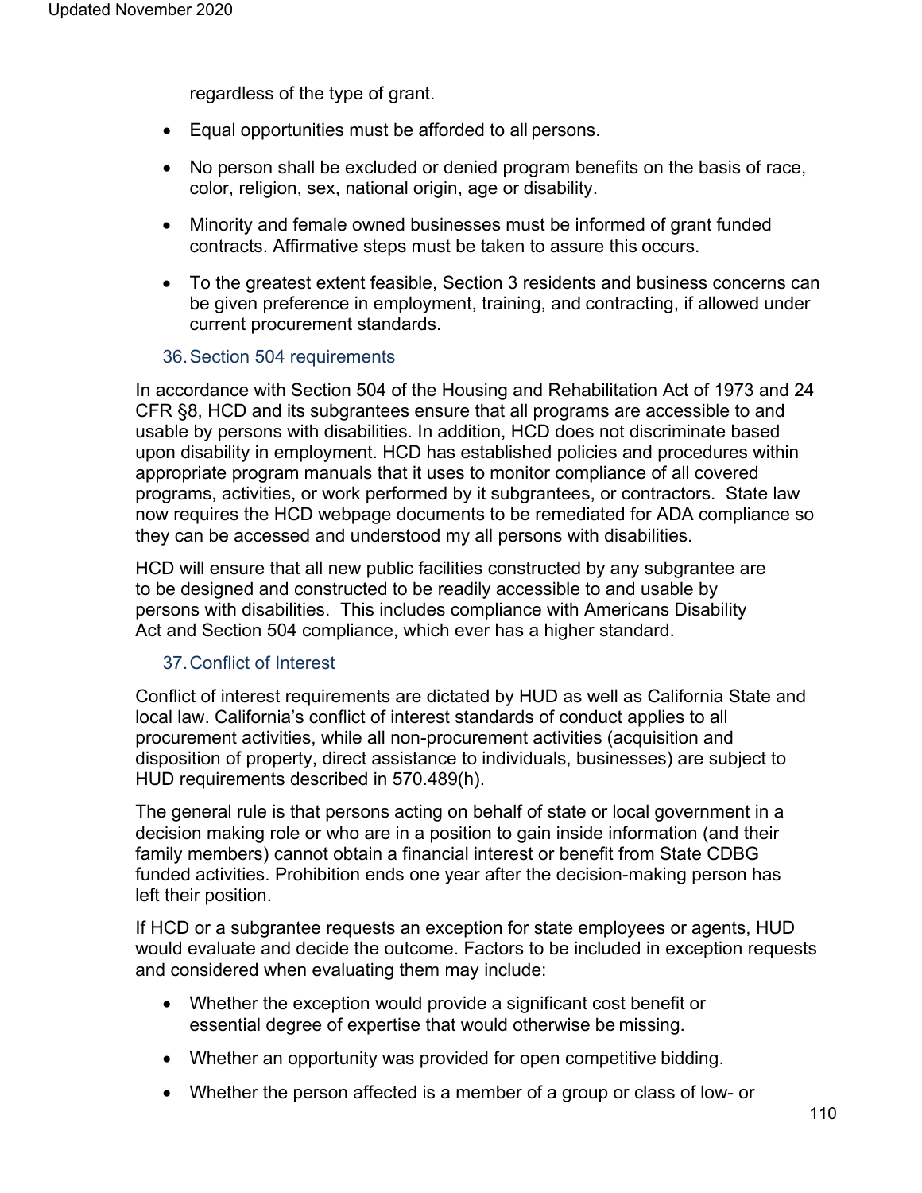regardless of the type of grant.

- Equal opportunities must be afforded to all persons.
- No person shall be excluded or denied program benefits on the basis of race, color, religion, sex, national origin, age or disability.
- Minority and female owned businesses must be informed of grant funded contracts. Affirmative steps must be taken to assure this occurs.
- To the greatest extent feasible, Section 3 residents and business concerns can be given preference in employment, training, and contracting, if allowed under current procurement standards.

### 36. Section 504 requirements

In accordance with Section 504 of the Housing and Rehabilitation Act of 1973 and 24 CFR §8, HCD and its subgrantees ensure that all programs are accessible to and usable by persons with disabilities. In addition, HCD does not discriminate based upon disability in employment. HCD has established policies and procedures within appropriate program manuals that it uses to monitor compliance of all covered programs, activities, or work performed by it subgrantees, or contractors. State law now requires the HCD webpage documents to be remediated for ADA compliance so they can be accessed and understood my all persons with disabilities.

HCD will ensure that all new public facilities constructed by any subgrantee are to be designed and constructed to be readily accessible to and usable by persons with disabilities. This includes compliance with Americans Disability Act and Section 504 compliance, which ever has a higher standard.

### 37. Conflict of Interest

Conflict of interest requirements are dictated by HUD as well as California State and local law. California's conflict of interest standards of conduct applies to all procurement activities, while all non-procurement activities (acquisition and disposition of property, direct assistance to individuals, businesses) are subject to HUD requirements described in 570.489(h).

The general rule is that persons acting on behalf of state or local government in a decision making role or who are in a position to gain inside information (and their family members) cannot obtain a financial interest or benefit from State CDBG funded activities. Prohibition ends one year after the decision-making person has left their position.

If HCD or a subgrantee requests an exception for state employees or agents, HUD would evaluate and decide the outcome. Factors to be included in exception requests and considered when evaluating them may include:

- Whether the exception would provide a significant cost benefit or essential degree of expertise that would otherwise be missing.
- Whether an opportunity was provided for open competitive bidding.
- Whether the person affected is a member of a group or class of low- or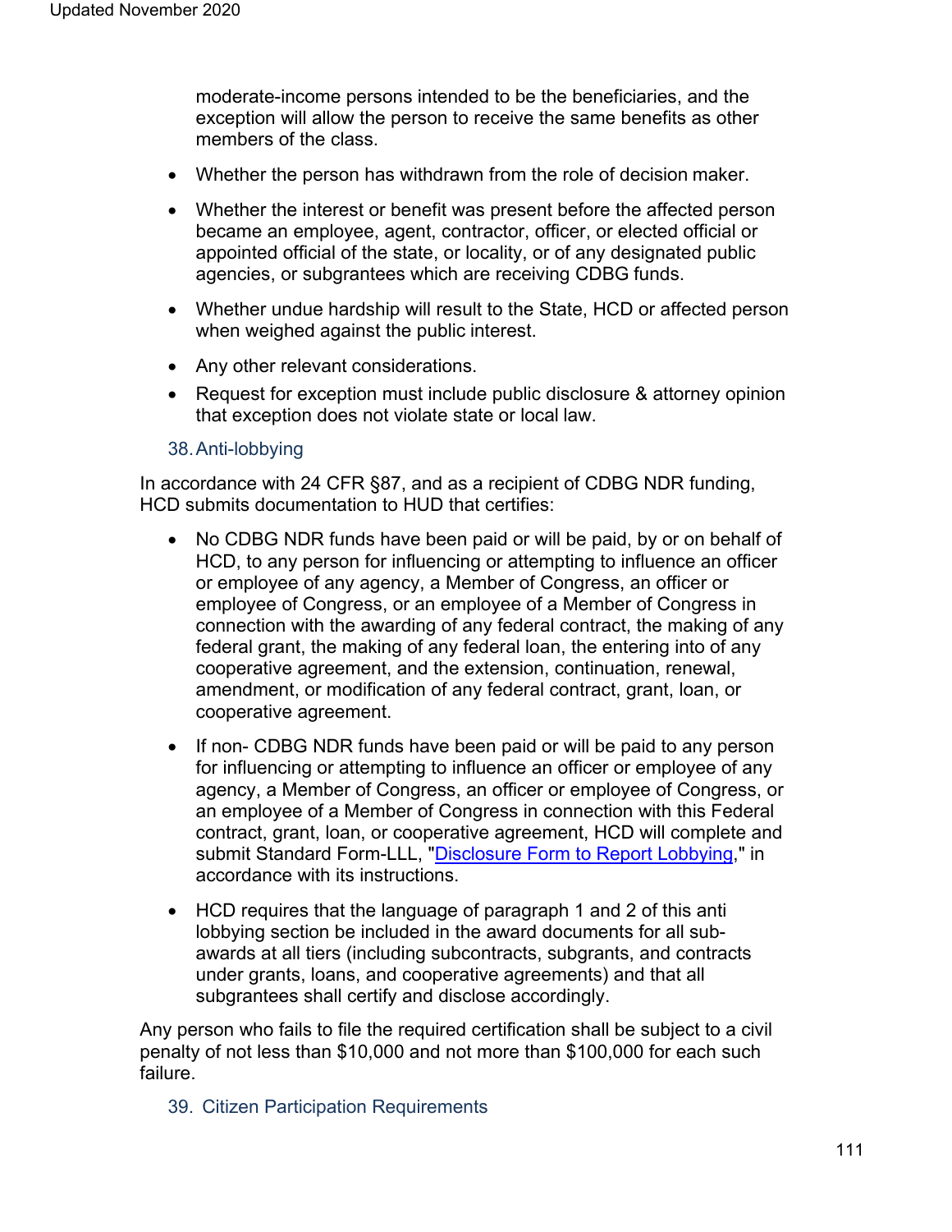moderate-income persons intended to be the beneficiaries, and the exception will allow the person to receive the same benefits as other members of the class.

- Whether the person has withdrawn from the role of decision maker.
- Whether the interest or benefit was present before the affected person became an employee, agent, contractor, officer, or elected official or appointed official of the state, or locality, or of any designated public agencies, or subgrantees which are receiving CDBG funds.
- Whether undue hardship will result to the State, HCD or affected person when weighed against the public interest.
- Any other relevant considerations.
- Request for exception must include public disclosure & attorney opinion that exception does not violate state or local law.

### 38. Anti-lobbying

In accordance with 24 CFR §87, and as a recipient of CDBG NDR funding, HCD submits documentation to HUD that certifies:

- No CDBG NDR funds have been paid or will be paid, by or on behalf of HCD, to any person for influencing or attempting to influence an officer or employee of any agency, a Member of Congress, an officer or employee of Congress, or an employee of a Member of Congress in connection with the awarding of any federal contract, the making of any federal grant, the making of any federal loan, the entering into of any cooperative agreement, and the extension, continuation, renewal, amendment, or modification of any federal contract, grant, loan, or cooperative agreement.
- If non- CDBG NDR funds have been paid or will be paid to any person for influencing or attempting to influence an officer or employee of any agency, a Member of Congress, an officer or employee of Congress, or an employee of a Member of Congress in connection with this Federal contract, grant, loan, or cooperative agreement, HCD will complete and submit Standard Form-LLL, "Disclosure Form to Report Lobbying," in accordance with its instructions.
- HCD requires that the language of paragraph 1 and 2 of this anti lobbying section be included in the award documents for all sub-awards at all tiers (including subcontracts, subgrants, and contracts under grants, loans, and cooperative agreements) and that all subgrantees shall certify and disclose accordingly.

Any person who fails to file the required certification shall be subject to a civil penalty of not less than $10,000 and not more than $100,000 for each such failure.

### 39. Citizen Participation Requirements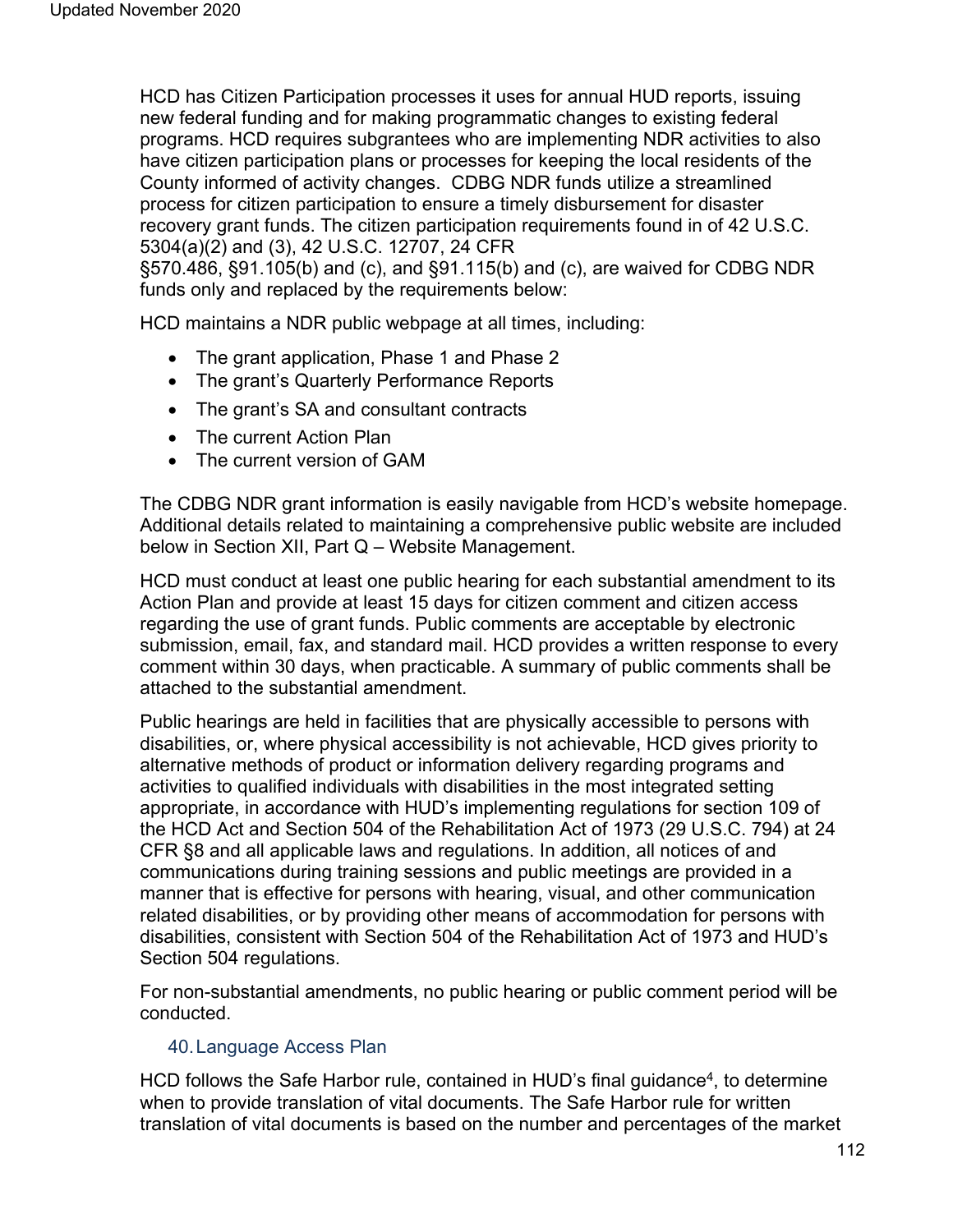HCD has Citizen Participation processes it uses for annual HUD reports, issuing new federal funding and for making programmatic changes to existing federal programs. HCD requires subgrantees who are implementing NDR activities to also have citizen participation plans or processes for keeping the local residents of the County informed of activity changes. CDBG NDR funds utilize a streamlined process for citizen participation to ensure a timely disbursement for disaster recovery grant funds. The citizen participation requirements found in of 42 U.S.C. 5304(a)(2) and (3), 42 U.S.C. 12707, 24 CFR §570.486, §91.105(b) and (c), and §91.115(b) and (c), are waived for CDBG NDR funds only and replaced by the requirements below:

HCD maintains a NDR public webpage at all times, including:

- The grant application, Phase 1 and Phase 2
- The grant's Quarterly Performance Reports
- The grant's SA and consultant contracts
- The current Action Plan
- The current version of GAM

The CDBG NDR grant information is easily navigable from HCD's website homepage. Additional details related to maintaining a comprehensive public website are included below in Section XII, Part Q – Website Management.

HCD must conduct at least one public hearing for each substantial amendment to its Action Plan and provide at least 15 days for citizen comment and citizen access regarding the use of grant funds. Public comments are acceptable by electronic submission, email, fax, and standard mail. HCD provides a written response to every comment within 30 days, when practicable. A summary of public comments shall be attached to the substantial amendment.

Public hearings are held in facilities that are physically accessible to persons with disabilities, or, where physical accessibility is not achievable, HCD gives priority to alternative methods of product or information delivery regarding programs and activities to qualified individuals with disabilities in the most integrated setting appropriate, in accordance with HUD's implementing regulations for section 109 of the HCD Act and Section 504 of the Rehabilitation Act of 1973 (29 U.S.C. 794) at 24 CFR §8 and all applicable laws and regulations. In addition, all notices of and communications during training sessions and public meetings are provided in a manner that is effective for persons with hearing, visual, and other communication related disabilities, or by providing other means of accommodation for persons with disabilities, consistent with Section 504 of the Rehabilitation Act of 1973 and HUD's Section 504 regulations.

For non-substantial amendments, no public hearing or public comment period will be conducted.

### 40. Language Access Plan

HCD follows the Safe Harbor rule, contained in HUD's final guidance[4], to determine when to provide translation of vital documents. The Safe Harbor rule for written translation of vital documents is based on the number and percentages of the market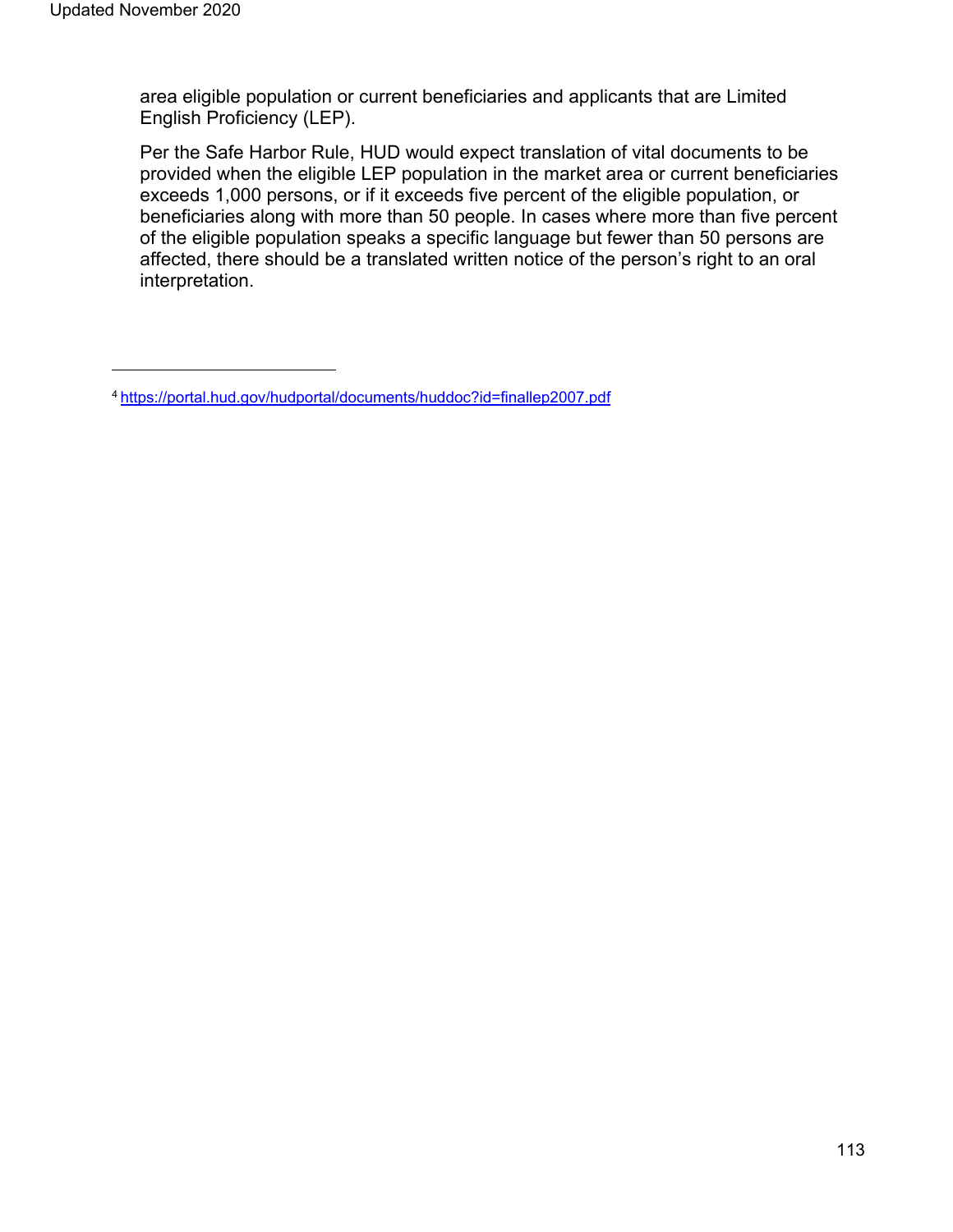area eligible population or current beneficiaries and applicants that are Limited English Proficiency (LEP).

Per the Safe Harbor Rule, HUD would expect translation of vital documents to be provided when the eligible LEP population in the market area or current beneficiaries exceeds 1,000 persons, or if it exceeds five percent of the eligible population, or beneficiaries along with more than 50 people. In cases where more than five percent of the eligible population speaks a specific language but fewer than 50 persons are affected, there should be a translated written notice of the person's right to an oral interpretation.

---

[4] https://portal.hud.gov/hudportal/documents/huddoc?id=finallep2007.pdf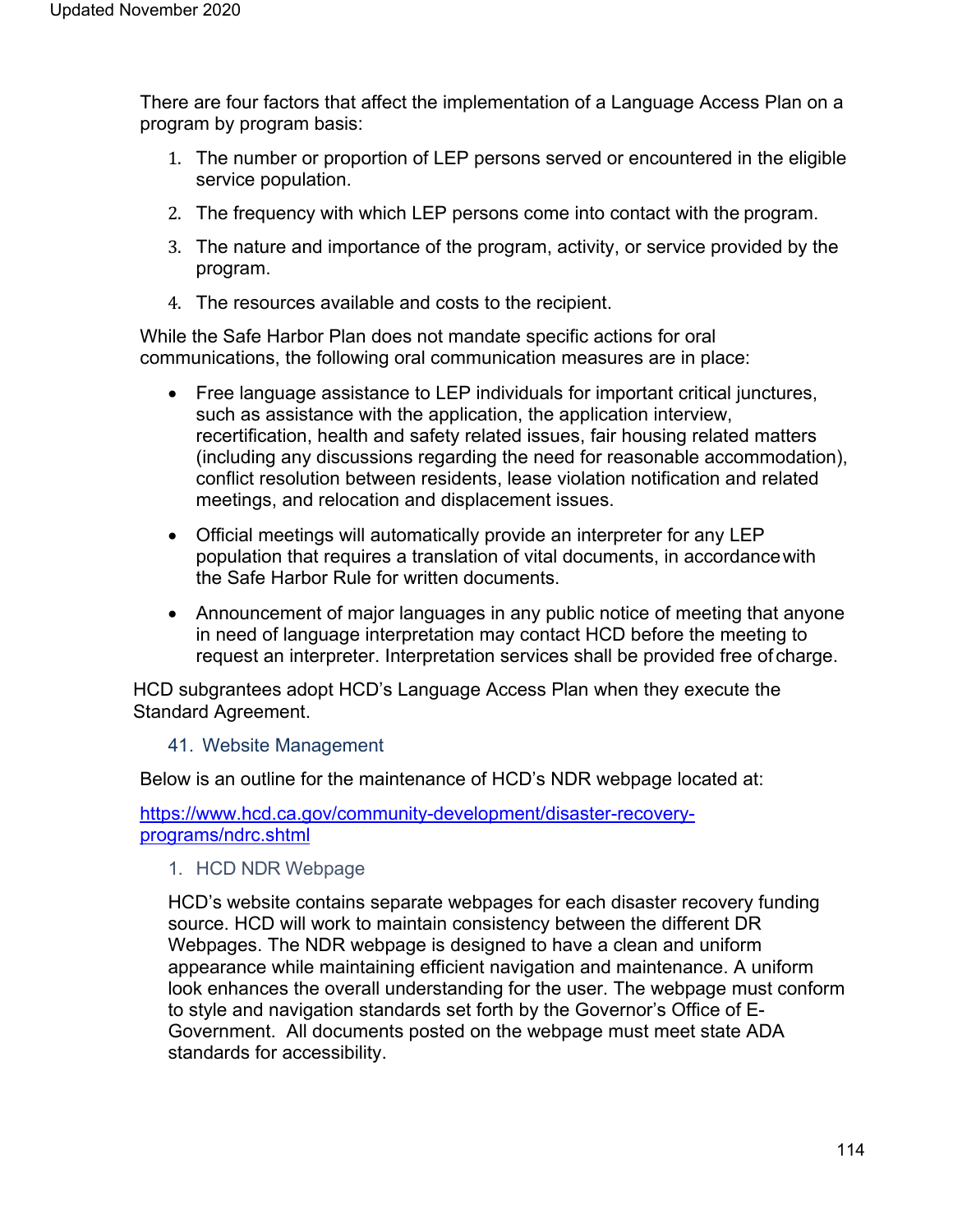There are four factors that affect the implementation of a Language Access Plan on a program by program basis:

1. The number or proportion of LEP persons served or encountered in the eligible service population.
2. The frequency with which LEP persons come into contact with the program.
3. The nature and importance of the program, activity, or service provided by the program.
4. The resources available and costs to the recipient.

While the Safe Harbor Plan does not mandate specific actions for oral communications, the following oral communication measures are in place:

- Free language assistance to LEP individuals for important critical junctures, such as assistance with the application, the application interview, recertification, health and safety related issues, fair housing related matters (including any discussions regarding the need for reasonable accommodation), conflict resolution between residents, lease violation notification and related meetings, and relocation and displacement issues.
- Official meetings will automatically provide an interpreter for any LEP population that requires a translation of vital documents, in accordance with the Safe Harbor Rule for written documents.
- Announcement of major languages in any public notice of meeting that anyone in need of language interpretation may contact HCD before the meeting to request an interpreter. Interpretation services shall be provided free of charge.

HCD subgrantees adopt HCD's Language Access Plan when they execute the Standard Agreement.

## 41. Website Management

Below is an outline for the maintenance of HCD's NDR webpage located at:

https://www.hcd.ca.gov/community-development/disaster-recovery-programs/ndrc.shtml

### 1. HCD NDR Webpage

HCD's website contains separate webpages for each disaster recovery funding source. HCD will work to maintain consistency between the different DR Webpages. The NDR webpage is designed to have a clean and uniform appearance while maintaining efficient navigation and maintenance. A uniform look enhances the overall understanding for the user. The webpage must conform to style and navigation standards set forth by the Governor's Office of E-Government. All documents posted on the webpage must meet state ADA standards for accessibility.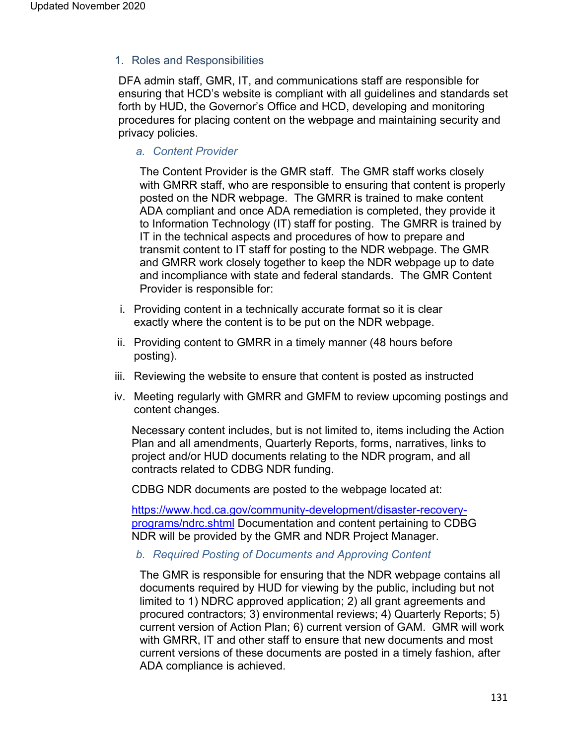1. Roles and Responsibilities

DFA admin staff, GMR, IT, and communications staff are responsible for ensuring that HCD's website is compliant with all guidelines and standards set forth by HUD, the Governor's Office and HCD, developing and monitoring procedures for placing content on the webpage and maintaining security and privacy policies.

*a. Content Provider*

The Content Provider is the GMR staff. The GMR staff works closely with GMRR staff, who are responsible to ensuring that content is properly posted on the NDR webpage. The GMRR is trained to make content ADA compliant and once ADA remediation is completed, they provide it to Information Technology (IT) staff for posting. The GMRR is trained by IT in the technical aspects and procedures of how to prepare and transmit content to IT staff for posting to the NDR webpage. The GMR and GMRR work closely together to keep the NDR webpage up to date and incompliance with state and federal standards. The GMR Content Provider is responsible for:

i. Providing content in a technically accurate format so it is clear exactly where the content is to be put on the NDR webpage.
ii. Providing content to GMRR in a timely manner (48 hours before posting).
iii. Reviewing the website to ensure that content is posted as instructed
iv. Meeting regularly with GMRR and GMFM to review upcoming postings and content changes.

Necessary content includes, but is not limited to, items including the Action Plan and all amendments, Quarterly Reports, forms, narratives, links to project and/or HUD documents relating to the NDR program, and all contracts related to CDBG NDR funding.

CDBG NDR documents are posted to the webpage located at:

[https://www.hcd.ca.gov/community-development/disaster-recovery-programs/ndrc.shtml](https://www.hcd.ca.gov/community-development/disaster-recovery-programs/ndrc.shtml) Documentation and content pertaining to CDBG NDR will be provided by the GMR and NDR Project Manager.

*b. Required Posting of Documents and Approving Content*

The GMR is responsible for ensuring that the NDR webpage contains all documents required by HUD for viewing by the public, including but not limited to 1) NDRC approved application; 2) all grant agreements and procured contractors; 3) environmental reviews; 4) Quarterly Reports; 5) current version of Action Plan; 6) current version of GAM. GMR will work with GMRR, IT and other staff to ensure that new documents and most current versions of these documents are posted in a timely fashion, after ADA compliance is achieved.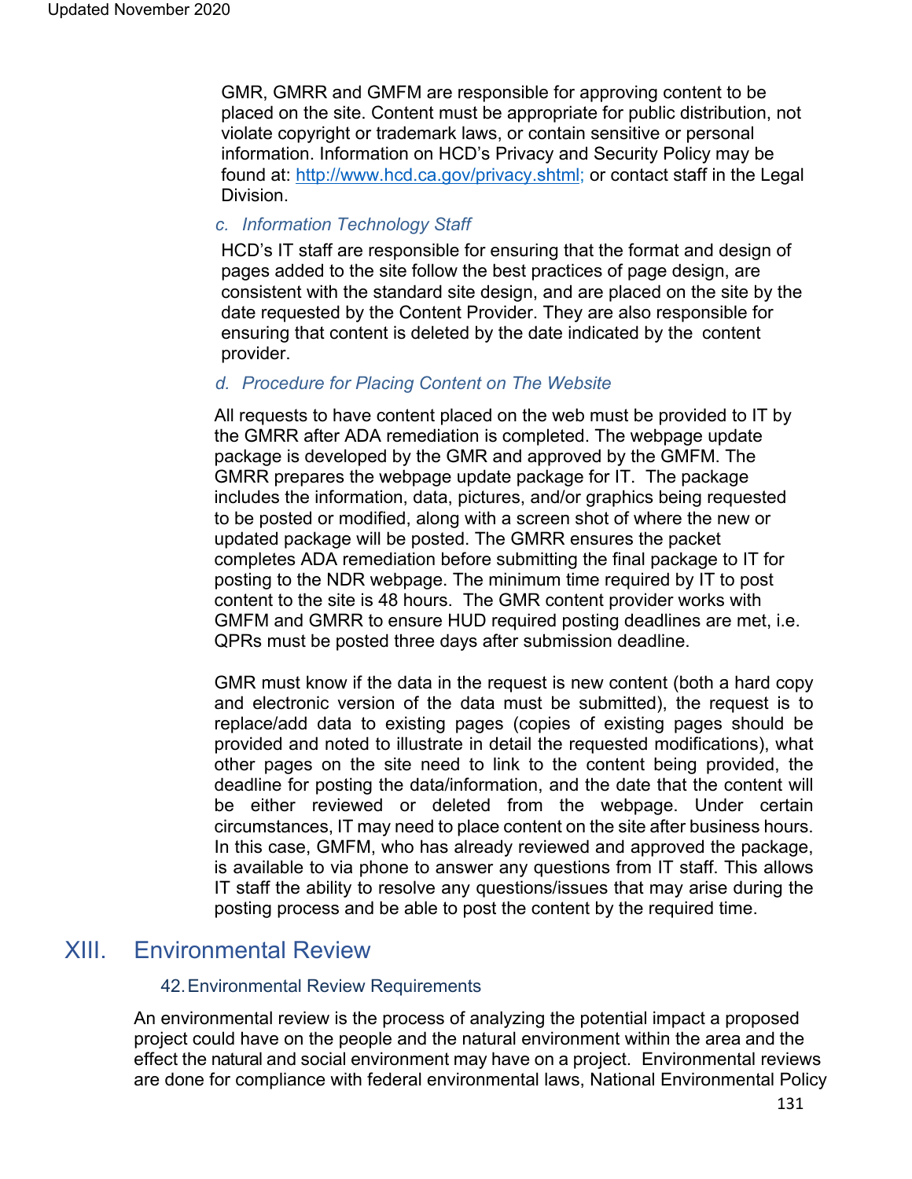GMR, GMRR and GMFM are responsible for approving content to be placed on the site. Content must be appropriate for public distribution, not violate copyright or trademark laws, or contain sensitive or personal information. Information on HCD's Privacy and Security Policy may be found at: http://www.hcd.ca.gov/privacy.shtml; or contact staff in the Legal Division.

*c. Information Technology Staff*

HCD's IT staff are responsible for ensuring that the format and design of pages added to the site follow the best practices of page design, are consistent with the standard site design, and are placed on the site by the date requested by the Content Provider. They are also responsible for ensuring that content is deleted by the date indicated by the content provider.

*d. Procedure for Placing Content on The Website*

All requests to have content placed on the web must be provided to IT by the GMRR after ADA remediation is completed. The webpage update package is developed by the GMR and approved by the GMFM. The GMRR prepares the webpage update package for IT. The package includes the information, data, pictures, and/or graphics being requested to be posted or modified, along with a screen shot of where the new or updated package will be posted. The GMRR ensures the packet completes ADA remediation before submitting the final package to IT for posting to the NDR webpage. The minimum time required by IT to post content to the site is 48 hours. The GMR content provider works with GMFM and GMRR to ensure HUD required posting deadlines are met, i.e. QPRs must be posted three days after submission deadline.

GMR must know if the data in the request is new content (both a hard copy and electronic version of the data must be submitted), the request is to replace/add data to existing pages (copies of existing pages should be provided and noted to illustrate in detail the requested modifications), what other pages on the site need to link to the content being provided, the deadline for posting the data/information, and the date that the content will be either reviewed or deleted from the webpage. Under certain circumstances, IT may need to place content on the site after business hours. In this case, GMFM, who has already reviewed and approved the package, is available to via phone to answer any questions from IT staff. This allows IT staff the ability to resolve any questions/issues that may arise during the posting process and be able to post the content by the required time.

# XIII. Environmental Review

## 42. Environmental Review Requirements

An environmental review is the process of analyzing the potential impact a proposed project could have on the people and the natural environment within the area and the effect the natural and social environment may have on a project. Environmental reviews are done for compliance with federal environmental laws, National Environmental Policy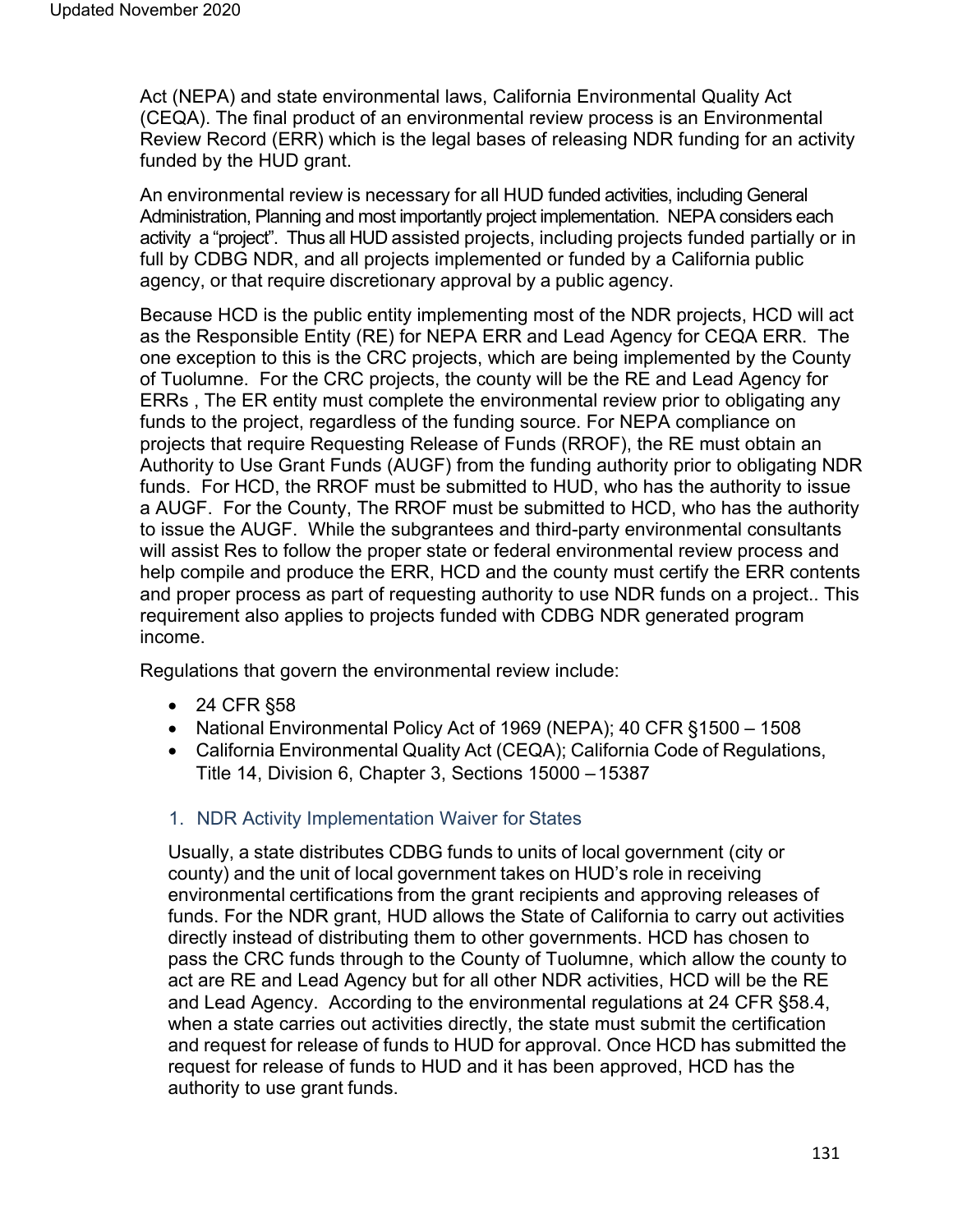Act (NEPA) and state environmental laws, California Environmental Quality Act (CEQA). The final product of an environmental review process is an Environmental Review Record (ERR) which is the legal bases of releasing NDR funding for an activity funded by the HUD grant.

An environmental review is necessary for all HUD funded activities, including General Administration, Planning and most importantly project implementation. NEPA considers each activity a "project". Thus all HUD assisted projects, including projects funded partially or in full by CDBG NDR, and all projects implemented or funded by a California public agency, or that require discretionary approval by a public agency.

Because HCD is the public entity implementing most of the NDR projects, HCD will act as the Responsible Entity (RE) for NEPA ERR and Lead Agency for CEQA ERR. The one exception to this is the CRC projects, which are being implemented by the County of Tuolumne. For the CRC projects, the county will be the RE and Lead Agency for ERRs , The ER entity must complete the environmental review prior to obligating any funds to the project, regardless of the funding source. For NEPA compliance on projects that require Requesting Release of Funds (RROF), the RE must obtain an Authority to Use Grant Funds (AUGF) from the funding authority prior to obligating NDR funds. For HCD, the RROF must be submitted to HUD, who has the authority to issue a AUGF. For the County, The RROF must be submitted to HCD, who has the authority to issue the AUGF. While the subgrantees and third-party environmental consultants will assist Res to follow the proper state or federal environmental review process and help compile and produce the ERR, HCD and the county must certify the ERR contents and proper process as part of requesting authority to use NDR funds on a project.. This requirement also applies to projects funded with CDBG NDR generated program income.

Regulations that govern the environmental review include:

- 24 CFR §58
- National Environmental Policy Act of 1969 (NEPA); 40 CFR §1500 – 1508
- California Environmental Quality Act (CEQA); California Code of Regulations, Title 14, Division 6, Chapter 3, Sections 15000 – 15387

### 1. NDR Activity Implementation Waiver for States

Usually, a state distributes CDBG funds to units of local government (city or county) and the unit of local government takes on HUD's role in receiving environmental certifications from the grant recipients and approving releases of funds. For the NDR grant, HUD allows the State of California to carry out activities directly instead of distributing them to other governments. HCD has chosen to pass the CRC funds through to the County of Tuolumne, which allow the county to act are RE and Lead Agency but for all other NDR activities, HCD will be the RE and Lead Agency. According to the environmental regulations at 24 CFR §58.4, when a state carries out activities directly, the state must submit the certification and request for release of funds to HUD for approval. Once HCD has submitted the request for release of funds to HUD and it has been approved, HCD has the authority to use grant funds.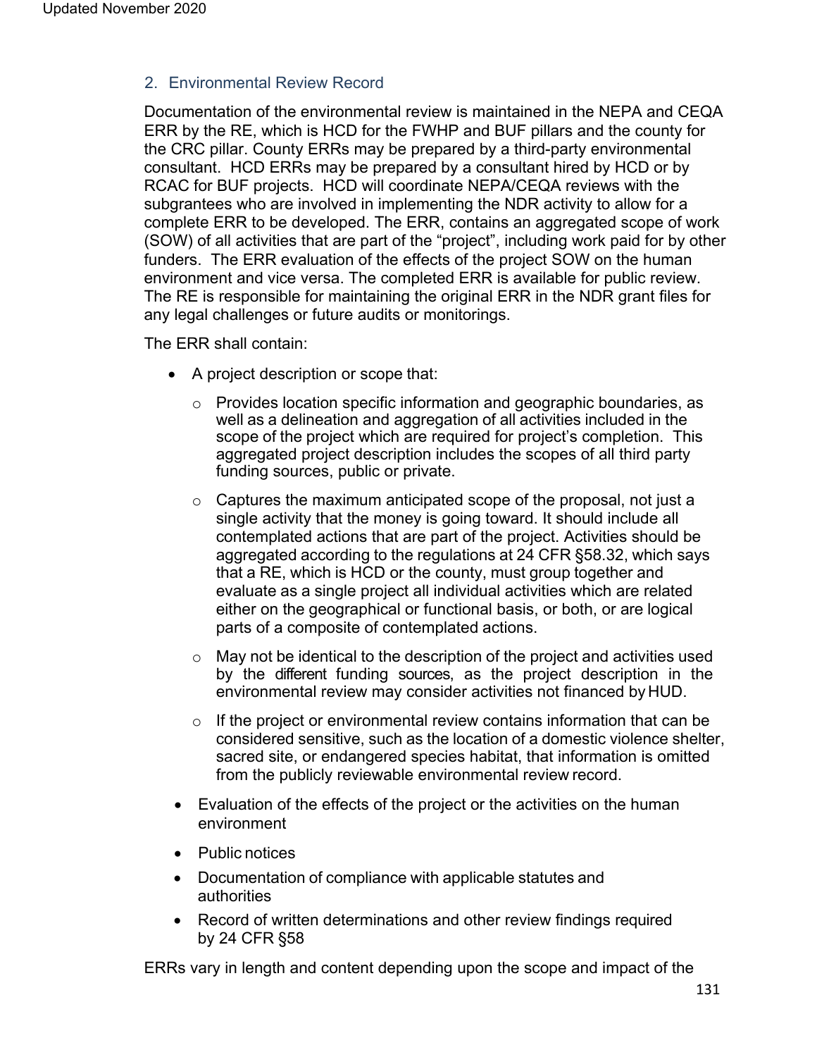## 2. Environmental Review Record

Documentation of the environmental review is maintained in the NEPA and CEQA ERR by the RE, which is HCD for the FWHP and BUF pillars and the county for the CRC pillar. County ERRs may be prepared by a third-party environmental consultant. HCD ERRs may be prepared by a consultant hired by HCD or by RCAC for BUF projects. HCD will coordinate NEPA/CEQA reviews with the subgrantees who are involved in implementing the NDR activity to allow for a complete ERR to be developed. The ERR, contains an aggregated scope of work (SOW) of all activities that are part of the "project", including work paid for by other funders. The ERR evaluation of the effects of the project SOW on the human environment and vice versa. The completed ERR is available for public review. The RE is responsible for maintaining the original ERR in the NDR grant files for any legal challenges or future audits or monitorings.

The ERR shall contain:

- A project description or scope that:
  - Provides location specific information and geographic boundaries, as well as a delineation and aggregation of all activities included in the scope of the project which are required for project's completion. This aggregated project description includes the scopes of all third party funding sources, public or private.
  - Captures the maximum anticipated scope of the proposal, not just a single activity that the money is going toward. It should include all contemplated actions that are part of the project. Activities should be aggregated according to the regulations at 24 CFR §58.32, which says that a RE, which is HCD or the county, must group together and evaluate as a single project all individual activities which are related either on the geographical or functional basis, or both, or are logical parts of a composite of contemplated actions.
  - May not be identical to the description of the project and activities used by the different funding sources, as the project description in the environmental review may consider activities not financed by HUD.
  - If the project or environmental review contains information that can be considered sensitive, such as the location of a domestic violence shelter, sacred site, or endangered species habitat, that information is omitted from the publicly reviewable environmental review record.
- Evaluation of the effects of the project or the activities on the human environment
- Public notices
- Documentation of compliance with applicable statutes and authorities
- Record of written determinations and other review findings required by 24 CFR §58

ERRs vary in length and content depending upon the scope and impact of the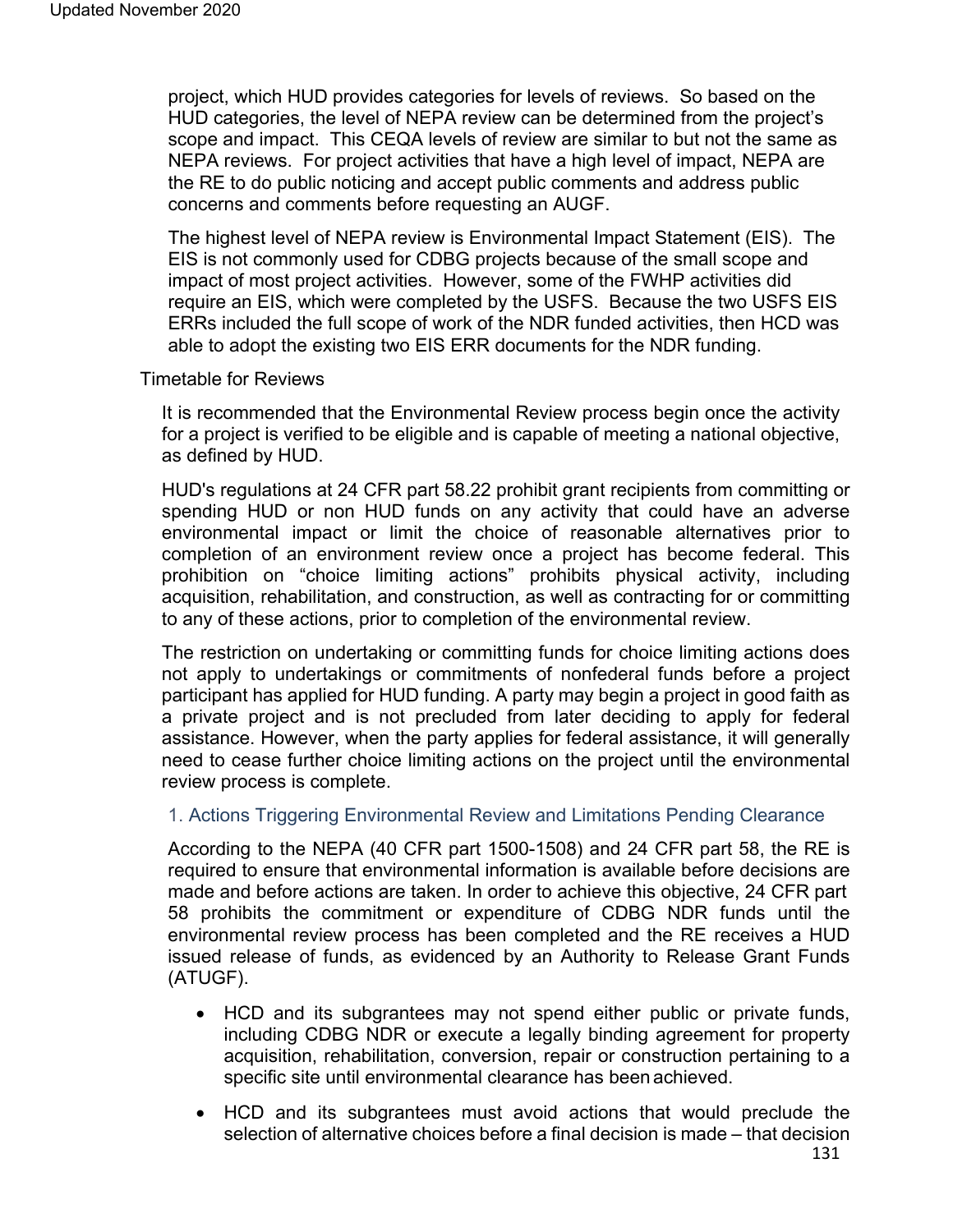project, which HUD provides categories for levels of reviews. So based on the HUD categories, the level of NEPA review can be determined from the project's scope and impact. This CEQA levels of review are similar to but not the same as NEPA reviews. For project activities that have a high level of impact, NEPA are the RE to do public noticing and accept public comments and address public concerns and comments before requesting an AUGF.

The highest level of NEPA review is Environmental Impact Statement (EIS). The EIS is not commonly used for CDBG projects because of the small scope and impact of most project activities. However, some of the FWHP activities did require an EIS, which were completed by the USFS. Because the two USFS EIS ERRs included the full scope of work of the NDR funded activities, then HCD was able to adopt the existing two EIS ERR documents for the NDR funding.

Timetable for Reviews

It is recommended that the Environmental Review process begin once the activity for a project is verified to be eligible and is capable of meeting a national objective, as defined by HUD.

HUD's regulations at 24 CFR part 58.22 prohibit grant recipients from committing or spending HUD or non HUD funds on any activity that could have an adverse environmental impact or limit the choice of reasonable alternatives prior to completion of an environment review once a project has become federal. This prohibition on "choice limiting actions" prohibits physical activity, including acquisition, rehabilitation, and construction, as well as contracting for or committing to any of these actions, prior to completion of the environmental review.

The restriction on undertaking or committing funds for choice limiting actions does not apply to undertakings or commitments of nonfederal funds before a project participant has applied for HUD funding. A party may begin a project in good faith as a private project and is not precluded from later deciding to apply for federal assistance. However, when the party applies for federal assistance, it will generally need to cease further choice limiting actions on the project until the environmental review process is complete.

### 1. Actions Triggering Environmental Review and Limitations Pending Clearance

According to the NEPA (40 CFR part 1500-1508) and 24 CFR part 58, the RE is required to ensure that environmental information is available before decisions are made and before actions are taken. In order to achieve this objective, 24 CFR part 58 prohibits the commitment or expenditure of CDBG NDR funds until the environmental review process has been completed and the RE receives a HUD issued release of funds, as evidenced by an Authority to Release Grant Funds (ATUGF).

- HCD and its subgrantees may not spend either public or private funds, including CDBG NDR or execute a legally binding agreement for property acquisition, rehabilitation, conversion, repair or construction pertaining to a specific site until environmental clearance has been achieved.
- HCD and its subgrantees must avoid actions that would preclude the selection of alternative choices before a final decision is made – that decision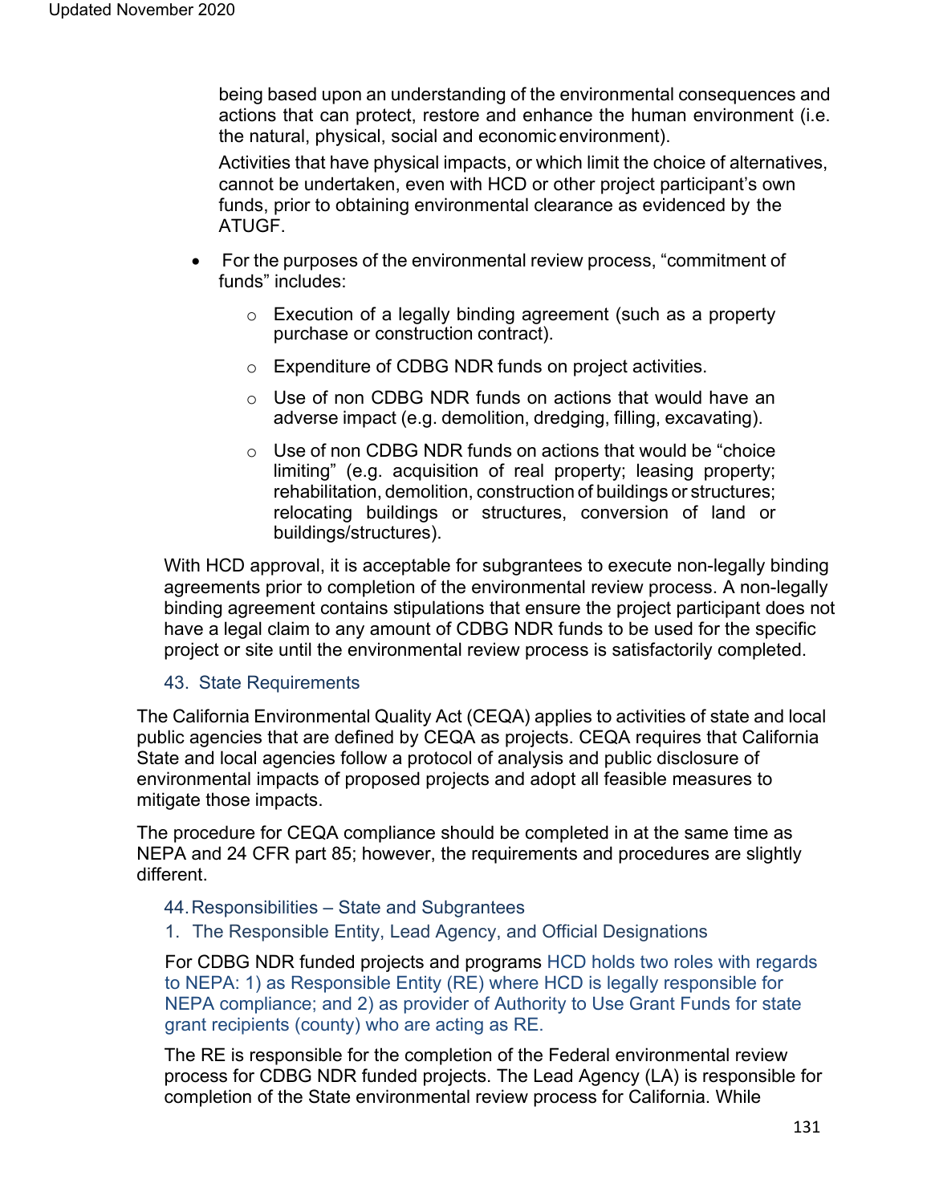being based upon an understanding of the environmental consequences and actions that can protect, restore and enhance the human environment (i.e. the natural, physical, social and economic environment).

Activities that have physical impacts, or which limit the choice of alternatives, cannot be undertaken, even with HCD or other project participant's own funds, prior to obtaining environmental clearance as evidenced by the ATUGF.

- For the purposes of the environmental review process, "commitment of funds" includes:
    - Execution of a legally binding agreement (such as a property purchase or construction contract).
    - Expenditure of CDBG NDR funds on project activities.
    - Use of non CDBG NDR funds on actions that would have an adverse impact (e.g. demolition, dredging, filling, excavating).
    - Use of non CDBG NDR funds on actions that would be "choice limiting" (e.g. acquisition of real property; leasing property; rehabilitation, demolition, construction of buildings or structures; relocating buildings or structures, conversion of land or buildings/structures).

With HCD approval, it is acceptable for subgrantees to execute non-legally binding agreements prior to completion of the environmental review process. A non-legally binding agreement contains stipulations that ensure the project participant does not have a legal claim to any amount of CDBG NDR funds to be used for the specific project or site until the environmental review process is satisfactorily completed.

### 43. State Requirements

The California Environmental Quality Act (CEQA) applies to activities of state and local public agencies that are defined by CEQA as projects. CEQA requires that California State and local agencies follow a protocol of analysis and public disclosure of environmental impacts of proposed projects and adopt all feasible measures to mitigate those impacts.

The procedure for CEQA compliance should be completed in at the same time as NEPA and 24 CFR part 85; however, the requirements and procedures are slightly different.

### 44. Responsibilities – State and Subgrantees

#### 1. The Responsible Entity, Lead Agency, and Official Designations

For CDBG NDR funded projects and programs HCD holds two roles with regards to NEPA: 1) as Responsible Entity (RE) where HCD is legally responsible for NEPA compliance; and 2) as provider of Authority to Use Grant Funds for state grant recipients (county) who are acting as RE.

The RE is responsible for the completion of the Federal environmental review process for CDBG NDR funded projects. The Lead Agency (LA) is responsible for completion of the State environmental review process for California. While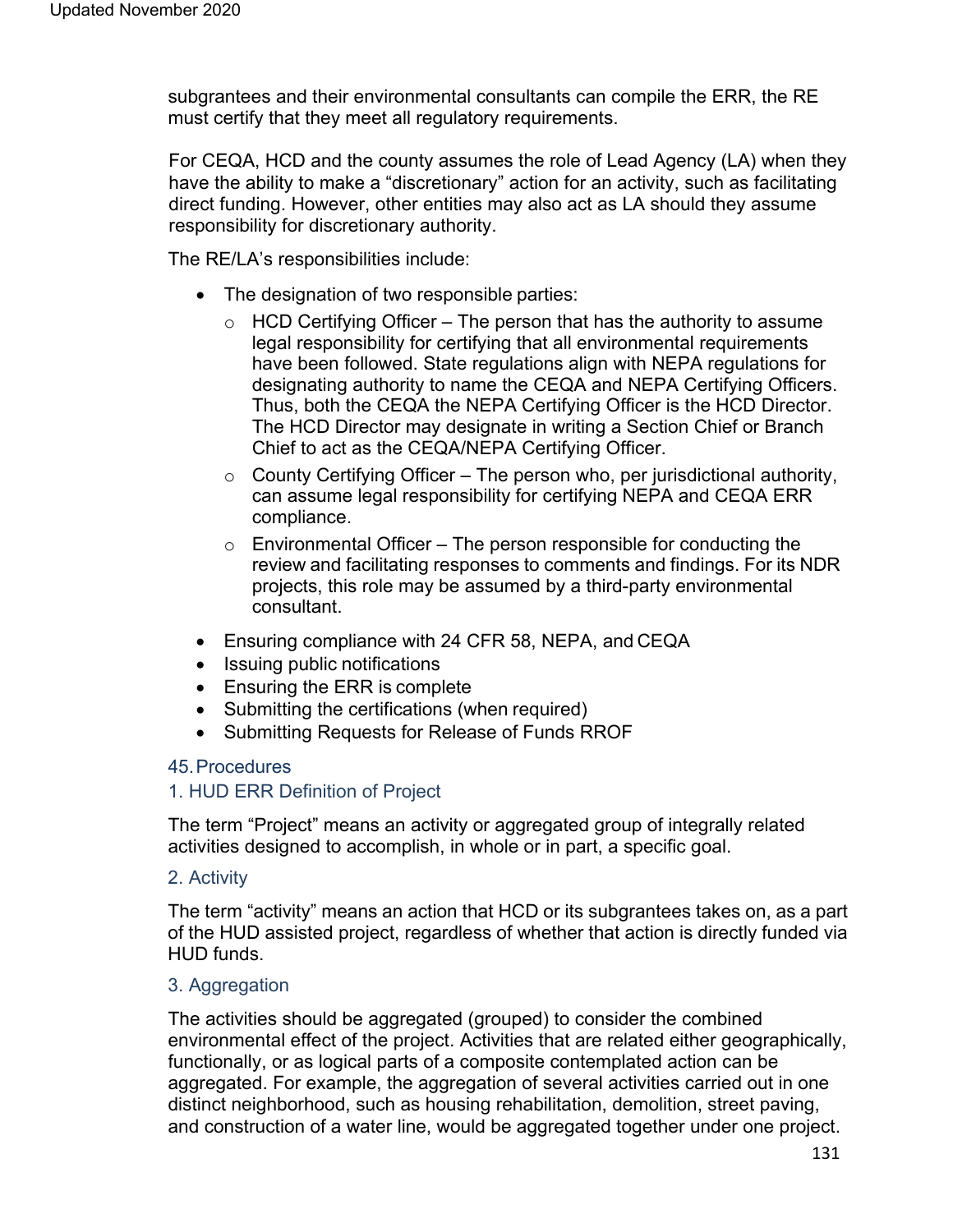subgrantees and their environmental consultants can compile the ERR, the RE must certify that they meet all regulatory requirements.

For CEQA, HCD and the county assumes the role of Lead Agency (LA) when they have the ability to make a "discretionary" action for an activity, such as facilitating direct funding. However, other entities may also act as LA should they assume responsibility for discretionary authority.

The RE/LA's responsibilities include:

- The designation of two responsible parties:
  - HCD Certifying Officer – The person that has the authority to assume legal responsibility for certifying that all environmental requirements have been followed. State regulations align with NEPA regulations for designating authority to name the CEQA and NEPA Certifying Officers. Thus, both the CEQA the NEPA Certifying Officer is the HCD Director. The HCD Director may designate in writing a Section Chief or Branch Chief to act as the CEQA/NEPA Certifying Officer.
  - County Certifying Officer – The person who, per jurisdictional authority, can assume legal responsibility for certifying NEPA and CEQA ERR compliance.
  - Environmental Officer – The person responsible for conducting the review and facilitating responses to comments and findings. For its NDR projects, this role may be assumed by a third-party environmental consultant.
- Ensuring compliance with 24 CFR 58, NEPA, and CEQA
- Issuing public notifications
- Ensuring the ERR is complete
- Submitting the certifications (when required)
- Submitting Requests for Release of Funds RROF

## 45. Procedures

### 1. HUD ERR Definition of Project

The term "Project" means an activity or aggregated group of integrally related activities designed to accomplish, in whole or in part, a specific goal.

### 2. Activity

The term "activity" means an action that HCD or its subgrantees takes on, as a part of the HUD assisted project, regardless of whether that action is directly funded via HUD funds.

### 3. Aggregation

The activities should be aggregated (grouped) to consider the combined environmental effect of the project. Activities that are related either geographically, functionally, or as logical parts of a composite contemplated action can be aggregated. For example, the aggregation of several activities carried out in one distinct neighborhood, such as housing rehabilitation, demolition, street paving, and construction of a water line, would be aggregated together under one project.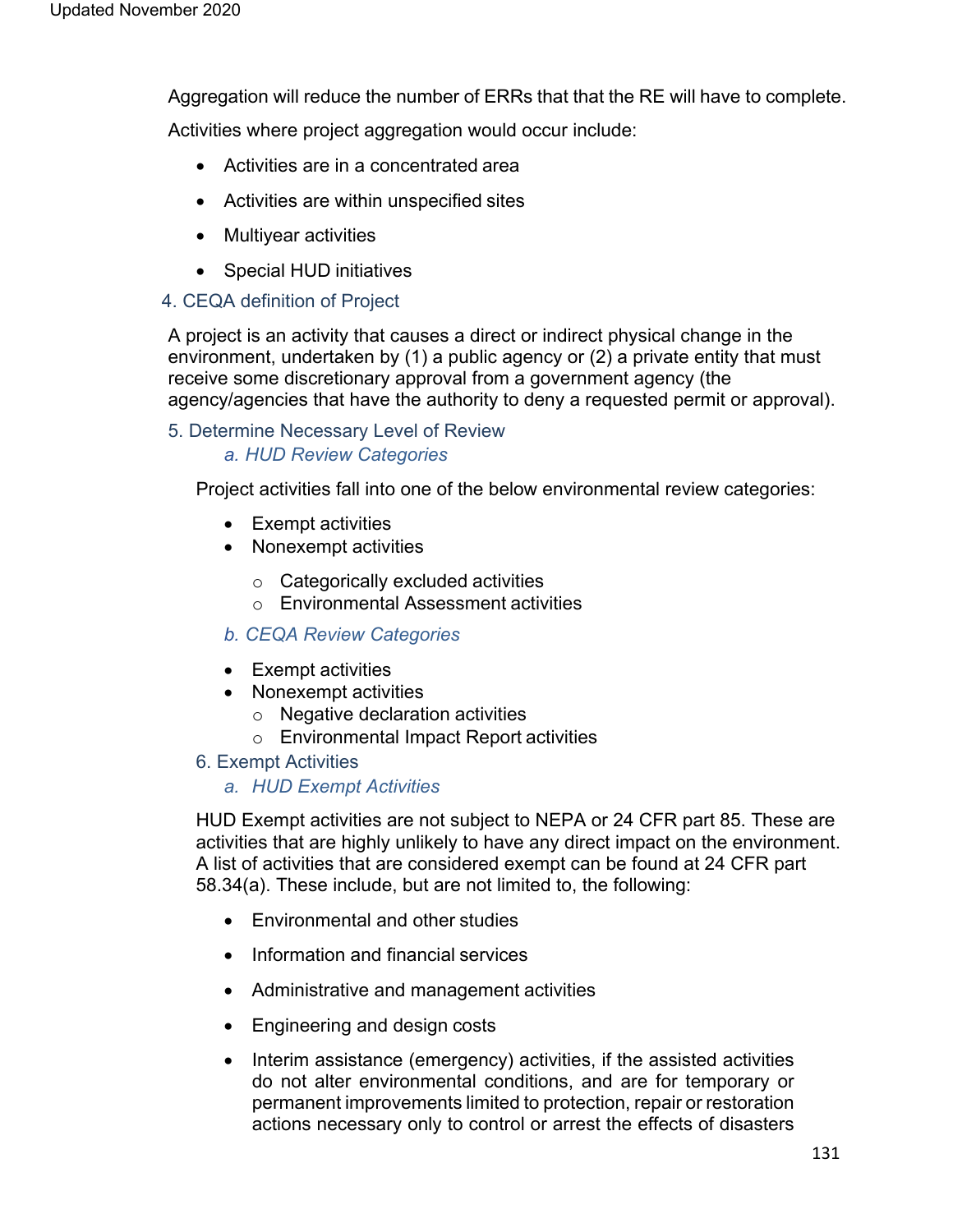Aggregation will reduce the number of ERRs that that the RE will have to complete.

Activities where project aggregation would occur include:

- Activities are in a concentrated area
- Activities are within unspecified sites
- Multiyear activities
- Special HUD initiatives

### 4. CEQA definition of Project

A project is an activity that causes a direct or indirect physical change in the environment, undertaken by (1) a public agency or (2) a private entity that must receive some discretionary approval from a government agency (the agency/agencies that have the authority to deny a requested permit or approval).

### 5. Determine Necessary Level of Review

#### *a. HUD Review Categories*

Project activities fall into one of the below environmental review categories:

- Exempt activities
- Nonexempt activities
  - Categorically excluded activities
  - Environmental Assessment activities

#### *b. CEQA Review Categories*

- Exempt activities
- Nonexempt activities
  - Negative declaration activities
  - Environmental Impact Report activities

### 6. Exempt Activities

#### *a. HUD Exempt Activities*

HUD Exempt activities are not subject to NEPA or 24 CFR part 85. These are activities that are highly unlikely to have any direct impact on the environment. A list of activities that are considered exempt can be found at 24 CFR part 58.34(a). These include, but are not limited to, the following:

- Environmental and other studies
- Information and financial services
- Administrative and management activities
- Engineering and design costs
- Interim assistance (emergency) activities, if the assisted activities do not alter environmental conditions, and are for temporary or permanent improvements limited to protection, repair or restoration actions necessary only to control or arrest the effects of disasters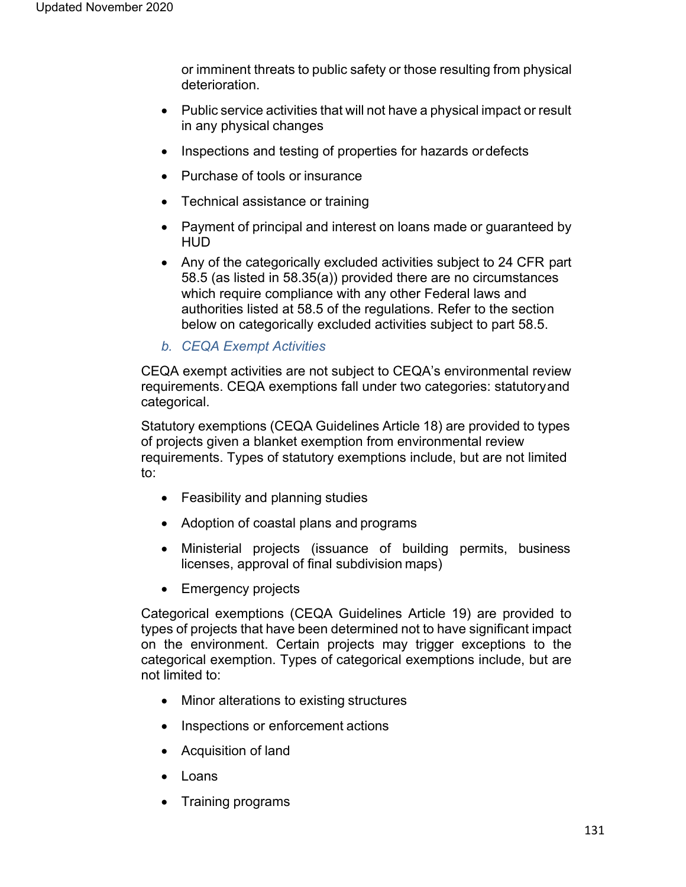or imminent threats to public safety or those resulting from physical deterioration.

- Public service activities that will not have a physical impact or result in any physical changes
- Inspections and testing of properties for hazards or defects
- Purchase of tools or insurance
- Technical assistance or training
- Payment of principal and interest on loans made or guaranteed by HUD
- Any of the categorically excluded activities subject to 24 CFR part 58.5 (as listed in 58.35(a)) provided there are no circumstances which require compliance with any other Federal laws and authorities listed at 58.5 of the regulations. Refer to the section below on categorically excluded activities subject to part 58.5.

### b. *CEQA Exempt Activities*

CEQA exempt activities are not subject to CEQA's environmental review requirements. CEQA exemptions fall under two categories: statutory and categorical.

Statutory exemptions (CEQA Guidelines Article 18) are provided to types of projects given a blanket exemption from environmental review requirements. Types of statutory exemptions include, but are not limited to:

- Feasibility and planning studies
- Adoption of coastal plans and programs
- Ministerial projects (issuance of building permits, business licenses, approval of final subdivision maps)
- Emergency projects

Categorical exemptions (CEQA Guidelines Article 19) are provided to types of projects that have been determined not to have significant impact on the environment. Certain projects may trigger exceptions to the categorical exemption. Types of categorical exemptions include, but are not limited to:

- Minor alterations to existing structures
- Inspections or enforcement actions
- Acquisition of land
- Loans
- Training programs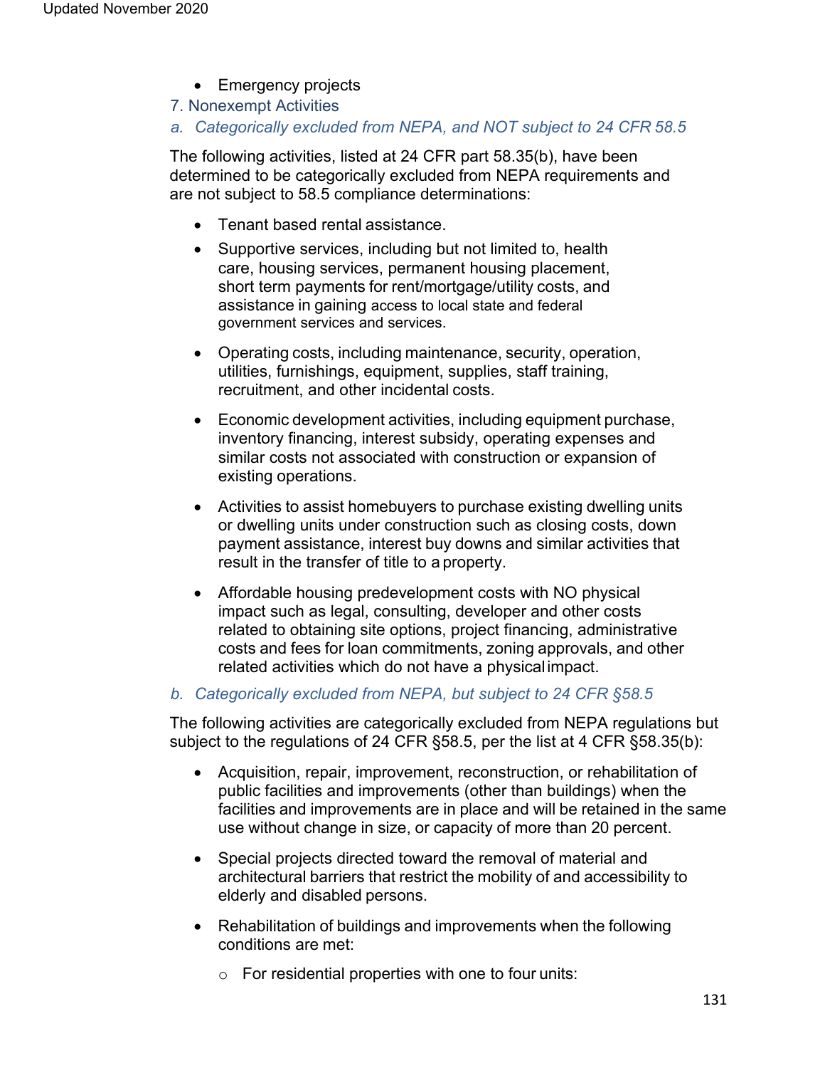- Emergency projects

## 7. Nonexempt Activities

### *a. Categorically excluded from NEPA, and NOT subject to 24 CFR 58.5*

The following activities, listed at 24 CFR part 58.35(b), have been determined to be categorically excluded from NEPA requirements and are not subject to 58.5 compliance determinations:

- Tenant based rental assistance.
- Supportive services, including but not limited to, health care, housing services, permanent housing placement, short term payments for rent/mortgage/utility costs, and assistance in gaining access to local state and federal government services and services.
- Operating costs, including maintenance, security, operation, utilities, furnishings, equipment, supplies, staff training, recruitment, and other incidental costs.
- Economic development activities, including equipment purchase, inventory financing, interest subsidy, operating expenses and similar costs not associated with construction or expansion of existing operations.
- Activities to assist homebuyers to purchase existing dwelling units or dwelling units under construction such as closing costs, down payment assistance, interest buy downs and similar activities that result in the transfer of title to a property.
- Affordable housing predevelopment costs with NO physical impact such as legal, consulting, developer and other costs related to obtaining site options, project financing, administrative costs and fees for loan commitments, zoning approvals, and other related activities which do not have a physical impact.

### *b. Categorically excluded from NEPA, but subject to 24 CFR §58.5*

The following activities are categorically excluded from NEPA regulations but subject to the regulations of 24 CFR §58.5, per the list at 4 CFR §58.35(b):

- Acquisition, repair, improvement, reconstruction, or rehabilitation of public facilities and improvements (other than buildings) when the facilities and improvements are in place and will be retained in the same use without change in size, or capacity of more than 20 percent.
- Special projects directed toward the removal of material and architectural barriers that restrict the mobility of and accessibility to elderly and disabled persons.
- Rehabilitation of buildings and improvements when the following conditions are met:
  - For residential properties with one to four units: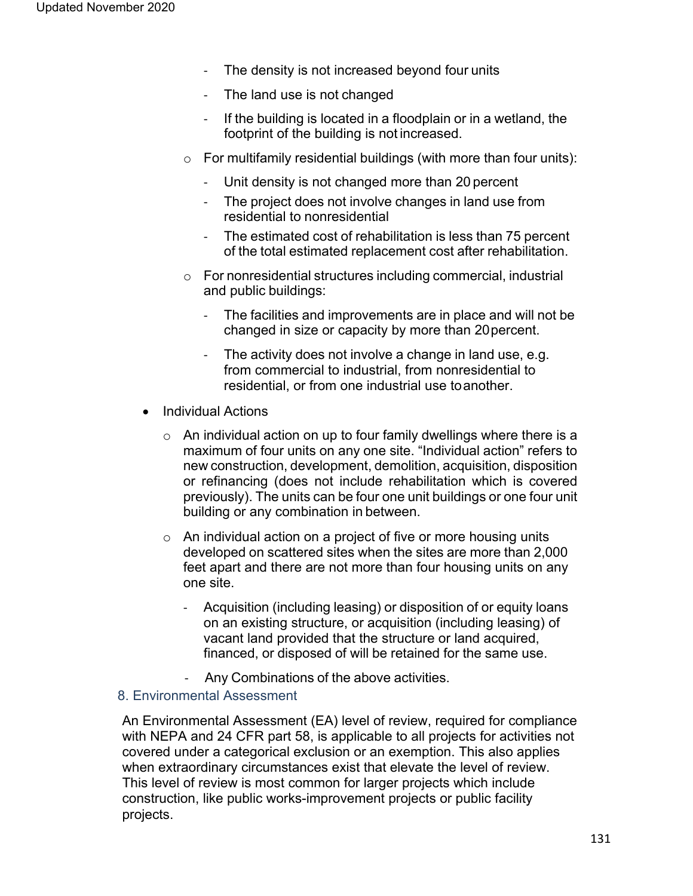- The density is not increased beyond four units
  - The land use is not changed
  - If the building is located in a floodplain or in a wetland, the footprint of the building is not increased.
- For multifamily residential buildings (with more than four units):
  - Unit density is not changed more than 20 percent
  - The project does not involve changes in land use from residential to nonresidential
  - The estimated cost of rehabilitation is less than 75 percent of the total estimated replacement cost after rehabilitation.
- For nonresidential structures including commercial, industrial and public buildings:
  - The facilities and improvements are in place and will not be changed in size or capacity by more than 20 percent.
  - The activity does not involve a change in land use, e.g. from commercial to industrial, from nonresidential to residential, or from one industrial use to another.

- Individual Actions
  - An individual action on up to four family dwellings where there is a maximum of four units on any one site. "Individual action" refers to new construction, development, demolition, acquisition, disposition or refinancing (does not include rehabilitation which is covered previously). The units can be four one unit buildings or one four unit building or any combination in between.
  - An individual action on a project of five or more housing units developed on scattered sites when the sites are more than 2,000 feet apart and there are not more than four housing units on any one site.
    - Acquisition (including leasing) or disposition of or equity loans on an existing structure, or acquisition (including leasing) of vacant land provided that the structure or land acquired, financed, or disposed of will be retained for the same use.
    - Any Combinations of the above activities.

### 8. Environmental Assessment

An Environmental Assessment (EA) level of review, required for compliance with NEPA and 24 CFR part 58, is applicable to all projects for activities not covered under a categorical exclusion or an exemption. This also applies when extraordinary circumstances exist that elevate the level of review. This level of review is most common for larger projects which include construction, like public works-improvement projects or public facility projects.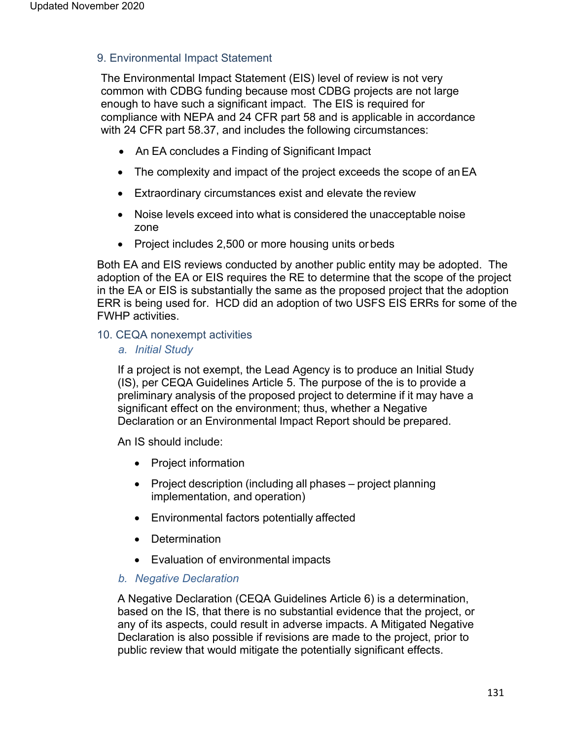### 9. Environmental Impact Statement

The Environmental Impact Statement (EIS) level of review is not very common with CDBG funding because most CDBG projects are not large enough to have such a significant impact. The EIS is required for compliance with NEPA and 24 CFR part 58 and is applicable in accordance with 24 CFR part 58.37, and includes the following circumstances:

- An EA concludes a Finding of Significant Impact
- The complexity and impact of the project exceeds the scope of an EA
- Extraordinary circumstances exist and elevate the review
- Noise levels exceed into what is considered the unacceptable noise zone
- Project includes 2,500 or more housing units or beds

Both EA and EIS reviews conducted by another public entity may be adopted. The adoption of the EA or EIS requires the RE to determine that the scope of the project in the EA or EIS is substantially the same as the proposed project that the adoption ERR is being used for. HCD did an adoption of two USFS EIS ERRs for some of the FWHP activities.

### 10. CEQA nonexempt activities

#### *a. Initial Study*

If a project is not exempt, the Lead Agency is to produce an Initial Study (IS), per CEQA Guidelines Article 5. The purpose of the is to provide a preliminary analysis of the proposed project to determine if it may have a significant effect on the environment; thus, whether a Negative Declaration or an Environmental Impact Report should be prepared.

An IS should include:

- Project information
- Project description (including all phases – project planning implementation, and operation)
- Environmental factors potentially affected
- Determination
- Evaluation of environmental impacts

#### *b. Negative Declaration*

A Negative Declaration (CEQA Guidelines Article 6) is a determination, based on the IS, that there is no substantial evidence that the project, or any of its aspects, could result in adverse impacts. A Mitigated Negative Declaration is also possible if revisions are made to the project, prior to public review that would mitigate the potentially significant effects.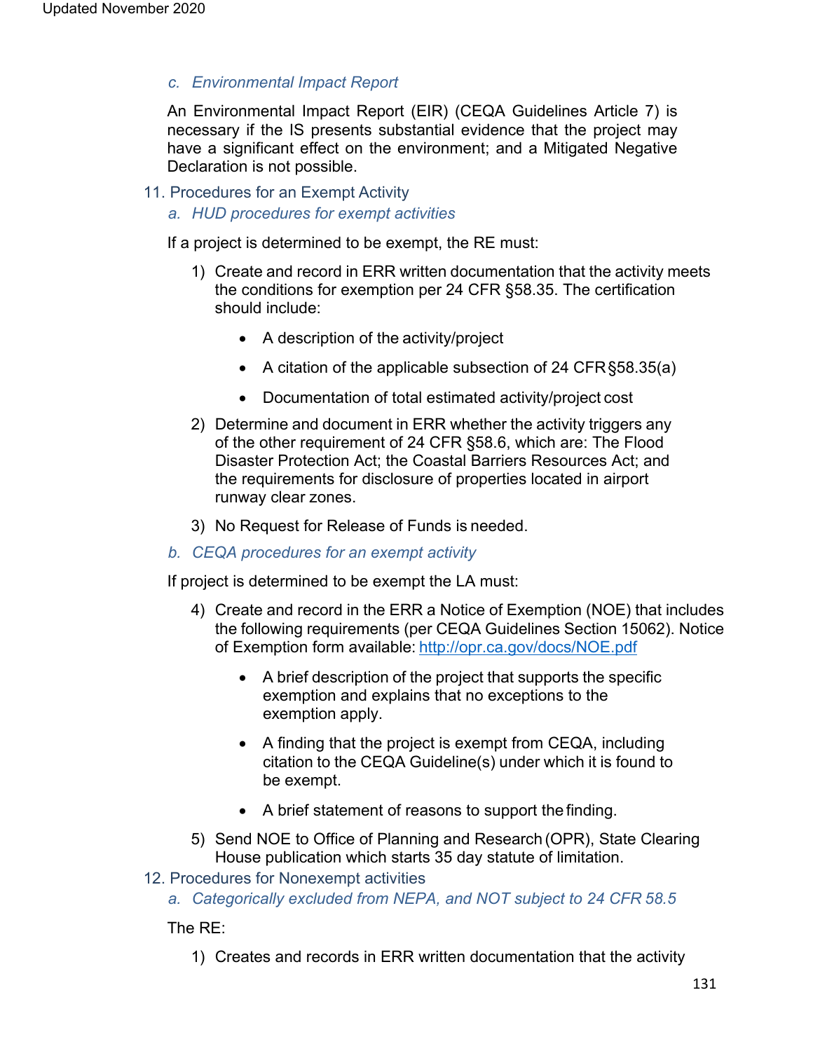### c. *Environmental Impact Report*

An Environmental Impact Report (EIR) (CEQA Guidelines Article 7) is necessary if the IS presents substantial evidence that the project may have a significant effect on the environment; and a Mitigated Negative Declaration is not possible.

## 11. Procedures for an Exempt Activity

### a. *HUD procedures for exempt activities*

If a project is determined to be exempt, the RE must:

1) Create and record in ERR written documentation that the activity meets the conditions for exemption per 24 CFR §58.35. The certification should include:
   - A description of the activity/project
   - A citation of the applicable subsection of 24 CFR §58.35(a)
   - Documentation of total estimated activity/project cost
2) Determine and document in ERR whether the activity triggers any of the other requirement of 24 CFR §58.6, which are: The Flood Disaster Protection Act; the Coastal Barriers Resources Act; and the requirements for disclosure of properties located in airport runway clear zones.
3) No Request for Release of Funds is needed.

### b. *CEQA procedures for an exempt activity*

If project is determined to be exempt the LA must:

4) Create and record in the ERR a Notice of Exemption (NOE) that includes the following requirements (per CEQA Guidelines Section 15062). Notice of Exemption form available: [http://opr.ca.gov/docs/NOE.pdf](http://opr.ca.gov/docs/NOE.pdf)
   - A brief description of the project that supports the specific exemption and explains that no exceptions to the exemption apply.
   - A finding that the project is exempt from CEQA, including citation to the CEQA Guideline(s) under which it is found to be exempt.
   - A brief statement of reasons to support the finding.
5) Send NOE to Office of Planning and Research (OPR), State Clearing House publication which starts 35 day statute of limitation.

## 12. Procedures for Nonexempt activities

### a. *Categorically excluded from NEPA, and NOT subject to 24 CFR 58.5*

The RE:

1) Creates and records in ERR written documentation that the activity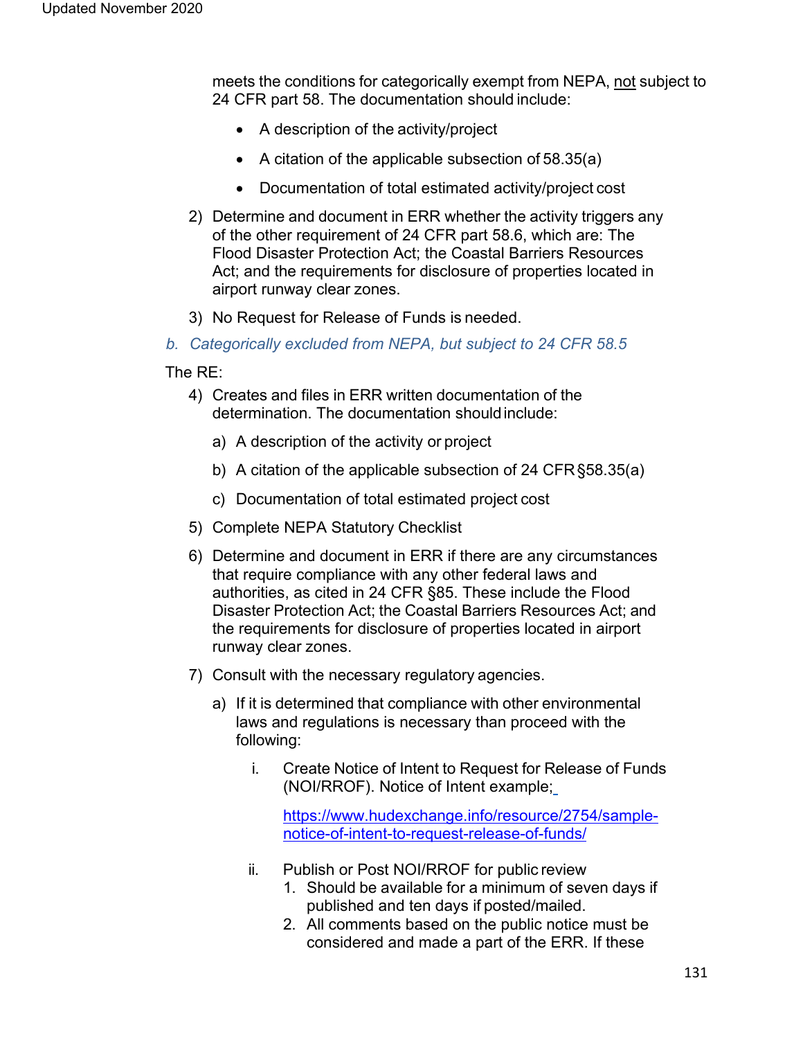meets the conditions for categorically exempt from NEPA, not subject to 24 CFR part 58. The documentation should include:

- A description of the activity/project
- A citation of the applicable subsection of 58.35(a)
- Documentation of total estimated activity/project cost

2) Determine and document in ERR whether the activity triggers any of the other requirement of 24 CFR part 58.6, which are: The Flood Disaster Protection Act; the Coastal Barriers Resources Act; and the requirements for disclosure of properties located in airport runway clear zones.

3) No Request for Release of Funds is needed.

*b. Categorically excluded from NEPA, but subject to 24 CFR 58.5*

The RE:

4) Creates and files in ERR written documentation of the determination. The documentation should include:

   a) A description of the activity or project

   b) A citation of the applicable subsection of 24 CFR §58.35(a)

   c) Documentation of total estimated project cost

5) Complete NEPA Statutory Checklist

6) Determine and document in ERR if there are any circumstances that require compliance with any other federal laws and authorities, as cited in 24 CFR §85. These include the Flood Disaster Protection Act; the Coastal Barriers Resources Act; and the requirements for disclosure of properties located in airport runway clear zones.

7) Consult with the necessary regulatory agencies.

   a) If it is determined that compliance with other environmental laws and regulations is necessary than proceed with the following:

      i. Create Notice of Intent to Request for Release of Funds (NOI/RROF). Notice of Intent example;

         https://www.hudexchange.info/resource/2754/sample-notice-of-intent-to-request-release-of-funds/

      ii. Publish or Post NOI/RROF for public review
         1. Should be available for a minimum of seven days if published and ten days if posted/mailed.
         2. All comments based on the public notice must be considered and made a part of the ERR. If these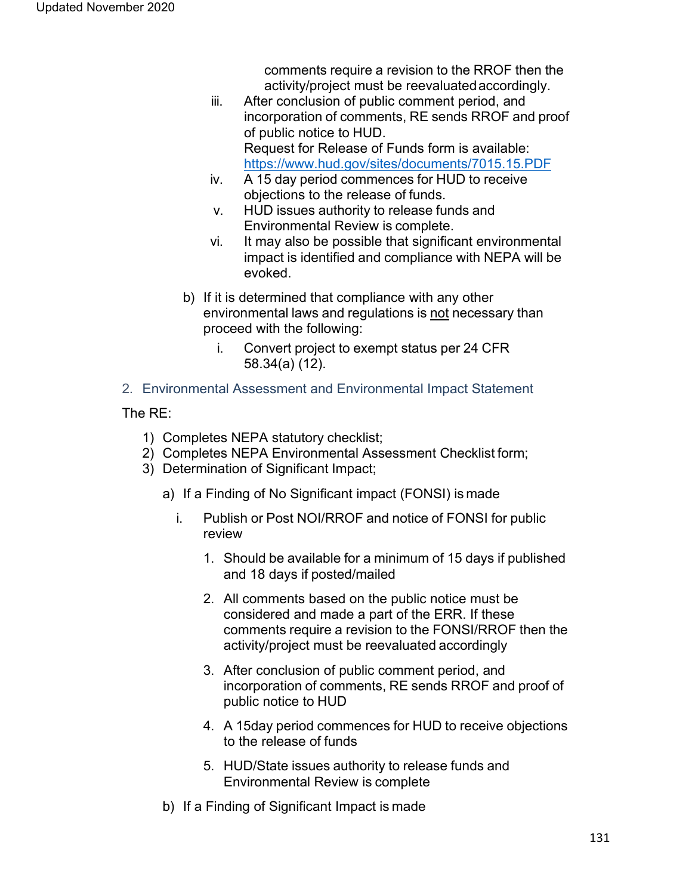comments require a revision to the RROF then the activity/project must be reevaluated accordingly.

iii. After conclusion of public comment period, and incorporation of comments, RE sends RROF and proof of public notice to HUD.
Request for Release of Funds form is available: [https://www.hud.gov/sites/documents/7015.15.PDF](https://www.hud.gov/sites/documents/7015.15.PDF)

iv. A 15 day period commences for HUD to receive objections to the release of funds.

v. HUD issues authority to release funds and Environmental Review is complete.

vi. It may also be possible that significant environmental impact is identified and compliance with NEPA will be evoked.

b) If it is determined that compliance with any other environmental laws and regulations is <u>not</u> necessary than proceed with the following:

i. Convert project to exempt status per 24 CFR 58.34(a) (12).

## 2. Environmental Assessment and Environmental Impact Statement

The RE:

1) Completes NEPA statutory checklist;
2) Completes NEPA Environmental Assessment Checklist form;
3) Determination of Significant Impact;

a) If a Finding of No Significant impact (FONSI) is made

i. Publish or Post NOI/RROF and notice of FONSI for public review

1. Should be available for a minimum of 15 days if published and 18 days if posted/mailed

2. All comments based on the public notice must be considered and made a part of the ERR. If these comments require a revision to the FONSI/RROF then the activity/project must be reevaluated accordingly

3. After conclusion of public comment period, and incorporation of comments, RE sends RROF and proof of public notice to HUD

4. A 15day period commences for HUD to receive objections to the release of funds

5. HUD/State issues authority to release funds and Environmental Review is complete

b) If a Finding of Significant Impact is made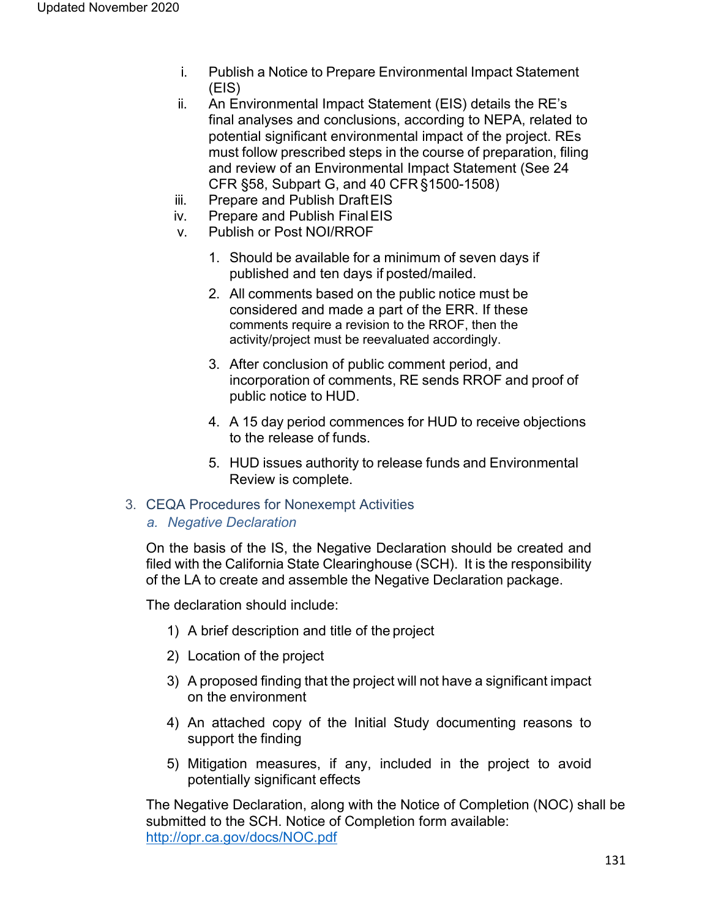i. Publish a Notice to Prepare Environmental Impact Statement (EIS)

ii. An Environmental Impact Statement (EIS) details the RE's final analyses and conclusions, according to NEPA, related to potential significant environmental impact of the project. REs must follow prescribed steps in the course of preparation, filing and review of an Environmental Impact Statement (See 24 CFR §58, Subpart G, and 40 CFR §1500-1508)

iii. Prepare and Publish Draft EIS

iv. Prepare and Publish Final EIS

v. Publish or Post NOI/RROF

   1. Should be available for a minimum of seven days if published and ten days if posted/mailed.
   2. All comments based on the public notice must be considered and made a part of the ERR. If these comments require a revision to the RROF, then the activity/project must be reevaluated accordingly.
   3. After conclusion of public comment period, and incorporation of comments, RE sends RROF and proof of public notice to HUD.
   4. A 15 day period commences for HUD to receive objections to the release of funds.
   5. HUD issues authority to release funds and Environmental Review is complete.

## 3. CEQA Procedures for Nonexempt Activities

### *a. Negative Declaration*

On the basis of the IS, the Negative Declaration should be created and filed with the California State Clearinghouse (SCH). It is the responsibility of the LA to create and assemble the Negative Declaration package.

The declaration should include:

1) A brief description and title of the project
2) Location of the project
3) A proposed finding that the project will not have a significant impact on the environment
4) An attached copy of the Initial Study documenting reasons to support the finding
5) Mitigation measures, if any, included in the project to avoid potentially significant effects

The Negative Declaration, along with the Notice of Completion (NOC) shall be submitted to the SCH. Notice of Completion form available: http://opr.ca.gov/docs/NOC.pdf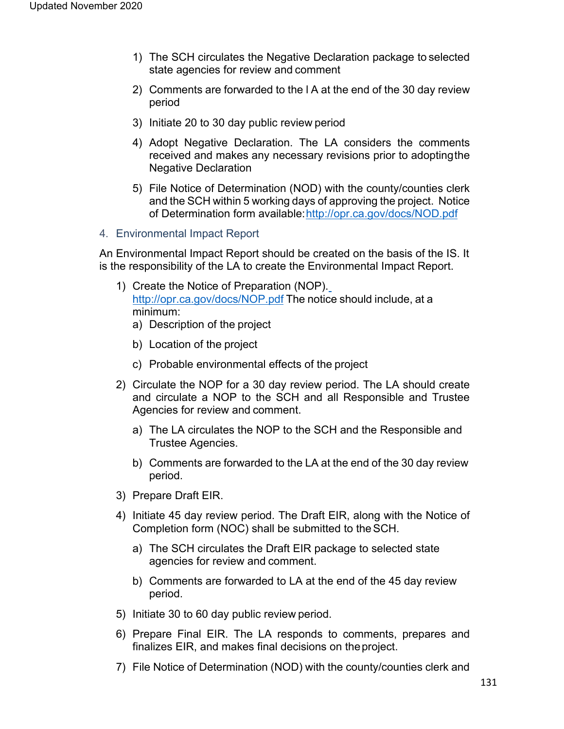1) The SCH circulates the Negative Declaration package to selected state agencies for review and comment

2) Comments are forwarded to the l A at the end of the 30 day review period

3) Initiate 20 to 30 day public review period

4) Adopt Negative Declaration. The LA considers the comments received and makes any necessary revisions prior to adopting the Negative Declaration

5) File Notice of Determination (NOD) with the county/counties clerk and the SCH within 5 working days of approving the project. Notice of Determination form available: http://opr.ca.gov/docs/NOD.pdf

### 4. Environmental Impact Report

An Environmental Impact Report should be created on the basis of the IS. It is the responsibility of the LA to create the Environmental Impact Report.

1) Create the Notice of Preparation (NOP). http://opr.ca.gov/docs/NOP.pdf The notice should include, at a minimum:
   a) Description of the project
   b) Location of the project
   c) Probable environmental effects of the project

2) Circulate the NOP for a 30 day review period. The LA should create and circulate a NOP to the SCH and all Responsible and Trustee Agencies for review and comment.
   a) The LA circulates the NOP to the SCH and the Responsible and Trustee Agencies.
   b) Comments are forwarded to the LA at the end of the 30 day review period.

3) Prepare Draft EIR.

4) Initiate 45 day review period. The Draft EIR, along with the Notice of Completion form (NOC) shall be submitted to the SCH.
   a) The SCH circulates the Draft EIR package to selected state agencies for review and comment.
   b) Comments are forwarded to LA at the end of the 45 day review period.

5) Initiate 30 to 60 day public review period.

6) Prepare Final EIR. The LA responds to comments, prepares and finalizes EIR, and makes final decisions on the project.

7) File Notice of Determination (NOD) with the county/counties clerk and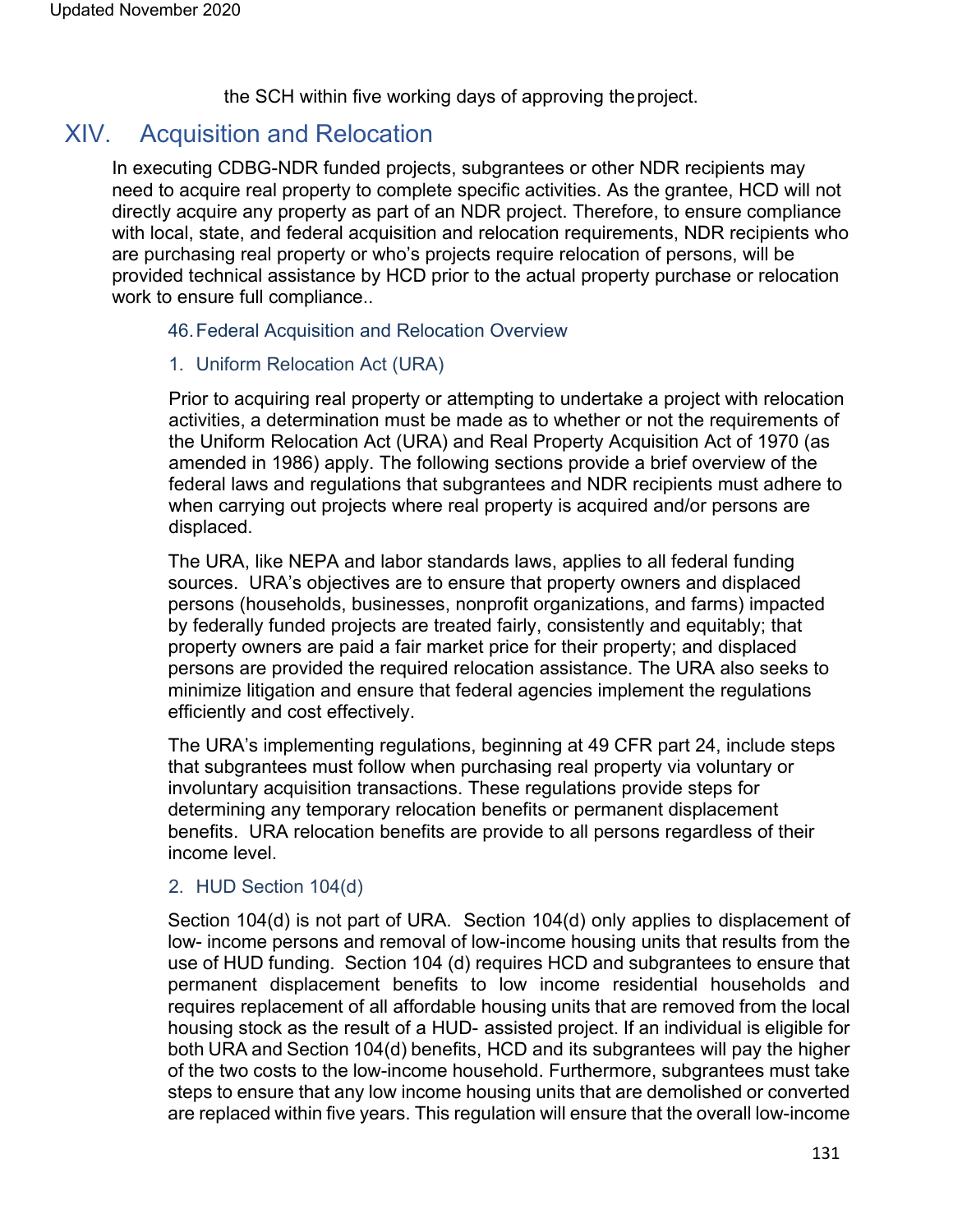the SCH within five working days of approving the project.

# XIV. Acquisition and Relocation

In executing CDBG-NDR funded projects, subgrantees or other NDR recipients may need to acquire real property to complete specific activities. As the grantee, HCD will not directly acquire any property as part of an NDR project. Therefore, to ensure compliance with local, state, and federal acquisition and relocation requirements, NDR recipients who are purchasing real property or who's projects require relocation of persons, will be provided technical assistance by HCD prior to the actual property purchase or relocation work to ensure full compliance..

## 46. Federal Acquisition and Relocation Overview

### 1. Uniform Relocation Act (URA)

Prior to acquiring real property or attempting to undertake a project with relocation activities, a determination must be made as to whether or not the requirements of the Uniform Relocation Act (URA) and Real Property Acquisition Act of 1970 (as amended in 1986) apply. The following sections provide a brief overview of the federal laws and regulations that subgrantees and NDR recipients must adhere to when carrying out projects where real property is acquired and/or persons are displaced.

The URA, like NEPA and labor standards laws, applies to all federal funding sources. URA's objectives are to ensure that property owners and displaced persons (households, businesses, nonprofit organizations, and farms) impacted by federally funded projects are treated fairly, consistently and equitably; that property owners are paid a fair market price for their property; and displaced persons are provided the required relocation assistance. The URA also seeks to minimize litigation and ensure that federal agencies implement the regulations efficiently and cost effectively.

The URA's implementing regulations, beginning at 49 CFR part 24, include steps that subgrantees must follow when purchasing real property via voluntary or involuntary acquisition transactions. These regulations provide steps for determining any temporary relocation benefits or permanent displacement benefits. URA relocation benefits are provide to all persons regardless of their income level.

### 2. HUD Section 104(d)

Section 104(d) is not part of URA. Section 104(d) only applies to displacement of low- income persons and removal of low-income housing units that results from the use of HUD funding. Section 104 (d) requires HCD and subgrantees to ensure that permanent displacement benefits to low income residential households and requires replacement of all affordable housing units that are removed from the local housing stock as the result of a HUD- assisted project. If an individual is eligible for both URA and Section 104(d) benefits, HCD and its subgrantees will pay the higher of the two costs to the low-income household. Furthermore, subgrantees must take steps to ensure that any low income housing units that are demolished or converted are replaced within five years. This regulation will ensure that the overall low-income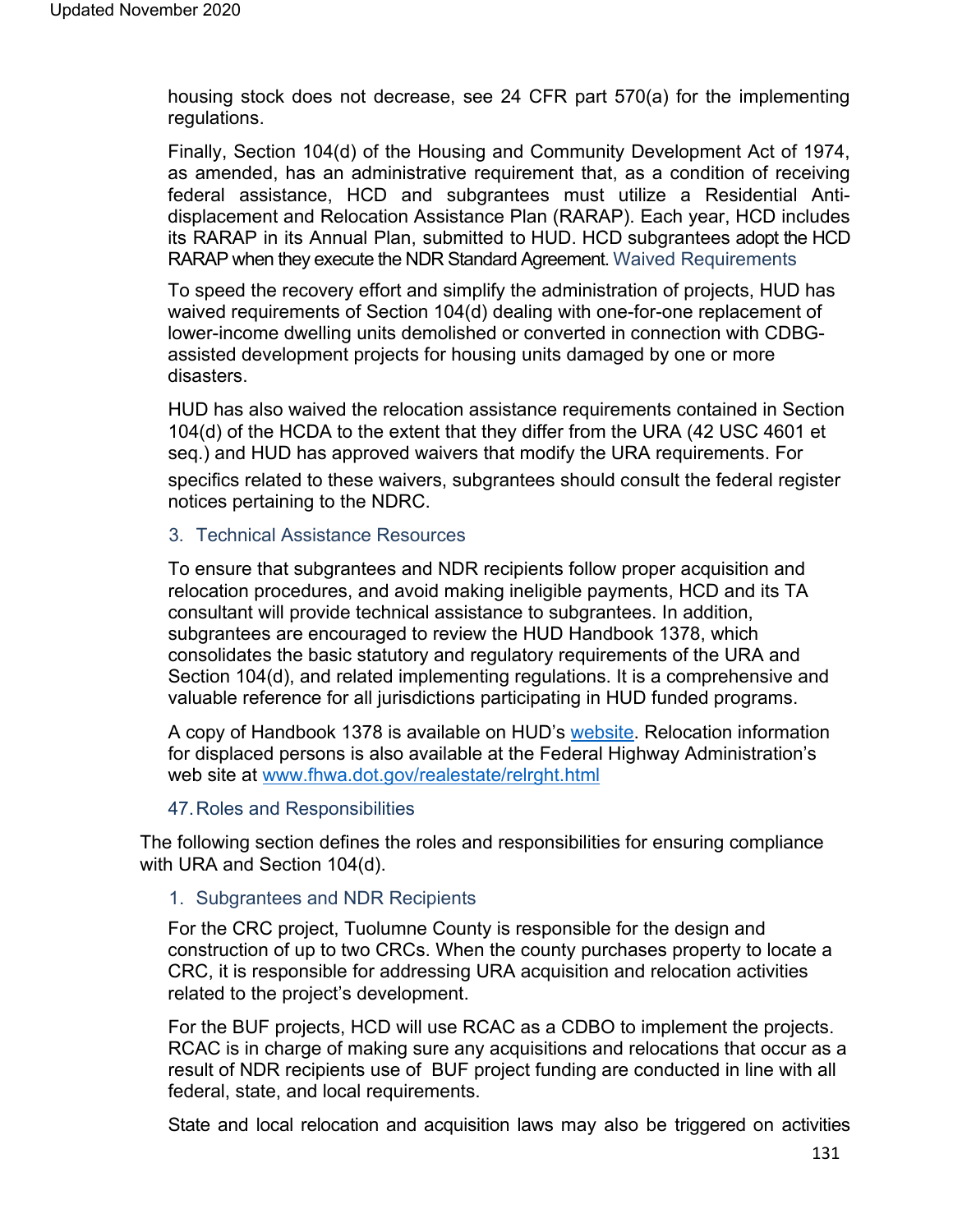housing stock does not decrease, see 24 CFR part 570(a) for the implementing regulations.

Finally, Section 104(d) of the Housing and Community Development Act of 1974, as amended, has an administrative requirement that, as a condition of receiving federal assistance, HCD and subgrantees must utilize a Residential Anti-displacement and Relocation Assistance Plan (RARAP). Each year, HCD includes its RARAP in its Annual Plan, submitted to HUD. HCD subgrantees adopt the HCD RARAP when they execute the NDR Standard Agreement.

### Waived Requirements

To speed the recovery effort and simplify the administration of projects, HUD has waived requirements of Section 104(d) dealing with one-for-one replacement of lower-income dwelling units demolished or converted in connection with CDBG-assisted development projects for housing units damaged by one or more disasters.

HUD has also waived the relocation assistance requirements contained in Section 104(d) of the HCDA to the extent that they differ from the URA (42 USC 4601 et seq.) and HUD has approved waivers that modify the URA requirements. For specifics related to these waivers, subgrantees should consult the federal register notices pertaining to the NDRC.

### 3. Technical Assistance Resources

To ensure that subgrantees and NDR recipients follow proper acquisition and relocation procedures, and avoid making ineligible payments, HCD and its TA consultant will provide technical assistance to subgrantees. In addition, subgrantees are encouraged to review the HUD Handbook 1378, which consolidates the basic statutory and regulatory requirements of the URA and Section 104(d), and related implementing regulations. It is a comprehensive and valuable reference for all jurisdictions participating in HUD funded programs.

A copy of Handbook 1378 is available on HUD's website. Relocation information for displaced persons is also available at the Federal Highway Administration's web site at www.fhwa.dot.gov/realestate/relrght.html

## 47. Roles and Responsibilities

The following section defines the roles and responsibilities for ensuring compliance with URA and Section 104(d).

### 1. Subgrantees and NDR Recipients

For the CRC project, Tuolumne County is responsible for the design and construction of up to two CRCs. When the county purchases property to locate a CRC, it is responsible for addressing URA acquisition and relocation activities related to the project's development.

For the BUF projects, HCD will use RCAC as a CDBO to implement the projects. RCAC is in charge of making sure any acquisitions and relocations that occur as a result of NDR recipients use of BUF project funding are conducted in line with all federal, state, and local requirements.

State and local relocation and acquisition laws may also be triggered on activities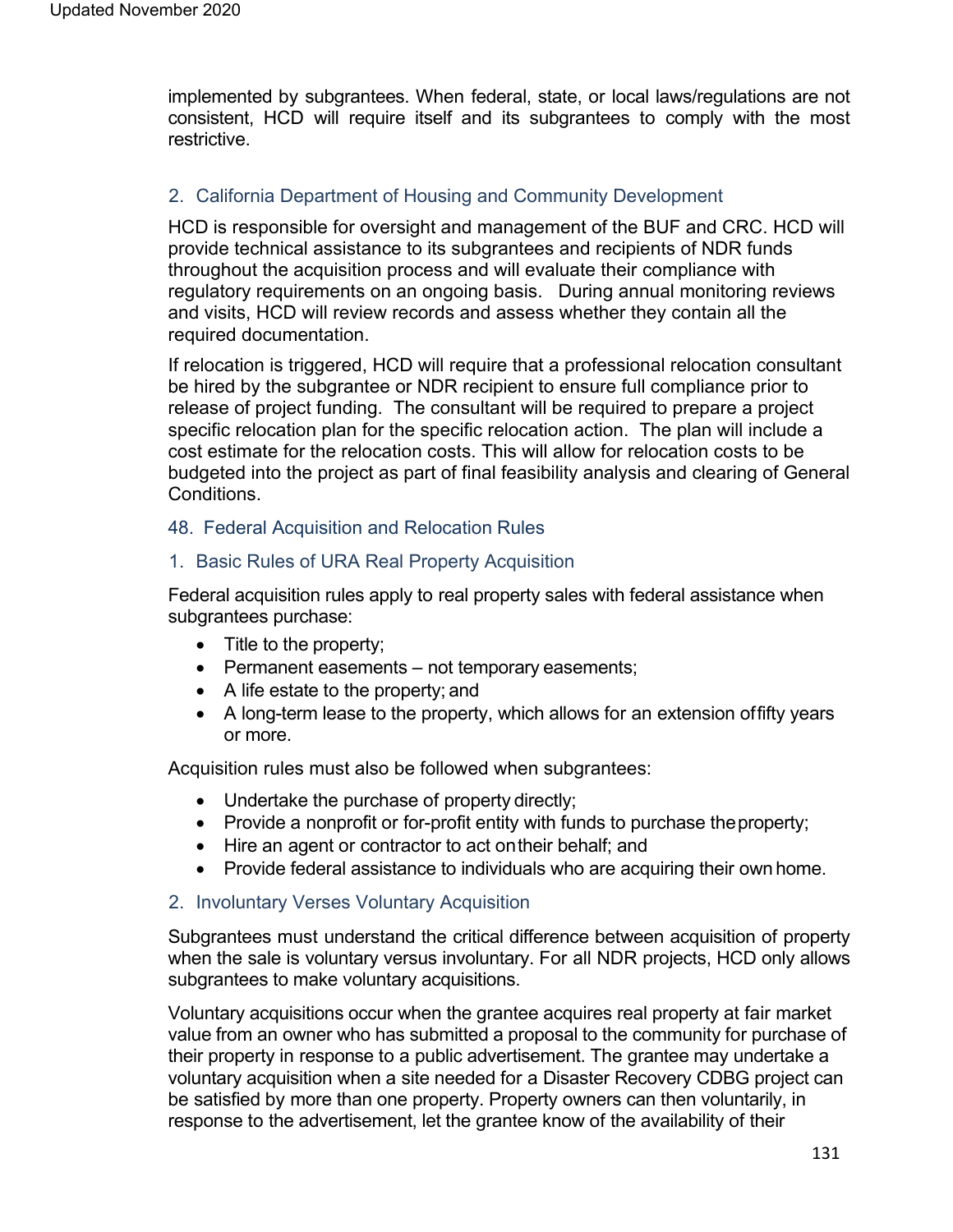implemented by subgrantees. When federal, state, or local laws/regulations are not consistent, HCD will require itself and its subgrantees to comply with the most restrictive.

### 2. California Department of Housing and Community Development

HCD is responsible for oversight and management of the BUF and CRC. HCD will provide technical assistance to its subgrantees and recipients of NDR funds throughout the acquisition process and will evaluate their compliance with regulatory requirements on an ongoing basis. During annual monitoring reviews and visits, HCD will review records and assess whether they contain all the required documentation.

If relocation is triggered, HCD will require that a professional relocation consultant be hired by the subgrantee or NDR recipient to ensure full compliance prior to release of project funding. The consultant will be required to prepare a project specific relocation plan for the specific relocation action. The plan will include a cost estimate for the relocation costs. This will allow for relocation costs to be budgeted into the project as part of final feasibility analysis and clearing of General Conditions.

## 48. Federal Acquisition and Relocation Rules

### 1. Basic Rules of URA Real Property Acquisition

Federal acquisition rules apply to real property sales with federal assistance when subgrantees purchase:

- Title to the property;
- Permanent easements – not temporary easements;
- A life estate to the property; and
- A long-term lease to the property, which allows for an extension of fifty years or more.

Acquisition rules must also be followed when subgrantees:

- Undertake the purchase of property directly;
- Provide a nonprofit or for-profit entity with funds to purchase the property;
- Hire an agent or contractor to act on their behalf; and
- Provide federal assistance to individuals who are acquiring their own home.

### 2. Involuntary Verses Voluntary Acquisition

Subgrantees must understand the critical difference between acquisition of property when the sale is voluntary versus involuntary. For all NDR projects, HCD only allows subgrantees to make voluntary acquisitions.

Voluntary acquisitions occur when the grantee acquires real property at fair market value from an owner who has submitted a proposal to the community for purchase of their property in response to a public advertisement. The grantee may undertake a voluntary acquisition when a site needed for a Disaster Recovery CDBG project can be satisfied by more than one property. Property owners can then voluntarily, in response to the advertisement, let the grantee know of the availability of their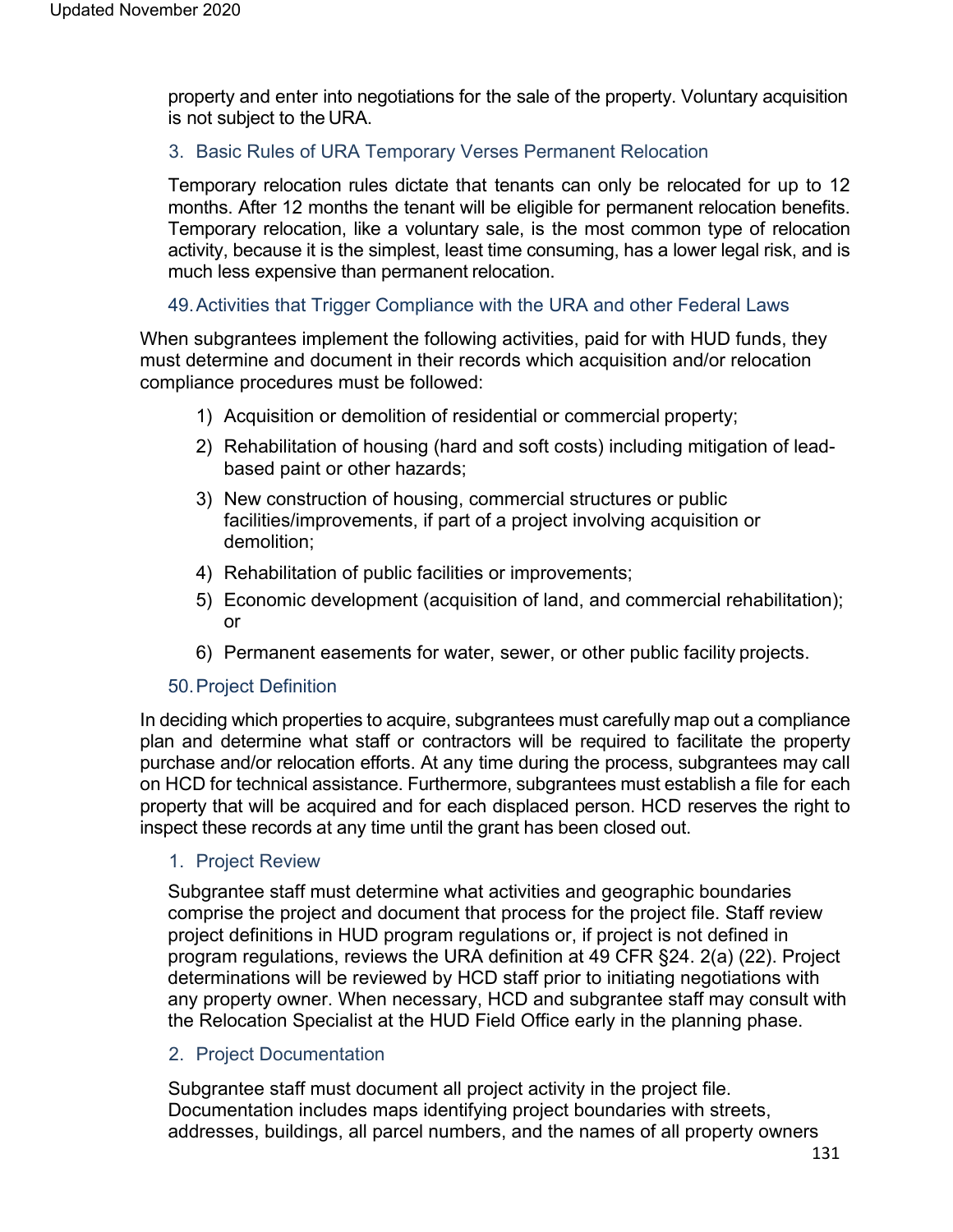property and enter into negotiations for the sale of the property. Voluntary acquisition is not subject to the URA.

### 3. Basic Rules of URA Temporary Verses Permanent Relocation

Temporary relocation rules dictate that tenants can only be relocated for up to 12 months. After 12 months the tenant will be eligible for permanent relocation benefits. Temporary relocation, like a voluntary sale, is the most common type of relocation activity, because it is the simplest, least time consuming, has a lower legal risk, and is much less expensive than permanent relocation.

## 49. Activities that Trigger Compliance with the URA and other Federal Laws

When subgrantees implement the following activities, paid for with HUD funds, they must determine and document in their records which acquisition and/or relocation compliance procedures must be followed:

1) Acquisition or demolition of residential or commercial property;
2) Rehabilitation of housing (hard and soft costs) including mitigation of lead-based paint or other hazards;
3) New construction of housing, commercial structures or public facilities/improvements, if part of a project involving acquisition or demolition;
4) Rehabilitation of public facilities or improvements;
5) Economic development (acquisition of land, and commercial rehabilitation); or
6) Permanent easements for water, sewer, or other public facility projects.

## 50. Project Definition

In deciding which properties to acquire, subgrantees must carefully map out a compliance plan and determine what staff or contractors will be required to facilitate the property purchase and/or relocation efforts. At any time during the process, subgrantees may call on HCD for technical assistance. Furthermore, subgrantees must establish a file for each property that will be acquired and for each displaced person. HCD reserves the right to inspect these records at any time until the grant has been closed out.

### 1. Project Review

Subgrantee staff must determine what activities and geographic boundaries comprise the project and document that process for the project file. Staff review project definitions in HUD program regulations or, if project is not defined in program regulations, reviews the URA definition at 49 CFR §24. 2(a) (22). Project determinations will be reviewed by HCD staff prior to initiating negotiations with any property owner. When necessary, HCD and subgrantee staff may consult with the Relocation Specialist at the HUD Field Office early in the planning phase.

### 2. Project Documentation

Subgrantee staff must document all project activity in the project file. Documentation includes maps identifying project boundaries with streets, addresses, buildings, all parcel numbers, and the names of all property owners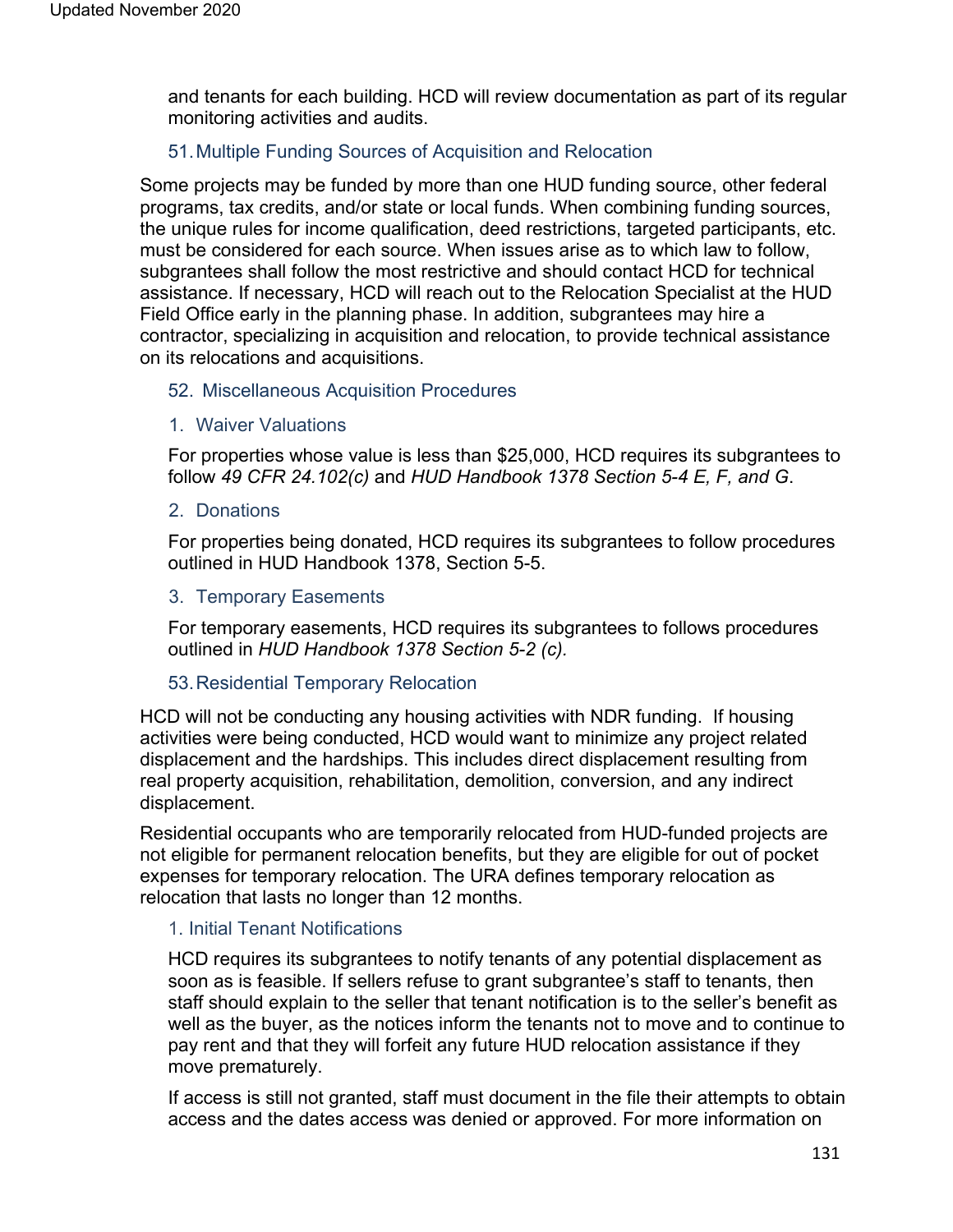and tenants for each building. HCD will review documentation as part of its regular monitoring activities and audits.

### 51. Multiple Funding Sources of Acquisition and Relocation

Some projects may be funded by more than one HUD funding source, other federal programs, tax credits, and/or state or local funds. When combining funding sources, the unique rules for income qualification, deed restrictions, targeted participants, etc. must be considered for each source. When issues arise as to which law to follow, subgrantees shall follow the most restrictive and should contact HCD for technical assistance. If necessary, HCD will reach out to the Relocation Specialist at the HUD Field Office early in the planning phase. In addition, subgrantees may hire a contractor, specializing in acquisition and relocation, to provide technical assistance on its relocations and acquisitions.

### 52. Miscellaneous Acquisition Procedures

#### 1. Waiver Valuations

For properties whose value is less than $25,000, HCD requires its subgrantees to follow *49 CFR 24.102(c)* and *HUD Handbook 1378 Section 5-4 E, F, and G*.

#### 2. Donations

For properties being donated, HCD requires its subgrantees to follow procedures outlined in HUD Handbook 1378, Section 5-5.

#### 3. Temporary Easements

For temporary easements, HCD requires its subgrantees to follows procedures outlined in *HUD Handbook 1378 Section 5-2 (c).*

### 53. Residential Temporary Relocation

HCD will not be conducting any housing activities with NDR funding. If housing activities were being conducted, HCD would want to minimize any project related displacement and the hardships. This includes direct displacement resulting from real property acquisition, rehabilitation, demolition, conversion, and any indirect displacement.

Residential occupants who are temporarily relocated from HUD-funded projects are not eligible for permanent relocation benefits, but they are eligible for out of pocket expenses for temporary relocation. The URA defines temporary relocation as relocation that lasts no longer than 12 months.

#### 1. Initial Tenant Notifications

HCD requires its subgrantees to notify tenants of any potential displacement as soon as is feasible. If sellers refuse to grant subgrantee's staff to tenants, then staff should explain to the seller that tenant notification is to the seller's benefit as well as the buyer, as the notices inform the tenants not to move and to continue to pay rent and that they will forfeit any future HUD relocation assistance if they move prematurely.

If access is still not granted, staff must document in the file their attempts to obtain access and the dates access was denied or approved. For more information on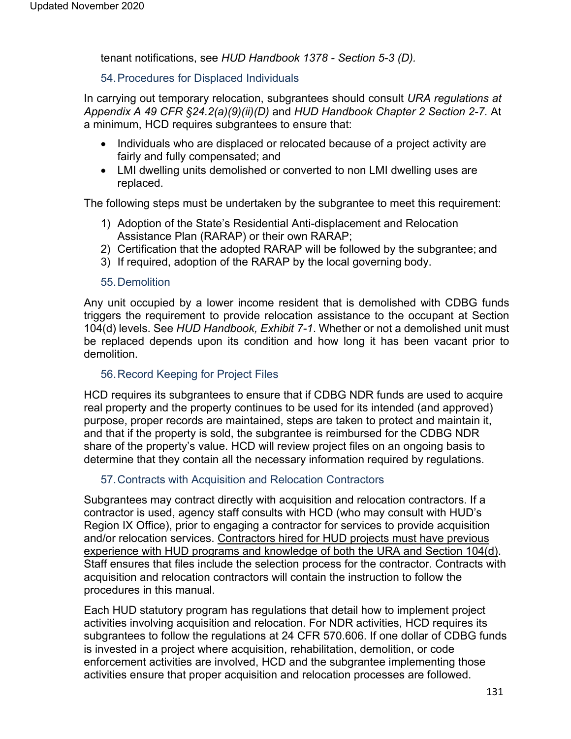tenant notifications, see *HUD Handbook 1378 - Section 5-3 (D).*

### 54. Procedures for Displaced Individuals

In carrying out temporary relocation, subgrantees should consult *URA regulations at Appendix A 49 CFR §24.2(a)(9)(ii)(D)* and *HUD Handbook Chapter 2 Section 2-7.* At a minimum, HCD requires subgrantees to ensure that:

- Individuals who are displaced or relocated because of a project activity are fairly and fully compensated; and
- LMI dwelling units demolished or converted to non LMI dwelling uses are replaced.

The following steps must be undertaken by the subgrantee to meet this requirement:

1) Adoption of the State's Residential Anti-displacement and Relocation Assistance Plan (RARAP) or their own RARAP;
2) Certification that the adopted RARAP will be followed by the subgrantee; and
3) If required, adoption of the RARAP by the local governing body.

### 55. Demolition

Any unit occupied by a lower income resident that is demolished with CDBG funds triggers the requirement to provide relocation assistance to the occupant at Section 104(d) levels. See *HUD Handbook, Exhibit 7-1*. Whether or not a demolished unit must be replaced depends upon its condition and how long it has been vacant prior to demolition.

### 56. Record Keeping for Project Files

HCD requires its subgrantees to ensure that if CDBG NDR funds are used to acquire real property and the property continues to be used for its intended (and approved) purpose, proper records are maintained, steps are taken to protect and maintain it, and that if the property is sold, the subgrantee is reimbursed for the CDBG NDR share of the property's value. HCD will review project files on an ongoing basis to determine that they contain all the necessary information required by regulations.

### 57. Contracts with Acquisition and Relocation Contractors

Subgrantees may contract directly with acquisition and relocation contractors. If a contractor is used, agency staff consults with HCD (who may consult with HUD's Region IX Office), prior to engaging a contractor for services to provide acquisition and/or relocation services. Contractors hired for HUD projects must have previous experience with HUD programs and knowledge of both the URA and Section 104(d). Staff ensures that files include the selection process for the contractor. Contracts with acquisition and relocation contractors will contain the instruction to follow the procedures in this manual.

Each HUD statutory program has regulations that detail how to implement project activities involving acquisition and relocation. For NDR activities, HCD requires its subgrantees to follow the regulations at 24 CFR 570.606. If one dollar of CDBG funds is invested in a project where acquisition, rehabilitation, demolition, or code enforcement activities are involved, HCD and the subgrantee implementing those activities ensure that proper acquisition and relocation processes are followed.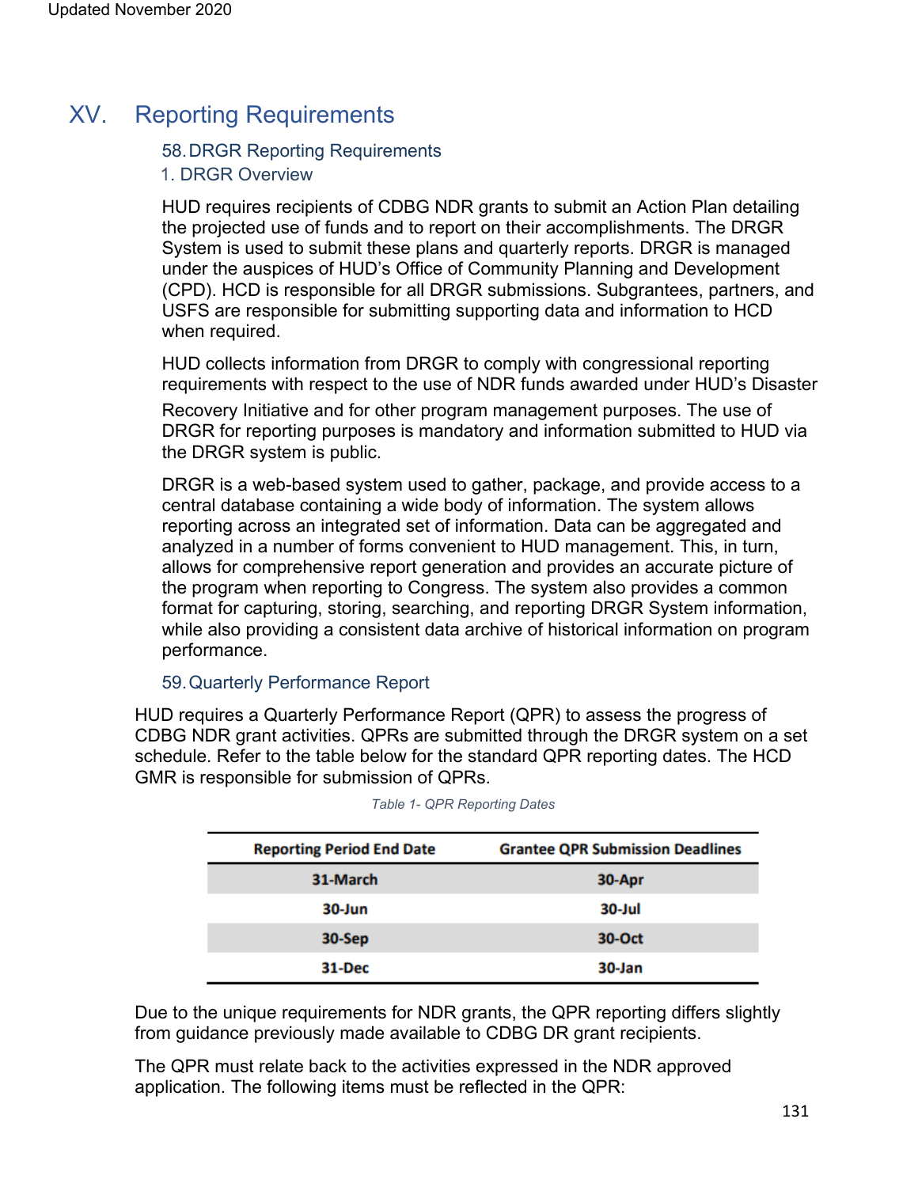# XV. Reporting Requirements

## 58. DRGR Reporting Requirements

### 1. DRGR Overview

HUD requires recipients of CDBG NDR grants to submit an Action Plan detailing the projected use of funds and to report on their accomplishments. The DRGR System is used to submit these plans and quarterly reports. DRGR is managed under the auspices of HUD's Office of Community Planning and Development (CPD). HCD is responsible for all DRGR submissions. Subgrantees, partners, and USFS are responsible for submitting supporting data and information to HCD when required.

HUD collects information from DRGR to comply with congressional reporting requirements with respect to the use of NDR funds awarded under HUD's Disaster Recovery Initiative and for other program management purposes. The use of DRGR for reporting purposes is mandatory and information submitted to HUD via the DRGR system is public.

DRGR is a web-based system used to gather, package, and provide access to a central database containing a wide body of information. The system allows reporting across an integrated set of information. Data can be aggregated and analyzed in a number of forms convenient to HUD management. This, in turn, allows for comprehensive report generation and provides an accurate picture of the program when reporting to Congress. The system also provides a common format for capturing, storing, searching, and reporting DRGR System information, while also providing a consistent data archive of historical information on program performance.

## 59. Quarterly Performance Report

HUD requires a Quarterly Performance Report (QPR) to assess the progress of CDBG NDR grant activities. QPRs are submitted through the DRGR system on a set schedule. Refer to the table below for the standard QPR reporting dates. The HCD GMR is responsible for submission of QPRs.

*Table 1- QPR Reporting Dates*

| Reporting Period End Date | Grantee QPR Submission Deadlines |
|---|---|
| 31-March | 30-Apr |
| 30-Jun | 30-Jul |
| 30-Sep | 30-Oct |
| 31-Dec | 30-Jan |

Due to the unique requirements for NDR grants, the QPR reporting differs slightly from guidance previously made available to CDBG DR grant recipients.

The QPR must relate back to the activities expressed in the NDR approved application. The following items must be reflected in the QPR: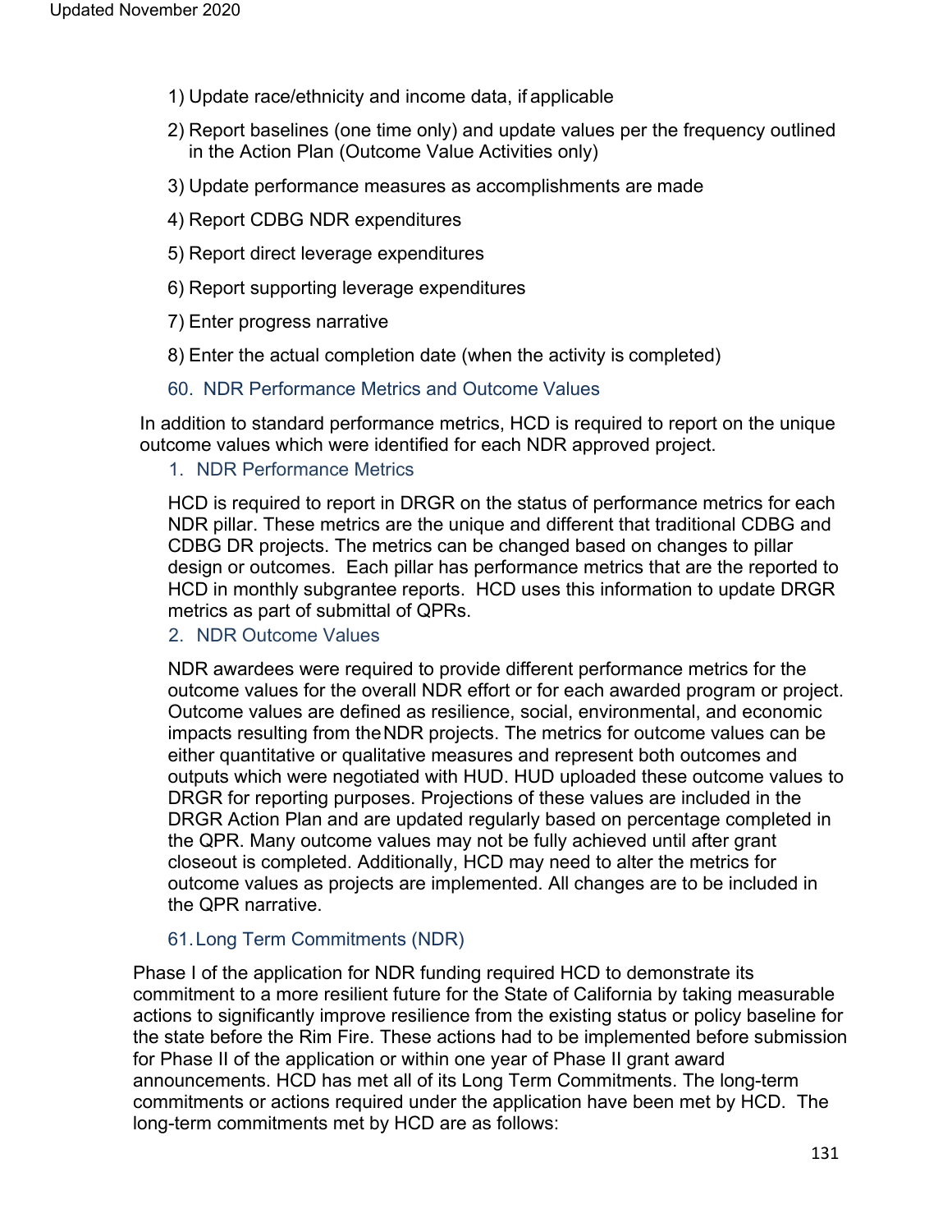1) Update race/ethnicity and income data, if applicable

2) Report baselines (one time only) and update values per the frequency outlined in the Action Plan (Outcome Value Activities only)

3) Update performance measures as accomplishments are made

4) Report CDBG NDR expenditures

5) Report direct leverage expenditures

6) Report supporting leverage expenditures

7) Enter progress narrative

8) Enter the actual completion date (when the activity is completed)

## 60. NDR Performance Metrics and Outcome Values

In addition to standard performance metrics, HCD is required to report on the unique outcome values which were identified for each NDR approved project.

### 1. NDR Performance Metrics

HCD is required to report in DRGR on the status of performance metrics for each NDR pillar. These metrics are the unique and different that traditional CDBG and CDBG DR projects. The metrics can be changed based on changes to pillar design or outcomes. Each pillar has performance metrics that are the reported to HCD in monthly subgrantee reports. HCD uses this information to update DRGR metrics as part of submittal of QPRs.

### 2. NDR Outcome Values

NDR awardees were required to provide different performance metrics for the outcome values for the overall NDR effort or for each awarded program or project. Outcome values are defined as resilience, social, environmental, and economic impacts resulting from the NDR projects. The metrics for outcome values can be either quantitative or qualitative measures and represent both outcomes and outputs which were negotiated with HUD. HUD uploaded these outcome values to DRGR for reporting purposes. Projections of these values are included in the DRGR Action Plan and are updated regularly based on percentage completed in the QPR. Many outcome values may not be fully achieved until after grant closeout is completed. Additionally, HCD may need to alter the metrics for outcome values as projects are implemented. All changes are to be included in the QPR narrative.

## 61. Long Term Commitments (NDR)

Phase I of the application for NDR funding required HCD to demonstrate its commitment to a more resilient future for the State of California by taking measurable actions to significantly improve resilience from the existing status or policy baseline for the state before the Rim Fire. These actions had to be implemented before submission for Phase II of the application or within one year of Phase II grant award announcements. HCD has met all of its Long Term Commitments. The long-term commitments or actions required under the application have been met by HCD. The long-term commitments met by HCD are as follows: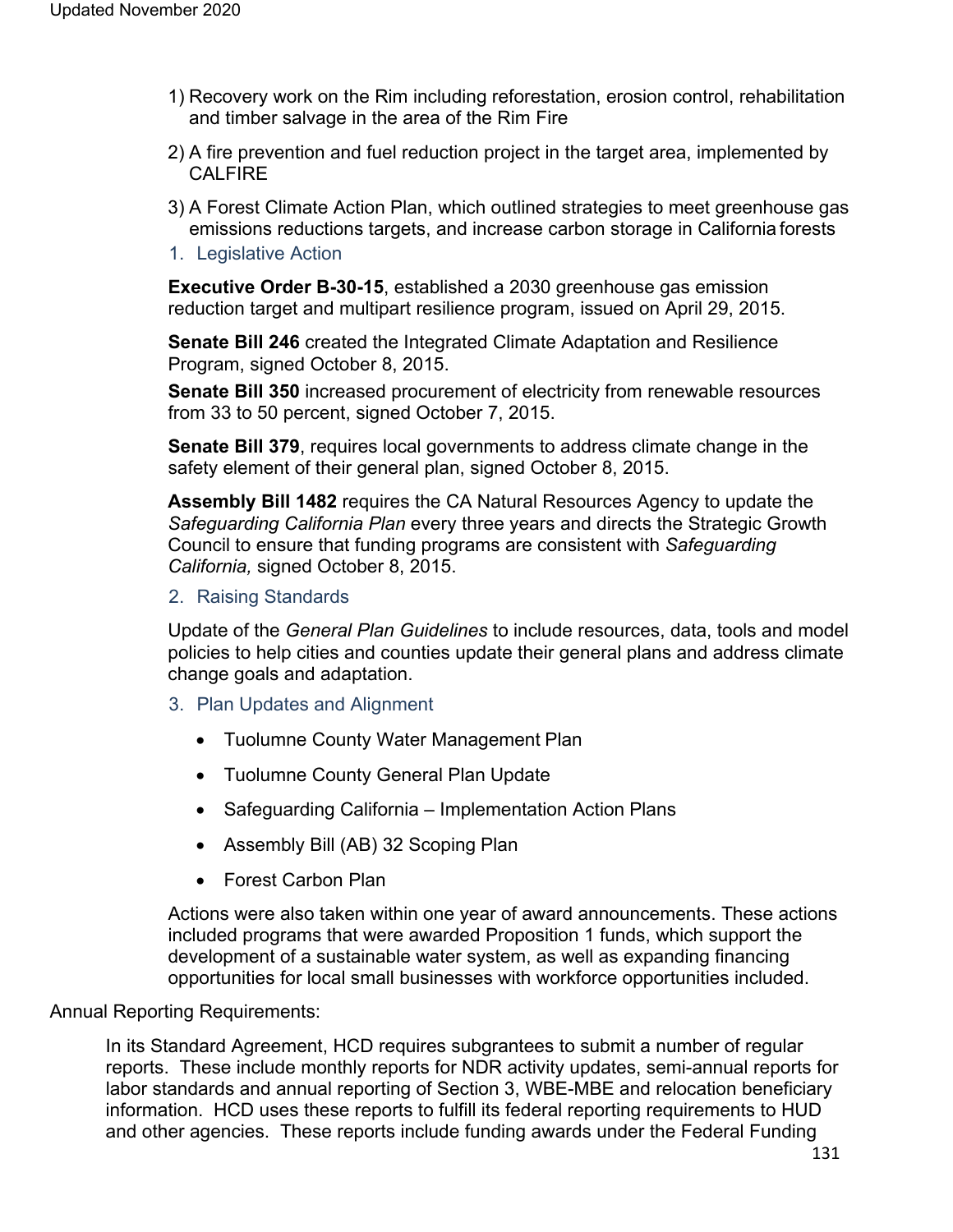1) Recovery work on the Rim including reforestation, erosion control, rehabilitation and timber salvage in the area of the Rim Fire

2) A fire prevention and fuel reduction project in the target area, implemented by CALFIRE

3) A Forest Climate Action Plan, which outlined strategies to meet greenhouse gas emissions reductions targets, and increase carbon storage in California forests

1. Legislative Action

**Executive Order B-30-15**, established a 2030 greenhouse gas emission reduction target and multipart resilience program, issued on April 29, 2015.

**Senate Bill 246** created the Integrated Climate Adaptation and Resilience Program, signed October 8, 2015.

**Senate Bill 350** increased procurement of electricity from renewable resources from 33 to 50 percent, signed October 7, 2015.

**Senate Bill 379**, requires local governments to address climate change in the safety element of their general plan, signed October 8, 2015.

**Assembly Bill 1482** requires the CA Natural Resources Agency to update the *Safeguarding California Plan* every three years and directs the Strategic Growth Council to ensure that funding programs are consistent with *Safeguarding California,* signed October 8, 2015.

2. Raising Standards

Update of the *General Plan Guidelines* to include resources, data, tools and model policies to help cities and counties update their general plans and address climate change goals and adaptation.

3. Plan Updates and Alignment

- Tuolumne County Water Management Plan
- Tuolumne County General Plan Update
- Safeguarding California – Implementation Action Plans
- Assembly Bill (AB) 32 Scoping Plan
- Forest Carbon Plan

Actions were also taken within one year of award announcements. These actions included programs that were awarded Proposition 1 funds, which support the development of a sustainable water system, as well as expanding financing opportunities for local small businesses with workforce opportunities included.

Annual Reporting Requirements:

In its Standard Agreement, HCD requires subgrantees to submit a number of regular reports. These include monthly reports for NDR activity updates, semi-annual reports for labor standards and annual reporting of Section 3, WBE-MBE and relocation beneficiary information. HCD uses these reports to fulfill its federal reporting requirements to HUD and other agencies. These reports include funding awards under the Federal Funding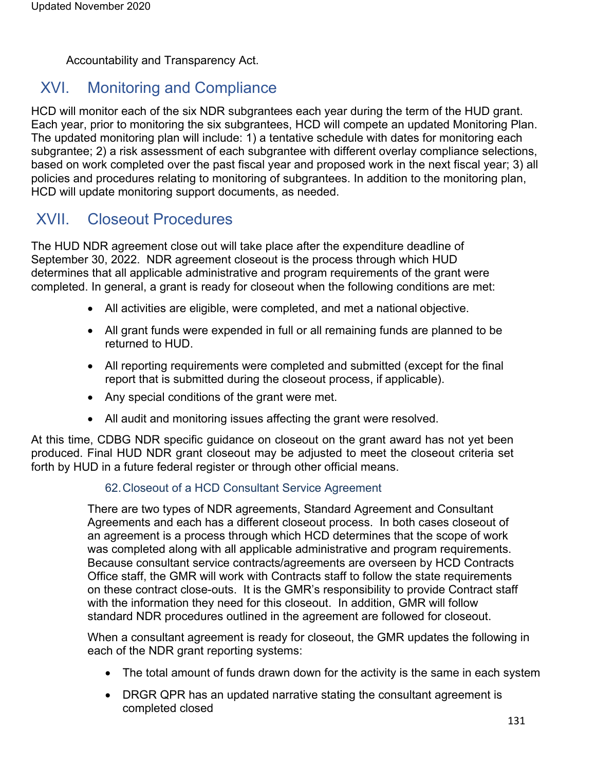Accountability and Transparency Act.

## XVI. Monitoring and Compliance

HCD will monitor each of the six NDR subgrantees each year during the term of the HUD grant. Each year, prior to monitoring the six subgrantees, HCD will compete an updated Monitoring Plan. The updated monitoring plan will include: 1) a tentative schedule with dates for monitoring each subgrantee; 2) a risk assessment of each subgrantee with different overlay compliance selections, based on work completed over the past fiscal year and proposed work in the next fiscal year; 3) all policies and procedures relating to monitoring of subgrantees. In addition to the monitoring plan, HCD will update monitoring support documents, as needed.

## XVII. Closeout Procedures

The HUD NDR agreement close out will take place after the expenditure deadline of September 30, 2022. NDR agreement closeout is the process through which HUD determines that all applicable administrative and program requirements of the grant were completed. In general, a grant is ready for closeout when the following conditions are met:

- All activities are eligible, were completed, and met a national objective.
- All grant funds were expended in full or all remaining funds are planned to be returned to HUD.
- All reporting requirements were completed and submitted (except for the final report that is submitted during the closeout process, if applicable).
- Any special conditions of the grant were met.
- All audit and monitoring issues affecting the grant were resolved.

At this time, CDBG NDR specific guidance on closeout on the grant award has not yet been produced. Final HUD NDR grant closeout may be adjusted to meet the closeout criteria set forth by HUD in a future federal register or through other official means.

### 62. Closeout of a HCD Consultant Service Agreement

There are two types of NDR agreements, Standard Agreement and Consultant Agreements and each has a different closeout process. In both cases closeout of an agreement is a process through which HCD determines that the scope of work was completed along with all applicable administrative and program requirements. Because consultant service contracts/agreements are overseen by HCD Contracts Office staff, the GMR will work with Contracts staff to follow the state requirements on these contract close-outs. It is the GMR's responsibility to provide Contract staff with the information they need for this closeout. In addition, GMR will follow standard NDR procedures outlined in the agreement are followed for closeout.

When a consultant agreement is ready for closeout, the GMR updates the following in each of the NDR grant reporting systems:

- The total amount of funds drawn down for the activity is the same in each system
- DRGR QPR has an updated narrative stating the consultant agreement is completed closed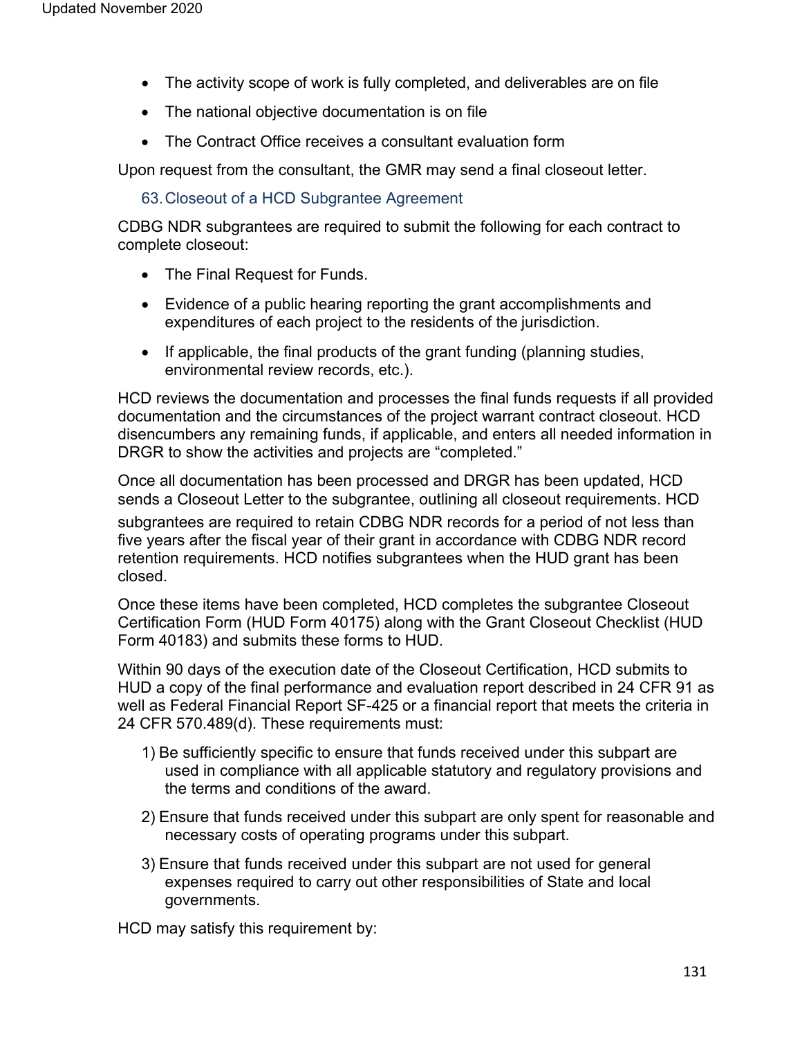- The activity scope of work is fully completed, and deliverables are on file
- The national objective documentation is on file
- The Contract Office receives a consultant evaluation form

Upon request from the consultant, the GMR may send a final closeout letter.

### 63. Closeout of a HCD Subgrantee Agreement

CDBG NDR subgrantees are required to submit the following for each contract to complete closeout:

- The Final Request for Funds.
- Evidence of a public hearing reporting the grant accomplishments and expenditures of each project to the residents of the jurisdiction.
- If applicable, the final products of the grant funding (planning studies, environmental review records, etc.).

HCD reviews the documentation and processes the final funds requests if all provided documentation and the circumstances of the project warrant contract closeout. HCD disencumbers any remaining funds, if applicable, and enters all needed information in DRGR to show the activities and projects are "completed."

Once all documentation has been processed and DRGR has been updated, HCD sends a Closeout Letter to the subgrantee, outlining all closeout requirements. HCD subgrantees are required to retain CDBG NDR records for a period of not less than five years after the fiscal year of their grant in accordance with CDBG NDR record retention requirements. HCD notifies subgrantees when the HUD grant has been closed.

Once these items have been completed, HCD completes the subgrantee Closeout Certification Form (HUD Form 40175) along with the Grant Closeout Checklist (HUD Form 40183) and submits these forms to HUD.

Within 90 days of the execution date of the Closeout Certification, HCD submits to HUD a copy of the final performance and evaluation report described in 24 CFR 91 as well as Federal Financial Report SF-425 or a financial report that meets the criteria in 24 CFR 570.489(d). These requirements must:

1) Be sufficiently specific to ensure that funds received under this subpart are used in compliance with all applicable statutory and regulatory provisions and the terms and conditions of the award.
2) Ensure that funds received under this subpart are only spent for reasonable and necessary costs of operating programs under this subpart.
3) Ensure that funds received under this subpart are not used for general expenses required to carry out other responsibilities of State and local governments.

HCD may satisfy this requirement by: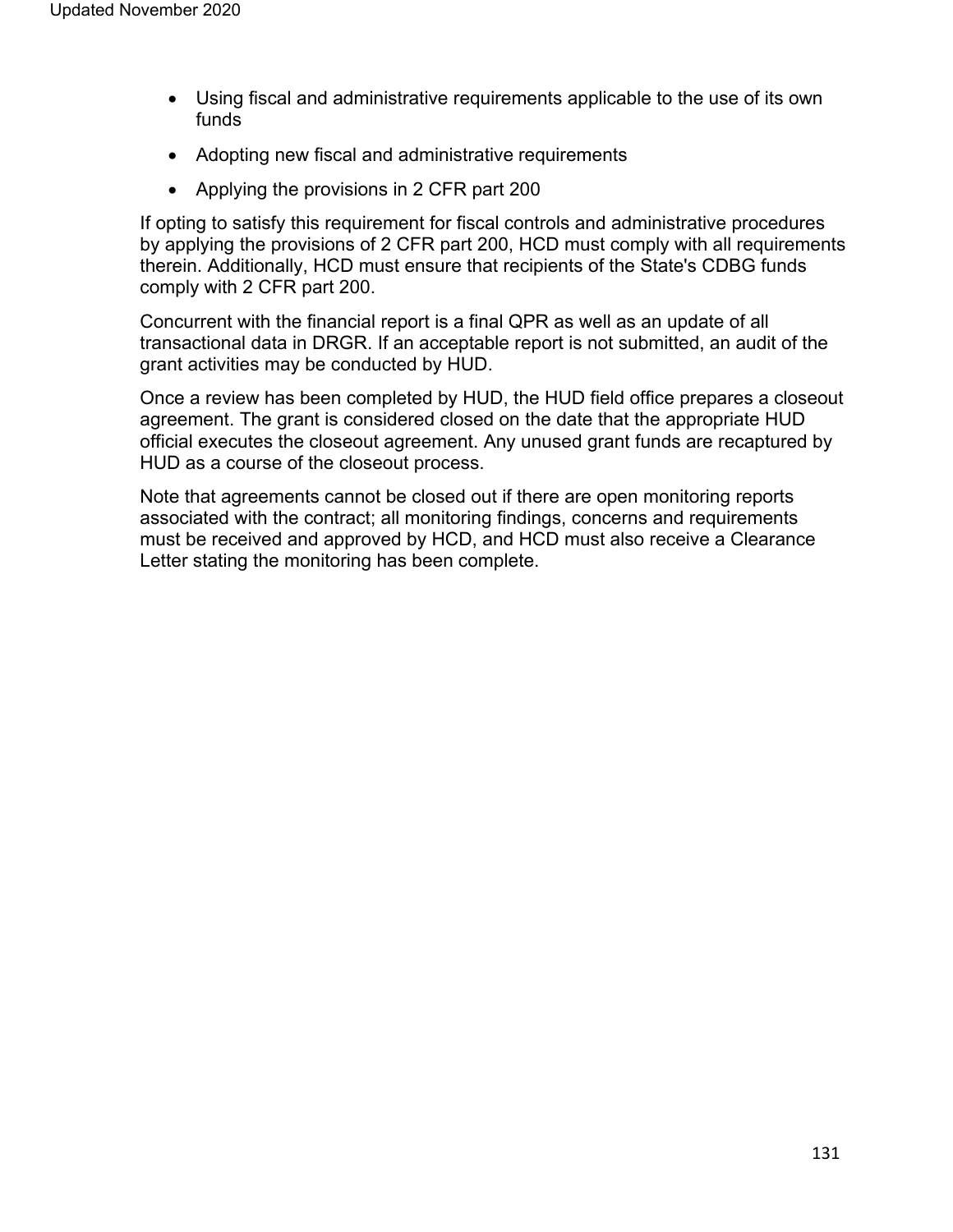- Using fiscal and administrative requirements applicable to the use of its own funds
- Adopting new fiscal and administrative requirements
- Applying the provisions in 2 CFR part 200

If opting to satisfy this requirement for fiscal controls and administrative procedures by applying the provisions of 2 CFR part 200, HCD must comply with all requirements therein. Additionally, HCD must ensure that recipients of the State's CDBG funds comply with 2 CFR part 200.

Concurrent with the financial report is a final QPR as well as an update of all transactional data in DRGR. If an acceptable report is not submitted, an audit of the grant activities may be conducted by HUD.

Once a review has been completed by HUD, the HUD field office prepares a closeout agreement. The grant is considered closed on the date that the appropriate HUD official executes the closeout agreement. Any unused grant funds are recaptured by HUD as a course of the closeout process.

Note that agreements cannot be closed out if there are open monitoring reports associated with the contract; all monitoring findings, concerns and requirements must be received and approved by HCD, and HCD must also receive a Clearance Letter stating the monitoring has been complete.